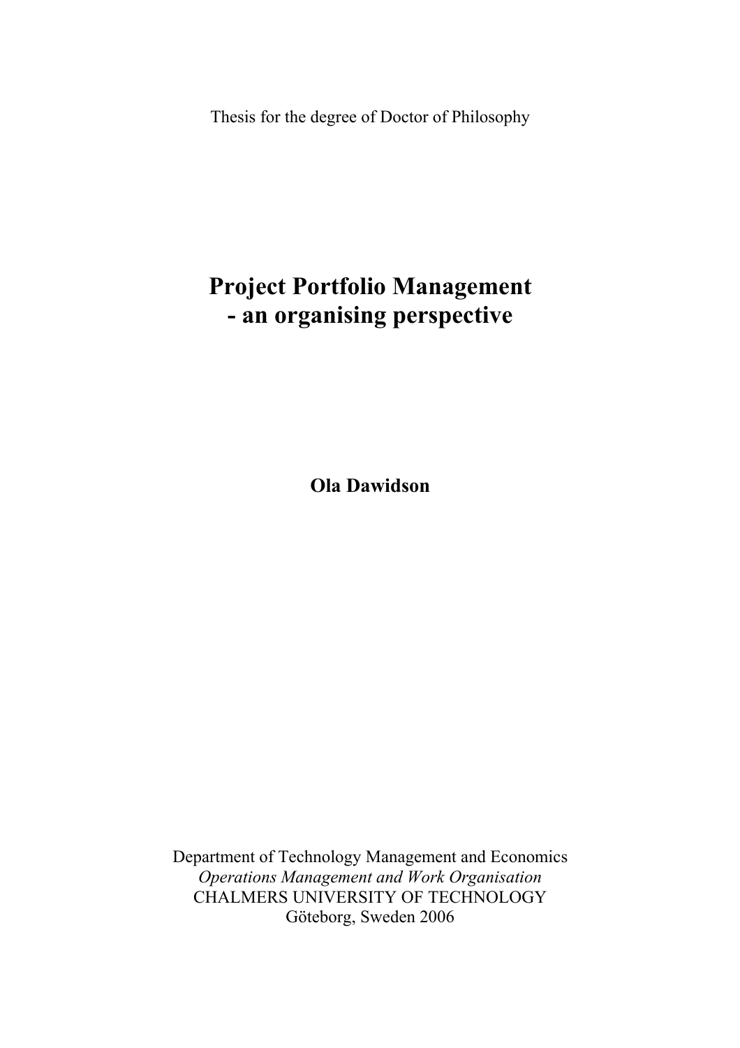Thesis for the degree of Doctor of Philosophy

# Project Portfolio Management
# - an organising perspective

**Ola Dawidson**

Department of Technology Management and Economics
*Operations Management and Work Organisation*
CHALMERS UNIVERSITY OF TECHNOLOGY
Göteborg, Sweden 2006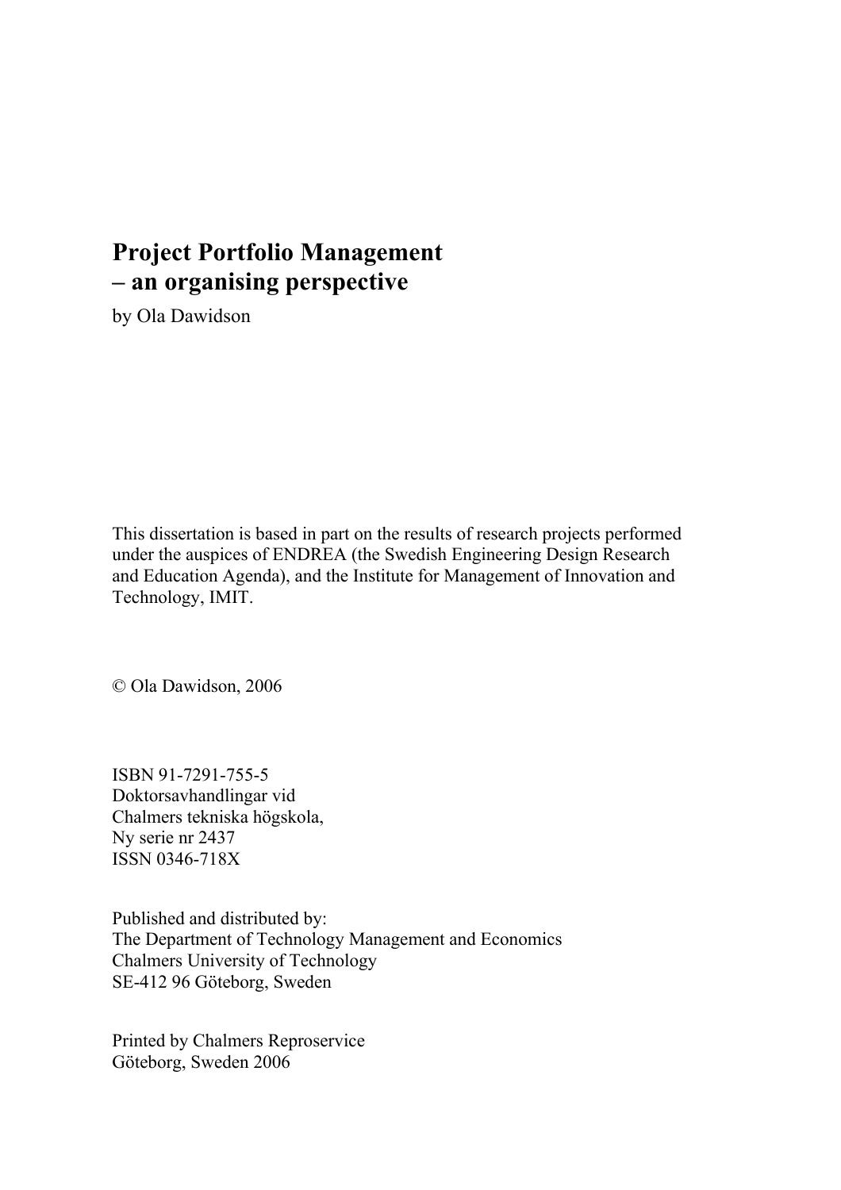**Project Portfolio Management**
**– an organising perspective**

by Ola Dawidson

This dissertation is based in part on the results of research projects performed under the auspices of ENDREA (the Swedish Engineering Design Research and Education Agenda), and the Institute for Management of Innovation and Technology, IMIT.

© Ola Dawidson, 2006

ISBN 91-7291-755-5
Doktorsavhandlingar vid
Chalmers tekniska högskola,
Ny serie nr 2437
ISSN 0346-718X

Published and distributed by:
The Department of Technology Management and Economics
Chalmers University of Technology
SE-412 96 Göteborg, Sweden

Printed by Chalmers Reproservice
Göteborg, Sweden 2006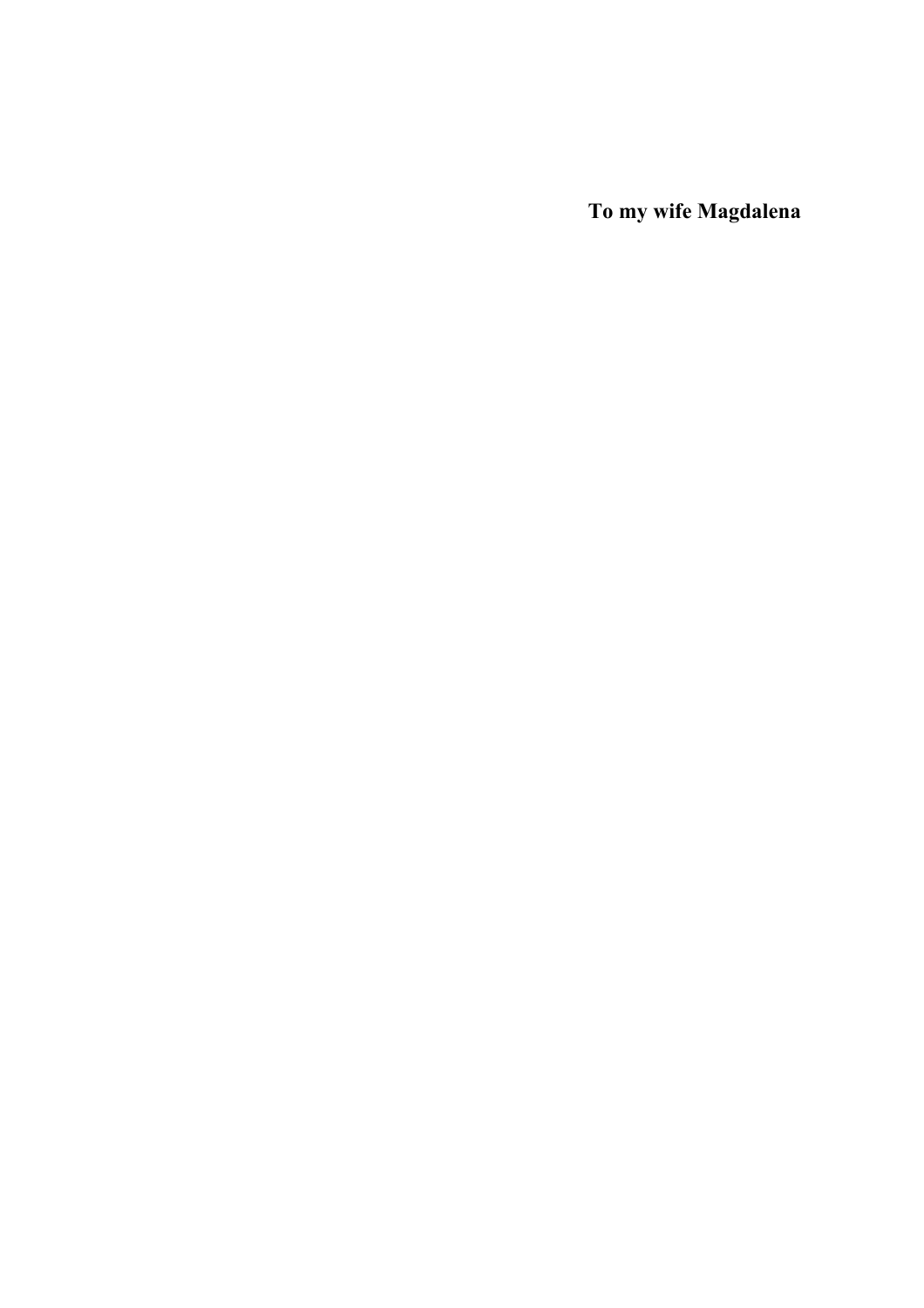**To my wife Magdalena**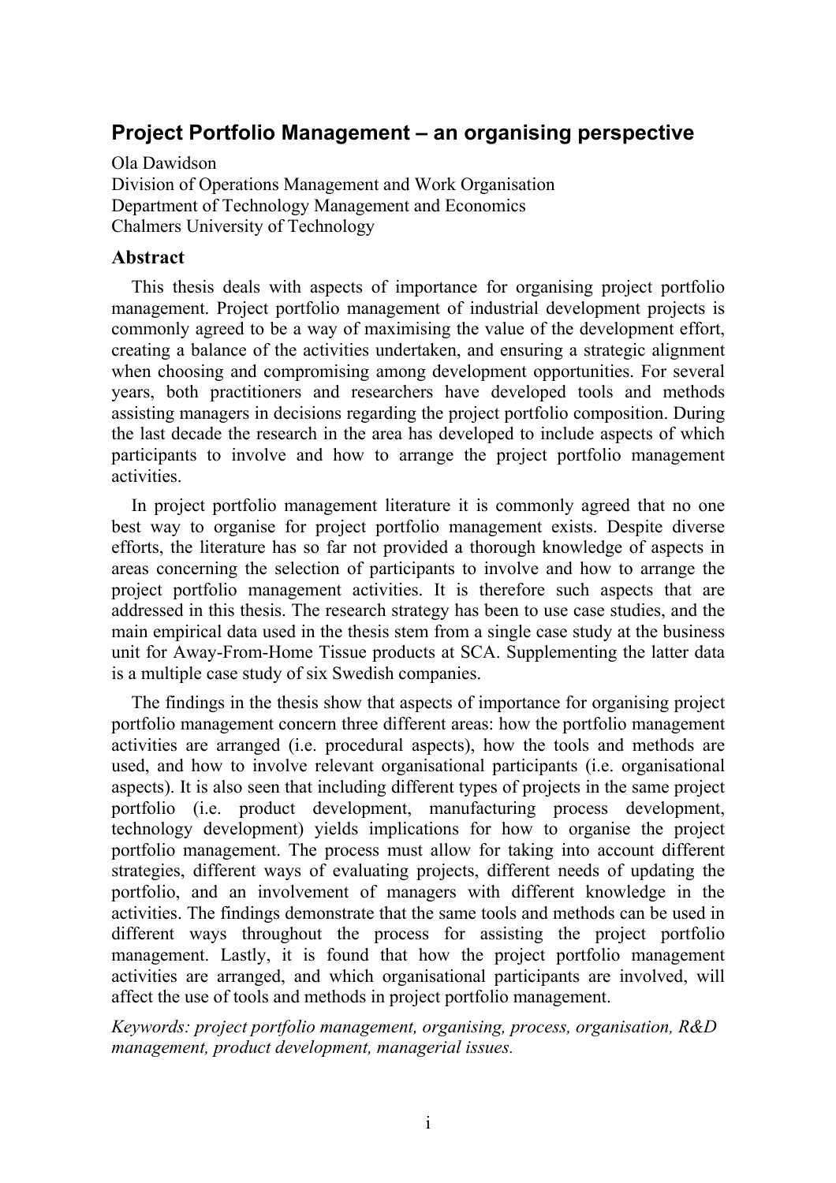## Project Portfolio Management – an organising perspective

Ola Dawidson
Division of Operations Management and Work Organisation
Department of Technology Management and Economics
Chalmers University of Technology

### Abstract

This thesis deals with aspects of importance for organising project portfolio management. Project portfolio management of industrial development projects is commonly agreed to be a way of maximising the value of the development effort, creating a balance of the activities undertaken, and ensuring a strategic alignment when choosing and compromising among development opportunities. For several years, both practitioners and researchers have developed tools and methods assisting managers in decisions regarding the project portfolio composition. During the last decade the research in the area has developed to include aspects of which participants to involve and how to arrange the project portfolio management activities.

In project portfolio management literature it is commonly agreed that no one best way to organise for project portfolio management exists. Despite diverse efforts, the literature has so far not provided a thorough knowledge of aspects in areas concerning the selection of participants to involve and how to arrange the project portfolio management activities. It is therefore such aspects that are addressed in this thesis. The research strategy has been to use case studies, and the main empirical data used in the thesis stem from a single case study at the business unit for Away-From-Home Tissue products at SCA. Supplementing the latter data is a multiple case study of six Swedish companies.

The findings in the thesis show that aspects of importance for organising project portfolio management concern three different areas: how the portfolio management activities are arranged (i.e. procedural aspects), how the tools and methods are used, and how to involve relevant organisational participants (i.e. organisational aspects). It is also seen that including different types of projects in the same project portfolio (i.e. product development, manufacturing process development, technology development) yields implications for how to organise the project portfolio management. The process must allow for taking into account different strategies, different ways of evaluating projects, different needs of updating the portfolio, and an involvement of managers with different knowledge in the activities. The findings demonstrate that the same tools and methods can be used in different ways throughout the process for assisting the project portfolio management. Lastly, it is found that how the project portfolio management activities are arranged, and which organisational participants are involved, will affect the use of tools and methods in project portfolio management.

*Keywords: project portfolio management, organising, process, organisation, R&D management, product development, managerial issues.*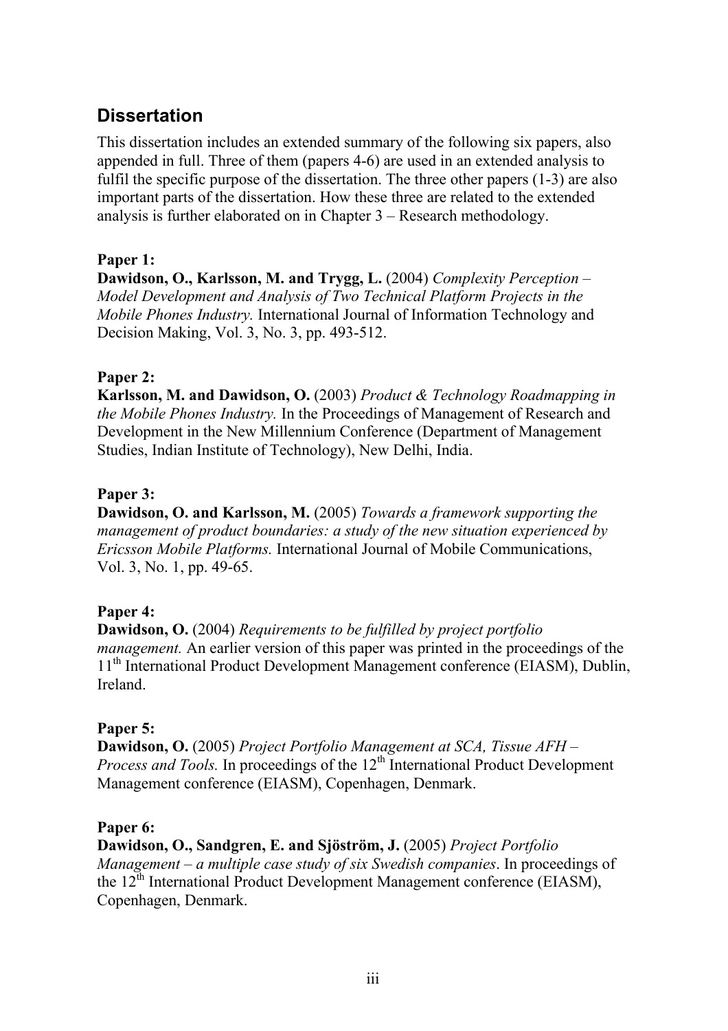## Dissertation

This dissertation includes an extended summary of the following six papers, also appended in full. Three of them (papers 4-6) are used in an extended analysis to fulfil the specific purpose of the dissertation. The three other papers (1-3) are also important parts of the dissertation. How these three are related to the extended analysis is further elaborated on in Chapter 3 – Research methodology.

**Paper 1:**
**Dawidson, O., Karlsson, M. and Trygg, L.** (2004) *Complexity Perception – Model Development and Analysis of Two Technical Platform Projects in the Mobile Phones Industry.* International Journal of Information Technology and Decision Making, Vol. 3, No. 3, pp. 493-512.

**Paper 2:**
**Karlsson, M. and Dawidson, O.** (2003) *Product & Technology Roadmapping in the Mobile Phones Industry.* In the Proceedings of Management of Research and Development in the New Millennium Conference (Department of Management Studies, Indian Institute of Technology), New Delhi, India.

**Paper 3:**
**Dawidson, O. and Karlsson, M.** (2005) *Towards a framework supporting the management of product boundaries: a study of the new situation experienced by Ericsson Mobile Platforms.* International Journal of Mobile Communications, Vol. 3, No. 1, pp. 49-65.

**Paper 4:**
**Dawidson, O.** (2004) *Requirements to be fulfilled by project portfolio management.* An earlier version of this paper was printed in the proceedings of the 11th International Product Development Management conference (EIASM), Dublin, Ireland.

**Paper 5:**
**Dawidson, O.** (2005) *Project Portfolio Management at SCA, Tissue AFH – Process and Tools.* In proceedings of the 12th International Product Development Management conference (EIASM), Copenhagen, Denmark.

**Paper 6:**
**Dawidson, O., Sandgren, E. and Sjöström, J.** (2005) *Project Portfolio Management – a multiple case study of six Swedish companies*. In proceedings of the 12th International Product Development Management conference (EIASM), Copenhagen, Denmark.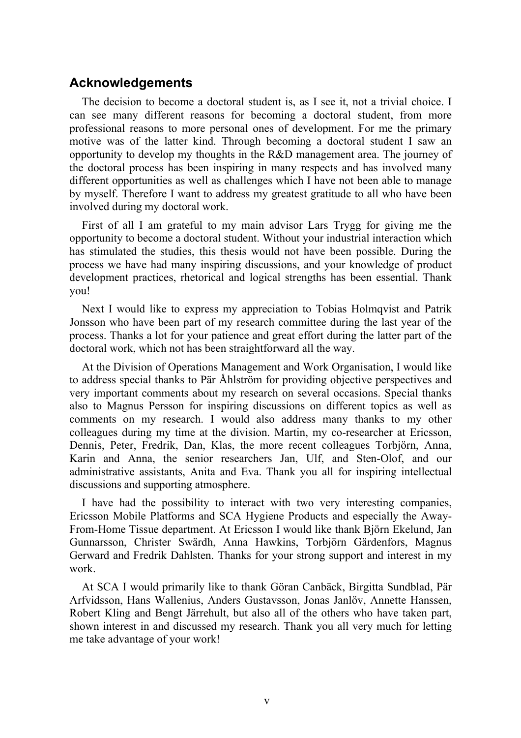## Acknowledgements

The decision to become a doctoral student is, as I see it, not a trivial choice. I can see many different reasons for becoming a doctoral student, from more professional reasons to more personal ones of development. For me the primary motive was of the latter kind. Through becoming a doctoral student I saw an opportunity to develop my thoughts in the R&D management area. The journey of the doctoral process has been inspiring in many respects and has involved many different opportunities as well as challenges which I have not been able to manage by myself. Therefore I want to address my greatest gratitude to all who have been involved during my doctoral work.

First of all I am grateful to my main advisor Lars Trygg for giving me the opportunity to become a doctoral student. Without your industrial interaction which has stimulated the studies, this thesis would not have been possible. During the process we have had many inspiring discussions, and your knowledge of product development practices, rhetorical and logical strengths has been essential. Thank you!

Next I would like to express my appreciation to Tobias Holmqvist and Patrik Jonsson who have been part of my research committee during the last year of the process. Thanks a lot for your patience and great effort during the latter part of the doctoral work, which not has been straightforward all the way.

At the Division of Operations Management and Work Organisation, I would like to address special thanks to Pär Åhlström for providing objective perspectives and very important comments about my research on several occasions. Special thanks also to Magnus Persson for inspiring discussions on different topics as well as comments on my research. I would also address many thanks to my other colleagues during my time at the division. Martin, my co-researcher at Ericsson, Dennis, Peter, Fredrik, Dan, Klas, the more recent colleagues Torbjörn, Anna, Karin and Anna, the senior researchers Jan, Ulf, and Sten-Olof, and our administrative assistants, Anita and Eva. Thank you all for inspiring intellectual discussions and supporting atmosphere.

I have had the possibility to interact with two very interesting companies, Ericsson Mobile Platforms and SCA Hygiene Products and especially the Away-From-Home Tissue department. At Ericsson I would like thank Björn Ekelund, Jan Gunnarsson, Christer Swärdh, Anna Hawkins, Torbjörn Gärdenfors, Magnus Gerward and Fredrik Dahlsten. Thanks for your strong support and interest in my work.

At SCA I would primarily like to thank Göran Canbäck, Birgitta Sundblad, Pär Arfvidsson, Hans Wallenius, Anders Gustavsson, Jonas Janlöv, Annette Hanssen, Robert Kling and Bengt Järrehult, but also all of the others who have taken part, shown interest in and discussed my research. Thank you all very much for letting me take advantage of your work!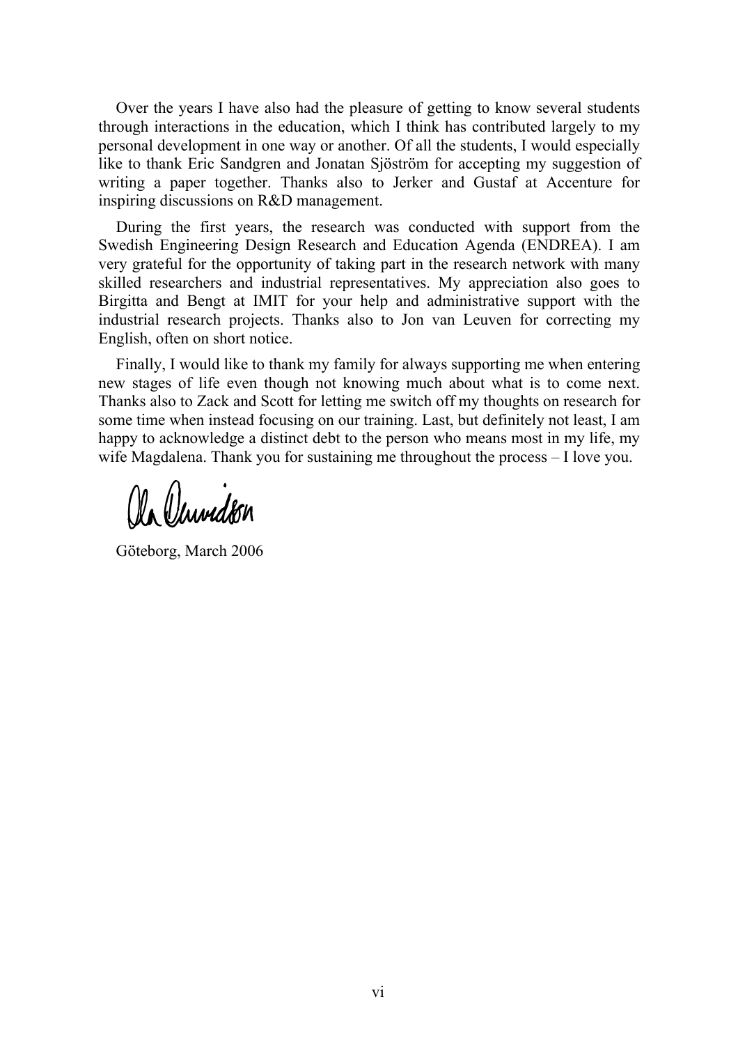Over the years I have also had the pleasure of getting to know several students through interactions in the education, which I think has contributed largely to my personal development in one way or another. Of all the students, I would especially like to thank Eric Sandgren and Jonatan Sjöström for accepting my suggestion of writing a paper together. Thanks also to Jerker and Gustaf at Accenture for inspiring discussions on R&D management.

During the first years, the research was conducted with support from the Swedish Engineering Design Research and Education Agenda (ENDREA). I am very grateful for the opportunity of taking part in the research network with many skilled researchers and industrial representatives. My appreciation also goes to Birgitta and Bengt at IMIT for your help and administrative support with the industrial research projects. Thanks also to Jon van Leuven for correcting my English, often on short notice.

Finally, I would like to thank my family for always supporting me when entering new stages of life even though not knowing much about what is to come next. Thanks also to Zack and Scott for letting me switch off my thoughts on research for some time when instead focusing on our training. Last, but definitely not least, I am happy to acknowledge a distinct debt to the person who means most in my life, my wife Magdalena. Thank you for sustaining me throughout the process – I love you.

Ola Dahlsten

Göteborg, March 2006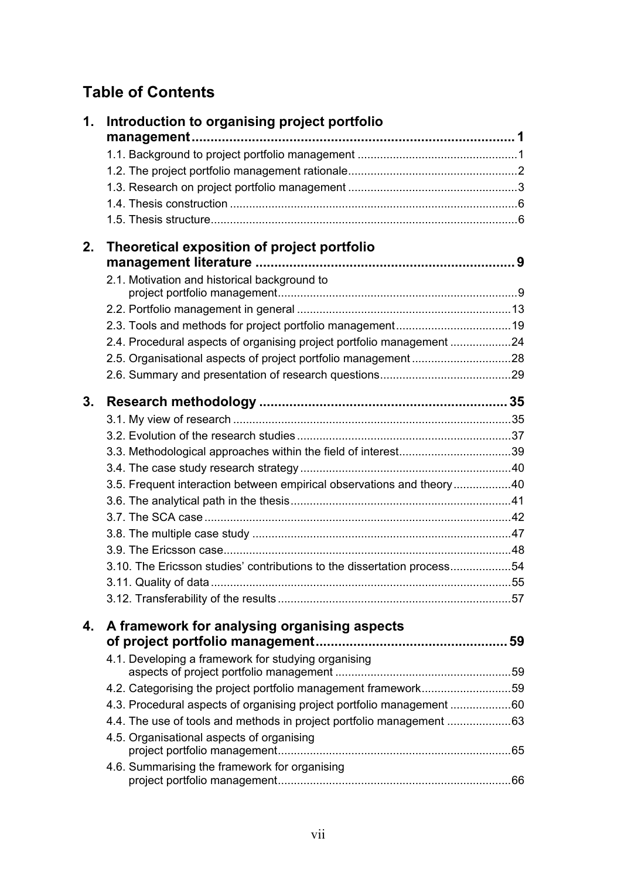# Table of Contents

**1. Introduction to organising project portfolio management ..... 1**

- 1.1. Background to project portfolio management ..... 1
- 1.2. The project portfolio management rationale ..... 2
- 1.3. Research on project portfolio management ..... 3
- 1.4. Thesis construction ..... 6
- 1.5. Thesis structure ..... 6

**2. Theoretical exposition of project portfolio management literature ..... 9**

- 2.1. Motivation and historical background to project portfolio management ..... 9
- 2.2. Portfolio management in general ..... 13
- 2.3. Tools and methods for project portfolio management ..... 19
- 2.4. Procedural aspects of organising project portfolio management ..... 24
- 2.5. Organisational aspects of project portfolio management ..... 28
- 2.6. Summary and presentation of research questions ..... 29

**3. Research methodology ..... 35**

- 3.1. My view of research ..... 35
- 3.2. Evolution of the research studies ..... 37
- 3.3. Methodological approaches within the field of interest ..... 39
- 3.4. The case study research strategy ..... 40
- 3.5. Frequent interaction between empirical observations and theory ..... 40
- 3.6. The analytical path in the thesis ..... 41
- 3.7. The SCA case ..... 42
- 3.8. The multiple case study ..... 47
- 3.9. The Ericsson case ..... 48
- 3.10. The Ericsson studies' contributions to the dissertation process ..... 54
- 3.11. Quality of data ..... 55
- 3.12. Transferability of the results ..... 57

**4. A framework for analysing organising aspects of project portfolio management ..... 59**

- 4.1. Developing a framework for studying organising aspects of project portfolio management ..... 59
- 4.2. Categorising the project portfolio management framework ..... 59
- 4.3. Procedural aspects of organising project portfolio management ..... 60
- 4.4. The use of tools and methods in project portfolio management ..... 63
- 4.5. Organisational aspects of organising project portfolio management ..... 65
- 4.6. Summarising the framework for organising project portfolio management ..... 66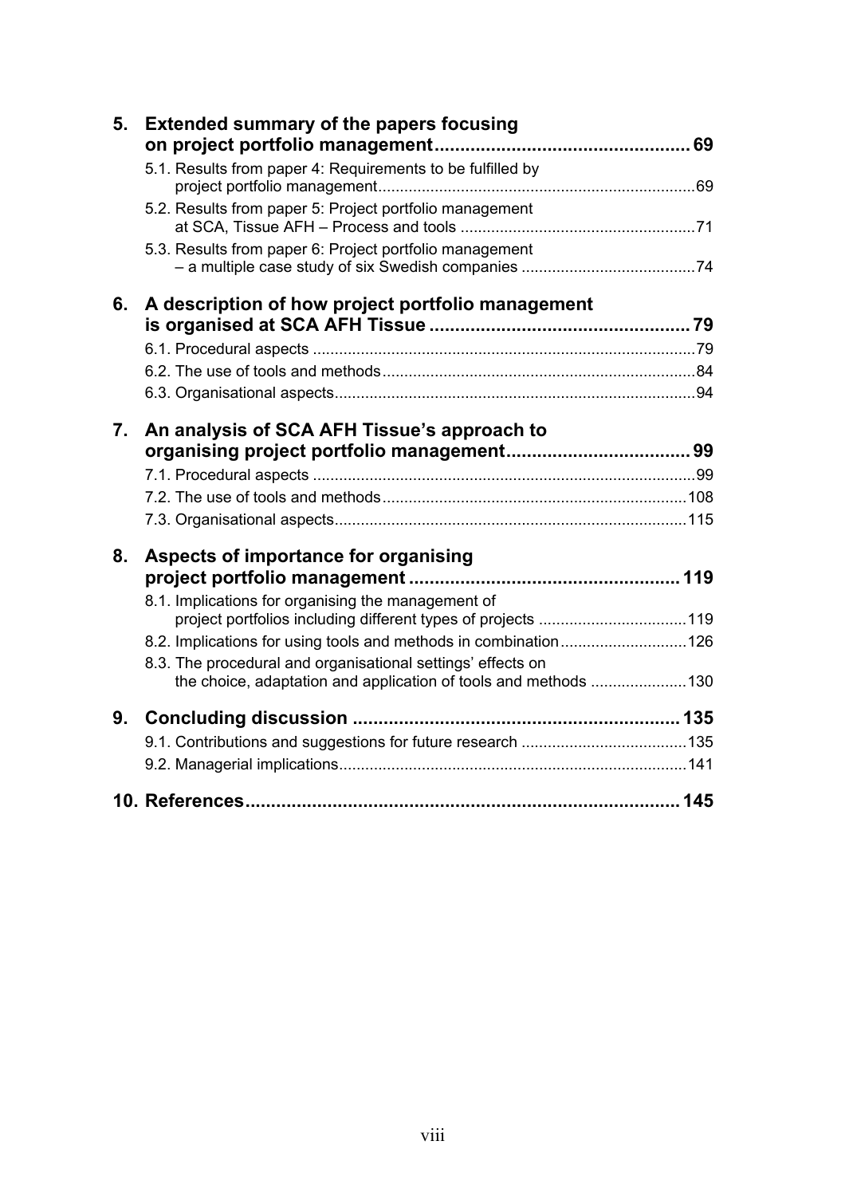**5. Extended summary of the papers focusing on project portfolio management .................................................. 69**

5.1. Results from paper 4: Requirements to be fulfilled by project portfolio management ........................................................................ 69

5.2. Results from paper 5: Project portfolio management at SCA, Tissue AFH – Process and tools ...................................................... 71

5.3. Results from paper 6: Project portfolio management – a multiple case study of six Swedish companies ........................................ 74

**6. A description of how project portfolio management is organised at SCA AFH Tissue .................................................. 79**

6.1. Procedural aspects ........................................................................................ 79

6.2. The use of tools and methods ........................................................................ 84

6.3. Organisational aspects .................................................................................. 94

**7. An analysis of SCA AFH Tissue's approach to organising project portfolio management .................................... 99**

7.1. Procedural aspects ........................................................................................ 99

7.2. The use of tools and methods ...................................................................... 108

7.3. Organisational aspects ................................................................................ 115

**8. Aspects of importance for organising project portfolio management .................................................... 119**

8.1. Implications for organising the management of project portfolios including different types of projects .................................. 119

8.2. Implications for using tools and methods in combination ............................. 126

8.3. The procedural and organisational settings' effects on the choice, adaptation and application of tools and methods ...................... 130

**9. Concluding discussion ............................................................... 135**

9.1. Contributions and suggestions for future research ...................................... 135

9.2. Managerial implications ............................................................................... 141

**10. References ................................................................................... 145**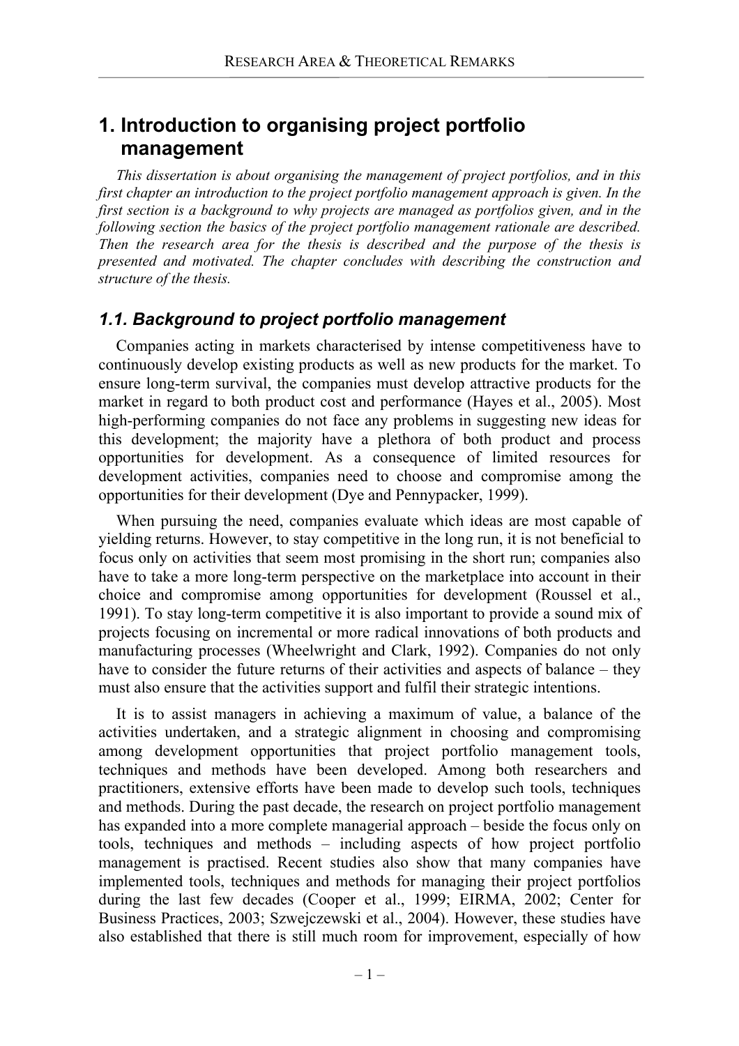# 1. Introduction to organising project portfolio management

*This dissertation is about organising the management of project portfolios, and in this first chapter an introduction to the project portfolio management approach is given. In the first section is a background to why projects are managed as portfolios given, and in the following section the basics of the project portfolio management rationale are described. Then the research area for the thesis is described and the purpose of the thesis is presented and motivated. The chapter concludes with describing the construction and structure of the thesis.*

## *1.1. Background to project portfolio management*

Companies acting in markets characterised by intense competitiveness have to continuously develop existing products as well as new products for the market. To ensure long-term survival, the companies must develop attractive products for the market in regard to both product cost and performance (Hayes et al., 2005). Most high-performing companies do not face any problems in suggesting new ideas for this development; the majority have a plethora of both product and process opportunities for development. As a consequence of limited resources for development activities, companies need to choose and compromise among the opportunities for their development (Dye and Pennypacker, 1999).

When pursuing the need, companies evaluate which ideas are most capable of yielding returns. However, to stay competitive in the long run, it is not beneficial to focus only on activities that seem most promising in the short run; companies also have to take a more long-term perspective on the marketplace into account in their choice and compromise among opportunities for development (Roussel et al., 1991). To stay long-term competitive it is also important to provide a sound mix of projects focusing on incremental or more radical innovations of both products and manufacturing processes (Wheelwright and Clark, 1992). Companies do not only have to consider the future returns of their activities and aspects of balance – they must also ensure that the activities support and fulfil their strategic intentions.

It is to assist managers in achieving a maximum of value, a balance of the activities undertaken, and a strategic alignment in choosing and compromising among development opportunities that project portfolio management tools, techniques and methods have been developed. Among both researchers and practitioners, extensive efforts have been made to develop such tools, techniques and methods. During the past decade, the research on project portfolio management has expanded into a more complete managerial approach – beside the focus only on tools, techniques and methods – including aspects of how project portfolio management is practised. Recent studies also show that many companies have implemented tools, techniques and methods for managing their project portfolios during the last few decades (Cooper et al., 1999; EIRMA, 2002; Center for Business Practices, 2003; Szwejczewski et al., 2004). However, these studies have also established that there is still much room for improvement, especially of how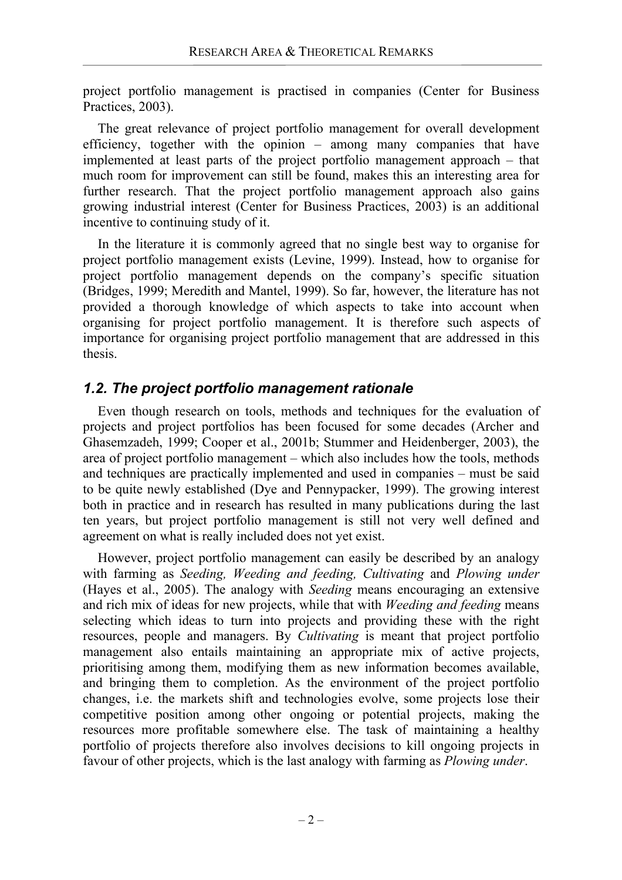project portfolio management is practised in companies (Center for Business Practices, 2003).

The great relevance of project portfolio management for overall development efficiency, together with the opinion – among many companies that have implemented at least parts of the project portfolio management approach – that much room for improvement can still be found, makes this an interesting area for further research. That the project portfolio management approach also gains growing industrial interest (Center for Business Practices, 2003) is an additional incentive to continuing study of it.

In the literature it is commonly agreed that no single best way to organise for project portfolio management exists (Levine, 1999). Instead, how to organise for project portfolio management depends on the company's specific situation (Bridges, 1999; Meredith and Mantel, 1999). So far, however, the literature has not provided a thorough knowledge of which aspects to take into account when organising for project portfolio management. It is therefore such aspects of importance for organising project portfolio management that are addressed in this thesis.

## *1.2. The project portfolio management rationale*

Even though research on tools, methods and techniques for the evaluation of projects and project portfolios has been focused for some decades (Archer and Ghasemzadeh, 1999; Cooper et al., 2001b; Stummer and Heidenberger, 2003), the area of project portfolio management – which also includes how the tools, methods and techniques are practically implemented and used in companies – must be said to be quite newly established (Dye and Pennypacker, 1999). The growing interest both in practice and in research has resulted in many publications during the last ten years, but project portfolio management is still not very well defined and agreement on what is really included does not yet exist.

However, project portfolio management can easily be described by an analogy with farming as *Seeding, Weeding and feeding, Cultivating* and *Plowing under* (Hayes et al., 2005). The analogy with *Seeding* means encouraging an extensive and rich mix of ideas for new projects, while that with *Weeding and feeding* means selecting which ideas to turn into projects and providing these with the right resources, people and managers. By *Cultivating* is meant that project portfolio management also entails maintaining an appropriate mix of active projects, prioritising among them, modifying them as new information becomes available, and bringing them to completion. As the environment of the project portfolio changes, i.e. the markets shift and technologies evolve, some projects lose their competitive position among other ongoing or potential projects, making the resources more profitable somewhere else. The task of maintaining a healthy portfolio of projects therefore also involves decisions to kill ongoing projects in favour of other projects, which is the last analogy with farming as *Plowing under*.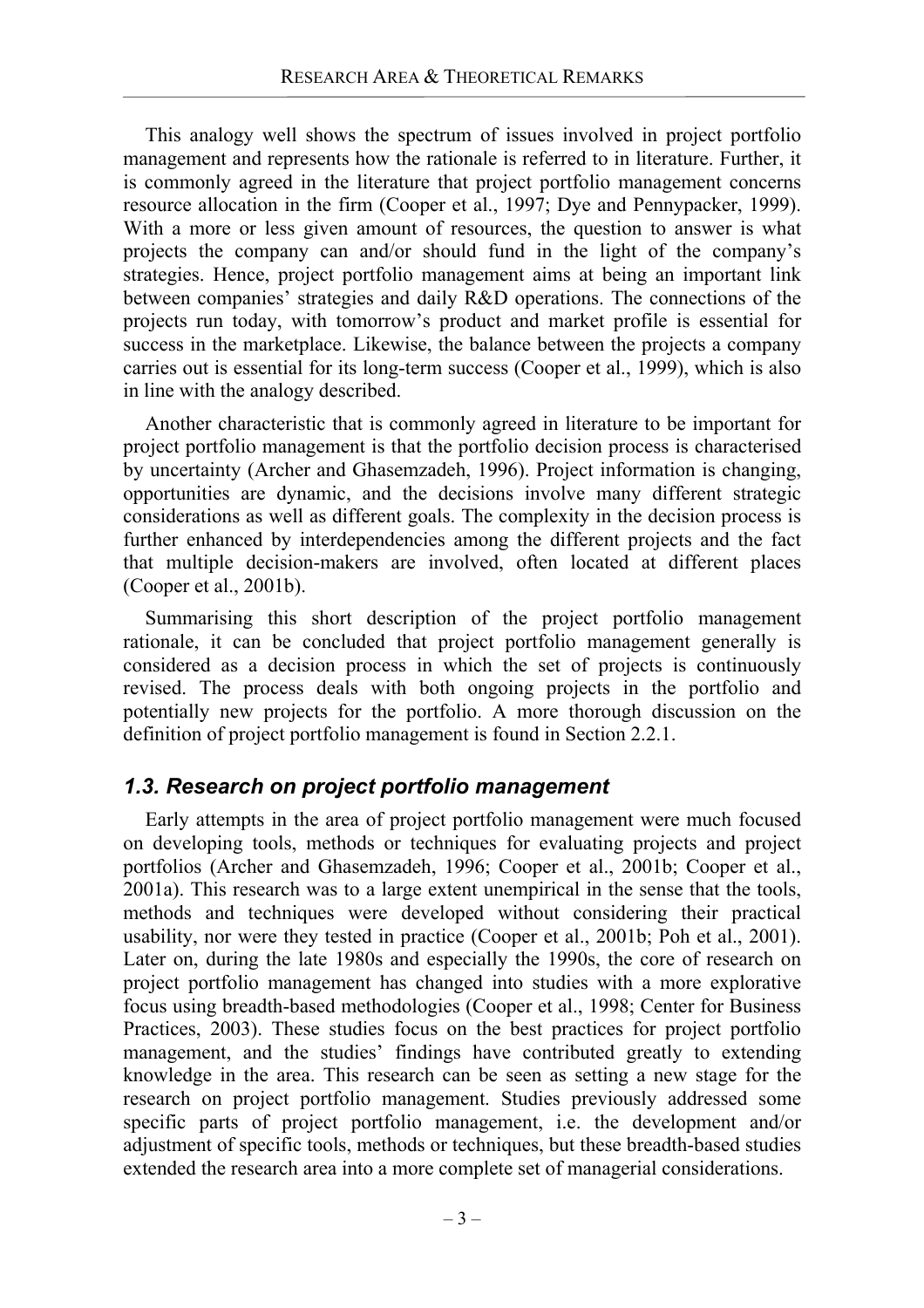This analogy well shows the spectrum of issues involved in project portfolio management and represents how the rationale is referred to in literature. Further, it is commonly agreed in the literature that project portfolio management concerns resource allocation in the firm (Cooper et al., 1997; Dye and Pennypacker, 1999). With a more or less given amount of resources, the question to answer is what projects the company can and/or should fund in the light of the company's strategies. Hence, project portfolio management aims at being an important link between companies' strategies and daily R&D operations. The connections of the projects run today, with tomorrow's product and market profile is essential for success in the marketplace. Likewise, the balance between the projects a company carries out is essential for its long-term success (Cooper et al., 1999), which is also in line with the analogy described.

Another characteristic that is commonly agreed in literature to be important for project portfolio management is that the portfolio decision process is characterised by uncertainty (Archer and Ghasemzadeh, 1996). Project information is changing, opportunities are dynamic, and the decisions involve many different strategic considerations as well as different goals. The complexity in the decision process is further enhanced by interdependencies among the different projects and the fact that multiple decision-makers are involved, often located at different places (Cooper et al., 2001b).

Summarising this short description of the project portfolio management rationale, it can be concluded that project portfolio management generally is considered as a decision process in which the set of projects is continuously revised. The process deals with both ongoing projects in the portfolio and potentially new projects for the portfolio. A more thorough discussion on the definition of project portfolio management is found in Section 2.2.1.

## *1.3. Research on project portfolio management*

Early attempts in the area of project portfolio management were much focused on developing tools, methods or techniques for evaluating projects and project portfolios (Archer and Ghasemzadeh, 1996; Cooper et al., 2001b; Cooper et al., 2001a). This research was to a large extent unempirical in the sense that the tools, methods and techniques were developed without considering their practical usability, nor were they tested in practice (Cooper et al., 2001b; Poh et al., 2001). Later on, during the late 1980s and especially the 1990s, the core of research on project portfolio management has changed into studies with a more explorative focus using breadth-based methodologies (Cooper et al., 1998; Center for Business Practices, 2003). These studies focus on the best practices for project portfolio management, and the studies' findings have contributed greatly to extending knowledge in the area. This research can be seen as setting a new stage for the research on project portfolio management. Studies previously addressed some specific parts of project portfolio management, i.e. the development and/or adjustment of specific tools, methods or techniques, but these breadth-based studies extended the research area into a more complete set of managerial considerations.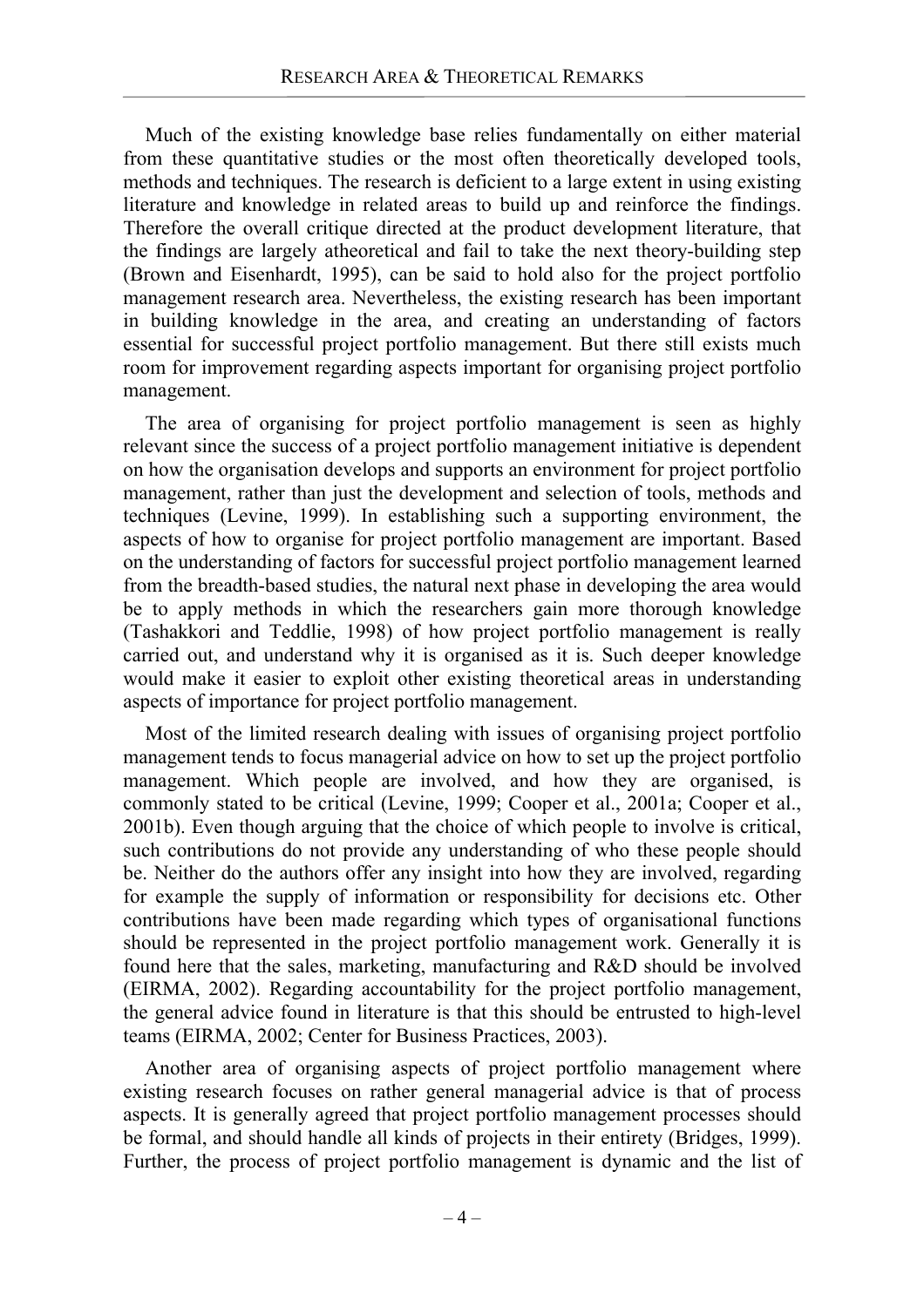Much of the existing knowledge base relies fundamentally on either material from these quantitative studies or the most often theoretically developed tools, methods and techniques. The research is deficient to a large extent in using existing literature and knowledge in related areas to build up and reinforce the findings. Therefore the overall critique directed at the product development literature, that the findings are largely atheoretical and fail to take the next theory-building step (Brown and Eisenhardt, 1995), can be said to hold also for the project portfolio management research area. Nevertheless, the existing research has been important in building knowledge in the area, and creating an understanding of factors essential for successful project portfolio management. But there still exists much room for improvement regarding aspects important for organising project portfolio management.

The area of organising for project portfolio management is seen as highly relevant since the success of a project portfolio management initiative is dependent on how the organisation develops and supports an environment for project portfolio management, rather than just the development and selection of tools, methods and techniques (Levine, 1999). In establishing such a supporting environment, the aspects of how to organise for project portfolio management are important. Based on the understanding of factors for successful project portfolio management learned from the breadth-based studies, the natural next phase in developing the area would be to apply methods in which the researchers gain more thorough knowledge (Tashakkori and Teddlie, 1998) of how project portfolio management is really carried out, and understand why it is organised as it is. Such deeper knowledge would make it easier to exploit other existing theoretical areas in understanding aspects of importance for project portfolio management.

Most of the limited research dealing with issues of organising project portfolio management tends to focus managerial advice on how to set up the project portfolio management. Which people are involved, and how they are organised, is commonly stated to be critical (Levine, 1999; Cooper et al., 2001a; Cooper et al., 2001b). Even though arguing that the choice of which people to involve is critical, such contributions do not provide any understanding of who these people should be. Neither do the authors offer any insight into how they are involved, regarding for example the supply of information or responsibility for decisions etc. Other contributions have been made regarding which types of organisational functions should be represented in the project portfolio management work. Generally it is found here that the sales, marketing, manufacturing and R&D should be involved (EIRMA, 2002). Regarding accountability for the project portfolio management, the general advice found in literature is that this should be entrusted to high-level teams (EIRMA, 2002; Center for Business Practices, 2003).

Another area of organising aspects of project portfolio management where existing research focuses on rather general managerial advice is that of process aspects. It is generally agreed that project portfolio management processes should be formal, and should handle all kinds of projects in their entirety (Bridges, 1999). Further, the process of project portfolio management is dynamic and the list of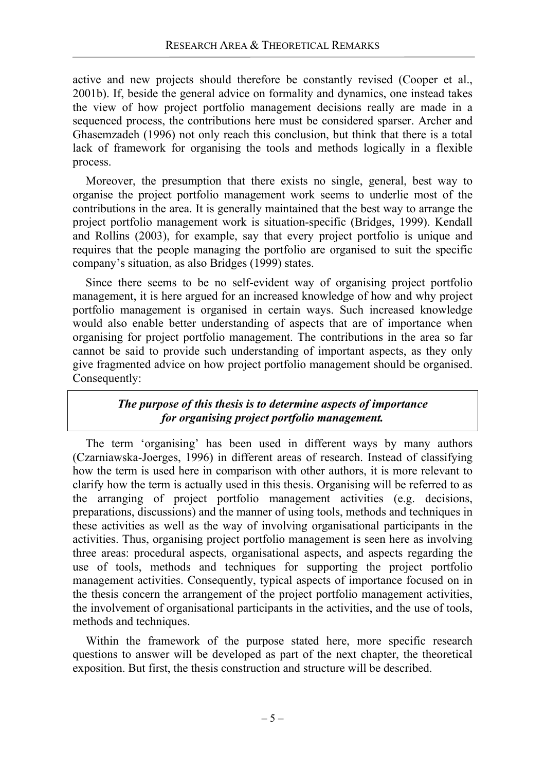active and new projects should therefore be constantly revised (Cooper et al., 2001b). If, beside the general advice on formality and dynamics, one instead takes the view of how project portfolio management decisions really are made in a sequenced process, the contributions here must be considered sparser. Archer and Ghasemzadeh (1996) not only reach this conclusion, but think that there is a total lack of framework for organising the tools and methods logically in a flexible process.

Moreover, the presumption that there exists no single, general, best way to organise the project portfolio management work seems to underlie most of the contributions in the area. It is generally maintained that the best way to arrange the project portfolio management work is situation-specific (Bridges, 1999). Kendall and Rollins (2003), for example, say that every project portfolio is unique and requires that the people managing the portfolio are organised to suit the specific company's situation, as also Bridges (1999) states.

Since there seems to be no self-evident way of organising project portfolio management, it is here argued for an increased knowledge of how and why project portfolio management is organised in certain ways. Such increased knowledge would also enable better understanding of aspects that are of importance when organising for project portfolio management. The contributions in the area so far cannot be said to provide such understanding of important aspects, as they only give fragmented advice on how project portfolio management should be organised. Consequently:

> ***The purpose of this thesis is to determine aspects of importance for organising project portfolio management.***

The term 'organising' has been used in different ways by many authors (Czarniawska-Joerges, 1996) in different areas of research. Instead of classifying how the term is used here in comparison with other authors, it is more relevant to clarify how the term is actually used in this thesis. Organising will be referred to as the arranging of project portfolio management activities (e.g. decisions, preparations, discussions) and the manner of using tools, methods and techniques in these activities as well as the way of involving organisational participants in the activities. Thus, organising project portfolio management is seen here as involving three areas: procedural aspects, organisational aspects, and aspects regarding the use of tools, methods and techniques for supporting the project portfolio management activities. Consequently, typical aspects of importance focused on in the thesis concern the arrangement of the project portfolio management activities, the involvement of organisational participants in the activities, and the use of tools, methods and techniques.

Within the framework of the purpose stated here, more specific research questions to answer will be developed as part of the next chapter, the theoretical exposition. But first, the thesis construction and structure will be described.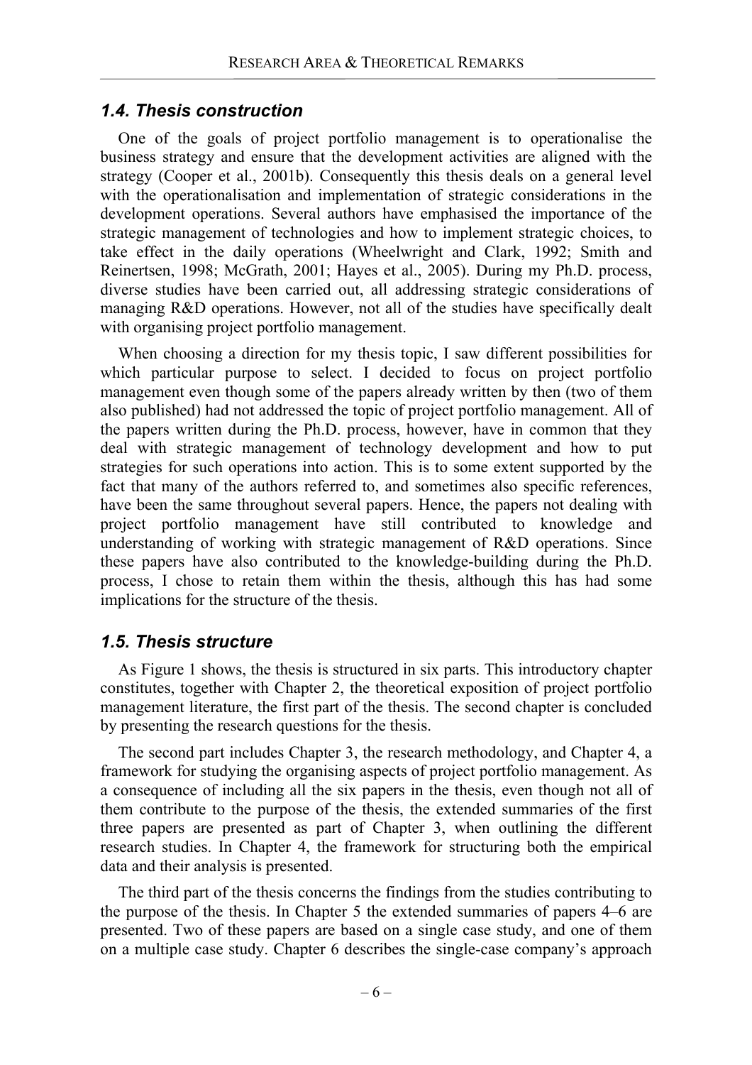## 1.4. Thesis construction

One of the goals of project portfolio management is to operationalise the business strategy and ensure that the development activities are aligned with the strategy (Cooper et al., 2001b). Consequently this thesis deals on a general level with the operationalisation and implementation of strategic considerations in the development operations. Several authors have emphasised the importance of the strategic management of technologies and how to implement strategic choices, to take effect in the daily operations (Wheelwright and Clark, 1992; Smith and Reinertsen, 1998; McGrath, 2001; Hayes et al., 2005). During my Ph.D. process, diverse studies have been carried out, all addressing strategic considerations of managing R&D operations. However, not all of the studies have specifically dealt with organising project portfolio management.

When choosing a direction for my thesis topic, I saw different possibilities for which particular purpose to select. I decided to focus on project portfolio management even though some of the papers already written by then (two of them also published) had not addressed the topic of project portfolio management. All of the papers written during the Ph.D. process, however, have in common that they deal with strategic management of technology development and how to put strategies for such operations into action. This is to some extent supported by the fact that many of the authors referred to, and sometimes also specific references, have been the same throughout several papers. Hence, the papers not dealing with project portfolio management have still contributed to knowledge and understanding of working with strategic management of R&D operations. Since these papers have also contributed to the knowledge-building during the Ph.D. process, I chose to retain them within the thesis, although this has had some implications for the structure of the thesis.

## 1.5. Thesis structure

As Figure 1 shows, the thesis is structured in six parts. This introductory chapter constitutes, together with Chapter 2, the theoretical exposition of project portfolio management literature, the first part of the thesis. The second chapter is concluded by presenting the research questions for the thesis.

The second part includes Chapter 3, the research methodology, and Chapter 4, a framework for studying the organising aspects of project portfolio management. As a consequence of including all the six papers in the thesis, even though not all of them contribute to the purpose of the thesis, the extended summaries of the first three papers are presented as part of Chapter 3, when outlining the different research studies. In Chapter 4, the framework for structuring both the empirical data and their analysis is presented.

The third part of the thesis concerns the findings from the studies contributing to the purpose of the thesis. In Chapter 5 the extended summaries of papers 4–6 are presented. Two of these papers are based on a single case study, and one of them on a multiple case study. Chapter 6 describes the single-case company's approach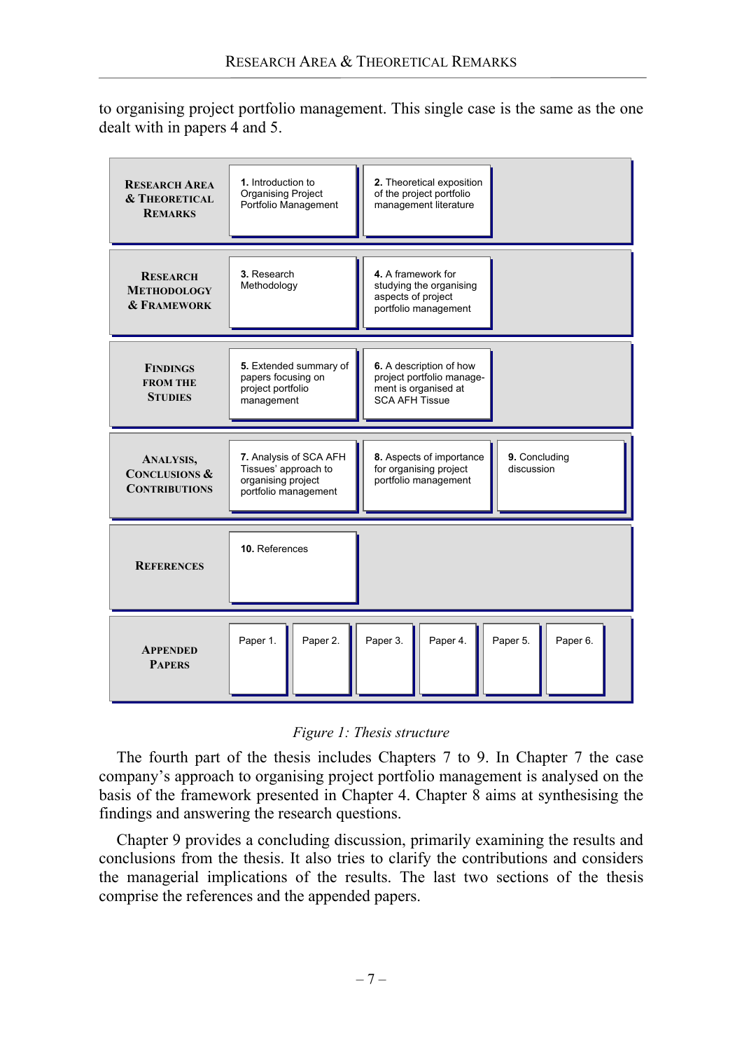to organising project portfolio management. This single case is the same as the one dealt with in papers 4 and 5.

| | | | |
|---|---|---|---|
| **RESEARCH AREA & THEORETICAL REMARKS** | **1.** Introduction to Organising Project Portfolio Management | **2.** Theoretical exposition of the project portfolio management literature | |
| **RESEARCH METHODOLOGY & FRAMEWORK** | **3.** Research Methodology | **4.** A framework for studying the organising aspects of project portfolio management | |
| **FINDINGS FROM THE STUDIES** | **5.** Extended summary of papers focusing on project portfolio management | **6.** A description of how project portfolio management is organised at SCA AFH Tissue | |
| **ANALYSIS, CONCLUSIONS & CONTRIBUTIONS** | **7.** Analysis of SCA AFH Tissues' approach to organising project portfolio management | **8.** Aspects of importance for organising project portfolio management | **9.** Concluding discussion |
| **REFERENCES** | **10.** References | | |
| **APPENDED PAPERS** | Paper 1. Paper 2. Paper 3. Paper 4. Paper 5. Paper 6. | | |

*Figure 1: Thesis structure*

The fourth part of the thesis includes Chapters 7 to 9. In Chapter 7 the case company's approach to organising project portfolio management is analysed on the basis of the framework presented in Chapter 4. Chapter 8 aims at synthesising the findings and answering the research questions.

Chapter 9 provides a concluding discussion, primarily examining the results and conclusions from the thesis. It also tries to clarify the contributions and considers the managerial implications of the results. The last two sections of the thesis comprise the references and the appended papers.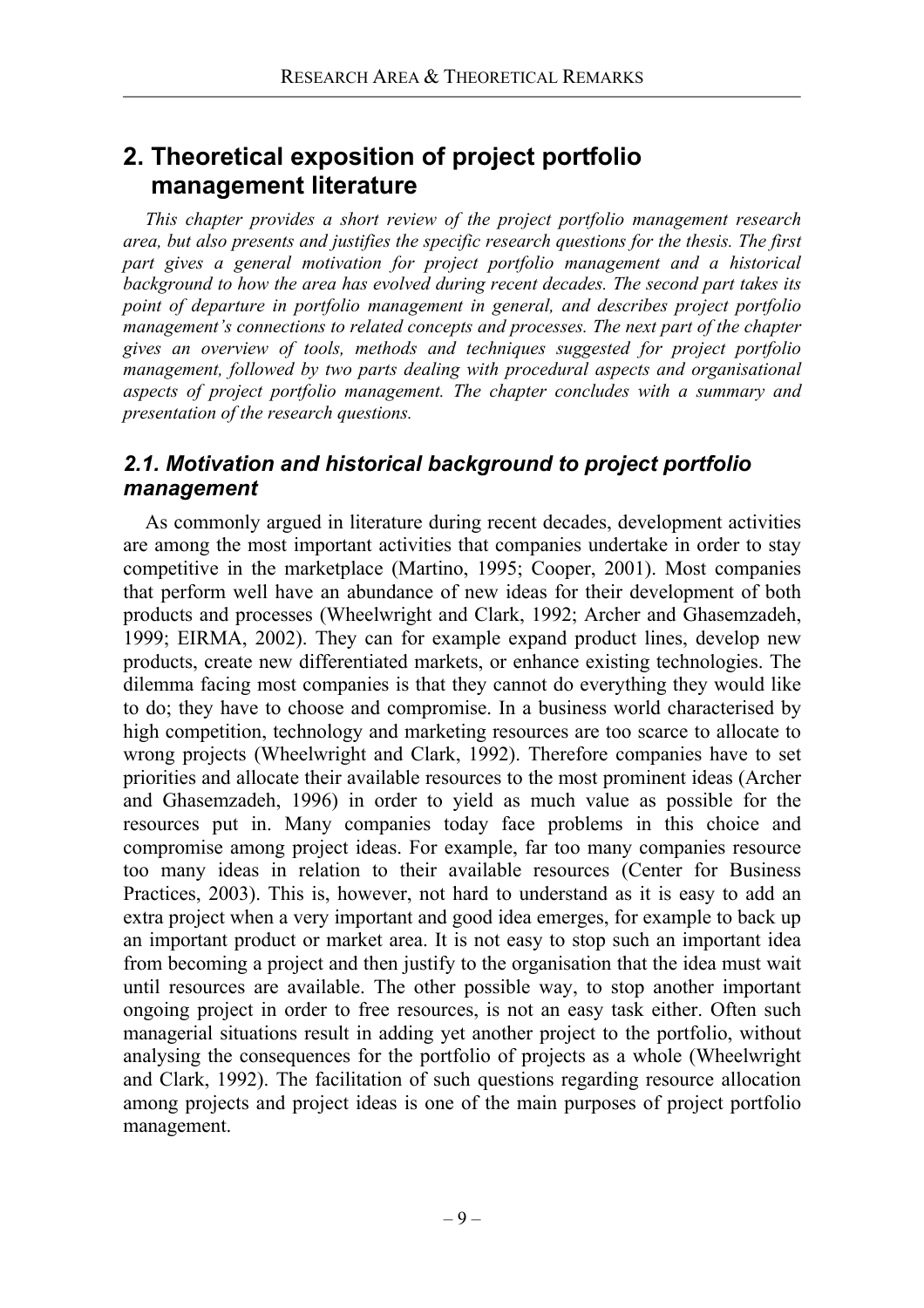# 2. Theoretical exposition of project portfolio management literature

*This chapter provides a short review of the project portfolio management research area, but also presents and justifies the specific research questions for the thesis. The first part gives a general motivation for project portfolio management and a historical background to how the area has evolved during recent decades. The second part takes its point of departure in portfolio management in general, and describes project portfolio management's connections to related concepts and processes. The next part of the chapter gives an overview of tools, methods and techniques suggested for project portfolio management, followed by two parts dealing with procedural aspects and organisational aspects of project portfolio management. The chapter concludes with a summary and presentation of the research questions.*

## 2.1. Motivation and historical background to project portfolio management

As commonly argued in literature during recent decades, development activities are among the most important activities that companies undertake in order to stay competitive in the marketplace (Martino, 1995; Cooper, 2001). Most companies that perform well have an abundance of new ideas for their development of both products and processes (Wheelwright and Clark, 1992; Archer and Ghasemzadeh, 1999; EIRMA, 2002). They can for example expand product lines, develop new products, create new differentiated markets, or enhance existing technologies. The dilemma facing most companies is that they cannot do everything they would like to do; they have to choose and compromise. In a business world characterised by high competition, technology and marketing resources are too scarce to allocate to wrong projects (Wheelwright and Clark, 1992). Therefore companies have to set priorities and allocate their available resources to the most prominent ideas (Archer and Ghasemzadeh, 1996) in order to yield as much value as possible for the resources put in. Many companies today face problems in this choice and compromise among project ideas. For example, far too many companies resource too many ideas in relation to their available resources (Center for Business Practices, 2003). This is, however, not hard to understand as it is easy to add an extra project when a very important and good idea emerges, for example to back up an important product or market area. It is not easy to stop such an important idea from becoming a project and then justify to the organisation that the idea must wait until resources are available. The other possible way, to stop another important ongoing project in order to free resources, is not an easy task either. Often such managerial situations result in adding yet another project to the portfolio, without analysing the consequences for the portfolio of projects as a whole (Wheelwright and Clark, 1992). The facilitation of such questions regarding resource allocation among projects and project ideas is one of the main purposes of project portfolio management.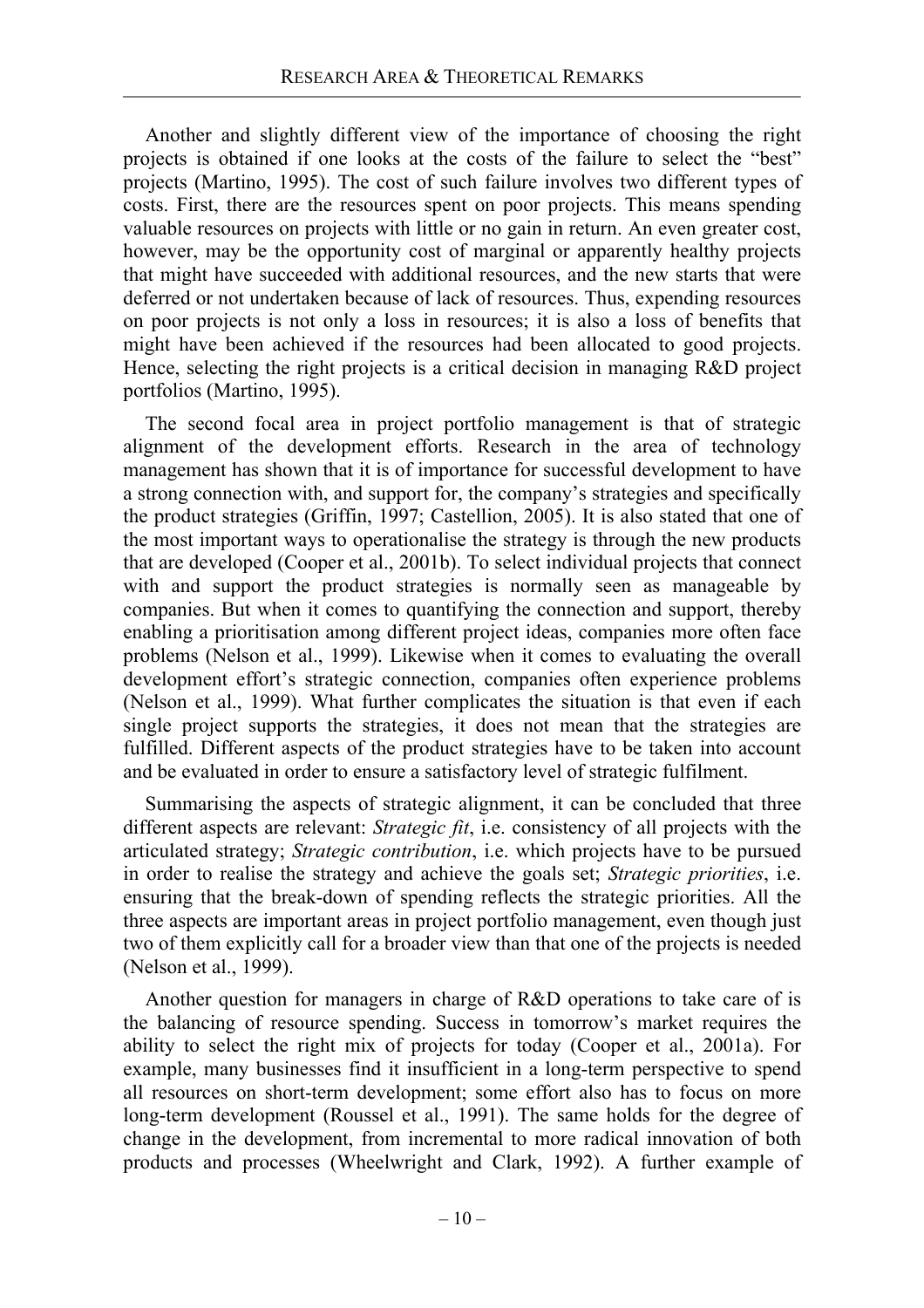Another and slightly different view of the importance of choosing the right projects is obtained if one looks at the costs of the failure to select the "best" projects (Martino, 1995). The cost of such failure involves two different types of costs. First, there are the resources spent on poor projects. This means spending valuable resources on projects with little or no gain in return. An even greater cost, however, may be the opportunity cost of marginal or apparently healthy projects that might have succeeded with additional resources, and the new starts that were deferred or not undertaken because of lack of resources. Thus, expending resources on poor projects is not only a loss in resources; it is also a loss of benefits that might have been achieved if the resources had been allocated to good projects. Hence, selecting the right projects is a critical decision in managing R&D project portfolios (Martino, 1995).

The second focal area in project portfolio management is that of strategic alignment of the development efforts. Research in the area of technology management has shown that it is of importance for successful development to have a strong connection with, and support for, the company's strategies and specifically the product strategies (Griffin, 1997; Castellion, 2005). It is also stated that one of the most important ways to operationalise the strategy is through the new products that are developed (Cooper et al., 2001b). To select individual projects that connect with and support the product strategies is normally seen as manageable by companies. But when it comes to quantifying the connection and support, thereby enabling a prioritisation among different project ideas, companies more often face problems (Nelson et al., 1999). Likewise when it comes to evaluating the overall development effort's strategic connection, companies often experience problems (Nelson et al., 1999). What further complicates the situation is that even if each single project supports the strategies, it does not mean that the strategies are fulfilled. Different aspects of the product strategies have to be taken into account and be evaluated in order to ensure a satisfactory level of strategic fulfilment.

Summarising the aspects of strategic alignment, it can be concluded that three different aspects are relevant: *Strategic fit*, i.e. consistency of all projects with the articulated strategy; *Strategic contribution*, i.e. which projects have to be pursued in order to realise the strategy and achieve the goals set; *Strategic priorities*, i.e. ensuring that the break-down of spending reflects the strategic priorities. All the three aspects are important areas in project portfolio management, even though just two of them explicitly call for a broader view than that one of the projects is needed (Nelson et al., 1999).

Another question for managers in charge of R&D operations to take care of is the balancing of resource spending. Success in tomorrow's market requires the ability to select the right mix of projects for today (Cooper et al., 2001a). For example, many businesses find it insufficient in a long-term perspective to spend all resources on short-term development; some effort also has to focus on more long-term development (Roussel et al., 1991). The same holds for the degree of change in the development, from incremental to more radical innovation of both products and processes (Wheelwright and Clark, 1992). A further example of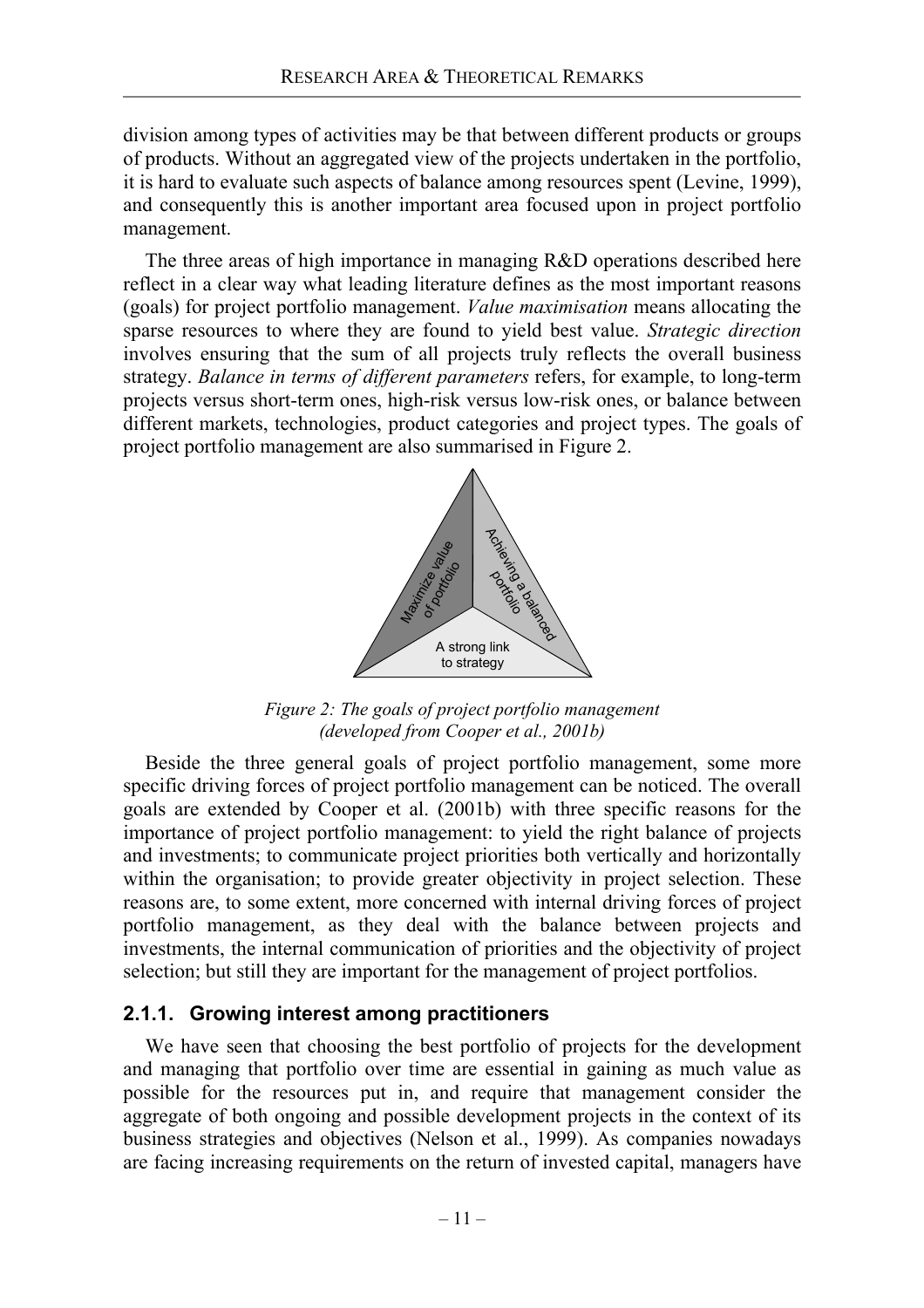division among types of activities may be that between different products or groups of products. Without an aggregated view of the projects undertaken in the portfolio, it is hard to evaluate such aspects of balance among resources spent (Levine, 1999), and consequently this is another important area focused upon in project portfolio management.

The three areas of high importance in managing R&D operations described here reflect in a clear way what leading literature defines as the most important reasons (goals) for project portfolio management. *Value maximisation* means allocating the sparse resources to where they are found to yield best value. *Strategic direction* involves ensuring that the sum of all projects truly reflects the overall business strategy. *Balance in terms of different parameters* refers, for example, to long-term projects versus short-term ones, high-risk versus low-risk ones, or balance between different markets, technologies, product categories and project types. The goals of project portfolio management are also summarised in Figure 2.

Maximize value of portfolio

Achieving a balanced portfolio

A strong link to strategy

*Figure 2: The goals of project portfolio management (developed from Cooper et al., 2001b)*

Beside the three general goals of project portfolio management, some more specific driving forces of project portfolio management can be noticed. The overall goals are extended by Cooper et al. (2001b) with three specific reasons for the importance of project portfolio management: to yield the right balance of projects and investments; to communicate project priorities both vertically and horizontally within the organisation; to provide greater objectivity in project selection. These reasons are, to some extent, more concerned with internal driving forces of project portfolio management, as they deal with the balance between projects and investments, the internal communication of priorities and the objectivity of project selection; but still they are important for the management of project portfolios.

### 2.1.1. Growing interest among practitioners

We have seen that choosing the best portfolio of projects for the development and managing that portfolio over time are essential in gaining as much value as possible for the resources put in, and require that management consider the aggregate of both ongoing and possible development projects in the context of its business strategies and objectives (Nelson et al., 1999). As companies nowadays are facing increasing requirements on the return of invested capital, managers have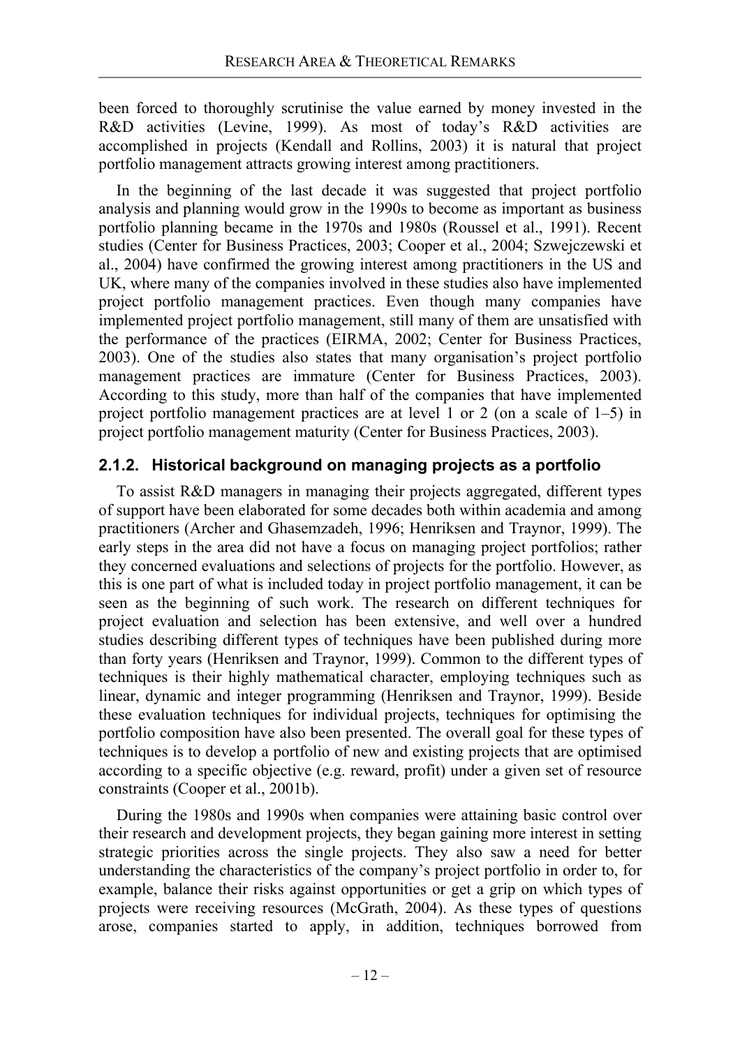been forced to thoroughly scrutinise the value earned by money invested in the R&D activities (Levine, 1999). As most of today's R&D activities are accomplished in projects (Kendall and Rollins, 2003) it is natural that project portfolio management attracts growing interest among practitioners.

In the beginning of the last decade it was suggested that project portfolio analysis and planning would grow in the 1990s to become as important as business portfolio planning became in the 1970s and 1980s (Roussel et al., 1991). Recent studies (Center for Business Practices, 2003; Cooper et al., 2004; Szwejczewski et al., 2004) have confirmed the growing interest among practitioners in the US and UK, where many of the companies involved in these studies also have implemented project portfolio management practices. Even though many companies have implemented project portfolio management, still many of them are unsatisfied with the performance of the practices (EIRMA, 2002; Center for Business Practices, 2003). One of the studies also states that many organisation's project portfolio management practices are immature (Center for Business Practices, 2003). According to this study, more than half of the companies that have implemented project portfolio management practices are at level 1 or 2 (on a scale of 1–5) in project portfolio management maturity (Center for Business Practices, 2003).

### 2.1.2. Historical background on managing projects as a portfolio

To assist R&D managers in managing their projects aggregated, different types of support have been elaborated for some decades both within academia and among practitioners (Archer and Ghasemzadeh, 1996; Henriksen and Traynor, 1999). The early steps in the area did not have a focus on managing project portfolios; rather they concerned evaluations and selections of projects for the portfolio. However, as this is one part of what is included today in project portfolio management, it can be seen as the beginning of such work. The research on different techniques for project evaluation and selection has been extensive, and well over a hundred studies describing different types of techniques have been published during more than forty years (Henriksen and Traynor, 1999). Common to the different types of techniques is their highly mathematical character, employing techniques such as linear, dynamic and integer programming (Henriksen and Traynor, 1999). Beside these evaluation techniques for individual projects, techniques for optimising the portfolio composition have also been presented. The overall goal for these types of techniques is to develop a portfolio of new and existing projects that are optimised according to a specific objective (e.g. reward, profit) under a given set of resource constraints (Cooper et al., 2001b).

During the 1980s and 1990s when companies were attaining basic control over their research and development projects, they began gaining more interest in setting strategic priorities across the single projects. They also saw a need for better understanding the characteristics of the company's project portfolio in order to, for example, balance their risks against opportunities or get a grip on which types of projects were receiving resources (McGrath, 2004). As these types of questions arose, companies started to apply, in addition, techniques borrowed from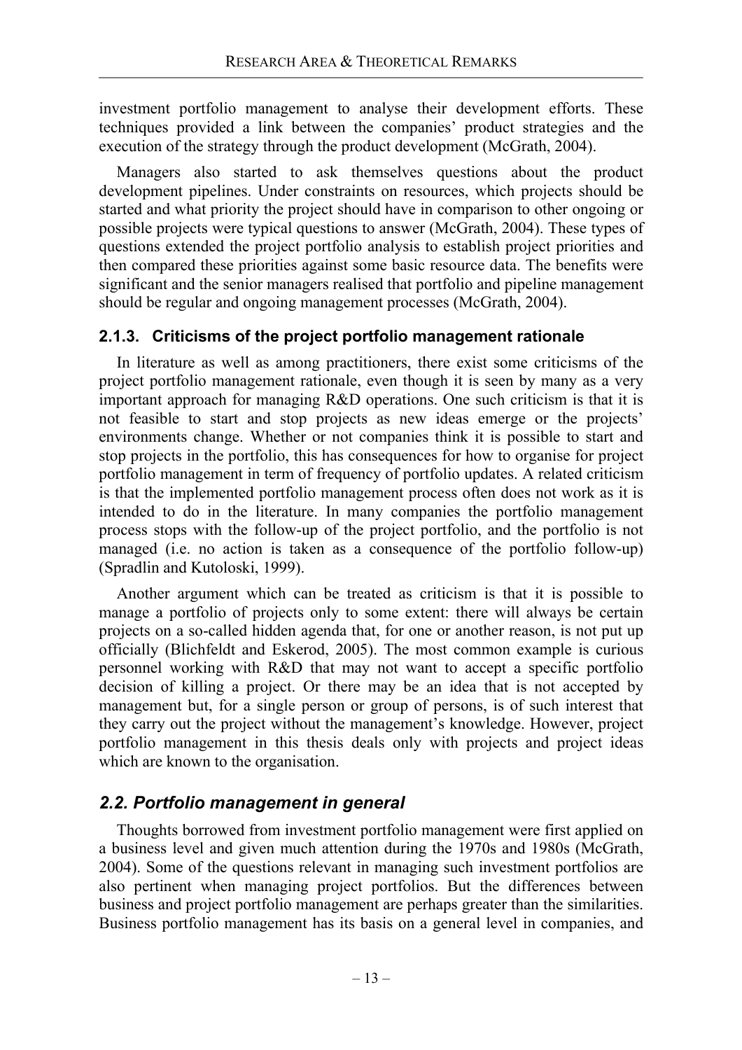investment portfolio management to analyse their development efforts. These techniques provided a link between the companies' product strategies and the execution of the strategy through the product development (McGrath, 2004).

Managers also started to ask themselves questions about the product development pipelines. Under constraints on resources, which projects should be started and what priority the project should have in comparison to other ongoing or possible projects were typical questions to answer (McGrath, 2004). These types of questions extended the project portfolio analysis to establish project priorities and then compared these priorities against some basic resource data. The benefits were significant and the senior managers realised that portfolio and pipeline management should be regular and ongoing management processes (McGrath, 2004).

### 2.1.3. Criticisms of the project portfolio management rationale

In literature as well as among practitioners, there exist some criticisms of the project portfolio management rationale, even though it is seen by many as a very important approach for managing R&D operations. One such criticism is that it is not feasible to start and stop projects as new ideas emerge or the projects' environments change. Whether or not companies think it is possible to start and stop projects in the portfolio, this has consequences for how to organise for project portfolio management in term of frequency of portfolio updates. A related criticism is that the implemented portfolio management process often does not work as it is intended to do in the literature. In many companies the portfolio management process stops with the follow-up of the project portfolio, and the portfolio is not managed (i.e. no action is taken as a consequence of the portfolio follow-up) (Spradlin and Kutoloski, 1999).

Another argument which can be treated as criticism is that it is possible to manage a portfolio of projects only to some extent: there will always be certain projects on a so-called hidden agenda that, for one or another reason, is not put up officially (Blichfeldt and Eskerod, 2005). The most common example is curious personnel working with R&D that may not want to accept a specific portfolio decision of killing a project. Or there may be an idea that is not accepted by management but, for a single person or group of persons, is of such interest that they carry out the project without the management's knowledge. However, project portfolio management in this thesis deals only with projects and project ideas which are known to the organisation.

## *2.2. Portfolio management in general*

Thoughts borrowed from investment portfolio management were first applied on a business level and given much attention during the 1970s and 1980s (McGrath, 2004). Some of the questions relevant in managing such investment portfolios are also pertinent when managing project portfolios. But the differences between business and project portfolio management are perhaps greater than the similarities. Business portfolio management has its basis on a general level in companies, and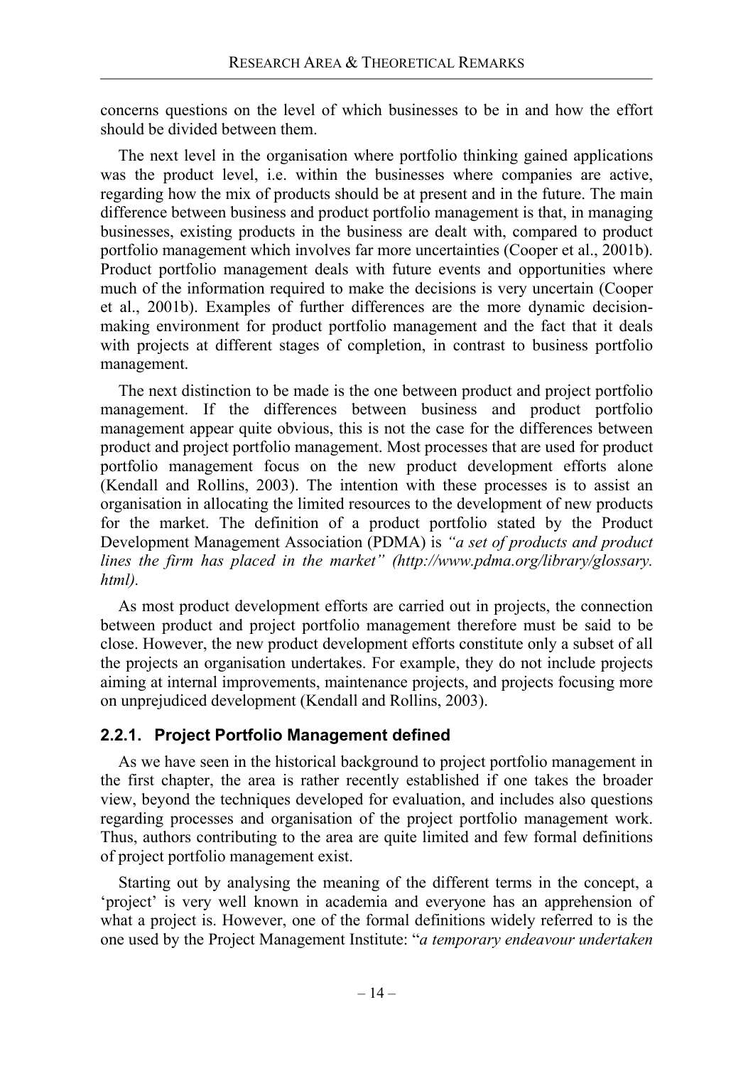concerns questions on the level of which businesses to be in and how the effort should be divided between them.

The next level in the organisation where portfolio thinking gained applications was the product level, i.e. within the businesses where companies are active, regarding how the mix of products should be at present and in the future. The main difference between business and product portfolio management is that, in managing businesses, existing products in the business are dealt with, compared to product portfolio management which involves far more uncertainties (Cooper et al., 2001b). Product portfolio management deals with future events and opportunities where much of the information required to make the decisions is very uncertain (Cooper et al., 2001b). Examples of further differences are the more dynamic decision-making environment for product portfolio management and the fact that it deals with projects at different stages of completion, in contrast to business portfolio management.

The next distinction to be made is the one between product and project portfolio management. If the differences between business and product portfolio management appear quite obvious, this is not the case for the differences between product and project portfolio management. Most processes that are used for product portfolio management focus on the new product development efforts alone (Kendall and Rollins, 2003). The intention with these processes is to assist an organisation in allocating the limited resources to the development of new products for the market. The definition of a product portfolio stated by the Product Development Management Association (PDMA) is *"a set of products and product lines the firm has placed in the market" (http://www.pdma.org/library/glossary.html).*

As most product development efforts are carried out in projects, the connection between product and project portfolio management therefore must be said to be close. However, the new product development efforts constitute only a subset of all the projects an organisation undertakes. For example, they do not include projects aiming at internal improvements, maintenance projects, and projects focusing more on unprejudiced development (Kendall and Rollins, 2003).

### 2.2.1. Project Portfolio Management defined

As we have seen in the historical background to project portfolio management in the first chapter, the area is rather recently established if one takes the broader view, beyond the techniques developed for evaluation, and includes also questions regarding processes and organisation of the project portfolio management work. Thus, authors contributing to the area are quite limited and few formal definitions of project portfolio management exist.

Starting out by analysing the meaning of the different terms in the concept, a 'project' is very well known in academia and everyone has an apprehension of what a project is. However, one of the formal definitions widely referred to is the one used by the Project Management Institute: "*a temporary endeavour undertaken*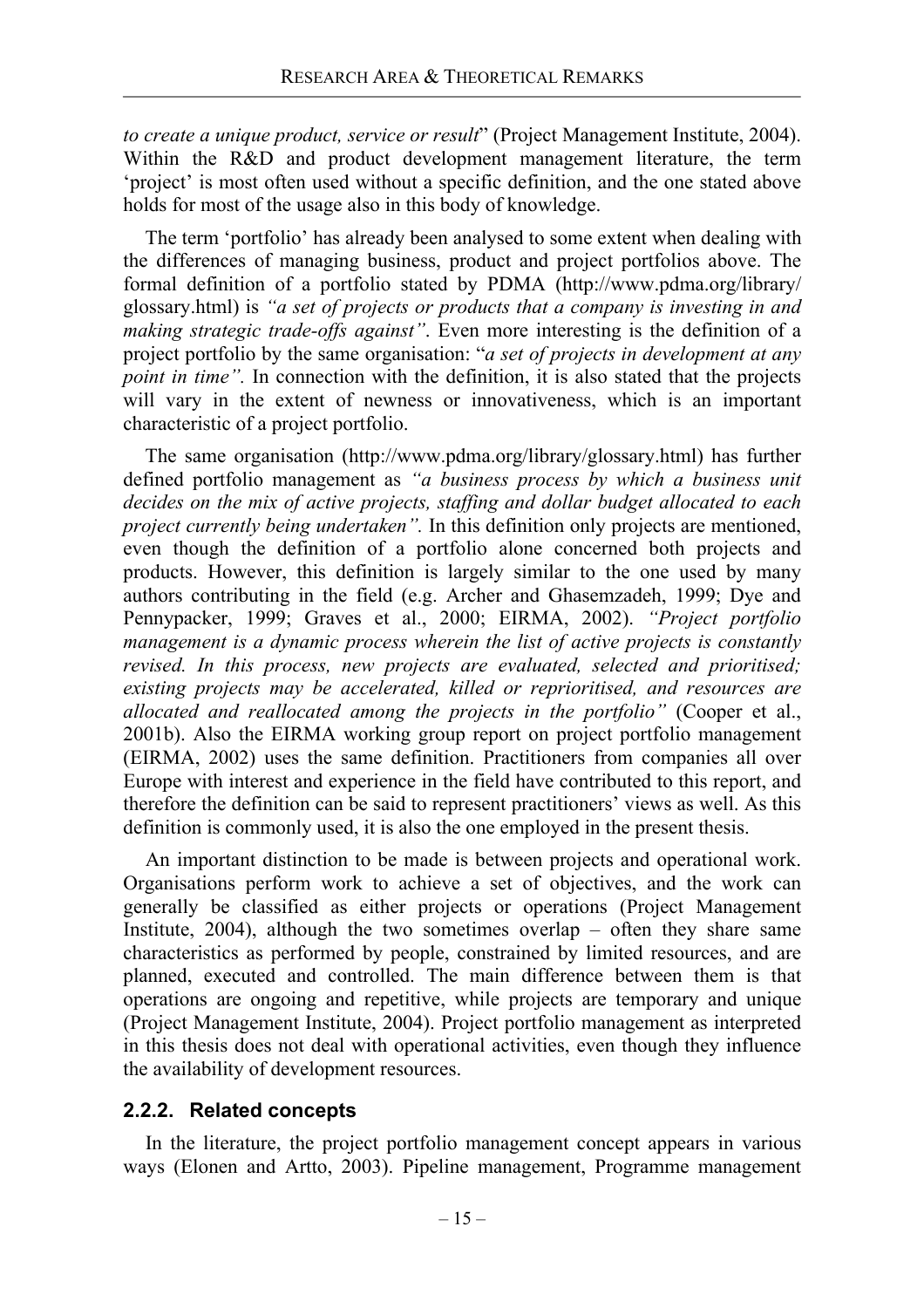*to create a unique product, service or result*" (Project Management Institute, 2004). Within the R&D and product development management literature, the term 'project' is most often used without a specific definition, and the one stated above holds for most of the usage also in this body of knowledge.

The term 'portfolio' has already been analysed to some extent when dealing with the differences of managing business, product and project portfolios above. The formal definition of a portfolio stated by PDMA (http://www.pdma.org/library/glossary.html) is *"a set of projects or products that a company is investing in and making strategic trade-offs against"*. Even more interesting is the definition of a project portfolio by the same organisation: "*a set of projects in development at any point in time".* In connection with the definition, it is also stated that the projects will vary in the extent of newness or innovativeness, which is an important characteristic of a project portfolio.

The same organisation (http://www.pdma.org/library/glossary.html) has further defined portfolio management as *"a business process by which a business unit decides on the mix of active projects, staffing and dollar budget allocated to each project currently being undertaken".* In this definition only projects are mentioned, even though the definition of a portfolio alone concerned both projects and products. However, this definition is largely similar to the one used by many authors contributing in the field (e.g. Archer and Ghasemzadeh, 1999; Dye and Pennypacker, 1999; Graves et al., 2000; EIRMA, 2002). *"Project portfolio management is a dynamic process wherein the list of active projects is constantly revised. In this process, new projects are evaluated, selected and prioritised; existing projects may be accelerated, killed or reprioritised, and resources are allocated and reallocated among the projects in the portfolio"* (Cooper et al., 2001b). Also the EIRMA working group report on project portfolio management (EIRMA, 2002) uses the same definition. Practitioners from companies all over Europe with interest and experience in the field have contributed to this report, and therefore the definition can be said to represent practitioners' views as well. As this definition is commonly used, it is also the one employed in the present thesis.

An important distinction to be made is between projects and operational work. Organisations perform work to achieve a set of objectives, and the work can generally be classified as either projects or operations (Project Management Institute, 2004), although the two sometimes overlap – often they share same characteristics as performed by people, constrained by limited resources, and are planned, executed and controlled. The main difference between them is that operations are ongoing and repetitive, while projects are temporary and unique (Project Management Institute, 2004). Project portfolio management as interpreted in this thesis does not deal with operational activities, even though they influence the availability of development resources.

### 2.2.2. Related concepts

In the literature, the project portfolio management concept appears in various ways (Elonen and Artto, 2003). Pipeline management, Programme management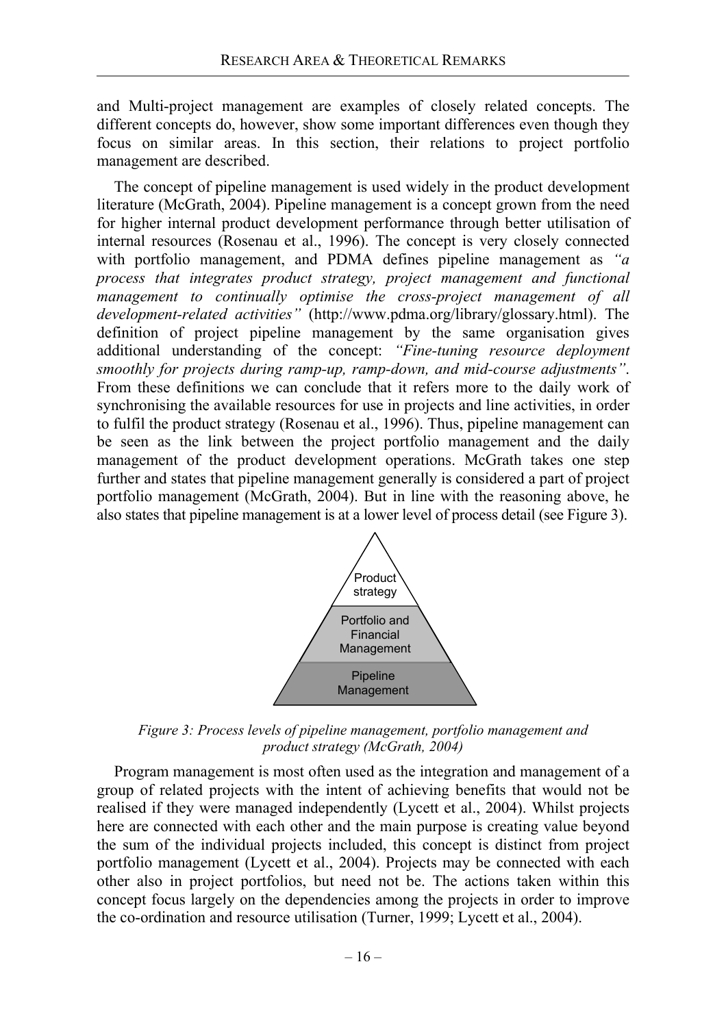and Multi-project management are examples of closely related concepts. The different concepts do, however, show some important differences even though they focus on similar areas. In this section, their relations to project portfolio management are described.

The concept of pipeline management is used widely in the product development literature (McGrath, 2004). Pipeline management is a concept grown from the need for higher internal product development performance through better utilisation of internal resources (Rosenau et al., 1996). The concept is very closely connected with portfolio management, and PDMA defines pipeline management as *"a process that integrates product strategy, project management and functional management to continually optimise the cross-project management of all development-related activities"* (http://www.pdma.org/library/glossary.html). The definition of project pipeline management by the same organisation gives additional understanding of the concept: *"Fine-tuning resource deployment smoothly for projects during ramp-up, ramp-down, and mid-course adjustments".* From these definitions we can conclude that it refers more to the daily work of synchronising the available resources for use in projects and line activities, in order to fulfil the product strategy (Rosenau et al., 1996). Thus, pipeline management can be seen as the link between the project portfolio management and the daily management of the product development operations. McGrath takes one step further and states that pipeline management generally is considered a part of project portfolio management (McGrath, 2004). But in line with the reasoning above, he also states that pipeline management is at a lower level of process detail (see Figure 3).

Product strategy

Portfolio and Financial Management

Pipeline Management

*Figure 3: Process levels of pipeline management, portfolio management and product strategy (McGrath, 2004)*

Program management is most often used as the integration and management of a group of related projects with the intent of achieving benefits that would not be realised if they were managed independently (Lycett et al., 2004). Whilst projects here are connected with each other and the main purpose is creating value beyond the sum of the individual projects included, this concept is distinct from project portfolio management (Lycett et al., 2004). Projects may be connected with each other also in project portfolios, but need not be. The actions taken within this concept focus largely on the dependencies among the projects in order to improve the co-ordination and resource utilisation (Turner, 1999; Lycett et al., 2004).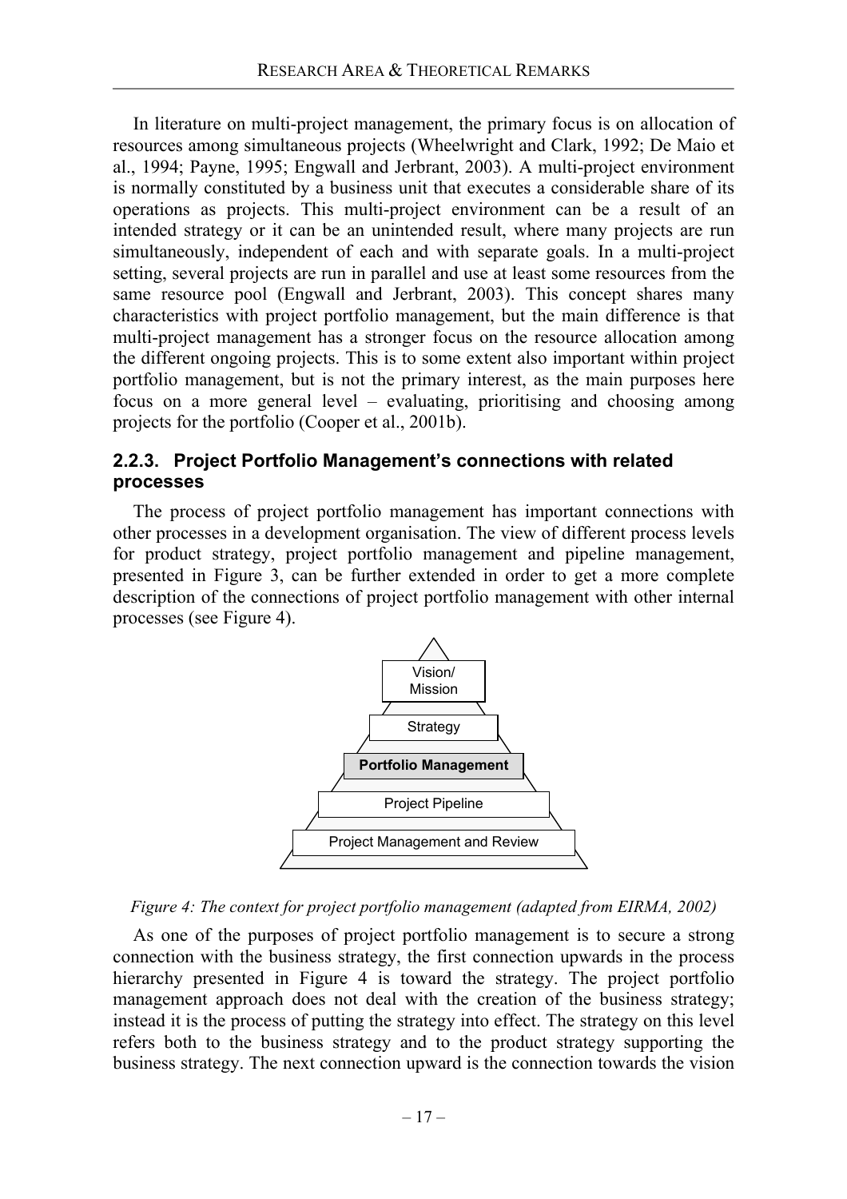In literature on multi-project management, the primary focus is on allocation of resources among simultaneous projects (Wheelwright and Clark, 1992; De Maio et al., 1994; Payne, 1995; Engwall and Jerbrant, 2003). A multi-project environment is normally constituted by a business unit that executes a considerable share of its operations as projects. This multi-project environment can be a result of an intended strategy or it can be an unintended result, where many projects are run simultaneously, independent of each and with separate goals. In a multi-project setting, several projects are run in parallel and use at least some resources from the same resource pool (Engwall and Jerbrant, 2003). This concept shares many characteristics with project portfolio management, but the main difference is that multi-project management has a stronger focus on the resource allocation among the different ongoing projects. This is to some extent also important within project portfolio management, but is not the primary interest, as the main purposes here focus on a more general level – evaluating, prioritising and choosing among projects for the portfolio (Cooper et al., 2001b).

### 2.2.3. Project Portfolio Management's connections with related processes

The process of project portfolio management has important connections with other processes in a development organisation. The view of different process levels for product strategy, project portfolio management and pipeline management, presented in Figure 3, can be further extended in order to get a more complete description of the connections of project portfolio management with other internal processes (see Figure 4).

*Figure 4: The context for project portfolio management (adapted from EIRMA, 2002)*

As one of the purposes of project portfolio management is to secure a strong connection with the business strategy, the first connection upwards in the process hierarchy presented in Figure 4 is toward the strategy. The project portfolio management approach does not deal with the creation of the business strategy; instead it is the process of putting the strategy into effect. The strategy on this level refers both to the business strategy and to the product strategy supporting the business strategy. The next connection upward is the connection towards the vision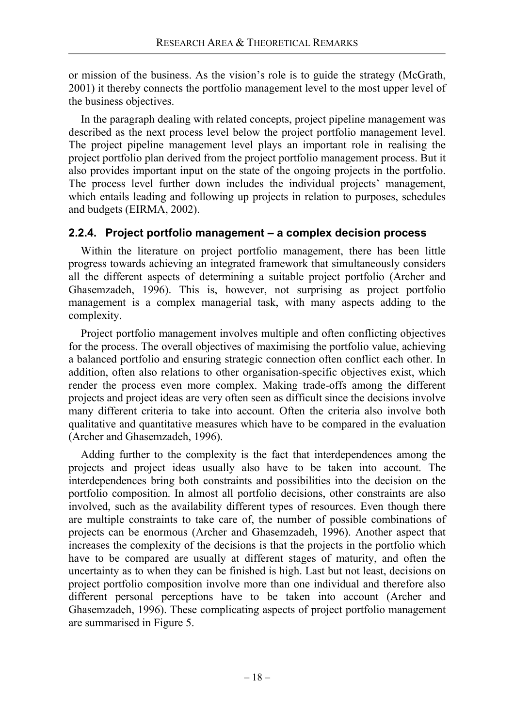or mission of the business. As the vision's role is to guide the strategy (McGrath, 2001) it thereby connects the portfolio management level to the most upper level of the business objectives.

In the paragraph dealing with related concepts, project pipeline management was described as the next process level below the project portfolio management level. The project pipeline management level plays an important role in realising the project portfolio plan derived from the project portfolio management process. But it also provides important input on the state of the ongoing projects in the portfolio. The process level further down includes the individual projects' management, which entails leading and following up projects in relation to purposes, schedules and budgets (EIRMA, 2002).

### 2.2.4. Project portfolio management – a complex decision process

Within the literature on project portfolio management, there has been little progress towards achieving an integrated framework that simultaneously considers all the different aspects of determining a suitable project portfolio (Archer and Ghasemzadeh, 1996). This is, however, not surprising as project portfolio management is a complex managerial task, with many aspects adding to the complexity.

Project portfolio management involves multiple and often conflicting objectives for the process. The overall objectives of maximising the portfolio value, achieving a balanced portfolio and ensuring strategic connection often conflict each other. In addition, often also relations to other organisation-specific objectives exist, which render the process even more complex. Making trade-offs among the different projects and project ideas are very often seen as difficult since the decisions involve many different criteria to take into account. Often the criteria also involve both qualitative and quantitative measures which have to be compared in the evaluation (Archer and Ghasemzadeh, 1996).

Adding further to the complexity is the fact that interdependences among the projects and project ideas usually also have to be taken into account. The interdependences bring both constraints and possibilities into the decision on the portfolio composition. In almost all portfolio decisions, other constraints are also involved, such as the availability different types of resources. Even though there are multiple constraints to take care of, the number of possible combinations of projects can be enormous (Archer and Ghasemzadeh, 1996). Another aspect that increases the complexity of the decisions is that the projects in the portfolio which have to be compared are usually at different stages of maturity, and often the uncertainty as to when they can be finished is high. Last but not least, decisions on project portfolio composition involve more than one individual and therefore also different personal perceptions have to be taken into account (Archer and Ghasemzadeh, 1996). These complicating aspects of project portfolio management are summarised in Figure 5.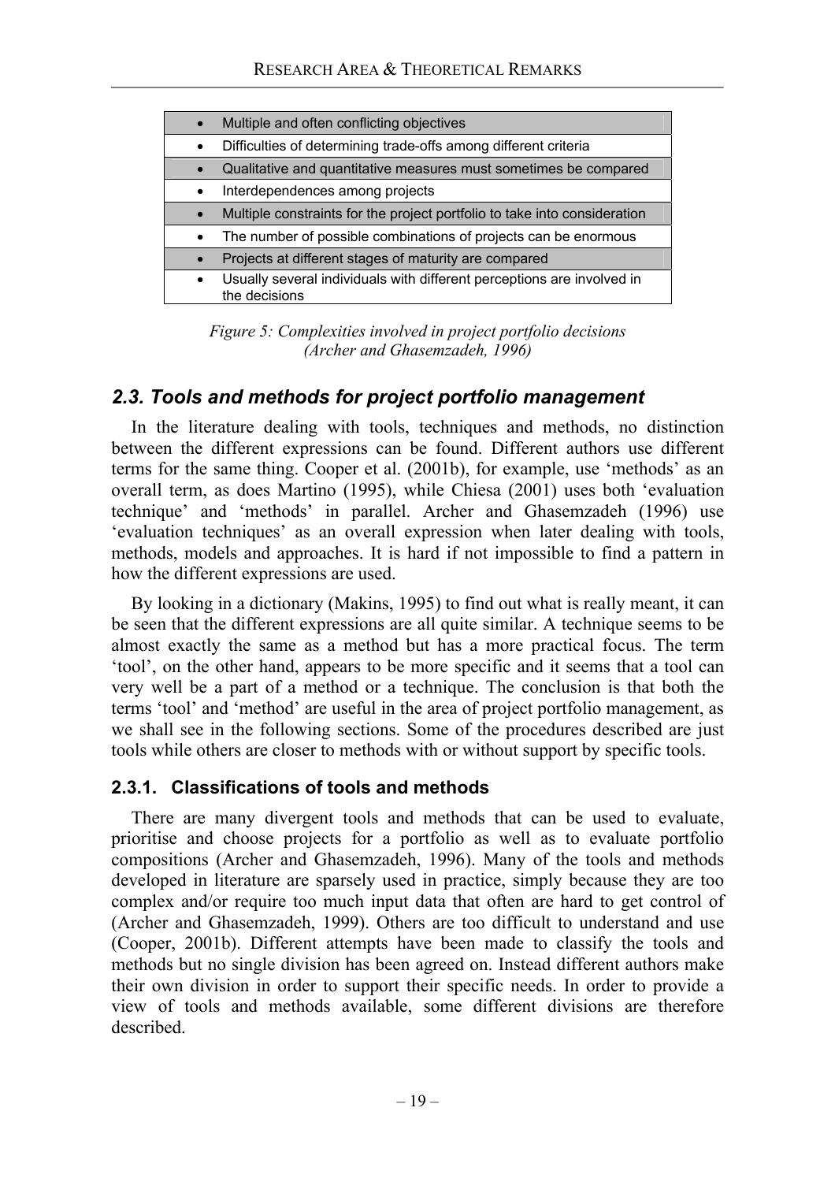| • Multiple and often conflicting objectives |
|---|
| • Difficulties of determining trade-offs among different criteria |
| • Qualitative and quantitative measures must sometimes be compared |
| • Interdependences among projects |
| • Multiple constraints for the project portfolio to take into consideration |
| • The number of possible combinations of projects can be enormous |
| • Projects at different stages of maturity are compared |
| • Usually several individuals with different perceptions are involved in the decisions |

*Figure 5: Complexities involved in project portfolio decisions (Archer and Ghasemzadeh, 1996)*

## 2.3. Tools and methods for project portfolio management

In the literature dealing with tools, techniques and methods, no distinction between the different expressions can be found. Different authors use different terms for the same thing. Cooper et al. (2001b), for example, use 'methods' as an overall term, as does Martino (1995), while Chiesa (2001) uses both 'evaluation technique' and 'methods' in parallel. Archer and Ghasemzadeh (1996) use 'evaluation techniques' as an overall expression when later dealing with tools, methods, models and approaches. It is hard if not impossible to find a pattern in how the different expressions are used.

By looking in a dictionary (Makins, 1995) to find out what is really meant, it can be seen that the different expressions are all quite similar. A technique seems to be almost exactly the same as a method but has a more practical focus. The term 'tool', on the other hand, appears to be more specific and it seems that a tool can very well be a part of a method or a technique. The conclusion is that both the terms 'tool' and 'method' are useful in the area of project portfolio management, as we shall see in the following sections. Some of the procedures described are just tools while others are closer to methods with or without support by specific tools.

### 2.3.1. Classifications of tools and methods

There are many divergent tools and methods that can be used to evaluate, prioritise and choose projects for a portfolio as well as to evaluate portfolio compositions (Archer and Ghasemzadeh, 1996). Many of the tools and methods developed in literature are sparsely used in practice, simply because they are too complex and/or require too much input data that often are hard to get control of (Archer and Ghasemzadeh, 1999). Others are too difficult to understand and use (Cooper, 2001b). Different attempts have been made to classify the tools and methods but no single division has been agreed on. Instead different authors make their own division in order to support their specific needs. In order to provide a view of tools and methods available, some different divisions are therefore described.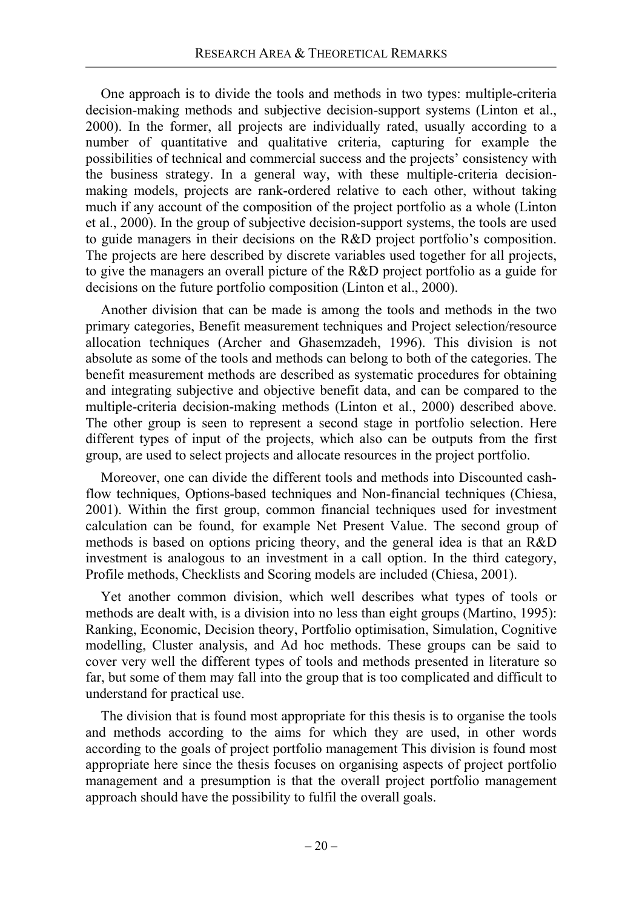One approach is to divide the tools and methods in two types: multiple-criteria decision-making methods and subjective decision-support systems (Linton et al., 2000). In the former, all projects are individually rated, usually according to a number of quantitative and qualitative criteria, capturing for example the possibilities of technical and commercial success and the projects' consistency with the business strategy. In a general way, with these multiple-criteria decision-making models, projects are rank-ordered relative to each other, without taking much if any account of the composition of the project portfolio as a whole (Linton et al., 2000). In the group of subjective decision-support systems, the tools are used to guide managers in their decisions on the R&D project portfolio's composition. The projects are here described by discrete variables used together for all projects, to give the managers an overall picture of the R&D project portfolio as a guide for decisions on the future portfolio composition (Linton et al., 2000).

Another division that can be made is among the tools and methods in the two primary categories, Benefit measurement techniques and Project selection/resource allocation techniques (Archer and Ghasemzadeh, 1996). This division is not absolute as some of the tools and methods can belong to both of the categories. The benefit measurement methods are described as systematic procedures for obtaining and integrating subjective and objective benefit data, and can be compared to the multiple-criteria decision-making methods (Linton et al., 2000) described above. The other group is seen to represent a second stage in portfolio selection. Here different types of input of the projects, which also can be outputs from the first group, are used to select projects and allocate resources in the project portfolio.

Moreover, one can divide the different tools and methods into Discounted cash-flow techniques, Options-based techniques and Non-financial techniques (Chiesa, 2001). Within the first group, common financial techniques used for investment calculation can be found, for example Net Present Value. The second group of methods is based on options pricing theory, and the general idea is that an R&D investment is analogous to an investment in a call option. In the third category, Profile methods, Checklists and Scoring models are included (Chiesa, 2001).

Yet another common division, which well describes what types of tools or methods are dealt with, is a division into no less than eight groups (Martino, 1995): Ranking, Economic, Decision theory, Portfolio optimisation, Simulation, Cognitive modelling, Cluster analysis, and Ad hoc methods. These groups can be said to cover very well the different types of tools and methods presented in literature so far, but some of them may fall into the group that is too complicated and difficult to understand for practical use.

The division that is found most appropriate for this thesis is to organise the tools and methods according to the aims for which they are used, in other words according to the goals of project portfolio management This division is found most appropriate here since the thesis focuses on organising aspects of project portfolio management and a presumption is that the overall project portfolio management approach should have the possibility to fulfil the overall goals.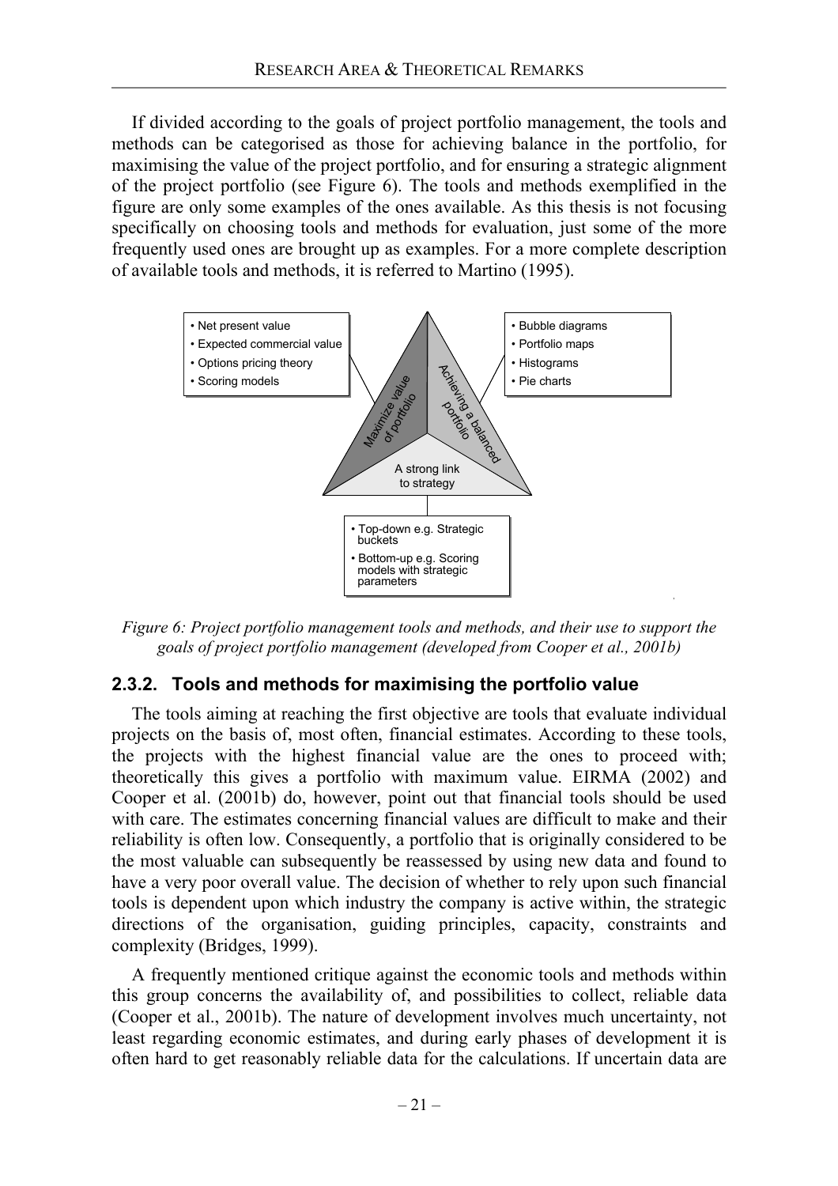If divided according to the goals of project portfolio management, the tools and methods can be categorised as those for achieving balance in the portfolio, for maximising the value of the project portfolio, and for ensuring a strategic alignment of the project portfolio (see Figure 6). The tools and methods exemplified in the figure are only some examples of the ones available. As this thesis is not focusing specifically on choosing tools and methods for evaluation, just some of the more frequently used ones are brought up as examples. For a more complete description of available tools and methods, it is referred to Martino (1995).

Maximize value of portfolio:

- Net present value
- Expected commercial value
- Options pricing theory
- Scoring models

Achieving a balanced portfolio:

- Bubble diagrams
- Portfolio maps
- Histograms
- Pie charts

A strong link to strategy:

- Top-down e.g. Strategic buckets
- Bottom-up e.g. Scoring models with strategic parameters

*Figure 6: Project portfolio management tools and methods, and their use to support the goals of project portfolio management (developed from Cooper et al., 2001b)*

### 2.3.2. Tools and methods for maximising the portfolio value

The tools aiming at reaching the first objective are tools that evaluate individual projects on the basis of, most often, financial estimates. According to these tools, the projects with the highest financial value are the ones to proceed with; theoretically this gives a portfolio with maximum value. EIRMA (2002) and Cooper et al. (2001b) do, however, point out that financial tools should be used with care. The estimates concerning financial values are difficult to make and their reliability is often low. Consequently, a portfolio that is originally considered to be the most valuable can subsequently be reassessed by using new data and found to have a very poor overall value. The decision of whether to rely upon such financial tools is dependent upon which industry the company is active within, the strategic directions of the organisation, guiding principles, capacity, constraints and complexity (Bridges, 1999).

A frequently mentioned critique against the economic tools and methods within this group concerns the availability of, and possibilities to collect, reliable data (Cooper et al., 2001b). The nature of development involves much uncertainty, not least regarding economic estimates, and during early phases of development it is often hard to get reasonably reliable data for the calculations. If uncertain data are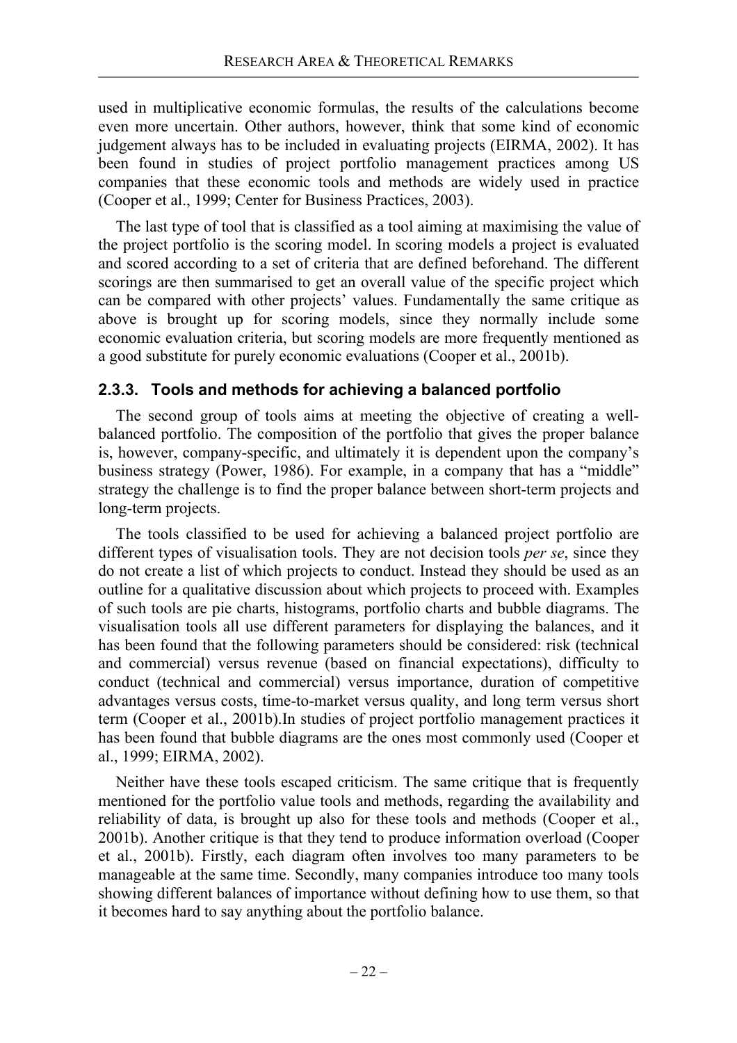used in multiplicative economic formulas, the results of the calculations become even more uncertain. Other authors, however, think that some kind of economic judgement always has to be included in evaluating projects (EIRMA, 2002). It has been found in studies of project portfolio management practices among US companies that these economic tools and methods are widely used in practice (Cooper et al., 1999; Center for Business Practices, 2003).

The last type of tool that is classified as a tool aiming at maximising the value of the project portfolio is the scoring model. In scoring models a project is evaluated and scored according to a set of criteria that are defined beforehand. The different scorings are then summarised to get an overall value of the specific project which can be compared with other projects' values. Fundamentally the same critique as above is brought up for scoring models, since they normally include some economic evaluation criteria, but scoring models are more frequently mentioned as a good substitute for purely economic evaluations (Cooper et al., 2001b).

### 2.3.3. Tools and methods for achieving a balanced portfolio

The second group of tools aims at meeting the objective of creating a well-balanced portfolio. The composition of the portfolio that gives the proper balance is, however, company-specific, and ultimately it is dependent upon the company's business strategy (Power, 1986). For example, in a company that has a "middle" strategy the challenge is to find the proper balance between short-term projects and long-term projects.

The tools classified to be used for achieving a balanced project portfolio are different types of visualisation tools. They are not decision tools *per se*, since they do not create a list of which projects to conduct. Instead they should be used as an outline for a qualitative discussion about which projects to proceed with. Examples of such tools are pie charts, histograms, portfolio charts and bubble diagrams. The visualisation tools all use different parameters for displaying the balances, and it has been found that the following parameters should be considered: risk (technical and commercial) versus revenue (based on financial expectations), difficulty to conduct (technical and commercial) versus importance, duration of competitive advantages versus costs, time-to-market versus quality, and long term versus short term (Cooper et al., 2001b).In studies of project portfolio management practices it has been found that bubble diagrams are the ones most commonly used (Cooper et al., 1999; EIRMA, 2002).

Neither have these tools escaped criticism. The same critique that is frequently mentioned for the portfolio value tools and methods, regarding the availability and reliability of data, is brought up also for these tools and methods (Cooper et al., 2001b). Another critique is that they tend to produce information overload (Cooper et al., 2001b). Firstly, each diagram often involves too many parameters to be manageable at the same time. Secondly, many companies introduce too many tools showing different balances of importance without defining how to use them, so that it becomes hard to say anything about the portfolio balance.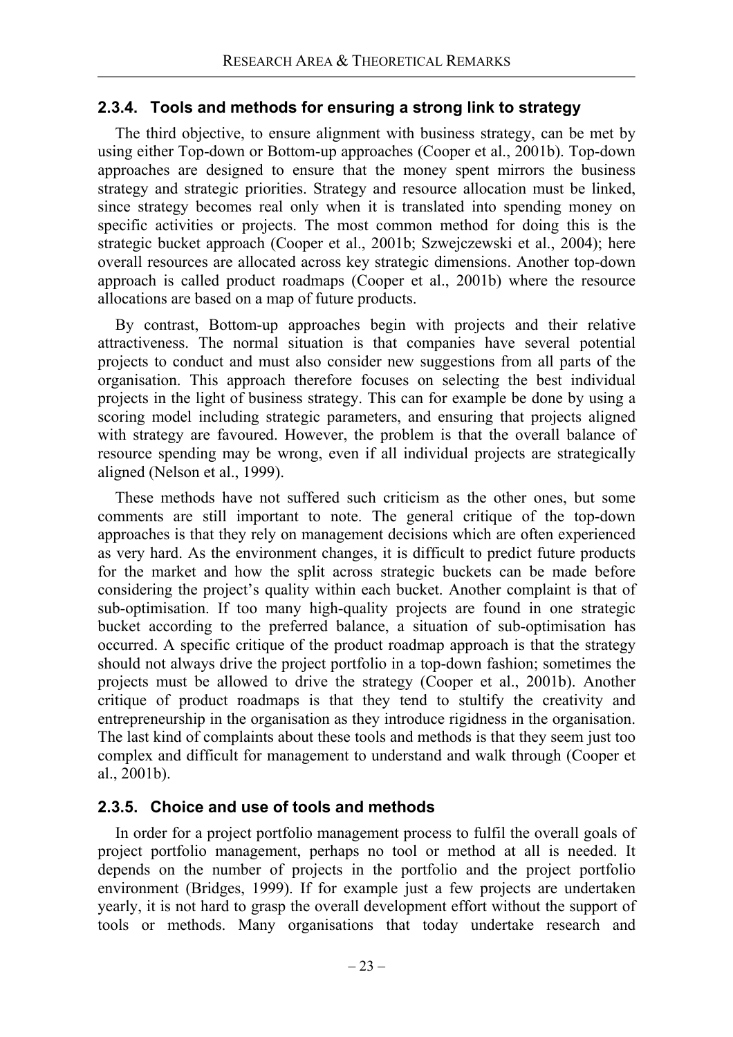### 2.3.4. Tools and methods for ensuring a strong link to strategy

The third objective, to ensure alignment with business strategy, can be met by using either Top-down or Bottom-up approaches (Cooper et al., 2001b). Top-down approaches are designed to ensure that the money spent mirrors the business strategy and strategic priorities. Strategy and resource allocation must be linked, since strategy becomes real only when it is translated into spending money on specific activities or projects. The most common method for doing this is the strategic bucket approach (Cooper et al., 2001b; Szwejczewski et al., 2004); here overall resources are allocated across key strategic dimensions. Another top-down approach is called product roadmaps (Cooper et al., 2001b) where the resource allocations are based on a map of future products.

By contrast, Bottom-up approaches begin with projects and their relative attractiveness. The normal situation is that companies have several potential projects to conduct and must also consider new suggestions from all parts of the organisation. This approach therefore focuses on selecting the best individual projects in the light of business strategy. This can for example be done by using a scoring model including strategic parameters, and ensuring that projects aligned with strategy are favoured. However, the problem is that the overall balance of resource spending may be wrong, even if all individual projects are strategically aligned (Nelson et al., 1999).

These methods have not suffered such criticism as the other ones, but some comments are still important to note. The general critique of the top-down approaches is that they rely on management decisions which are often experienced as very hard. As the environment changes, it is difficult to predict future products for the market and how the split across strategic buckets can be made before considering the project's quality within each bucket. Another complaint is that of sub-optimisation. If too many high-quality projects are found in one strategic bucket according to the preferred balance, a situation of sub-optimisation has occurred. A specific critique of the product roadmap approach is that the strategy should not always drive the project portfolio in a top-down fashion; sometimes the projects must be allowed to drive the strategy (Cooper et al., 2001b). Another critique of product roadmaps is that they tend to stultify the creativity and entrepreneurship in the organisation as they introduce rigidness in the organisation. The last kind of complaints about these tools and methods is that they seem just too complex and difficult for management to understand and walk through (Cooper et al., 2001b).

### 2.3.5. Choice and use of tools and methods

In order for a project portfolio management process to fulfil the overall goals of project portfolio management, perhaps no tool or method at all is needed. It depends on the number of projects in the portfolio and the project portfolio environment (Bridges, 1999). If for example just a few projects are undertaken yearly, it is not hard to grasp the overall development effort without the support of tools or methods. Many organisations that today undertake research and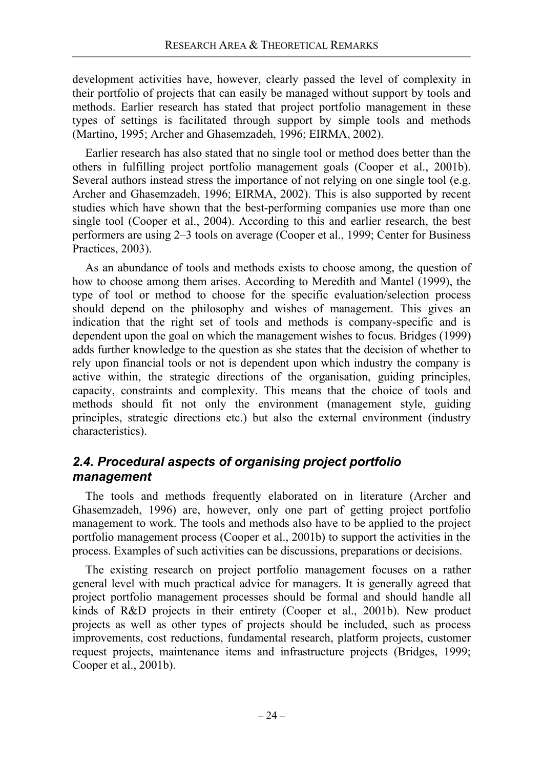development activities have, however, clearly passed the level of complexity in their portfolio of projects that can easily be managed without support by tools and methods. Earlier research has stated that project portfolio management in these types of settings is facilitated through support by simple tools and methods (Martino, 1995; Archer and Ghasemzadeh, 1996; EIRMA, 2002).

Earlier research has also stated that no single tool or method does better than the others in fulfilling project portfolio management goals (Cooper et al., 2001b). Several authors instead stress the importance of not relying on one single tool (e.g. Archer and Ghasemzadeh, 1996; EIRMA, 2002). This is also supported by recent studies which have shown that the best-performing companies use more than one single tool (Cooper et al., 2004). According to this and earlier research, the best performers are using 2–3 tools on average (Cooper et al., 1999; Center for Business Practices, 2003).

As an abundance of tools and methods exists to choose among, the question of how to choose among them arises. According to Meredith and Mantel (1999), the type of tool or method to choose for the specific evaluation/selection process should depend on the philosophy and wishes of management. This gives an indication that the right set of tools and methods is company-specific and is dependent upon the goal on which the management wishes to focus. Bridges (1999) adds further knowledge to the question as she states that the decision of whether to rely upon financial tools or not is dependent upon which industry the company is active within, the strategic directions of the organisation, guiding principles, capacity, constraints and complexity. This means that the choice of tools and methods should fit not only the environment (management style, guiding principles, strategic directions etc.) but also the external environment (industry characteristics).

## *2.4. Procedural aspects of organising project portfolio management*

The tools and methods frequently elaborated on in literature (Archer and Ghasemzadeh, 1996) are, however, only one part of getting project portfolio management to work. The tools and methods also have to be applied to the project portfolio management process (Cooper et al., 2001b) to support the activities in the process. Examples of such activities can be discussions, preparations or decisions.

The existing research on project portfolio management focuses on a rather general level with much practical advice for managers. It is generally agreed that project portfolio management processes should be formal and should handle all kinds of R&D projects in their entirety (Cooper et al., 2001b). New product projects as well as other types of projects should be included, such as process improvements, cost reductions, fundamental research, platform projects, customer request projects, maintenance items and infrastructure projects (Bridges, 1999; Cooper et al., 2001b).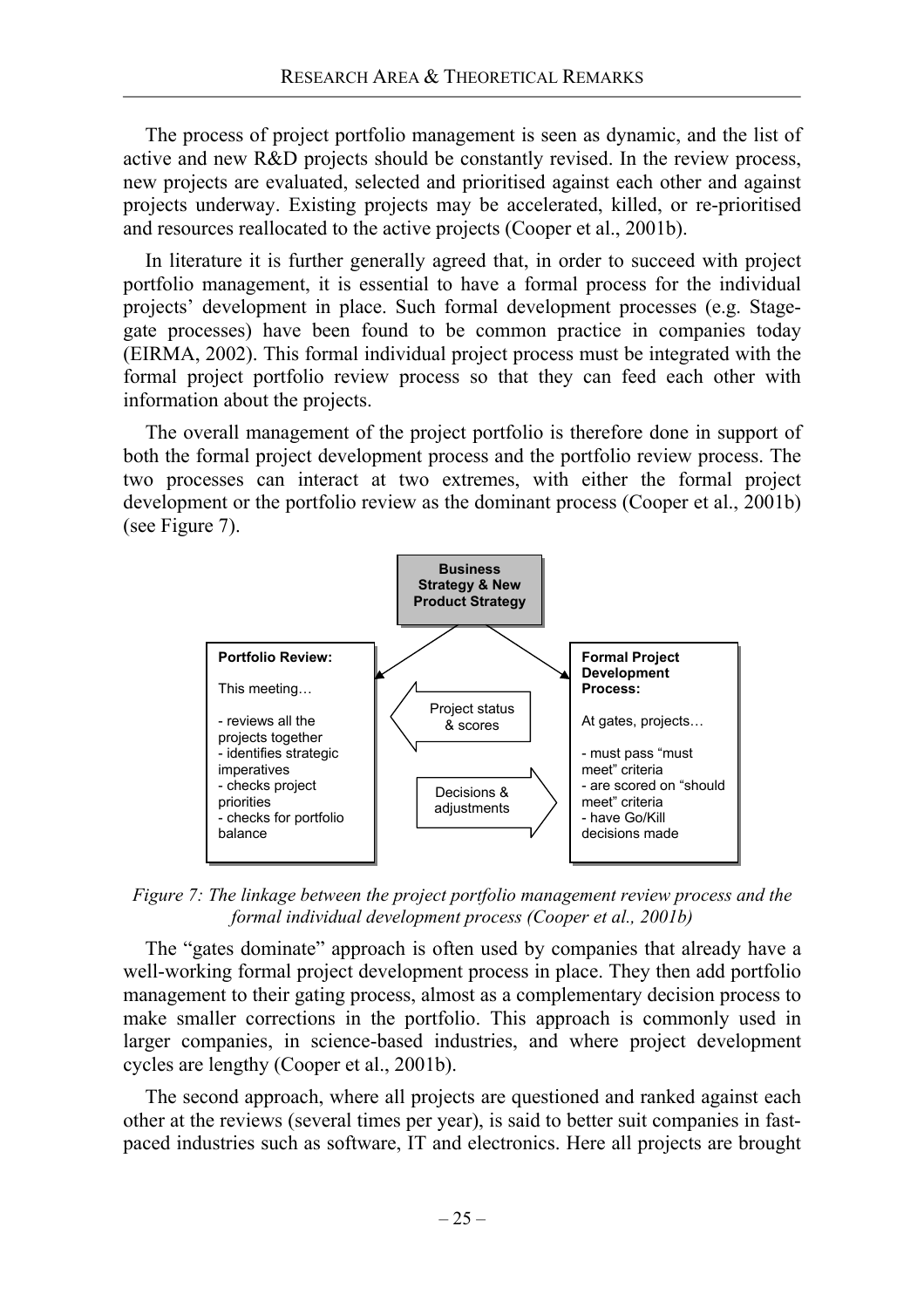The process of project portfolio management is seen as dynamic, and the list of active and new R&D projects should be constantly revised. In the review process, new projects are evaluated, selected and prioritised against each other and against projects underway. Existing projects may be accelerated, killed, or re-prioritised and resources reallocated to the active projects (Cooper et al., 2001b).

In literature it is further generally agreed that, in order to succeed with project portfolio management, it is essential to have a formal process for the individual projects' development in place. Such formal development processes (e.g. Stage-gate processes) have been found to be common practice in companies today (EIRMA, 2002). This formal individual project process must be integrated with the formal project portfolio review process so that they can feed each other with information about the projects.

The overall management of the project portfolio is therefore done in support of both the formal project development process and the portfolio review process. The two processes can interact at two extremes, with either the formal project development or the portfolio review as the dominant process (Cooper et al., 2001b) (see Figure 7).

**Business Strategy & New Product Strategy**

**Portfolio Review:**

This meeting…

- reviews all the projects together
- identifies strategic imperatives
- checks project priorities
- checks for portfolio balance

Project status & scores

Decisions & adjustments

**Formal Project Development Process:**

At gates, projects…

- must pass "must meet" criteria
- are scored on "should meet" criteria
- have Go/Kill decisions made

*Figure 7: The linkage between the project portfolio management review process and the formal individual development process (Cooper et al., 2001b)*

The "gates dominate" approach is often used by companies that already have a well-working formal project development process in place. They then add portfolio management to their gating process, almost as a complementary decision process to make smaller corrections in the portfolio. This approach is commonly used in larger companies, in science-based industries, and where project development cycles are lengthy (Cooper et al., 2001b).

The second approach, where all projects are questioned and ranked against each other at the reviews (several times per year), is said to better suit companies in fast-paced industries such as software, IT and electronics. Here all projects are brought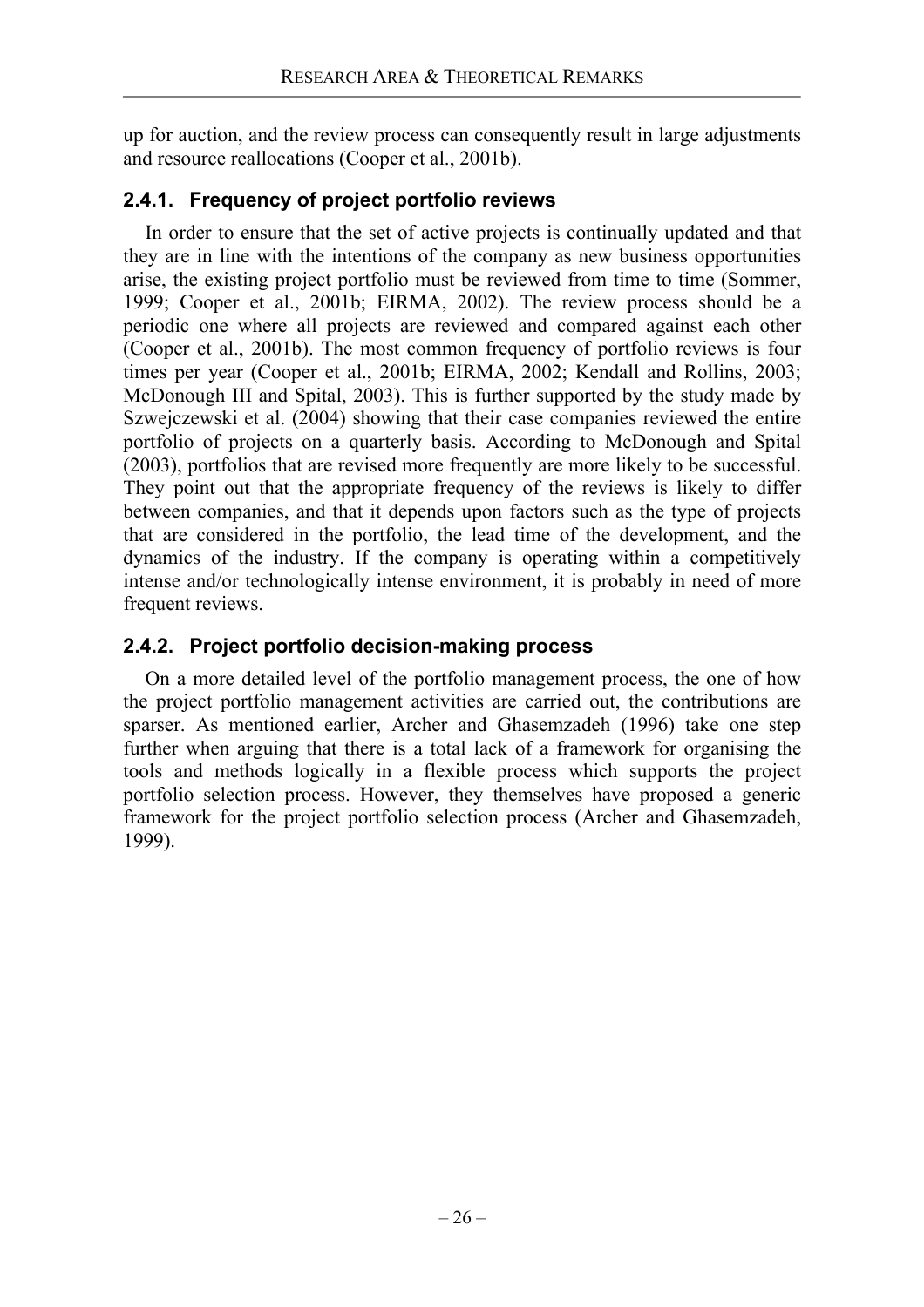up for auction, and the review process can consequently result in large adjustments and resource reallocations (Cooper et al., 2001b).

### 2.4.1. Frequency of project portfolio reviews

In order to ensure that the set of active projects is continually updated and that they are in line with the intentions of the company as new business opportunities arise, the existing project portfolio must be reviewed from time to time (Sommer, 1999; Cooper et al., 2001b; EIRMA, 2002). The review process should be a periodic one where all projects are reviewed and compared against each other (Cooper et al., 2001b). The most common frequency of portfolio reviews is four times per year (Cooper et al., 2001b; EIRMA, 2002; Kendall and Rollins, 2003; McDonough III and Spital, 2003). This is further supported by the study made by Szwejczewski et al. (2004) showing that their case companies reviewed the entire portfolio of projects on a quarterly basis. According to McDonough and Spital (2003), portfolios that are revised more frequently are more likely to be successful. They point out that the appropriate frequency of the reviews is likely to differ between companies, and that it depends upon factors such as the type of projects that are considered in the portfolio, the lead time of the development, and the dynamics of the industry. If the company is operating within a competitively intense and/or technologically intense environment, it is probably in need of more frequent reviews.

### 2.4.2. Project portfolio decision-making process

On a more detailed level of the portfolio management process, the one of how the project portfolio management activities are carried out, the contributions are sparser. As mentioned earlier, Archer and Ghasemzadeh (1996) take one step further when arguing that there is a total lack of a framework for organising the tools and methods logically in a flexible process which supports the project portfolio selection process. However, they themselves have proposed a generic framework for the project portfolio selection process (Archer and Ghasemzadeh, 1999).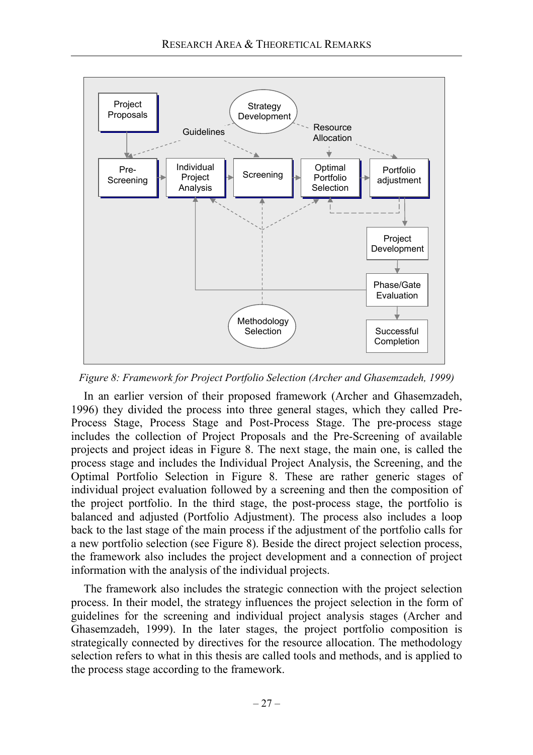*Figure 8: Framework for Project Portfolio Selection (Archer and Ghasemzadeh, 1999)*

In an earlier version of their proposed framework (Archer and Ghasemzadeh, 1996) they divided the process into three general stages, which they called Pre-Process Stage, Process Stage and Post-Process Stage. The pre-process stage includes the collection of Project Proposals and the Pre-Screening of available projects and project ideas in Figure 8. The next stage, the main one, is called the process stage and includes the Individual Project Analysis, the Screening, and the Optimal Portfolio Selection in Figure 8. These are rather generic stages of individual project evaluation followed by a screening and then the composition of the project portfolio. In the third stage, the post-process stage, the portfolio is balanced and adjusted (Portfolio Adjustment). The process also includes a loop back to the last stage of the main process if the adjustment of the portfolio calls for a new portfolio selection (see Figure 8). Beside the direct project selection process, the framework also includes the project development and a connection of project information with the analysis of the individual projects.

The framework also includes the strategic connection with the project selection process. In their model, the strategy influences the project selection in the form of guidelines for the screening and individual project analysis stages (Archer and Ghasemzadeh, 1999). In the later stages, the project portfolio composition is strategically connected by directives for the resource allocation. The methodology selection refers to what in this thesis are called tools and methods, and is applied to the process stage according to the framework.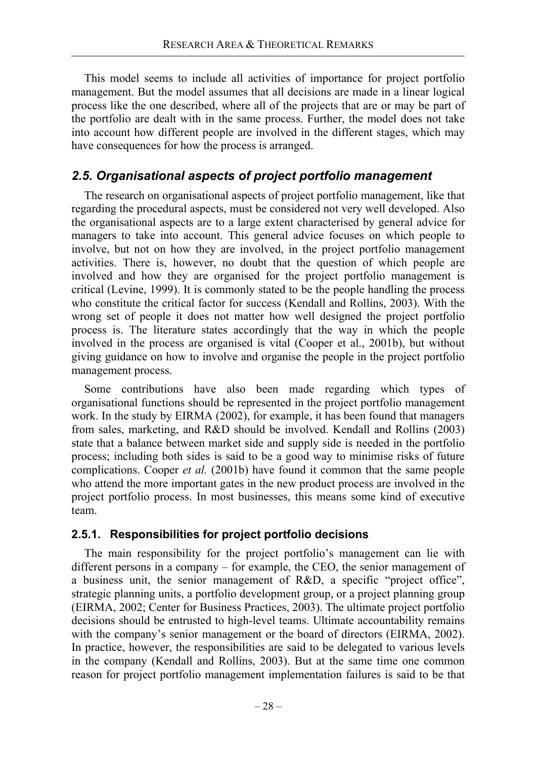This model seems to include all activities of importance for project portfolio management. But the model assumes that all decisions are made in a linear logical process like the one described, where all of the projects that are or may be part of the portfolio are dealt with in the same process. Further, the model does not take into account how different people are involved in the different stages, which may have consequences for how the process is arranged.

## *2.5. Organisational aspects of project portfolio management*

The research on organisational aspects of project portfolio management, like that regarding the procedural aspects, must be considered not very well developed. Also the organisational aspects are to a large extent characterised by general advice for managers to take into account. This general advice focuses on which people to involve, but not on how they are involved, in the project portfolio management activities. There is, however, no doubt that the question of which people are involved and how they are organised for the project portfolio management is critical (Levine, 1999). It is commonly stated to be the people handling the process who constitute the critical factor for success (Kendall and Rollins, 2003). With the wrong set of people it does not matter how well designed the project portfolio process is. The literature states accordingly that the way in which the people involved in the process are organised is vital (Cooper et al., 2001b), but without giving guidance on how to involve and organise the people in the project portfolio management process.

Some contributions have also been made regarding which types of organisational functions should be represented in the project portfolio management work. In the study by EIRMA (2002), for example, it has been found that managers from sales, marketing, and R&D should be involved. Kendall and Rollins (2003) state that a balance between market side and supply side is needed in the portfolio process; including both sides is said to be a good way to minimise risks of future complications. Cooper *et al.* (2001b) have found it common that the same people who attend the more important gates in the new product process are involved in the project portfolio process. In most businesses, this means some kind of executive team.

### 2.5.1. Responsibilities for project portfolio decisions

The main responsibility for the project portfolio's management can lie with different persons in a company – for example, the CEO, the senior management of a business unit, the senior management of R&D, a specific "project office", strategic planning units, a portfolio development group, or a project planning group (EIRMA, 2002; Center for Business Practices, 2003). The ultimate project portfolio decisions should be entrusted to high-level teams. Ultimate accountability remains with the company's senior management or the board of directors (EIRMA, 2002). In practice, however, the responsibilities are said to be delegated to various levels in the company (Kendall and Rollins, 2003). But at the same time one common reason for project portfolio management implementation failures is said to be that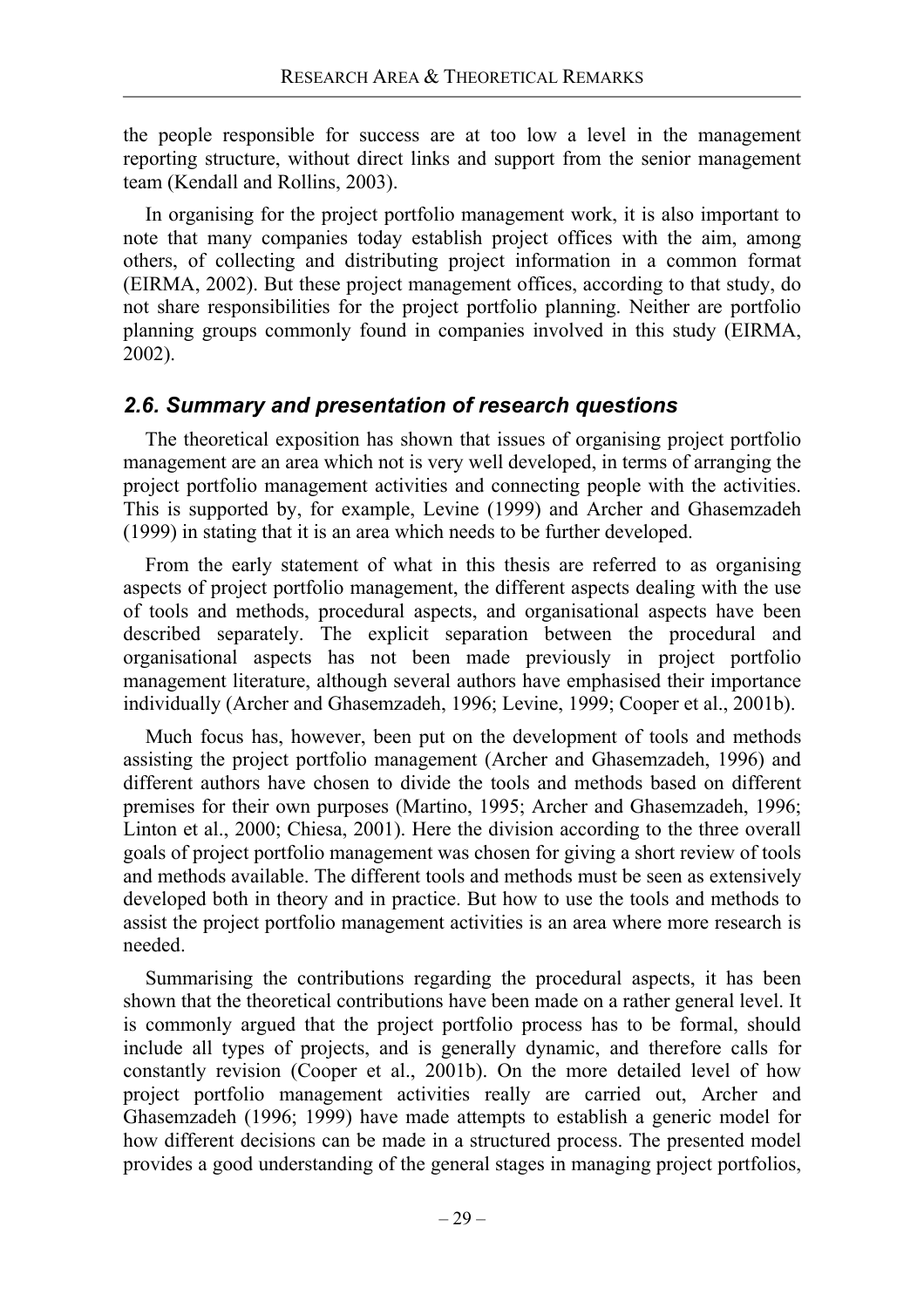the people responsible for success are at too low a level in the management reporting structure, without direct links and support from the senior management team (Kendall and Rollins, 2003).

In organising for the project portfolio management work, it is also important to note that many companies today establish project offices with the aim, among others, of collecting and distributing project information in a common format (EIRMA, 2002). But these project management offices, according to that study, do not share responsibilities for the project portfolio planning. Neither are portfolio planning groups commonly found in companies involved in this study (EIRMA, 2002).

## *2.6. Summary and presentation of research questions*

The theoretical exposition has shown that issues of organising project portfolio management are an area which not is very well developed, in terms of arranging the project portfolio management activities and connecting people with the activities. This is supported by, for example, Levine (1999) and Archer and Ghasemzadeh (1999) in stating that it is an area which needs to be further developed.

From the early statement of what in this thesis are referred to as organising aspects of project portfolio management, the different aspects dealing with the use of tools and methods, procedural aspects, and organisational aspects have been described separately. The explicit separation between the procedural and organisational aspects has not been made previously in project portfolio management literature, although several authors have emphasised their importance individually (Archer and Ghasemzadeh, 1996; Levine, 1999; Cooper et al., 2001b).

Much focus has, however, been put on the development of tools and methods assisting the project portfolio management (Archer and Ghasemzadeh, 1996) and different authors have chosen to divide the tools and methods based on different premises for their own purposes (Martino, 1995; Archer and Ghasemzadeh, 1996; Linton et al., 2000; Chiesa, 2001). Here the division according to the three overall goals of project portfolio management was chosen for giving a short review of tools and methods available. The different tools and methods must be seen as extensively developed both in theory and in practice. But how to use the tools and methods to assist the project portfolio management activities is an area where more research is needed.

Summarising the contributions regarding the procedural aspects, it has been shown that the theoretical contributions have been made on a rather general level. It is commonly argued that the project portfolio process has to be formal, should include all types of projects, and is generally dynamic, and therefore calls for constantly revision (Cooper et al., 2001b). On the more detailed level of how project portfolio management activities really are carried out, Archer and Ghasemzadeh (1996; 1999) have made attempts to establish a generic model for how different decisions can be made in a structured process. The presented model provides a good understanding of the general stages in managing project portfolios,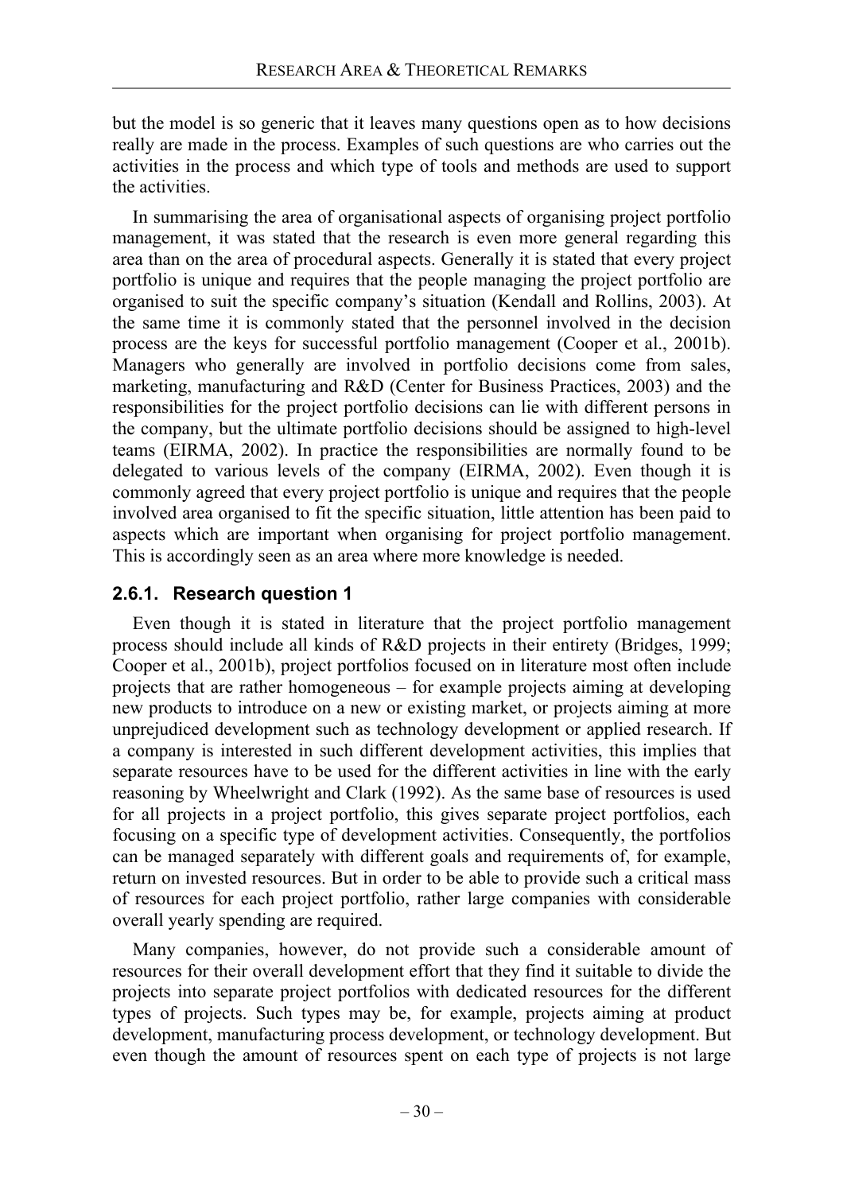but the model is so generic that it leaves many questions open as to how decisions really are made in the process. Examples of such questions are who carries out the activities in the process and which type of tools and methods are used to support the activities.

In summarising the area of organisational aspects of organising project portfolio management, it was stated that the research is even more general regarding this area than on the area of procedural aspects. Generally it is stated that every project portfolio is unique and requires that the people managing the project portfolio are organised to suit the specific company's situation (Kendall and Rollins, 2003). At the same time it is commonly stated that the personnel involved in the decision process are the keys for successful portfolio management (Cooper et al., 2001b). Managers who generally are involved in portfolio decisions come from sales, marketing, manufacturing and R&D (Center for Business Practices, 2003) and the responsibilities for the project portfolio decisions can lie with different persons in the company, but the ultimate portfolio decisions should be assigned to high-level teams (EIRMA, 2002). In practice the responsibilities are normally found to be delegated to various levels of the company (EIRMA, 2002). Even though it is commonly agreed that every project portfolio is unique and requires that the people involved area organised to fit the specific situation, little attention has been paid to aspects which are important when organising for project portfolio management. This is accordingly seen as an area where more knowledge is needed.

### 2.6.1. Research question 1

Even though it is stated in literature that the project portfolio management process should include all kinds of R&D projects in their entirety (Bridges, 1999; Cooper et al., 2001b), project portfolios focused on in literature most often include projects that are rather homogeneous – for example projects aiming at developing new products to introduce on a new or existing market, or projects aiming at more unprejudiced development such as technology development or applied research. If a company is interested in such different development activities, this implies that separate resources have to be used for the different activities in line with the early reasoning by Wheelwright and Clark (1992). As the same base of resources is used for all projects in a project portfolio, this gives separate project portfolios, each focusing on a specific type of development activities. Consequently, the portfolios can be managed separately with different goals and requirements of, for example, return on invested resources. But in order to be able to provide such a critical mass of resources for each project portfolio, rather large companies with considerable overall yearly spending are required.

Many companies, however, do not provide such a considerable amount of resources for their overall development effort that they find it suitable to divide the projects into separate project portfolios with dedicated resources for the different types of projects. Such types may be, for example, projects aiming at product development, manufacturing process development, or technology development. But even though the amount of resources spent on each type of projects is not large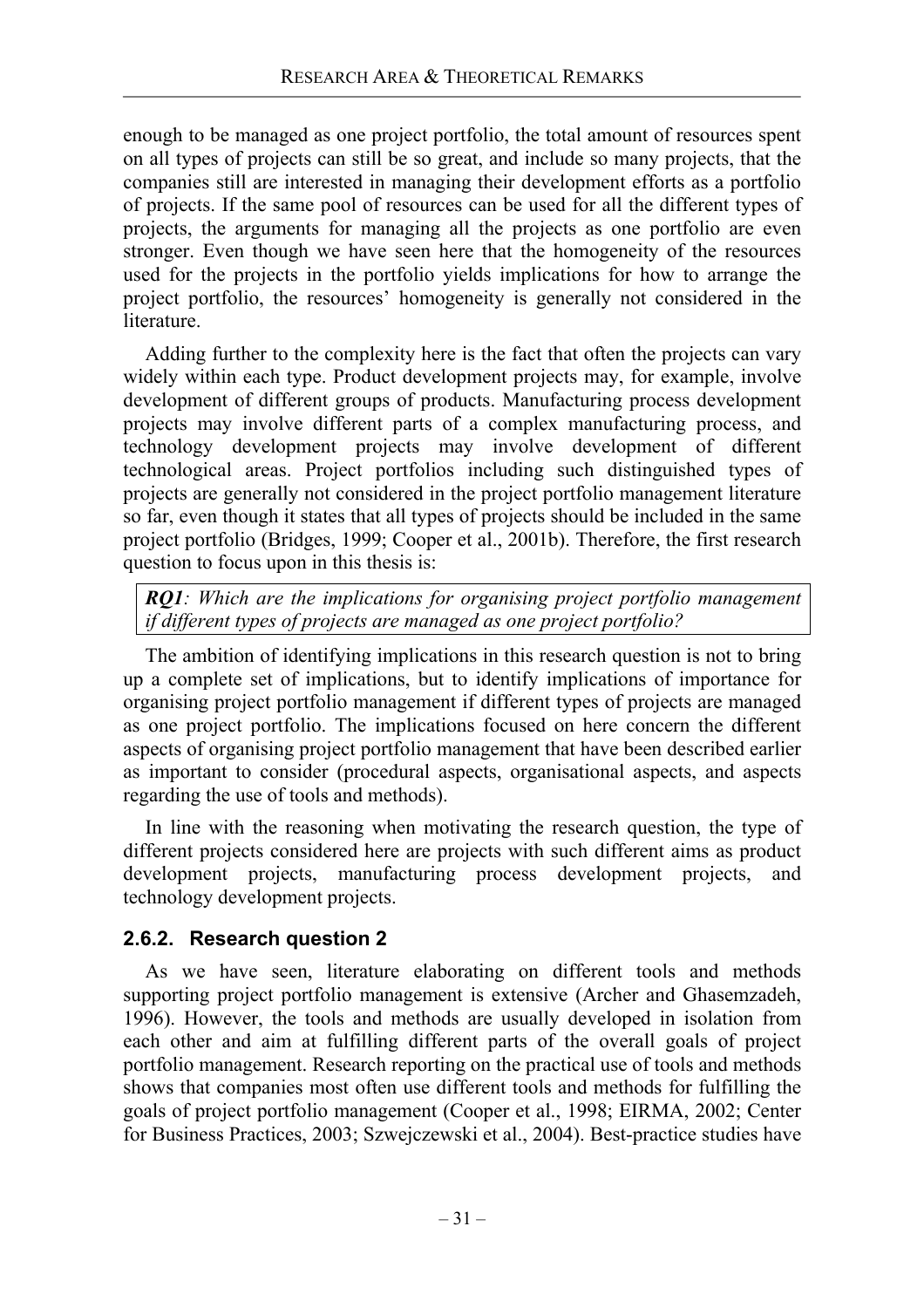enough to be managed as one project portfolio, the total amount of resources spent on all types of projects can still be so great, and include so many projects, that the companies still are interested in managing their development efforts as a portfolio of projects. If the same pool of resources can be used for all the different types of projects, the arguments for managing all the projects as one portfolio are even stronger. Even though we have seen here that the homogeneity of the resources used for the projects in the portfolio yields implications for how to arrange the project portfolio, the resources' homogeneity is generally not considered in the literature.

Adding further to the complexity here is the fact that often the projects can vary widely within each type. Product development projects may, for example, involve development of different groups of products. Manufacturing process development projects may involve different parts of a complex manufacturing process, and technology development projects may involve development of different technological areas. Project portfolios including such distinguished types of projects are generally not considered in the project portfolio management literature so far, even though it states that all types of projects should be included in the same project portfolio (Bridges, 1999; Cooper et al., 2001b). Therefore, the first research question to focus upon in this thesis is:

> ***RQ1****: Which are the implications for organising project portfolio management if different types of projects are managed as one project portfolio?*

The ambition of identifying implications in this research question is not to bring up a complete set of implications, but to identify implications of importance for organising project portfolio management if different types of projects are managed as one project portfolio. The implications focused on here concern the different aspects of organising project portfolio management that have been described earlier as important to consider (procedural aspects, organisational aspects, and aspects regarding the use of tools and methods).

In line with the reasoning when motivating the research question, the type of different projects considered here are projects with such different aims as product development projects, manufacturing process development projects, and technology development projects.

### 2.6.2. Research question 2

As we have seen, literature elaborating on different tools and methods supporting project portfolio management is extensive (Archer and Ghasemzadeh, 1996). However, the tools and methods are usually developed in isolation from each other and aim at fulfilling different parts of the overall goals of project portfolio management. Research reporting on the practical use of tools and methods shows that companies most often use different tools and methods for fulfilling the goals of project portfolio management (Cooper et al., 1998; EIRMA, 2002; Center for Business Practices, 2003; Szwejczewski et al., 2004). Best-practice studies have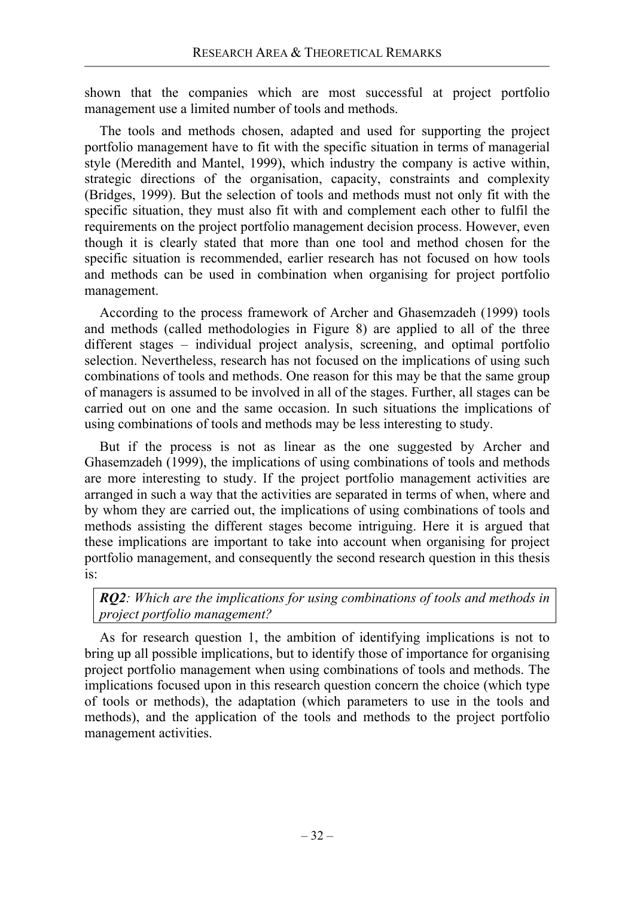shown that the companies which are most successful at project portfolio management use a limited number of tools and methods.

The tools and methods chosen, adapted and used for supporting the project portfolio management have to fit with the specific situation in terms of managerial style (Meredith and Mantel, 1999), which industry the company is active within, strategic directions of the organisation, capacity, constraints and complexity (Bridges, 1999). But the selection of tools and methods must not only fit with the specific situation, they must also fit with and complement each other to fulfil the requirements on the project portfolio management decision process. However, even though it is clearly stated that more than one tool and method chosen for the specific situation is recommended, earlier research has not focused on how tools and methods can be used in combination when organising for project portfolio management.

According to the process framework of Archer and Ghasemzadeh (1999) tools and methods (called methodologies in Figure 8) are applied to all of the three different stages – individual project analysis, screening, and optimal portfolio selection. Nevertheless, research has not focused on the implications of using such combinations of tools and methods. One reason for this may be that the same group of managers is assumed to be involved in all of the stages. Further, all stages can be carried out on one and the same occasion. In such situations the implications of using combinations of tools and methods may be less interesting to study.

But if the process is not as linear as the one suggested by Archer and Ghasemzadeh (1999), the implications of using combinations of tools and methods are more interesting to study. If the project portfolio management activities are arranged in such a way that the activities are separated in terms of when, where and by whom they are carried out, the implications of using combinations of tools and methods assisting the different stages become intriguing. Here it is argued that these implications are important to take into account when organising for project portfolio management, and consequently the second research question in this thesis is:

***RQ2**: Which are the implications for using combinations of tools and methods in project portfolio management?*

As for research question 1, the ambition of identifying implications is not to bring up all possible implications, but to identify those of importance for organising project portfolio management when using combinations of tools and methods. The implications focused upon in this research question concern the choice (which type of tools or methods), the adaptation (which parameters to use in the tools and methods), and the application of the tools and methods to the project portfolio management activities.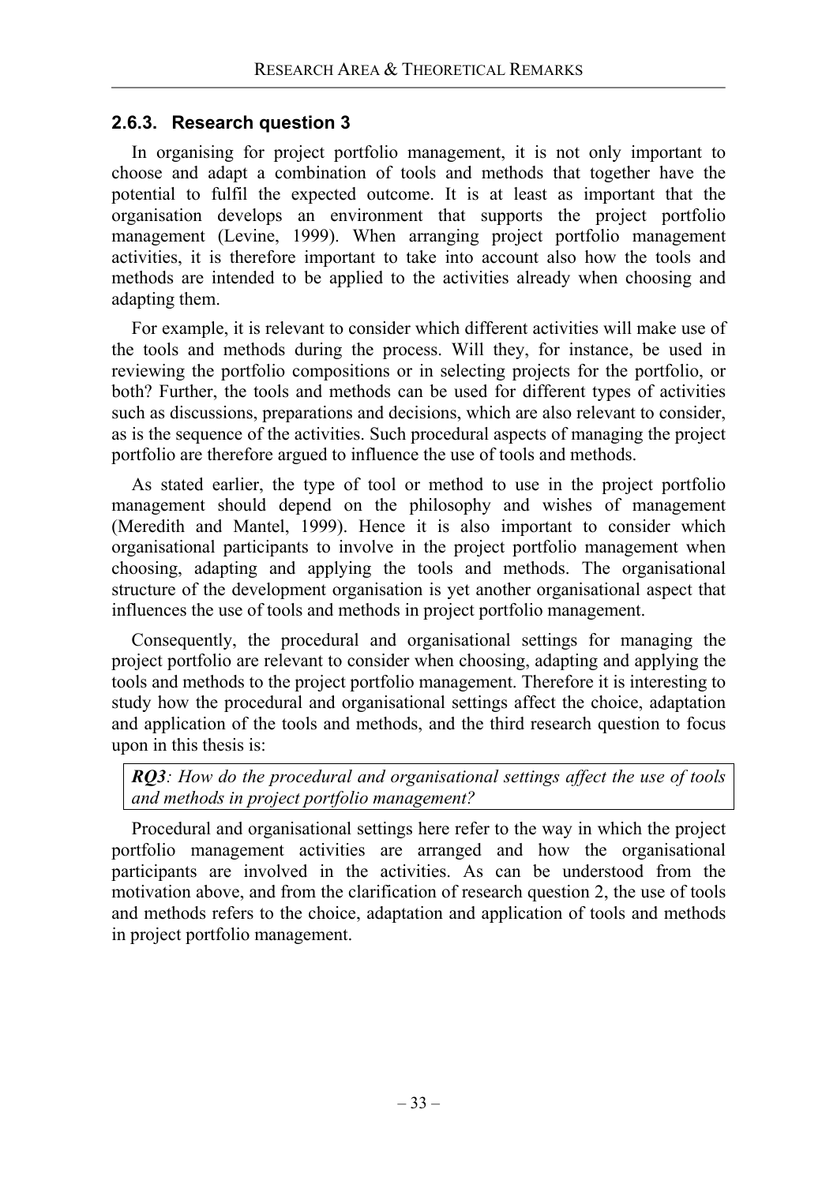### 2.6.3. Research question 3

In organising for project portfolio management, it is not only important to choose and adapt a combination of tools and methods that together have the potential to fulfil the expected outcome. It is at least as important that the organisation develops an environment that supports the project portfolio management (Levine, 1999). When arranging project portfolio management activities, it is therefore important to take into account also how the tools and methods are intended to be applied to the activities already when choosing and adapting them.

For example, it is relevant to consider which different activities will make use of the tools and methods during the process. Will they, for instance, be used in reviewing the portfolio compositions or in selecting projects for the portfolio, or both? Further, the tools and methods can be used for different types of activities such as discussions, preparations and decisions, which are also relevant to consider, as is the sequence of the activities. Such procedural aspects of managing the project portfolio are therefore argued to influence the use of tools and methods.

As stated earlier, the type of tool or method to use in the project portfolio management should depend on the philosophy and wishes of management (Meredith and Mantel, 1999). Hence it is also important to consider which organisational participants to involve in the project portfolio management when choosing, adapting and applying the tools and methods. The organisational structure of the development organisation is yet another organisational aspect that influences the use of tools and methods in project portfolio management.

Consequently, the procedural and organisational settings for managing the project portfolio are relevant to consider when choosing, adapting and applying the tools and methods to the project portfolio management. Therefore it is interesting to study how the procedural and organisational settings affect the choice, adaptation and application of the tools and methods, and the third research question to focus upon in this thesis is:

> ***RQ3****: How do the procedural and organisational settings affect the use of tools and methods in project portfolio management?*

Procedural and organisational settings here refer to the way in which the project portfolio management activities are arranged and how the organisational participants are involved in the activities. As can be understood from the motivation above, and from the clarification of research question 2, the use of tools and methods refers to the choice, adaptation and application of tools and methods in project portfolio management.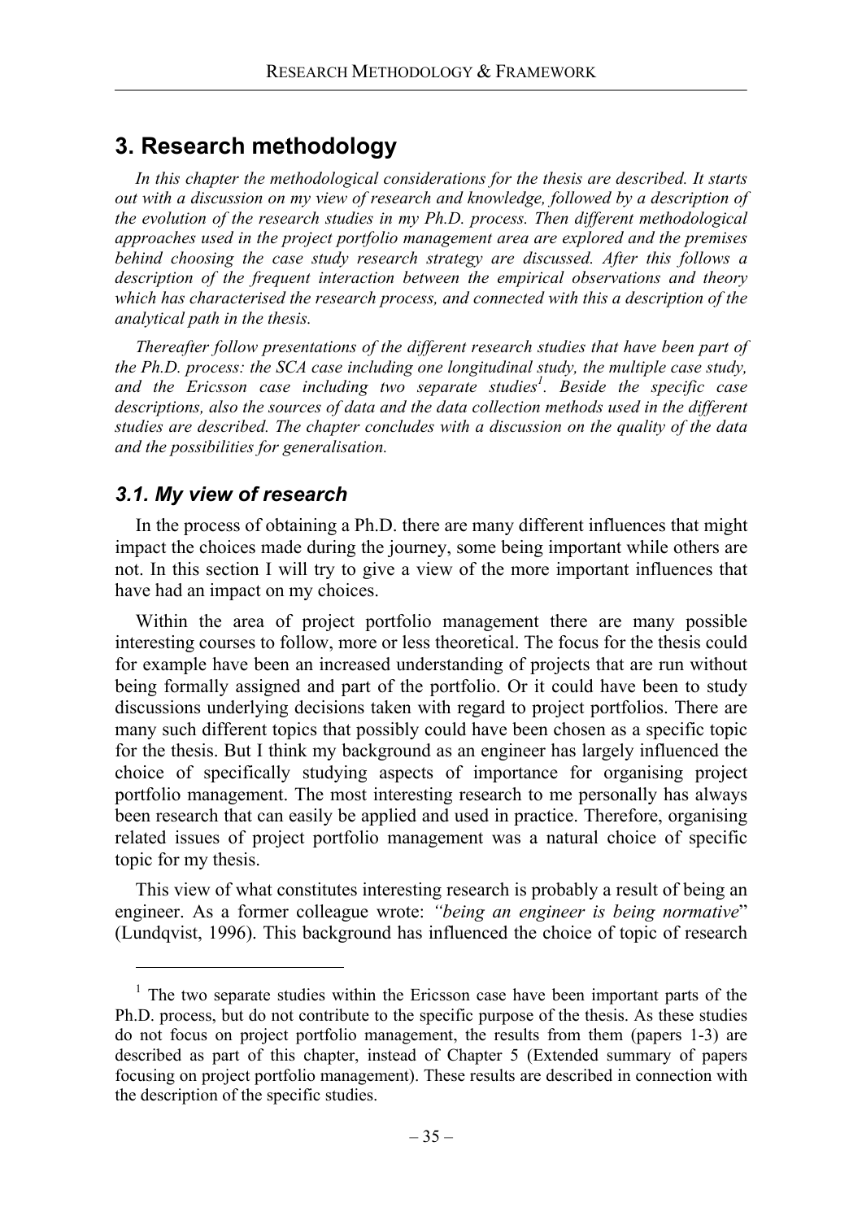# 3. Research methodology

*In this chapter the methodological considerations for the thesis are described. It starts out with a discussion on my view of research and knowledge, followed by a description of the evolution of the research studies in my Ph.D. process. Then different methodological approaches used in the project portfolio management area are explored and the premises behind choosing the case study research strategy are discussed. After this follows a description of the frequent interaction between the empirical observations and theory which has characterised the research process, and connected with this a description of the analytical path in the thesis.*

*Thereafter follow presentations of the different research studies that have been part of the Ph.D. process: the SCA case including one longitudinal study, the multiple case study, and the Ericsson case including two separate studies*[1]*. Beside the specific case descriptions, also the sources of data and the data collection methods used in the different studies are described. The chapter concludes with a discussion on the quality of the data and the possibilities for generalisation.*

## *3.1. My view of research*

In the process of obtaining a Ph.D. there are many different influences that might impact the choices made during the journey, some being important while others are not. In this section I will try to give a view of the more important influences that have had an impact on my choices.

Within the area of project portfolio management there are many possible interesting courses to follow, more or less theoretical. The focus for the thesis could for example have been an increased understanding of projects that are run without being formally assigned and part of the portfolio. Or it could have been to study discussions underlying decisions taken with regard to project portfolios. There are many such different topics that possibly could have been chosen as a specific topic for the thesis. But I think my background as an engineer has largely influenced the choice of specifically studying aspects of importance for organising project portfolio management. The most interesting research to me personally has always been research that can easily be applied and used in practice. Therefore, organising related issues of project portfolio management was a natural choice of specific topic for my thesis.

This view of what constitutes interesting research is probably a result of being an engineer. As a former colleague wrote: *"being an engineer is being normative*" (Lundqvist, 1996). This background has influenced the choice of topic of research

[1] The two separate studies within the Ericsson case have been important parts of the Ph.D. process, but do not contribute to the specific purpose of the thesis. As these studies do not focus on project portfolio management, the results from them (papers 1-3) are described as part of this chapter, instead of Chapter 5 (Extended summary of papers focusing on project portfolio management). These results are described in connection with the description of the specific studies.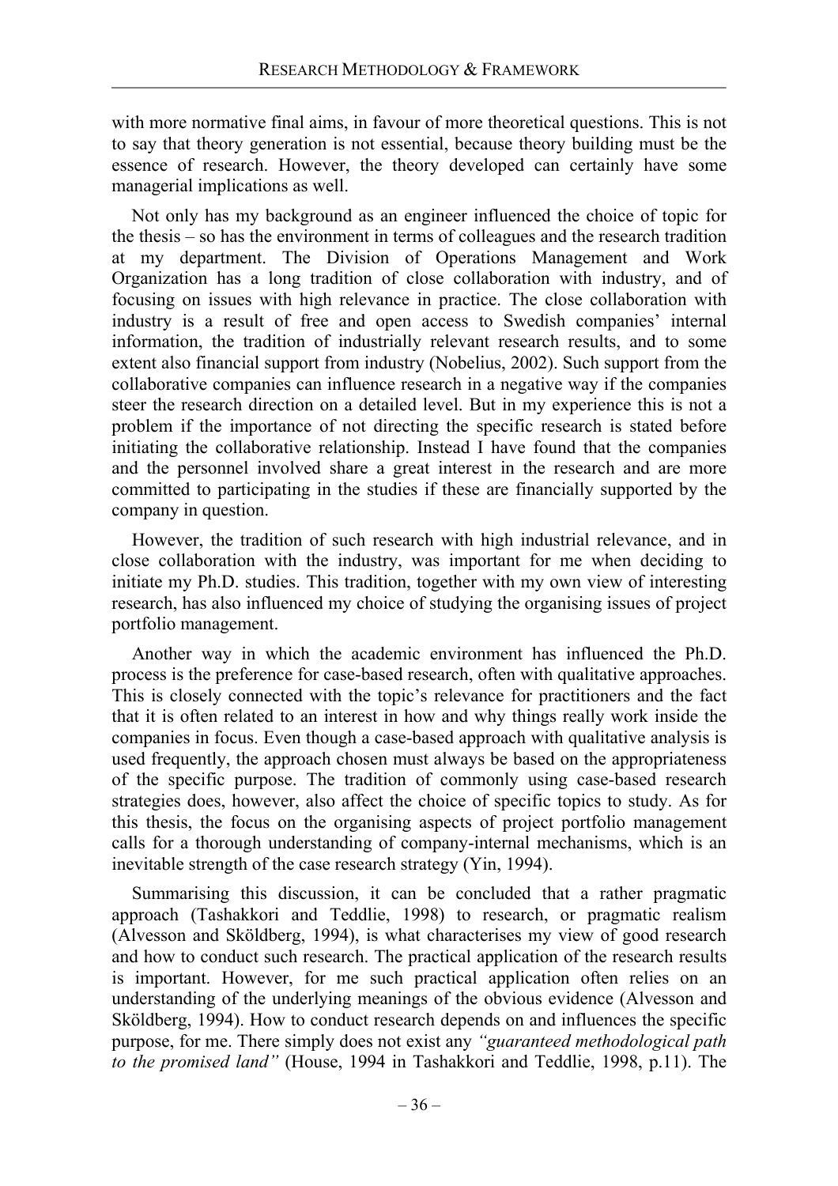with more normative final aims, in favour of more theoretical questions. This is not to say that theory generation is not essential, because theory building must be the essence of research. However, the theory developed can certainly have some managerial implications as well.

Not only has my background as an engineer influenced the choice of topic for the thesis – so has the environment in terms of colleagues and the research tradition at my department. The Division of Operations Management and Work Organization has a long tradition of close collaboration with industry, and of focusing on issues with high relevance in practice. The close collaboration with industry is a result of free and open access to Swedish companies' internal information, the tradition of industrially relevant research results, and to some extent also financial support from industry (Nobelius, 2002). Such support from the collaborative companies can influence research in a negative way if the companies steer the research direction on a detailed level. But in my experience this is not a problem if the importance of not directing the specific research is stated before initiating the collaborative relationship. Instead I have found that the companies and the personnel involved share a great interest in the research and are more committed to participating in the studies if these are financially supported by the company in question.

However, the tradition of such research with high industrial relevance, and in close collaboration with the industry, was important for me when deciding to initiate my Ph.D. studies. This tradition, together with my own view of interesting research, has also influenced my choice of studying the organising issues of project portfolio management.

Another way in which the academic environment has influenced the Ph.D. process is the preference for case-based research, often with qualitative approaches. This is closely connected with the topic's relevance for practitioners and the fact that it is often related to an interest in how and why things really work inside the companies in focus. Even though a case-based approach with qualitative analysis is used frequently, the approach chosen must always be based on the appropriateness of the specific purpose. The tradition of commonly using case-based research strategies does, however, also affect the choice of specific topics to study. As for this thesis, the focus on the organising aspects of project portfolio management calls for a thorough understanding of company-internal mechanisms, which is an inevitable strength of the case research strategy (Yin, 1994).

Summarising this discussion, it can be concluded that a rather pragmatic approach (Tashakkori and Teddlie, 1998) to research, or pragmatic realism (Alvesson and Sköldberg, 1994), is what characterises my view of good research and how to conduct such research. The practical application of the research results is important. However, for me such practical application often relies on an understanding of the underlying meanings of the obvious evidence (Alvesson and Sköldberg, 1994). How to conduct research depends on and influences the specific purpose, for me. There simply does not exist any *"guaranteed methodological path to the promised land"* (House, 1994 in Tashakkori and Teddlie, 1998, p.11). The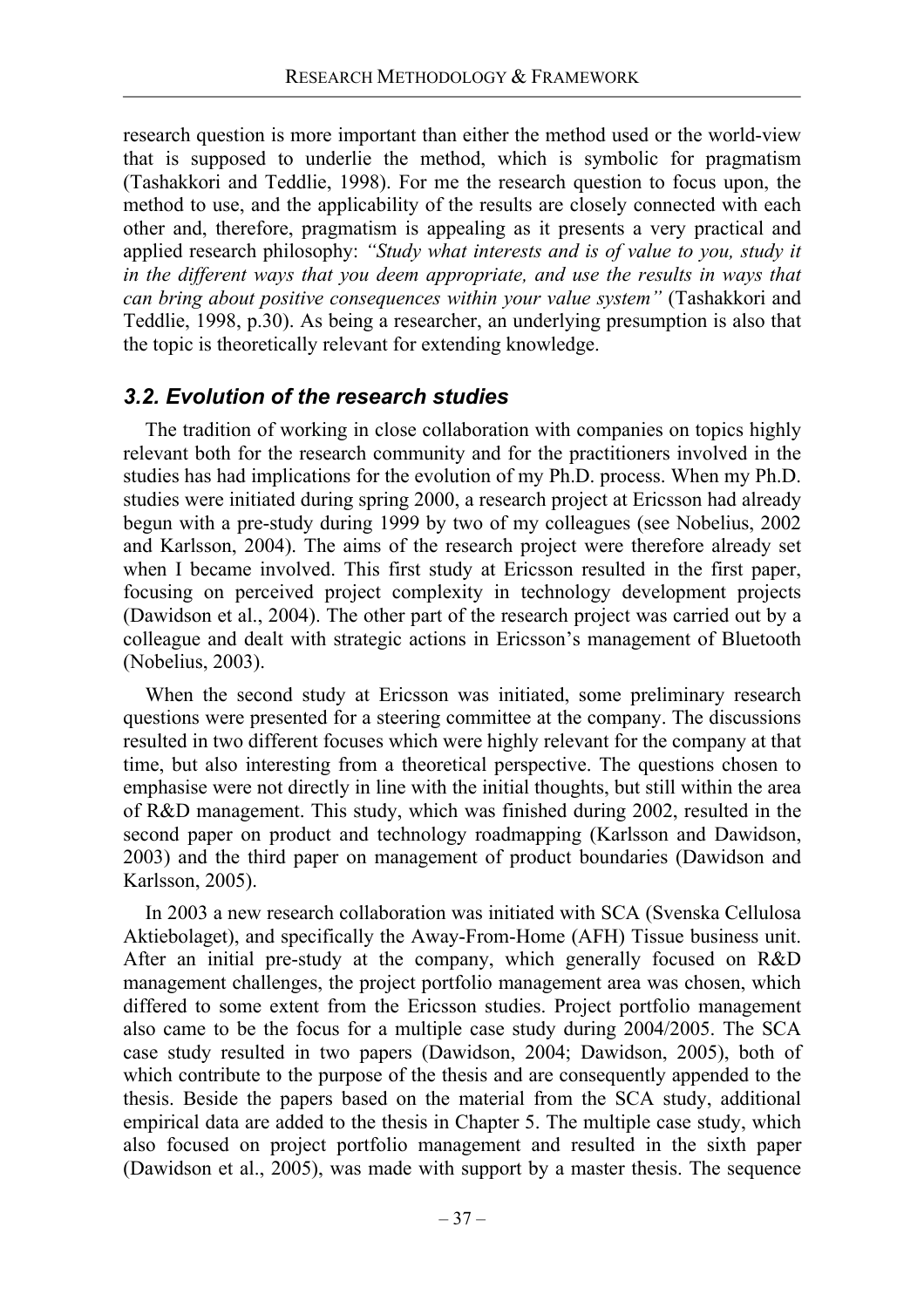research question is more important than either the method used or the world-view that is supposed to underlie the method, which is symbolic for pragmatism (Tashakkori and Teddlie, 1998). For me the research question to focus upon, the method to use, and the applicability of the results are closely connected with each other and, therefore, pragmatism is appealing as it presents a very practical and applied research philosophy: ***"Study what interests and is of value to you, study it in the different ways that you deem appropriate, and use the results in ways that can bring about positive consequences within your value system"*** (Tashakkori and Teddlie, 1998, p.30). As being a researcher, an underlying presumption is also that the topic is theoretically relevant for extending knowledge.

### *3.2. Evolution of the research studies*

The tradition of working in close collaboration with companies on topics highly relevant both for the research community and for the practitioners involved in the studies has had implications for the evolution of my Ph.D. process. When my Ph.D. studies were initiated during spring 2000, a research project at Ericsson had already begun with a pre-study during 1999 by two of my colleagues (see Nobelius, 2002 and Karlsson, 2004). The aims of the research project were therefore already set when I became involved. This first study at Ericsson resulted in the first paper, focusing on perceived project complexity in technology development projects (Dawidson et al., 2004). The other part of the research project was carried out by a colleague and dealt with strategic actions in Ericsson's management of Bluetooth (Nobelius, 2003).

When the second study at Ericsson was initiated, some preliminary research questions were presented for a steering committee at the company. The discussions resulted in two different focuses which were highly relevant for the company at that time, but also interesting from a theoretical perspective. The questions chosen to emphasise were not directly in line with the initial thoughts, but still within the area of R&D management. This study, which was finished during 2002, resulted in the second paper on product and technology roadmapping (Karlsson and Dawidson, 2003) and the third paper on management of product boundaries (Dawidson and Karlsson, 2005).

In 2003 a new research collaboration was initiated with SCA (Svenska Cellulosa Aktiebolaget), and specifically the Away-From-Home (AFH) Tissue business unit. After an initial pre-study at the company, which generally focused on R&D management challenges, the project portfolio management area was chosen, which differed to some extent from the Ericsson studies. Project portfolio management also came to be the focus for a multiple case study during 2004/2005. The SCA case study resulted in two papers (Dawidson, 2004; Dawidson, 2005), both of which contribute to the purpose of the thesis and are consequently appended to the thesis. Beside the papers based on the material from the SCA study, additional empirical data are added to the thesis in Chapter 5. The multiple case study, which also focused on project portfolio management and resulted in the sixth paper (Dawidson et al., 2005), was made with support by a master thesis. The sequence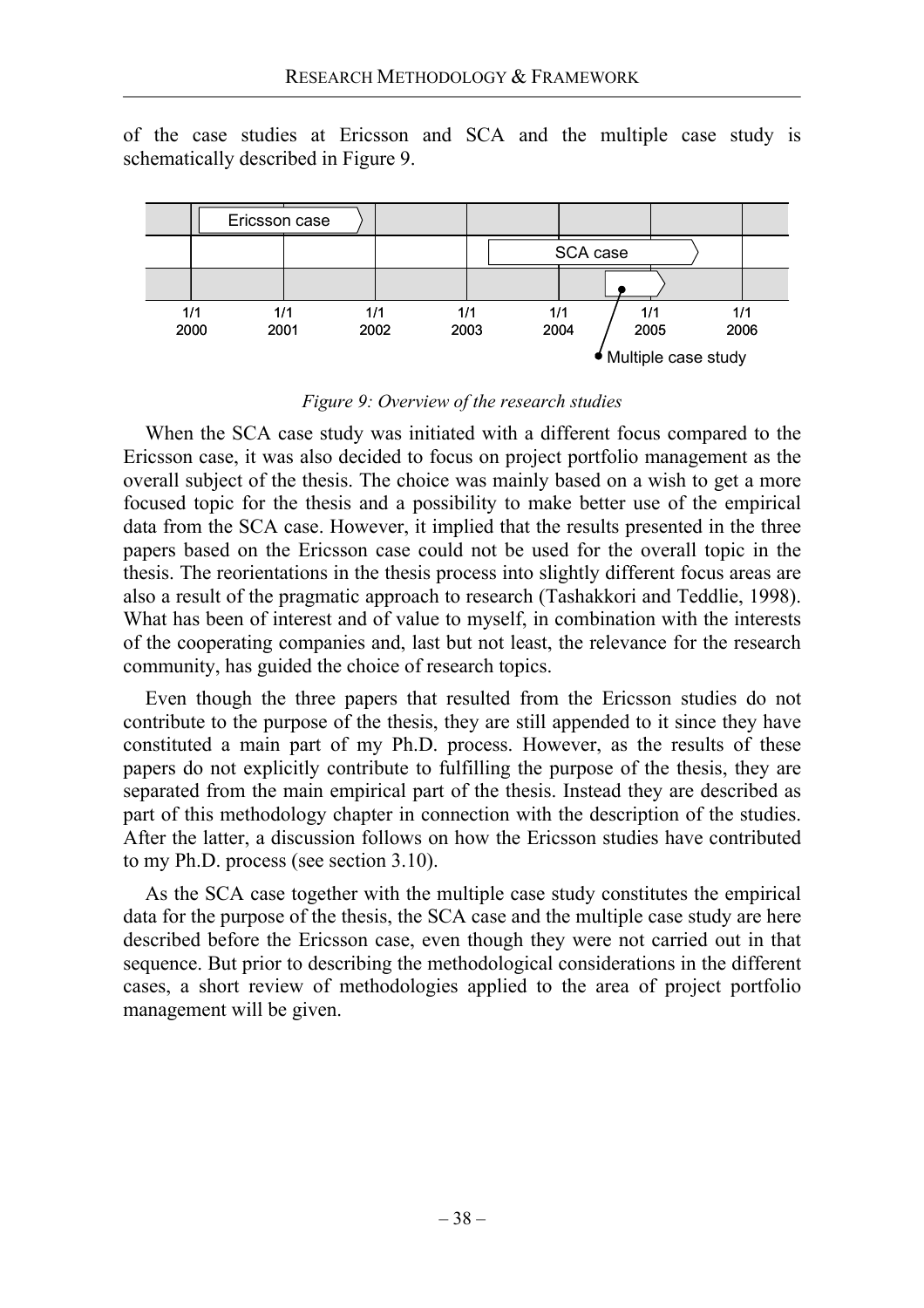of the case studies at Ericsson and SCA and the multiple case study is schematically described in Figure 9.

*Figure 9: Overview of the research studies*

When the SCA case study was initiated with a different focus compared to the Ericsson case, it was also decided to focus on project portfolio management as the overall subject of the thesis. The choice was mainly based on a wish to get a more focused topic for the thesis and a possibility to make better use of the empirical data from the SCA case. However, it implied that the results presented in the three papers based on the Ericsson case could not be used for the overall topic in the thesis. The reorientations in the thesis process into slightly different focus areas are also a result of the pragmatic approach to research (Tashakkori and Teddlie, 1998). What has been of interest and of value to myself, in combination with the interests of the cooperating companies and, last but not least, the relevance for the research community, has guided the choice of research topics.

Even though the three papers that resulted from the Ericsson studies do not contribute to the purpose of the thesis, they are still appended to it since they have constituted a main part of my Ph.D. process. However, as the results of these papers do not explicitly contribute to fulfilling the purpose of the thesis, they are separated from the main empirical part of the thesis. Instead they are described as part of this methodology chapter in connection with the description of the studies. After the latter, a discussion follows on how the Ericsson studies have contributed to my Ph.D. process (see section 3.10).

As the SCA case together with the multiple case study constitutes the empirical data for the purpose of the thesis, the SCA case and the multiple case study are here described before the Ericsson case, even though they were not carried out in that sequence. But prior to describing the methodological considerations in the different cases, a short review of methodologies applied to the area of project portfolio management will be given.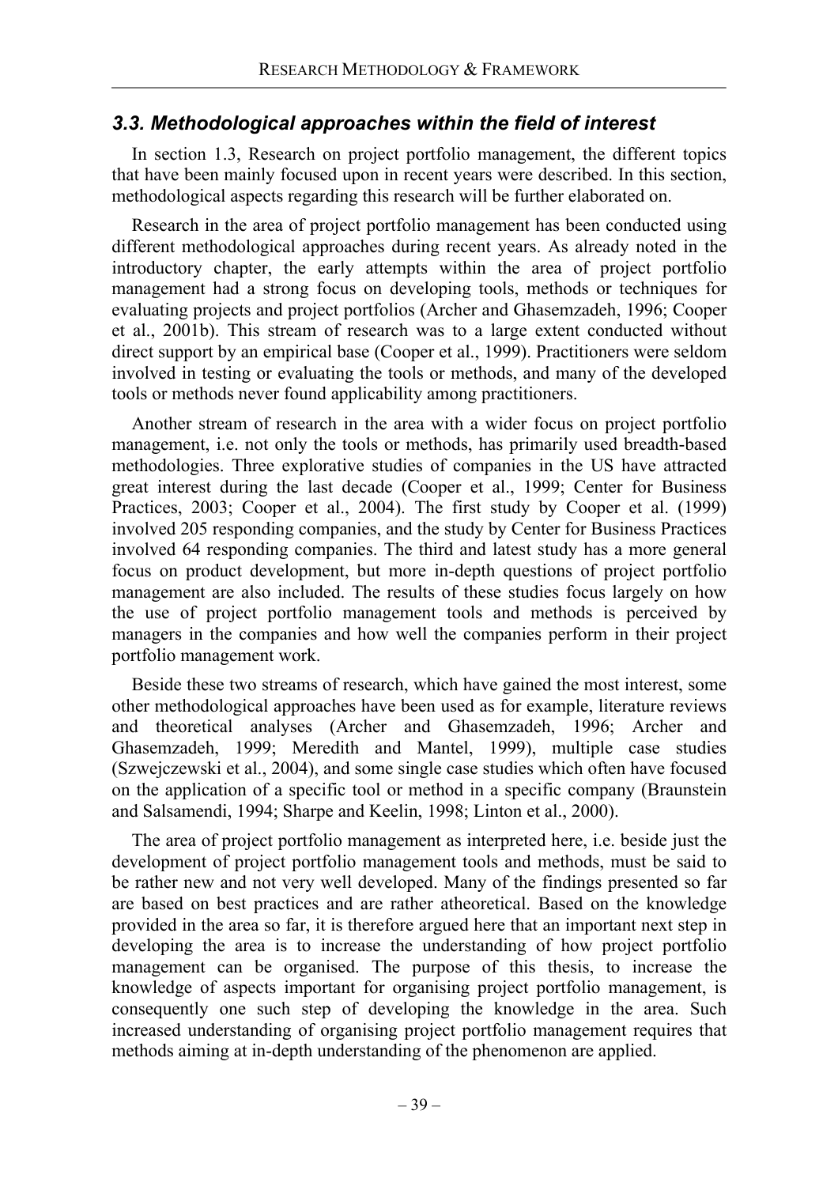### *3.3. Methodological approaches within the field of interest*

In section 1.3, Research on project portfolio management, the different topics that have been mainly focused upon in recent years were described. In this section, methodological aspects regarding this research will be further elaborated on.

Research in the area of project portfolio management has been conducted using different methodological approaches during recent years. As already noted in the introductory chapter, the early attempts within the area of project portfolio management had a strong focus on developing tools, methods or techniques for evaluating projects and project portfolios (Archer and Ghasemzadeh, 1996; Cooper et al., 2001b). This stream of research was to a large extent conducted without direct support by an empirical base (Cooper et al., 1999). Practitioners were seldom involved in testing or evaluating the tools or methods, and many of the developed tools or methods never found applicability among practitioners.

Another stream of research in the area with a wider focus on project portfolio management, i.e. not only the tools or methods, has primarily used breadth-based methodologies. Three explorative studies of companies in the US have attracted great interest during the last decade (Cooper et al., 1999; Center for Business Practices, 2003; Cooper et al., 2004). The first study by Cooper et al. (1999) involved 205 responding companies, and the study by Center for Business Practices involved 64 responding companies. The third and latest study has a more general focus on product development, but more in-depth questions of project portfolio management are also included. The results of these studies focus largely on how the use of project portfolio management tools and methods is perceived by managers in the companies and how well the companies perform in their project portfolio management work.

Beside these two streams of research, which have gained the most interest, some other methodological approaches have been used as for example, literature reviews and theoretical analyses (Archer and Ghasemzadeh, 1996; Archer and Ghasemzadeh, 1999; Meredith and Mantel, 1999), multiple case studies (Szwejczewski et al., 2004), and some single case studies which often have focused on the application of a specific tool or method in a specific company (Braunstein and Salsamendi, 1994; Sharpe and Keelin, 1998; Linton et al., 2000).

The area of project portfolio management as interpreted here, i.e. beside just the development of project portfolio management tools and methods, must be said to be rather new and not very well developed. Many of the findings presented so far are based on best practices and are rather atheoretical. Based on the knowledge provided in the area so far, it is therefore argued here that an important next step in developing the area is to increase the understanding of how project portfolio management can be organised. The purpose of this thesis, to increase the knowledge of aspects important for organising project portfolio management, is consequently one such step of developing the knowledge in the area. Such increased understanding of organising project portfolio management requires that methods aiming at in-depth understanding of the phenomenon are applied.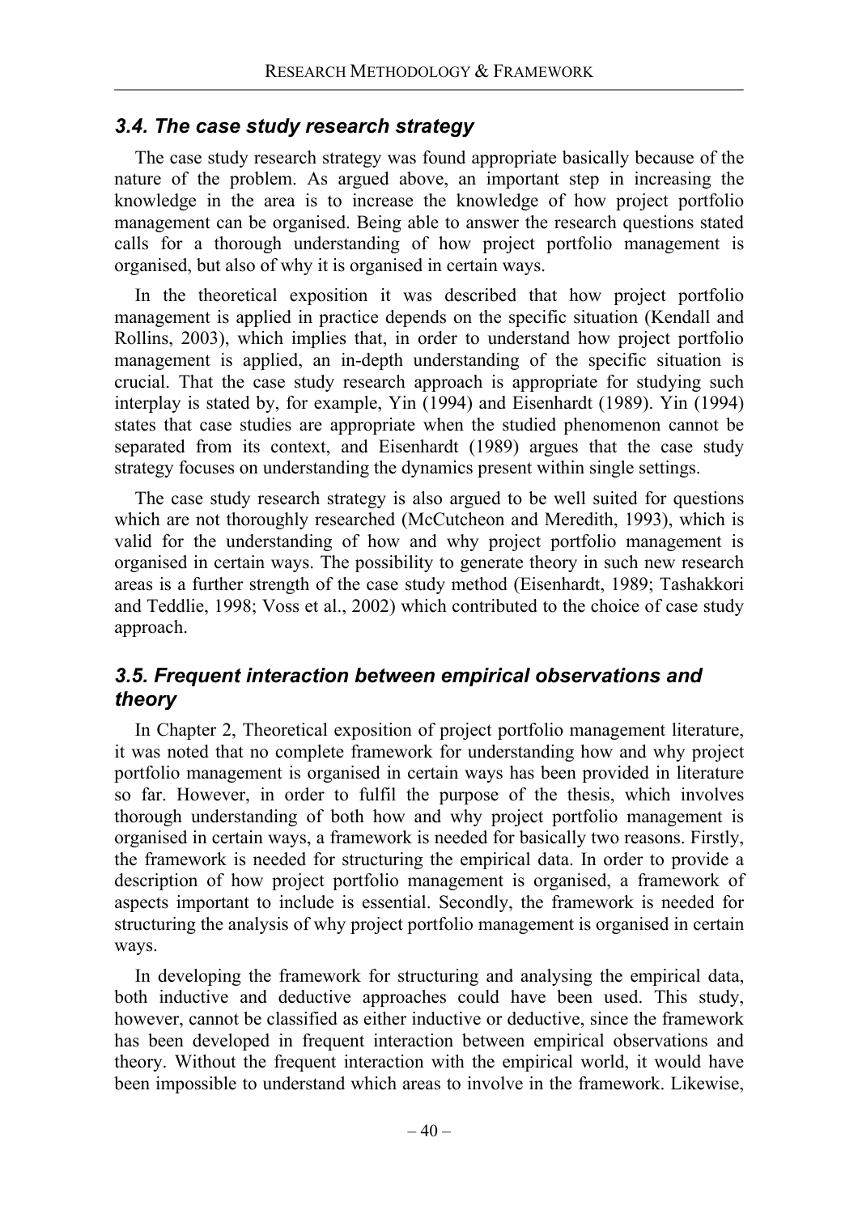### *3.4. The case study research strategy*

The case study research strategy was found appropriate basically because of the nature of the problem. As argued above, an important step in increasing the knowledge in the area is to increase the knowledge of how project portfolio management can be organised. Being able to answer the research questions stated calls for a thorough understanding of how project portfolio management is organised, but also of why it is organised in certain ways.

In the theoretical exposition it was described that how project portfolio management is applied in practice depends on the specific situation (Kendall and Rollins, 2003), which implies that, in order to understand how project portfolio management is applied, an in-depth understanding of the specific situation is crucial. That the case study research approach is appropriate for studying such interplay is stated by, for example, Yin (1994) and Eisenhardt (1989). Yin (1994) states that case studies are appropriate when the studied phenomenon cannot be separated from its context, and Eisenhardt (1989) argues that the case study strategy focuses on understanding the dynamics present within single settings.

The case study research strategy is also argued to be well suited for questions which are not thoroughly researched (McCutcheon and Meredith, 1993), which is valid for the understanding of how and why project portfolio management is organised in certain ways. The possibility to generate theory in such new research areas is a further strength of the case study method (Eisenhardt, 1989; Tashakkori and Teddlie, 1998; Voss et al., 2002) which contributed to the choice of case study approach.

### *3.5. Frequent interaction between empirical observations and theory*

In Chapter 2, Theoretical exposition of project portfolio management literature, it was noted that no complete framework for understanding how and why project portfolio management is organised in certain ways has been provided in literature so far. However, in order to fulfil the purpose of the thesis, which involves thorough understanding of both how and why project portfolio management is organised in certain ways, a framework is needed for basically two reasons. Firstly, the framework is needed for structuring the empirical data. In order to provide a description of how project portfolio management is organised, a framework of aspects important to include is essential. Secondly, the framework is needed for structuring the analysis of why project portfolio management is organised in certain ways.

In developing the framework for structuring and analysing the empirical data, both inductive and deductive approaches could have been used. This study, however, cannot be classified as either inductive or deductive, since the framework has been developed in frequent interaction between empirical observations and theory. Without the frequent interaction with the empirical world, it would have been impossible to understand which areas to involve in the framework. Likewise,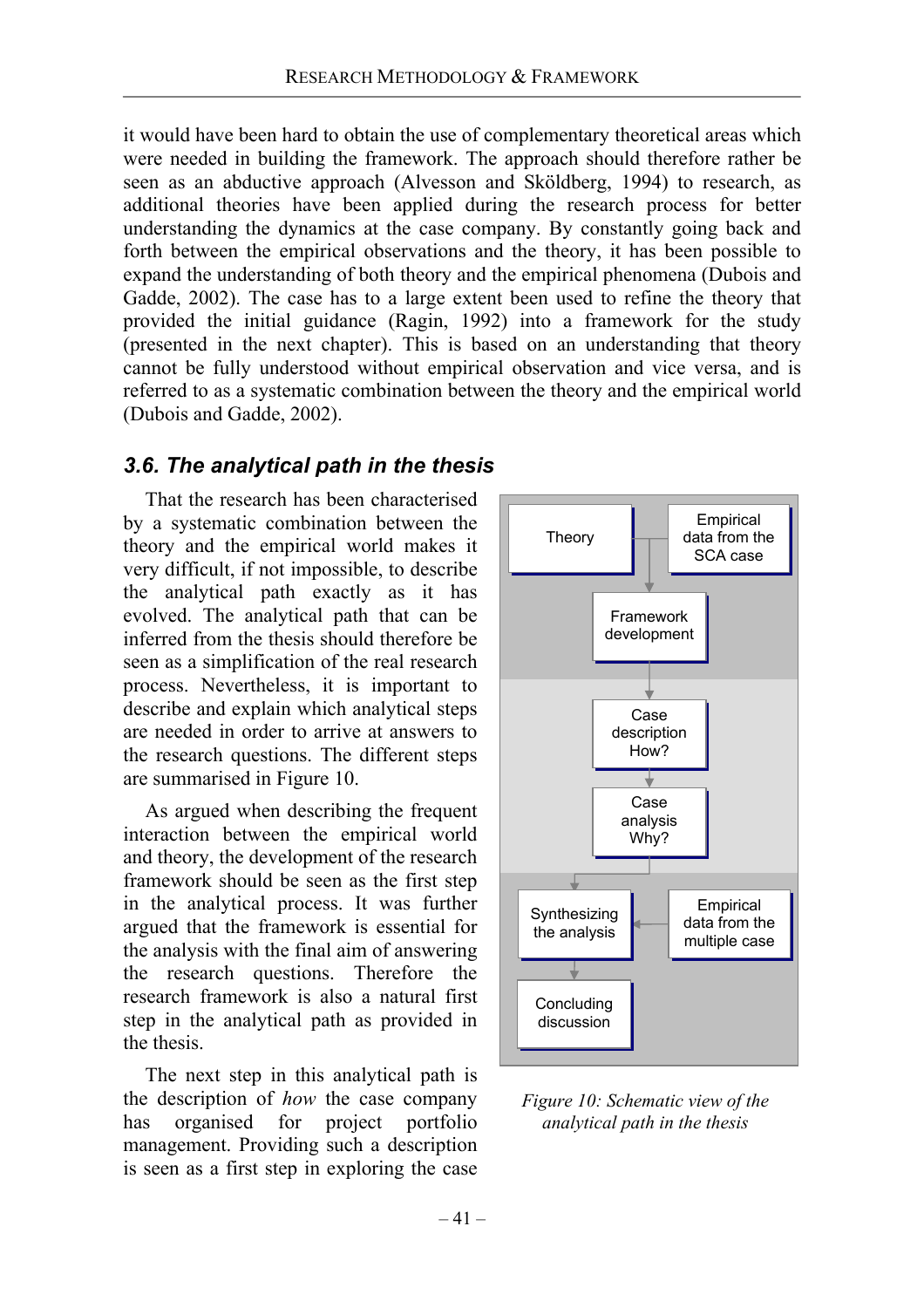it would have been hard to obtain the use of complementary theoretical areas which were needed in building the framework. The approach should therefore rather be seen as an abductive approach (Alvesson and Sköldberg, 1994) to research, as additional theories have been applied during the research process for better understanding the dynamics at the case company. By constantly going back and forth between the empirical observations and the theory, it has been possible to expand the understanding of both theory and the empirical phenomena (Dubois and Gadde, 2002). The case has to a large extent been used to refine the theory that provided the initial guidance (Ragin, 1992) into a framework for the study (presented in the next chapter). This is based on an understanding that theory cannot be fully understood without empirical observation and vice versa, and is referred to as a systematic combination between the theory and the empirical world (Dubois and Gadde, 2002).

## 3.6. The analytical path in the thesis

That the research has been characterised by a systematic combination between the theory and the empirical world makes it very difficult, if not impossible, to describe the analytical path exactly as it has evolved. The analytical path that can be inferred from the thesis should therefore be seen as a simplification of the real research process. Nevertheless, it is important to describe and explain which analytical steps are needed in order to arrive at answers to the research questions. The different steps are summarised in Figure 10.

Theory | Empirical data from the SCA case → Framework development → Case description How? → Case analysis Why? → Synthesizing the analysis ← Empirical data from the multiple case → Concluding discussion

*Figure 10: Schematic view of the analytical path in the thesis*

As argued when describing the frequent interaction between the empirical world and theory, the development of the research framework should be seen as the first step in the analytical process. It was further argued that the framework is essential for the analysis with the final aim of answering the research questions. Therefore the research framework is also a natural first step in the analytical path as provided in the thesis.

The next step in this analytical path is the description of *how* the case company has organised for project portfolio management. Providing such a description is seen as a first step in exploring the case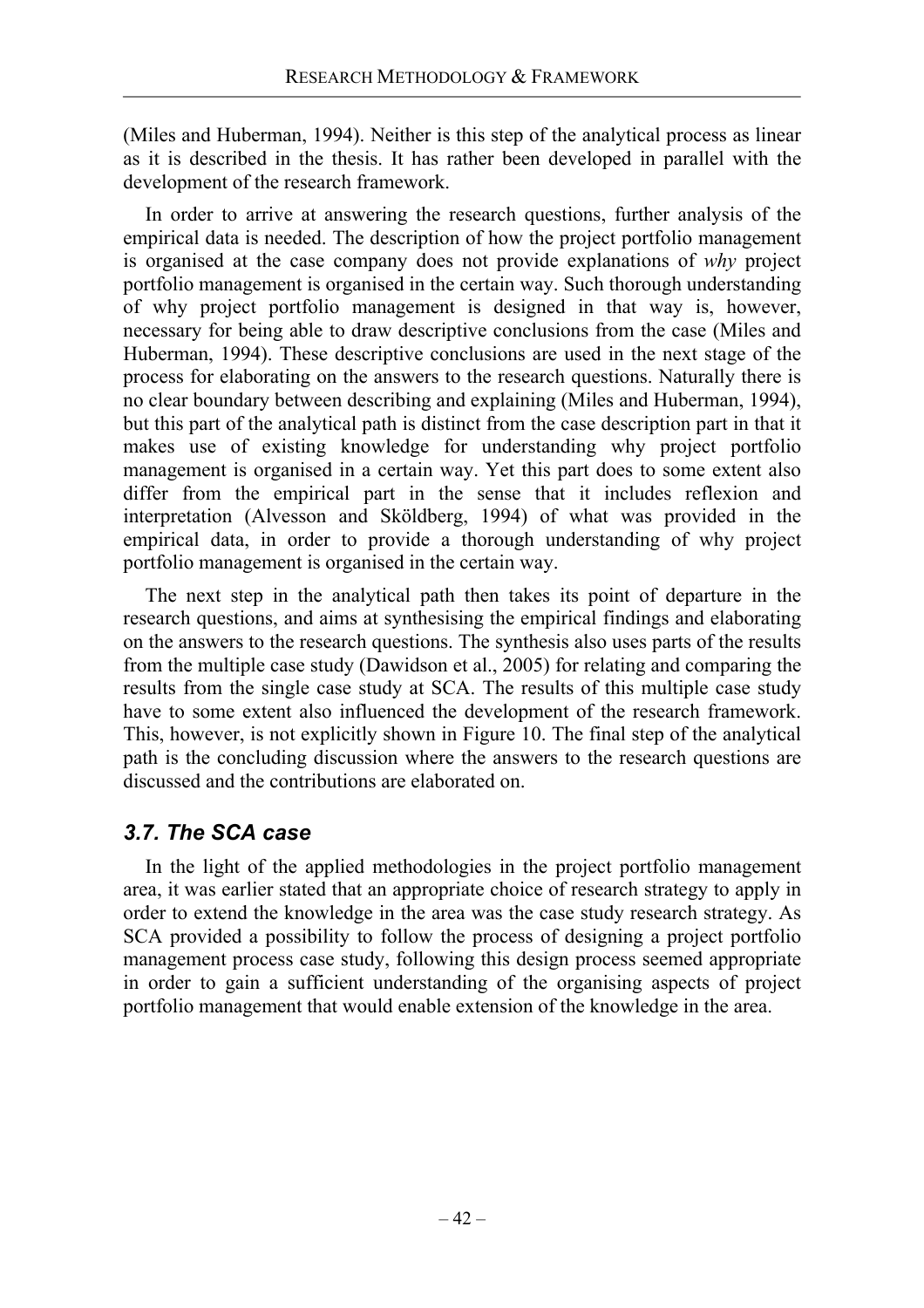(Miles and Huberman, 1994). Neither is this step of the analytical process as linear as it is described in the thesis. It has rather been developed in parallel with the development of the research framework.

In order to arrive at answering the research questions, further analysis of the empirical data is needed. The description of how the project portfolio management is organised at the case company does not provide explanations of *why* project portfolio management is organised in the certain way. Such thorough understanding of why project portfolio management is designed in that way is, however, necessary for being able to draw descriptive conclusions from the case (Miles and Huberman, 1994). These descriptive conclusions are used in the next stage of the process for elaborating on the answers to the research questions. Naturally there is no clear boundary between describing and explaining (Miles and Huberman, 1994), but this part of the analytical path is distinct from the case description part in that it makes use of existing knowledge for understanding why project portfolio management is organised in a certain way. Yet this part does to some extent also differ from the empirical part in the sense that it includes reflexion and interpretation (Alvesson and Sköldberg, 1994) of what was provided in the empirical data, in order to provide a thorough understanding of why project portfolio management is organised in the certain way.

The next step in the analytical path then takes its point of departure in the research questions, and aims at synthesising the empirical findings and elaborating on the answers to the research questions. The synthesis also uses parts of the results from the multiple case study (Dawidson et al., 2005) for relating and comparing the results from the single case study at SCA. The results of this multiple case study have to some extent also influenced the development of the research framework. This, however, is not explicitly shown in Figure 10. The final step of the analytical path is the concluding discussion where the answers to the research questions are discussed and the contributions are elaborated on.

## *3.7. The SCA case*

In the light of the applied methodologies in the project portfolio management area, it was earlier stated that an appropriate choice of research strategy to apply in order to extend the knowledge in the area was the case study research strategy. As SCA provided a possibility to follow the process of designing a project portfolio management process case study, following this design process seemed appropriate in order to gain a sufficient understanding of the organising aspects of project portfolio management that would enable extension of the knowledge in the area.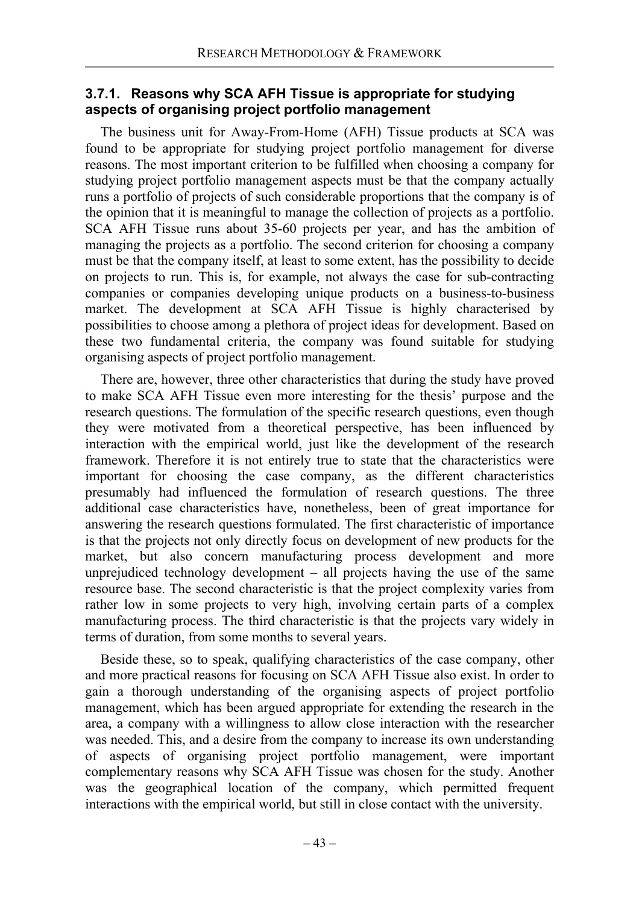### 3.7.1. Reasons why SCA AFH Tissue is appropriate for studying aspects of organising project portfolio management

The business unit for Away-From-Home (AFH) Tissue products at SCA was found to be appropriate for studying project portfolio management for diverse reasons. The most important criterion to be fulfilled when choosing a company for studying project portfolio management aspects must be that the company actually runs a portfolio of projects of such considerable proportions that the company is of the opinion that it is meaningful to manage the collection of projects as a portfolio. SCA AFH Tissue runs about 35-60 projects per year, and has the ambition of managing the projects as a portfolio. The second criterion for choosing a company must be that the company itself, at least to some extent, has the possibility to decide on projects to run. This is, for example, not always the case for sub-contracting companies or companies developing unique products on a business-to-business market. The development at SCA AFH Tissue is highly characterised by possibilities to choose among a plethora of project ideas for development. Based on these two fundamental criteria, the company was found suitable for studying organising aspects of project portfolio management.

There are, however, three other characteristics that during the study have proved to make SCA AFH Tissue even more interesting for the thesis' purpose and the research questions. The formulation of the specific research questions, even though they were motivated from a theoretical perspective, has been influenced by interaction with the empirical world, just like the development of the research framework. Therefore it is not entirely true to state that the characteristics were important for choosing the case company, as the different characteristics presumably had influenced the formulation of research questions. The three additional case characteristics have, nonetheless, been of great importance for answering the research questions formulated. The first characteristic of importance is that the projects not only directly focus on development of new products for the market, but also concern manufacturing process development and more unprejudiced technology development – all projects having the use of the same resource base. The second characteristic is that the project complexity varies from rather low in some projects to very high, involving certain parts of a complex manufacturing process. The third characteristic is that the projects vary widely in terms of duration, from some months to several years.

Beside these, so to speak, qualifying characteristics of the case company, other and more practical reasons for focusing on SCA AFH Tissue also exist. In order to gain a thorough understanding of the organising aspects of project portfolio management, which has been argued appropriate for extending the research in the area, a company with a willingness to allow close interaction with the researcher was needed. This, and a desire from the company to increase its own understanding of aspects of organising project portfolio management, were important complementary reasons why SCA AFH Tissue was chosen for the study. Another was the geographical location of the company, which permitted frequent interactions with the empirical world, but still in close contact with the university.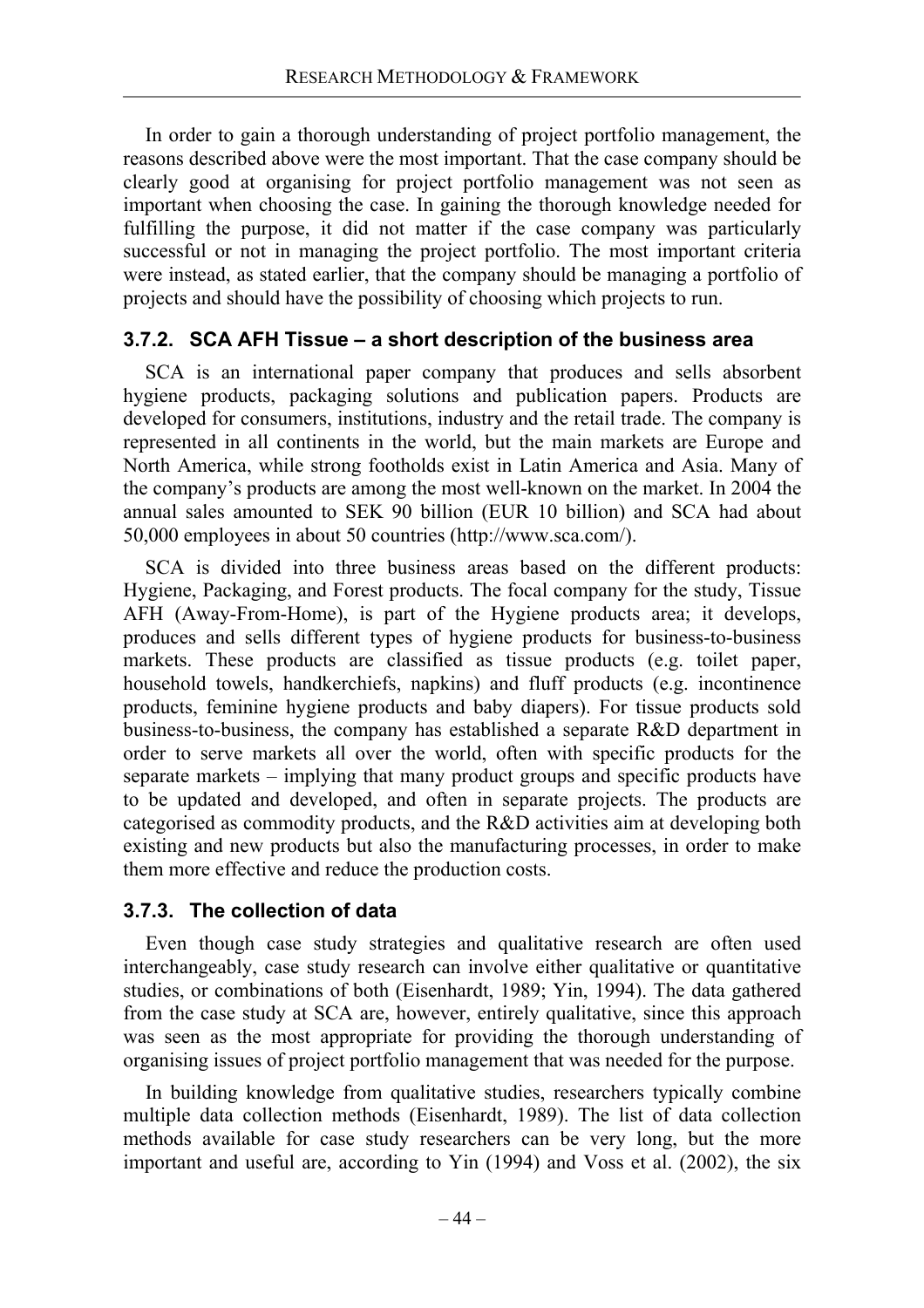In order to gain a thorough understanding of project portfolio management, the reasons described above were the most important. That the case company should be clearly good at organising for project portfolio management was not seen as important when choosing the case. In gaining the thorough knowledge needed for fulfilling the purpose, it did not matter if the case company was particularly successful or not in managing the project portfolio. The most important criteria were instead, as stated earlier, that the company should be managing a portfolio of projects and should have the possibility of choosing which projects to run.

### 3.7.2. SCA AFH Tissue – a short description of the business area

SCA is an international paper company that produces and sells absorbent hygiene products, packaging solutions and publication papers. Products are developed for consumers, institutions, industry and the retail trade. The company is represented in all continents in the world, but the main markets are Europe and North America, while strong footholds exist in Latin America and Asia. Many of the company's products are among the most well-known on the market. In 2004 the annual sales amounted to SEK 90 billion (EUR 10 billion) and SCA had about 50,000 employees in about 50 countries (http://www.sca.com/).

SCA is divided into three business areas based on the different products: Hygiene, Packaging, and Forest products. The focal company for the study, Tissue AFH (Away-From-Home), is part of the Hygiene products area; it develops, produces and sells different types of hygiene products for business-to-business markets. These products are classified as tissue products (e.g. toilet paper, household towels, handkerchiefs, napkins) and fluff products (e.g. incontinence products, feminine hygiene products and baby diapers). For tissue products sold business-to-business, the company has established a separate R&D department in order to serve markets all over the world, often with specific products for the separate markets – implying that many product groups and specific products have to be updated and developed, and often in separate projects. The products are categorised as commodity products, and the R&D activities aim at developing both existing and new products but also the manufacturing processes, in order to make them more effective and reduce the production costs.

### 3.7.3. The collection of data

Even though case study strategies and qualitative research are often used interchangeably, case study research can involve either qualitative or quantitative studies, or combinations of both (Eisenhardt, 1989; Yin, 1994). The data gathered from the case study at SCA are, however, entirely qualitative, since this approach was seen as the most appropriate for providing the thorough understanding of organising issues of project portfolio management that was needed for the purpose.

In building knowledge from qualitative studies, researchers typically combine multiple data collection methods (Eisenhardt, 1989). The list of data collection methods available for case study researchers can be very long, but the more important and useful are, according to Yin (1994) and Voss et al. (2002), the six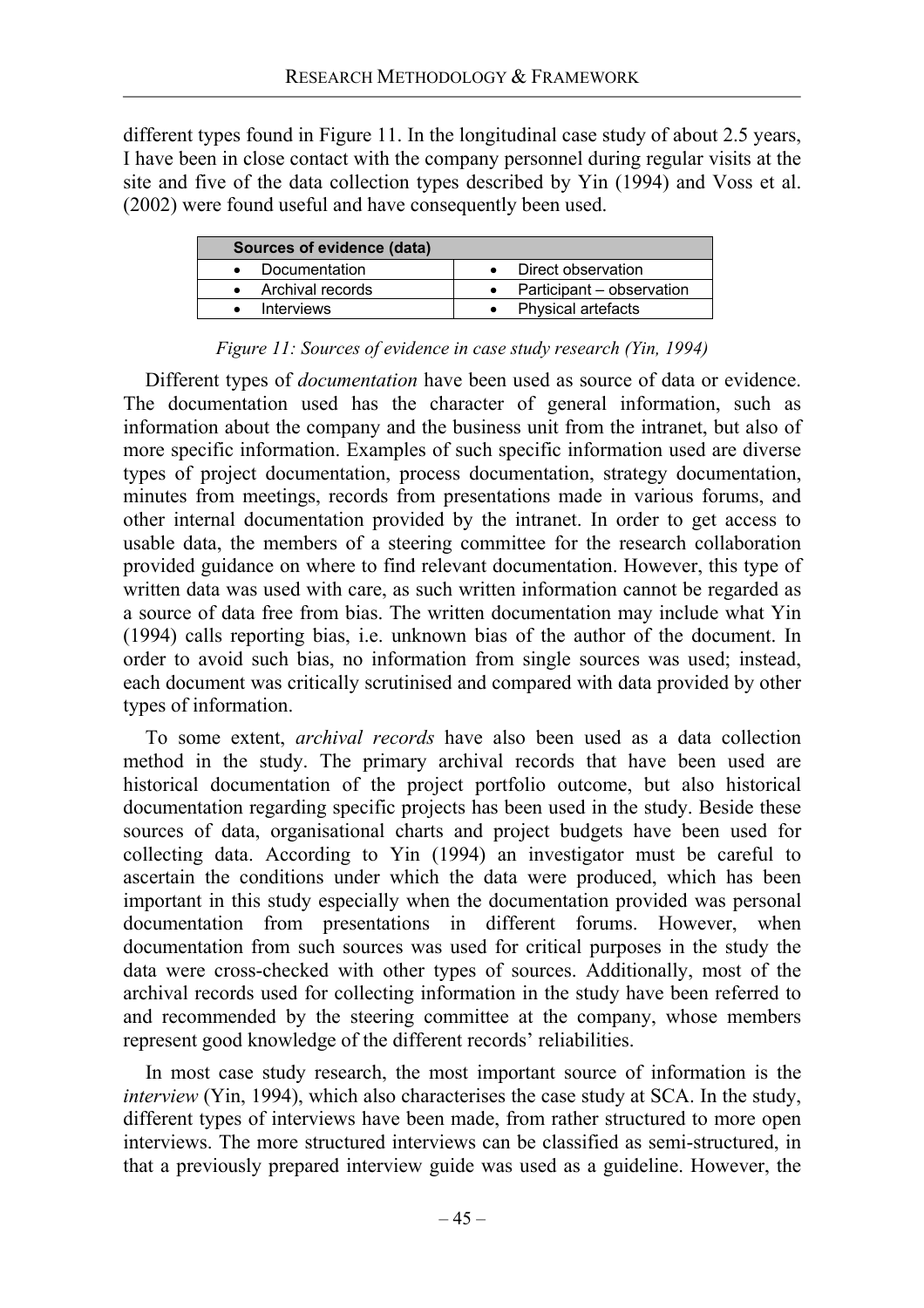different types found in Figure 11. In the longitudinal case study of about 2.5 years, I have been in close contact with the company personnel during regular visits at the site and five of the data collection types described by Yin (1994) and Voss et al. (2002) were found useful and have consequently been used.

| Sources of evidence (data) | |
|---|---|
| • Documentation | • Direct observation |
| • Archival records | • Participant – observation |
| • Interviews | • Physical artefacts |

*Figure 11: Sources of evidence in case study research (Yin, 1994)*

Different types of *documentation* have been used as source of data or evidence. The documentation used has the character of general information, such as information about the company and the business unit from the intranet, but also of more specific information. Examples of such specific information used are diverse types of project documentation, process documentation, strategy documentation, minutes from meetings, records from presentations made in various forums, and other internal documentation provided by the intranet. In order to get access to usable data, the members of a steering committee for the research collaboration provided guidance on where to find relevant documentation. However, this type of written data was used with care, as such written information cannot be regarded as a source of data free from bias. The written documentation may include what Yin (1994) calls reporting bias, i.e. unknown bias of the author of the document. In order to avoid such bias, no information from single sources was used; instead, each document was critically scrutinised and compared with data provided by other types of information.

To some extent, *archival records* have also been used as a data collection method in the study. The primary archival records that have been used are historical documentation of the project portfolio outcome, but also historical documentation regarding specific projects has been used in the study. Beside these sources of data, organisational charts and project budgets have been used for collecting data. According to Yin (1994) an investigator must be careful to ascertain the conditions under which the data were produced, which has been important in this study especially when the documentation provided was personal documentation from presentations in different forums. However, when documentation from such sources was used for critical purposes in the study the data were cross-checked with other types of sources. Additionally, most of the archival records used for collecting information in the study have been referred to and recommended by the steering committee at the company, whose members represent good knowledge of the different records' reliabilities.

In most case study research, the most important source of information is the *interview* (Yin, 1994), which also characterises the case study at SCA. In the study, different types of interviews have been made, from rather structured to more open interviews. The more structured interviews can be classified as semi-structured, in that a previously prepared interview guide was used as a guideline. However, the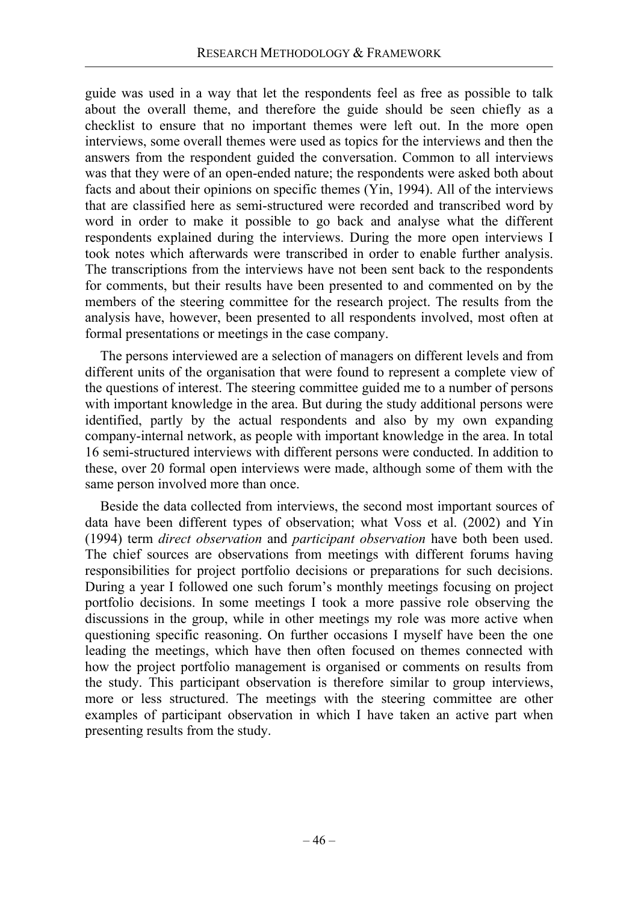guide was used in a way that let the respondents feel as free as possible to talk about the overall theme, and therefore the guide should be seen chiefly as a checklist to ensure that no important themes were left out. In the more open interviews, some overall themes were used as topics for the interviews and then the answers from the respondent guided the conversation. Common to all interviews was that they were of an open-ended nature; the respondents were asked both about facts and about their opinions on specific themes (Yin, 1994). All of the interviews that are classified here as semi-structured were recorded and transcribed word by word in order to make it possible to go back and analyse what the different respondents explained during the interviews. During the more open interviews I took notes which afterwards were transcribed in order to enable further analysis. The transcriptions from the interviews have not been sent back to the respondents for comments, but their results have been presented to and commented on by the members of the steering committee for the research project. The results from the analysis have, however, been presented to all respondents involved, most often at formal presentations or meetings in the case company.

The persons interviewed are a selection of managers on different levels and from different units of the organisation that were found to represent a complete view of the questions of interest. The steering committee guided me to a number of persons with important knowledge in the area. But during the study additional persons were identified, partly by the actual respondents and also by my own expanding company-internal network, as people with important knowledge in the area. In total 16 semi-structured interviews with different persons were conducted. In addition to these, over 20 formal open interviews were made, although some of them with the same person involved more than once.

Beside the data collected from interviews, the second most important sources of data have been different types of observation; what Voss et al. (2002) and Yin (1994) term *direct observation* and *participant observation* have both been used. The chief sources are observations from meetings with different forums having responsibilities for project portfolio decisions or preparations for such decisions. During a year I followed one such forum's monthly meetings focusing on project portfolio decisions. In some meetings I took a more passive role observing the discussions in the group, while in other meetings my role was more active when questioning specific reasoning. On further occasions I myself have been the one leading the meetings, which have then often focused on themes connected with how the project portfolio management is organised or comments on results from the study. This participant observation is therefore similar to group interviews, more or less structured. The meetings with the steering committee are other examples of participant observation in which I have taken an active part when presenting results from the study.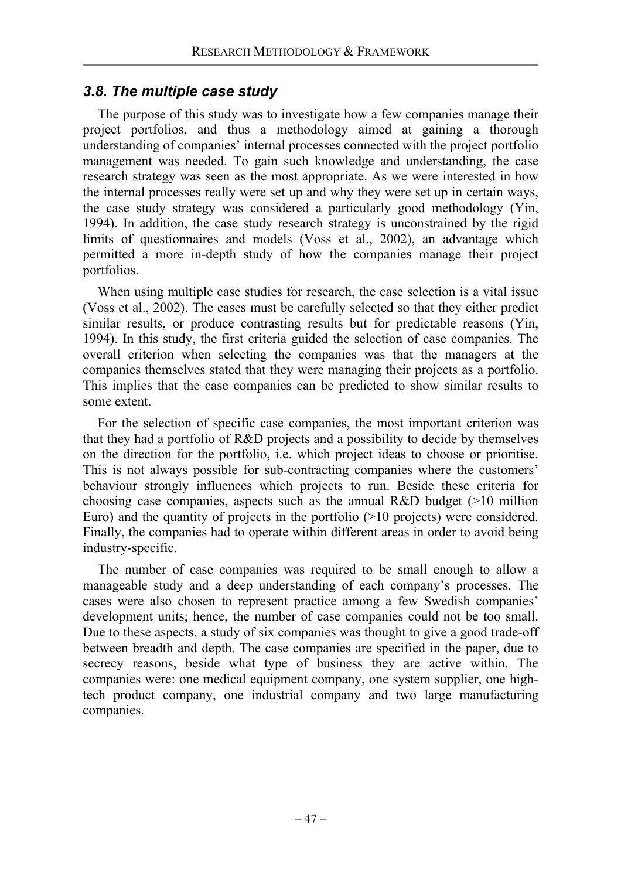### *3.8. The multiple case study*

The purpose of this study was to investigate how a few companies manage their project portfolios, and thus a methodology aimed at gaining a thorough understanding of companies' internal processes connected with the project portfolio management was needed. To gain such knowledge and understanding, the case research strategy was seen as the most appropriate. As we were interested in how the internal processes really were set up and why they were set up in certain ways, the case study strategy was considered a particularly good methodology (Yin, 1994). In addition, the case study research strategy is unconstrained by the rigid limits of questionnaires and models (Voss et al., 2002), an advantage which permitted a more in-depth study of how the companies manage their project portfolios.

When using multiple case studies for research, the case selection is a vital issue (Voss et al., 2002). The cases must be carefully selected so that they either predict similar results, or produce contrasting results but for predictable reasons (Yin, 1994). In this study, the first criteria guided the selection of case companies. The overall criterion when selecting the companies was that the managers at the companies themselves stated that they were managing their projects as a portfolio. This implies that the case companies can be predicted to show similar results to some extent.

For the selection of specific case companies, the most important criterion was that they had a portfolio of R&D projects and a possibility to decide by themselves on the direction for the portfolio, i.e. which project ideas to choose or prioritise. This is not always possible for sub-contracting companies where the customers' behaviour strongly influences which projects to run. Beside these criteria for choosing case companies, aspects such as the annual R&D budget (>10 million Euro) and the quantity of projects in the portfolio (>10 projects) were considered. Finally, the companies had to operate within different areas in order to avoid being industry-specific.

The number of case companies was required to be small enough to allow a manageable study and a deep understanding of each company's processes. The cases were also chosen to represent practice among a few Swedish companies' development units; hence, the number of case companies could not be too small. Due to these aspects, a study of six companies was thought to give a good trade-off between breadth and depth. The case companies are specified in the paper, due to secrecy reasons, beside what type of business they are active within. The companies were: one medical equipment company, one system supplier, one high-tech product company, one industrial company and two large manufacturing companies.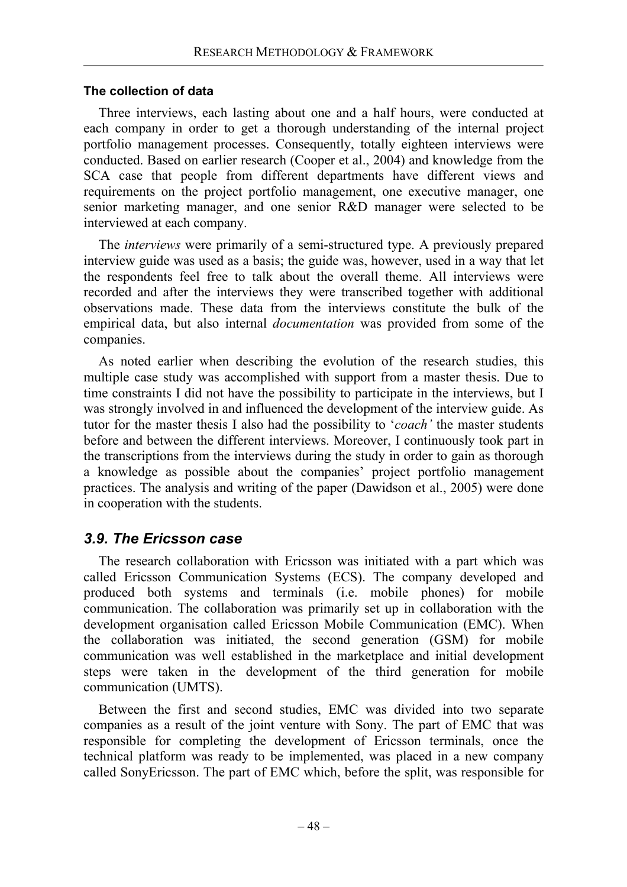#### The collection of data

Three interviews, each lasting about one and a half hours, were conducted at each company in order to get a thorough understanding of the internal project portfolio management processes. Consequently, totally eighteen interviews were conducted. Based on earlier research (Cooper et al., 2004) and knowledge from the SCA case that people from different departments have different views and requirements on the project portfolio management, one executive manager, one senior marketing manager, and one senior R&D manager were selected to be interviewed at each company.

The *interviews* were primarily of a semi-structured type. A previously prepared interview guide was used as a basis; the guide was, however, used in a way that let the respondents feel free to talk about the overall theme. All interviews were recorded and after the interviews they were transcribed together with additional observations made. These data from the interviews constitute the bulk of the empirical data, but also internal *documentation* was provided from some of the companies.

As noted earlier when describing the evolution of the research studies, this multiple case study was accomplished with support from a master thesis. Due to time constraints I did not have the possibility to participate in the interviews, but I was strongly involved in and influenced the development of the interview guide. As tutor for the master thesis I also had the possibility to '*coach'* the master students before and between the different interviews. Moreover, I continuously took part in the transcriptions from the interviews during the study in order to gain as thorough a knowledge as possible about the companies' project portfolio management practices. The analysis and writing of the paper (Dawidson et al., 2005) were done in cooperation with the students.

### *3.9. The Ericsson case*

The research collaboration with Ericsson was initiated with a part which was called Ericsson Communication Systems (ECS). The company developed and produced both systems and terminals (i.e. mobile phones) for mobile communication. The collaboration was primarily set up in collaboration with the development organisation called Ericsson Mobile Communication (EMC). When the collaboration was initiated, the second generation (GSM) for mobile communication was well established in the marketplace and initial development steps were taken in the development of the third generation for mobile communication (UMTS).

Between the first and second studies, EMC was divided into two separate companies as a result of the joint venture with Sony. The part of EMC that was responsible for completing the development of Ericsson terminals, once the technical platform was ready to be implemented, was placed in a new company called SonyEricsson. The part of EMC which, before the split, was responsible for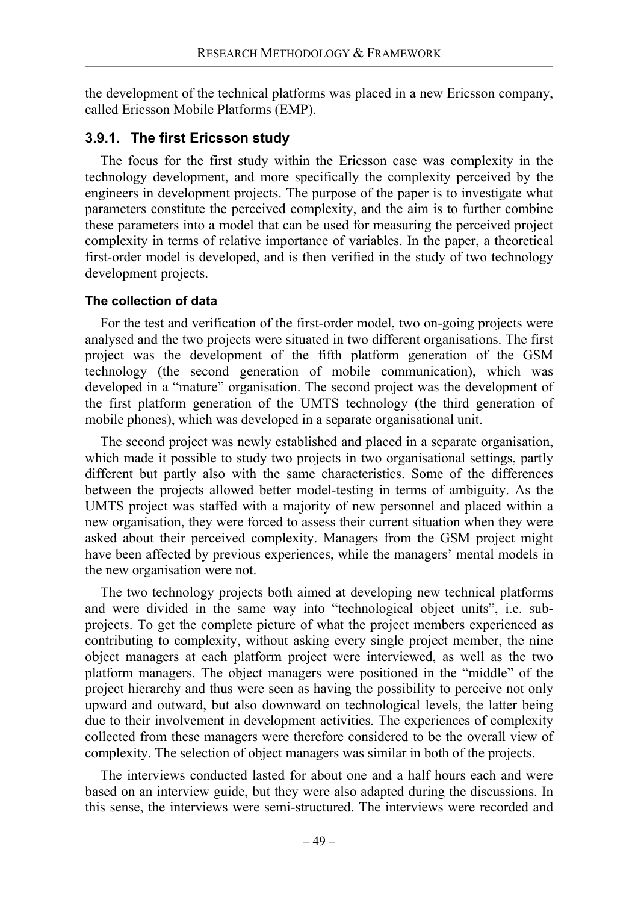the development of the technical platforms was placed in a new Ericsson company, called Ericsson Mobile Platforms (EMP).

### 3.9.1. The first Ericsson study

The focus for the first study within the Ericsson case was complexity in the technology development, and more specifically the complexity perceived by the engineers in development projects. The purpose of the paper is to investigate what parameters constitute the perceived complexity, and the aim is to further combine these parameters into a model that can be used for measuring the perceived project complexity in terms of relative importance of variables. In the paper, a theoretical first-order model is developed, and is then verified in the study of two technology development projects.

#### The collection of data

For the test and verification of the first-order model, two on-going projects were analysed and the two projects were situated in two different organisations. The first project was the development of the fifth platform generation of the GSM technology (the second generation of mobile communication), which was developed in a "mature" organisation. The second project was the development of the first platform generation of the UMTS technology (the third generation of mobile phones), which was developed in a separate organisational unit.

The second project was newly established and placed in a separate organisation, which made it possible to study two projects in two organisational settings, partly different but partly also with the same characteristics. Some of the differences between the projects allowed better model-testing in terms of ambiguity. As the UMTS project was staffed with a majority of new personnel and placed within a new organisation, they were forced to assess their current situation when they were asked about their perceived complexity. Managers from the GSM project might have been affected by previous experiences, while the managers' mental models in the new organisation were not.

The two technology projects both aimed at developing new technical platforms and were divided in the same way into "technological object units", i.e. sub-projects. To get the complete picture of what the project members experienced as contributing to complexity, without asking every single project member, the nine object managers at each platform project were interviewed, as well as the two platform managers. The object managers were positioned in the "middle" of the project hierarchy and thus were seen as having the possibility to perceive not only upward and outward, but also downward on technological levels, the latter being due to their involvement in development activities. The experiences of complexity collected from these managers were therefore considered to be the overall view of complexity. The selection of object managers was similar in both of the projects.

The interviews conducted lasted for about one and a half hours each and were based on an interview guide, but they were also adapted during the discussions. In this sense, the interviews were semi-structured. The interviews were recorded and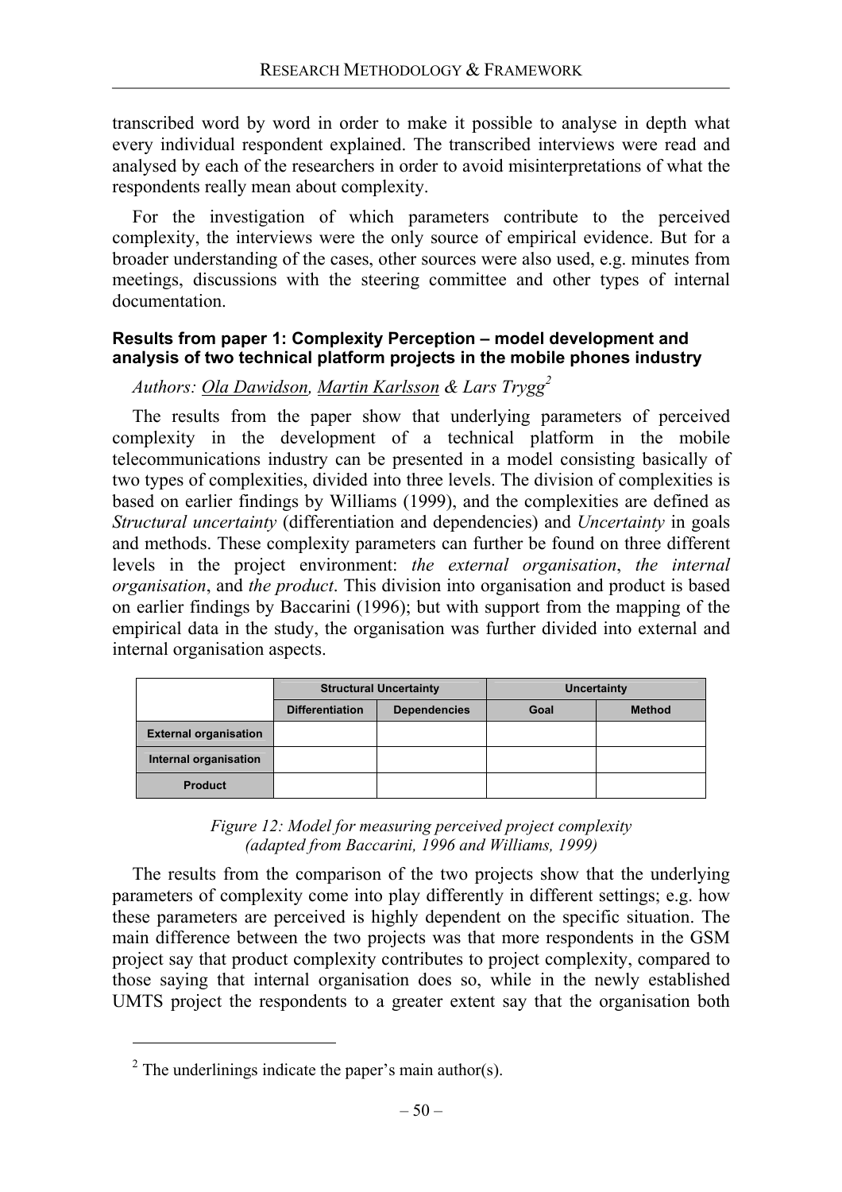transcribed word by word in order to make it possible to analyse in depth what every individual respondent explained. The transcribed interviews were read and analysed by each of the researchers in order to avoid misinterpretations of what the respondents really mean about complexity.

For the investigation of which parameters contribute to the perceived complexity, the interviews were the only source of empirical evidence. But for a broader understanding of the cases, other sources were also used, e.g. minutes from meetings, discussions with the steering committee and other types of internal documentation.

### Results from paper 1: Complexity Perception – model development and analysis of two technical platform projects in the mobile phones industry

*Authors: Ola Dawidson, Martin Karlsson & Lars Trygg*[2]

The results from the paper show that underlying parameters of perceived complexity in the development of a technical platform in the mobile telecommunications industry can be presented in a model consisting basically of two types of complexities, divided into three levels. The division of complexities is based on earlier findings by Williams (1999), and the complexities are defined as *Structural uncertainty* (differentiation and dependencies) and *Uncertainty* in goals and methods. These complexity parameters can further be found on three different levels in the project environment: *the external organisation*, *the internal organisation*, and *the product*. This division into organisation and product is based on earlier findings by Baccarini (1996); but with support from the mapping of the empirical data in the study, the organisation was further divided into external and internal organisation aspects.

| | Structural Uncertainty | | Uncertainty | |
|---|---|---|---|---|
| | Differentiation | Dependencies | Goal | Method |
| External organisation | | | | |
| Internal organisation | | | | |
| Product | | | | |

*Figure 12: Model for measuring perceived project complexity (adapted from Baccarini, 1996 and Williams, 1999)*

The results from the comparison of the two projects show that the underlying parameters of complexity come into play differently in different settings; e.g. how these parameters are perceived is highly dependent on the specific situation. The main difference between the two projects was that more respondents in the GSM project say that product complexity contributes to project complexity, compared to those saying that internal organisation does so, while in the newly established UMTS project the respondents to a greater extent say that the organisation both

[2] The underlinings indicate the paper's main author(s).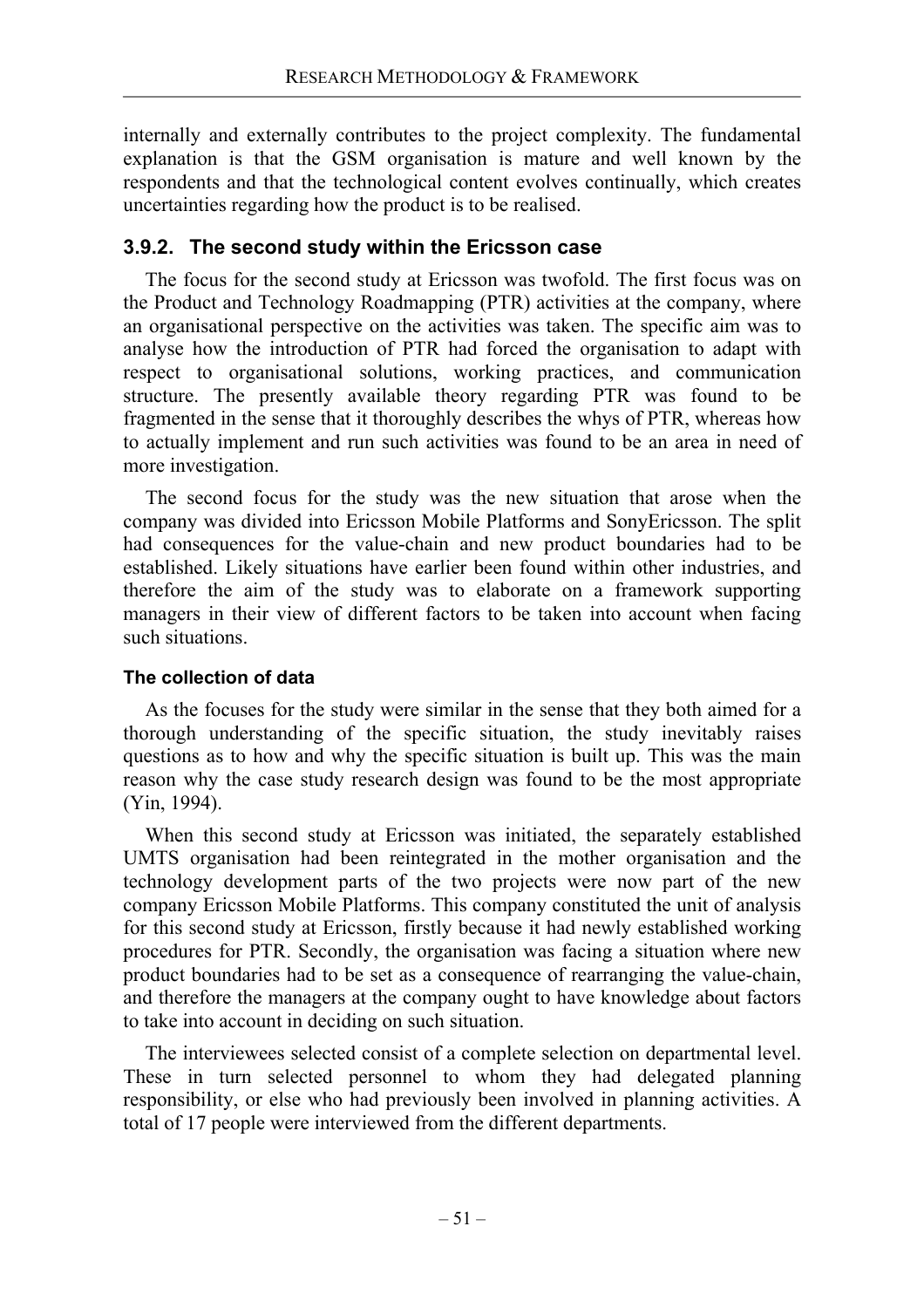internally and externally contributes to the project complexity. The fundamental explanation is that the GSM organisation is mature and well known by the respondents and that the technological content evolves continually, which creates uncertainties regarding how the product is to be realised.

### 3.9.2. The second study within the Ericsson case

The focus for the second study at Ericsson was twofold. The first focus was on the Product and Technology Roadmapping (PTR) activities at the company, where an organisational perspective on the activities was taken. The specific aim was to analyse how the introduction of PTR had forced the organisation to adapt with respect to organisational solutions, working practices, and communication structure. The presently available theory regarding PTR was found to be fragmented in the sense that it thoroughly describes the whys of PTR, whereas how to actually implement and run such activities was found to be an area in need of more investigation.

The second focus for the study was the new situation that arose when the company was divided into Ericsson Mobile Platforms and SonyEricsson. The split had consequences for the value-chain and new product boundaries had to be established. Likely situations have earlier been found within other industries, and therefore the aim of the study was to elaborate on a framework supporting managers in their view of different factors to be taken into account when facing such situations.

#### The collection of data

As the focuses for the study were similar in the sense that they both aimed for a thorough understanding of the specific situation, the study inevitably raises questions as to how and why the specific situation is built up. This was the main reason why the case study research design was found to be the most appropriate (Yin, 1994).

When this second study at Ericsson was initiated, the separately established UMTS organisation had been reintegrated in the mother organisation and the technology development parts of the two projects were now part of the new company Ericsson Mobile Platforms. This company constituted the unit of analysis for this second study at Ericsson, firstly because it had newly established working procedures for PTR. Secondly, the organisation was facing a situation where new product boundaries had to be set as a consequence of rearranging the value-chain, and therefore the managers at the company ought to have knowledge about factors to take into account in deciding on such situation.

The interviewees selected consist of a complete selection on departmental level. These in turn selected personnel to whom they had delegated planning responsibility, or else who had previously been involved in planning activities. A total of 17 people were interviewed from the different departments.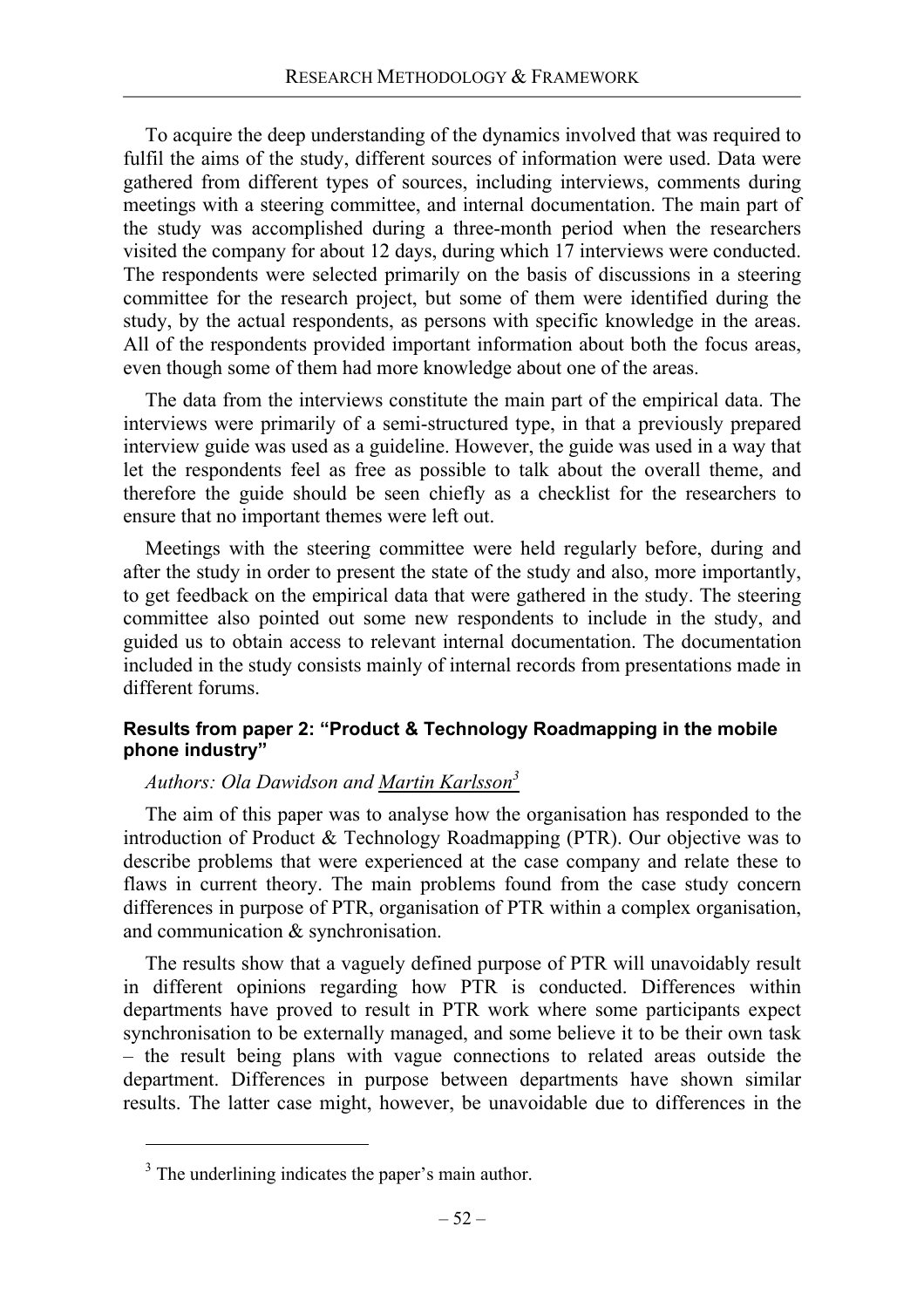To acquire the deep understanding of the dynamics involved that was required to fulfil the aims of the study, different sources of information were used. Data were gathered from different types of sources, including interviews, comments during meetings with a steering committee, and internal documentation. The main part of the study was accomplished during a three-month period when the researchers visited the company for about 12 days, during which 17 interviews were conducted. The respondents were selected primarily on the basis of discussions in a steering committee for the research project, but some of them were identified during the study, by the actual respondents, as persons with specific knowledge in the areas. All of the respondents provided important information about both the focus areas, even though some of them had more knowledge about one of the areas.

The data from the interviews constitute the main part of the empirical data. The interviews were primarily of a semi-structured type, in that a previously prepared interview guide was used as a guideline. However, the guide was used in a way that let the respondents feel as free as possible to talk about the overall theme, and therefore the guide should be seen chiefly as a checklist for the researchers to ensure that no important themes were left out.

Meetings with the steering committee were held regularly before, during and after the study in order to present the state of the study and also, more importantly, to get feedback on the empirical data that were gathered in the study. The steering committee also pointed out some new respondents to include in the study, and guided us to obtain access to relevant internal documentation. The documentation included in the study consists mainly of internal records from presentations made in different forums.

#### Results from paper 2: "Product & Technology Roadmapping in the mobile phone industry"

*Authors: Ola Dawidson and <u>Martin Karlsson</u>[3]*

The aim of this paper was to analyse how the organisation has responded to the introduction of Product & Technology Roadmapping (PTR). Our objective was to describe problems that were experienced at the case company and relate these to flaws in current theory. The main problems found from the case study concern differences in purpose of PTR, organisation of PTR within a complex organisation, and communication & synchronisation.

The results show that a vaguely defined purpose of PTR will unavoidably result in different opinions regarding how PTR is conducted. Differences within departments have proved to result in PTR work where some participants expect synchronisation to be externally managed, and some believe it to be their own task – the result being plans with vague connections to related areas outside the department. Differences in purpose between departments have shown similar results. The latter case might, however, be unavoidable due to differences in the

[3] The underlining indicates the paper's main author.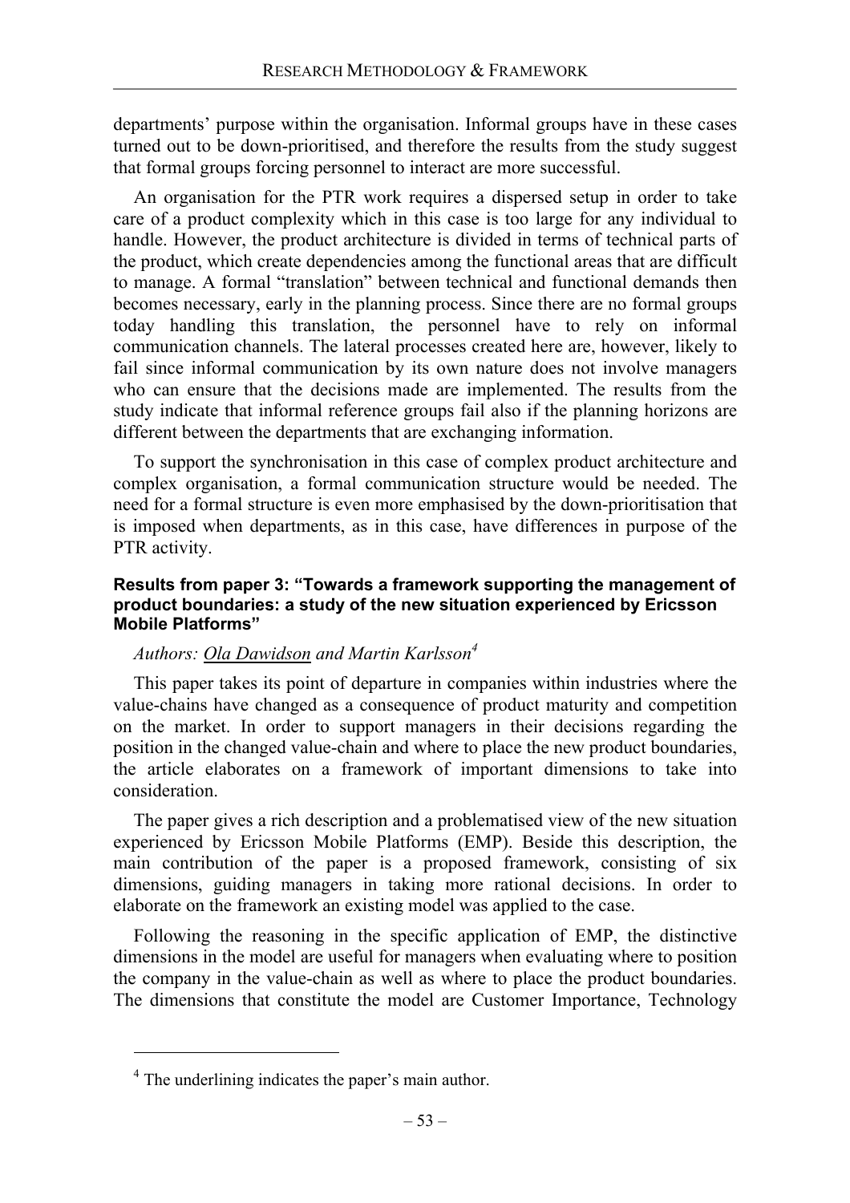departments' purpose within the organisation. Informal groups have in these cases turned out to be down-prioritised, and therefore the results from the study suggest that formal groups forcing personnel to interact are more successful.

An organisation for the PTR work requires a dispersed setup in order to take care of a product complexity which in this case is too large for any individual to handle. However, the product architecture is divided in terms of technical parts of the product, which create dependencies among the functional areas that are difficult to manage. A formal "translation" between technical and functional demands then becomes necessary, early in the planning process. Since there are no formal groups today handling this translation, the personnel have to rely on informal communication channels. The lateral processes created here are, however, likely to fail since informal communication by its own nature does not involve managers who can ensure that the decisions made are implemented. The results from the study indicate that informal reference groups fail also if the planning horizons are different between the departments that are exchanging information.

To support the synchronisation in this case of complex product architecture and complex organisation, a formal communication structure would be needed. The need for a formal structure is even more emphasised by the down-prioritisation that is imposed when departments, as in this case, have differences in purpose of the PTR activity.

#### Results from paper 3: "Towards a framework supporting the management of product boundaries: a study of the new situation experienced by Ericsson Mobile Platforms"

*Authors: Ola Dawidson and Martin Karlsson*[4]

This paper takes its point of departure in companies within industries where the value-chains have changed as a consequence of product maturity and competition on the market. In order to support managers in their decisions regarding the position in the changed value-chain and where to place the new product boundaries, the article elaborates on a framework of important dimensions to take into consideration.

The paper gives a rich description and a problematised view of the new situation experienced by Ericsson Mobile Platforms (EMP). Beside this description, the main contribution of the paper is a proposed framework, consisting of six dimensions, guiding managers in taking more rational decisions. In order to elaborate on the framework an existing model was applied to the case.

Following the reasoning in the specific application of EMP, the distinctive dimensions in the model are useful for managers when evaluating where to position the company in the value-chain as well as where to place the product boundaries. The dimensions that constitute the model are Customer Importance, Technology

---

[4] The underlining indicates the paper's main author.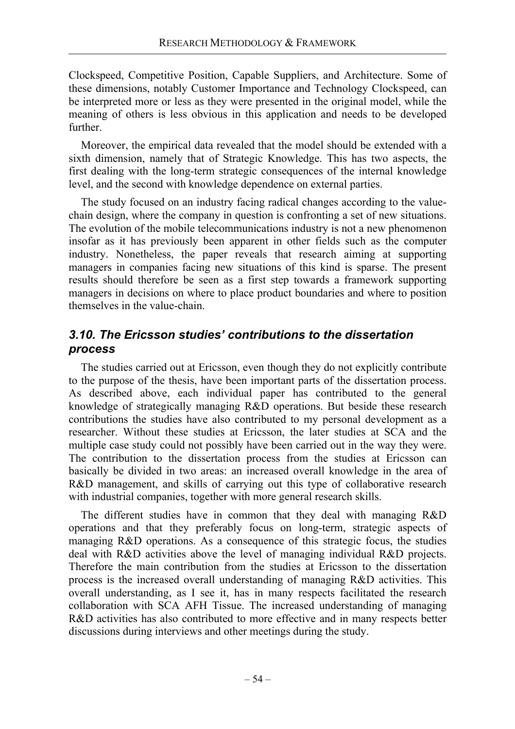Clockspeed, Competitive Position, Capable Suppliers, and Architecture. Some of these dimensions, notably Customer Importance and Technology Clockspeed, can be interpreted more or less as they were presented in the original model, while the meaning of others is less obvious in this application and needs to be developed further.

Moreover, the empirical data revealed that the model should be extended with a sixth dimension, namely that of Strategic Knowledge. This has two aspects, the first dealing with the long-term strategic consequences of the internal knowledge level, and the second with knowledge dependence on external parties.

The study focused on an industry facing radical changes according to the value-chain design, where the company in question is confronting a set of new situations. The evolution of the mobile telecommunications industry is not a new phenomenon insofar as it has previously been apparent in other fields such as the computer industry. Nonetheless, the paper reveals that research aiming at supporting managers in companies facing new situations of this kind is sparse. The present results should therefore be seen as a first step towards a framework supporting managers in decisions on where to place product boundaries and where to position themselves in the value-chain.

### *3.10. The Ericsson studies' contributions to the dissertation process*

The studies carried out at Ericsson, even though they do not explicitly contribute to the purpose of the thesis, have been important parts of the dissertation process. As described above, each individual paper has contributed to the general knowledge of strategically managing R&D operations. But beside these research contributions the studies have also contributed to my personal development as a researcher. Without these studies at Ericsson, the later studies at SCA and the multiple case study could not possibly have been carried out in the way they were. The contribution to the dissertation process from the studies at Ericsson can basically be divided in two areas: an increased overall knowledge in the area of R&D management, and skills of carrying out this type of collaborative research with industrial companies, together with more general research skills.

The different studies have in common that they deal with managing R&D operations and that they preferably focus on long-term, strategic aspects of managing R&D operations. As a consequence of this strategic focus, the studies deal with R&D activities above the level of managing individual R&D projects. Therefore the main contribution from the studies at Ericsson to the dissertation process is the increased overall understanding of managing R&D activities. This overall understanding, as I see it, has in many respects facilitated the research collaboration with SCA AFH Tissue. The increased understanding of managing R&D activities has also contributed to more effective and in many respects better discussions during interviews and other meetings during the study.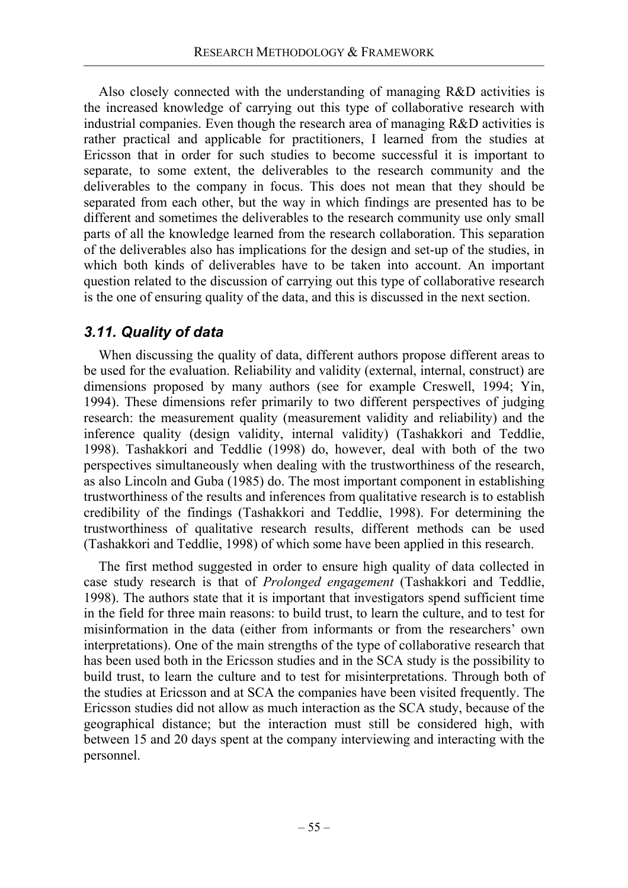Also closely connected with the understanding of managing R&D activities is the increased knowledge of carrying out this type of collaborative research with industrial companies. Even though the research area of managing R&D activities is rather practical and applicable for practitioners, I learned from the studies at Ericsson that in order for such studies to become successful it is important to separate, to some extent, the deliverables to the research community and the deliverables to the company in focus. This does not mean that they should be separated from each other, but the way in which findings are presented has to be different and sometimes the deliverables to the research community use only small parts of all the knowledge learned from the research collaboration. This separation of the deliverables also has implications for the design and set-up of the studies, in which both kinds of deliverables have to be taken into account. An important question related to the discussion of carrying out this type of collaborative research is the one of ensuring quality of the data, and this is discussed in the next section.

### *3.11. Quality of data*

When discussing the quality of data, different authors propose different areas to be used for the evaluation. Reliability and validity (external, internal, construct) are dimensions proposed by many authors (see for example Creswell, 1994; Yin, 1994). These dimensions refer primarily to two different perspectives of judging research: the measurement quality (measurement validity and reliability) and the inference quality (design validity, internal validity) (Tashakkori and Teddlie, 1998). Tashakkori and Teddlie (1998) do, however, deal with both of the two perspectives simultaneously when dealing with the trustworthiness of the research, as also Lincoln and Guba (1985) do. The most important component in establishing trustworthiness of the results and inferences from qualitative research is to establish credibility of the findings (Tashakkori and Teddlie, 1998). For determining the trustworthiness of qualitative research results, different methods can be used (Tashakkori and Teddlie, 1998) of which some have been applied in this research.

The first method suggested in order to ensure high quality of data collected in case study research is that of *Prolonged engagement* (Tashakkori and Teddlie, 1998). The authors state that it is important that investigators spend sufficient time in the field for three main reasons: to build trust, to learn the culture, and to test for misinformation in the data (either from informants or from the researchers' own interpretations). One of the main strengths of the type of collaborative research that has been used both in the Ericsson studies and in the SCA study is the possibility to build trust, to learn the culture and to test for misinterpretations. Through both of the studies at Ericsson and at SCA the companies have been visited frequently. The Ericsson studies did not allow as much interaction as the SCA study, because of the geographical distance; but the interaction must still be considered high, with between 15 and 20 days spent at the company interviewing and interacting with the personnel.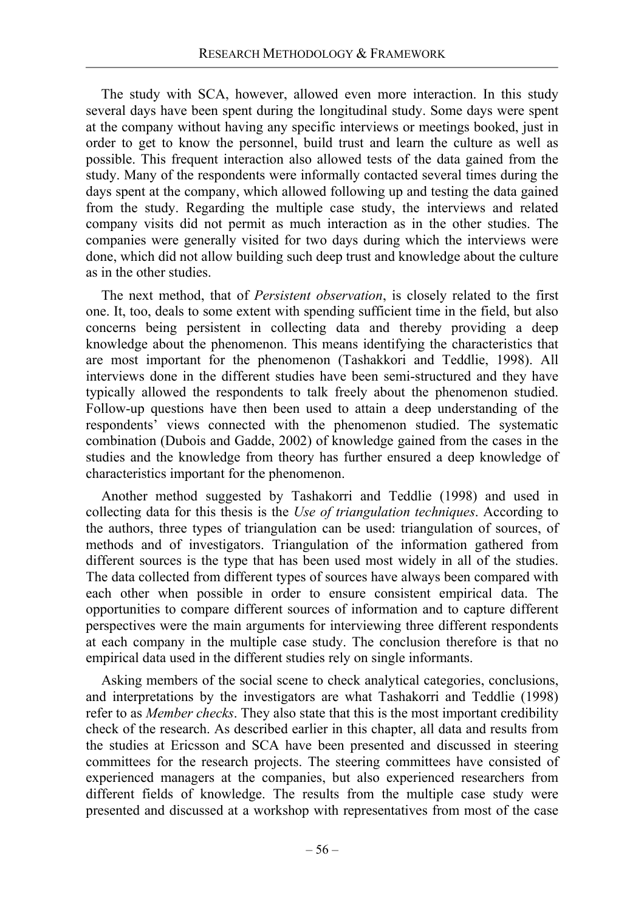The study with SCA, however, allowed even more interaction. In this study several days have been spent during the longitudinal study. Some days were spent at the company without having any specific interviews or meetings booked, just in order to get to know the personnel, build trust and learn the culture as well as possible. This frequent interaction also allowed tests of the data gained from the study. Many of the respondents were informally contacted several times during the days spent at the company, which allowed following up and testing the data gained from the study. Regarding the multiple case study, the interviews and related company visits did not permit as much interaction as in the other studies. The companies were generally visited for two days during which the interviews were done, which did not allow building such deep trust and knowledge about the culture as in the other studies.

The next method, that of *Persistent observation*, is closely related to the first one. It, too, deals to some extent with spending sufficient time in the field, but also concerns being persistent in collecting data and thereby providing a deep knowledge about the phenomenon. This means identifying the characteristics that are most important for the phenomenon (Tashakkori and Teddlie, 1998). All interviews done in the different studies have been semi-structured and they have typically allowed the respondents to talk freely about the phenomenon studied. Follow-up questions have then been used to attain a deep understanding of the respondents' views connected with the phenomenon studied. The systematic combination (Dubois and Gadde, 2002) of knowledge gained from the cases in the studies and the knowledge from theory has further ensured a deep knowledge of characteristics important for the phenomenon.

Another method suggested by Tashakorri and Teddlie (1998) and used in collecting data for this thesis is the *Use of triangulation techniques*. According to the authors, three types of triangulation can be used: triangulation of sources, of methods and of investigators. Triangulation of the information gathered from different sources is the type that has been used most widely in all of the studies. The data collected from different types of sources have always been compared with each other when possible in order to ensure consistent empirical data. The opportunities to compare different sources of information and to capture different perspectives were the main arguments for interviewing three different respondents at each company in the multiple case study. The conclusion therefore is that no empirical data used in the different studies rely on single informants.

Asking members of the social scene to check analytical categories, conclusions, and interpretations by the investigators are what Tashakorri and Teddlie (1998) refer to as *Member checks*. They also state that this is the most important credibility check of the research. As described earlier in this chapter, all data and results from the studies at Ericsson and SCA have been presented and discussed in steering committees for the research projects. The steering committees have consisted of experienced managers at the companies, but also experienced researchers from different fields of knowledge. The results from the multiple case study were presented and discussed at a workshop with representatives from most of the case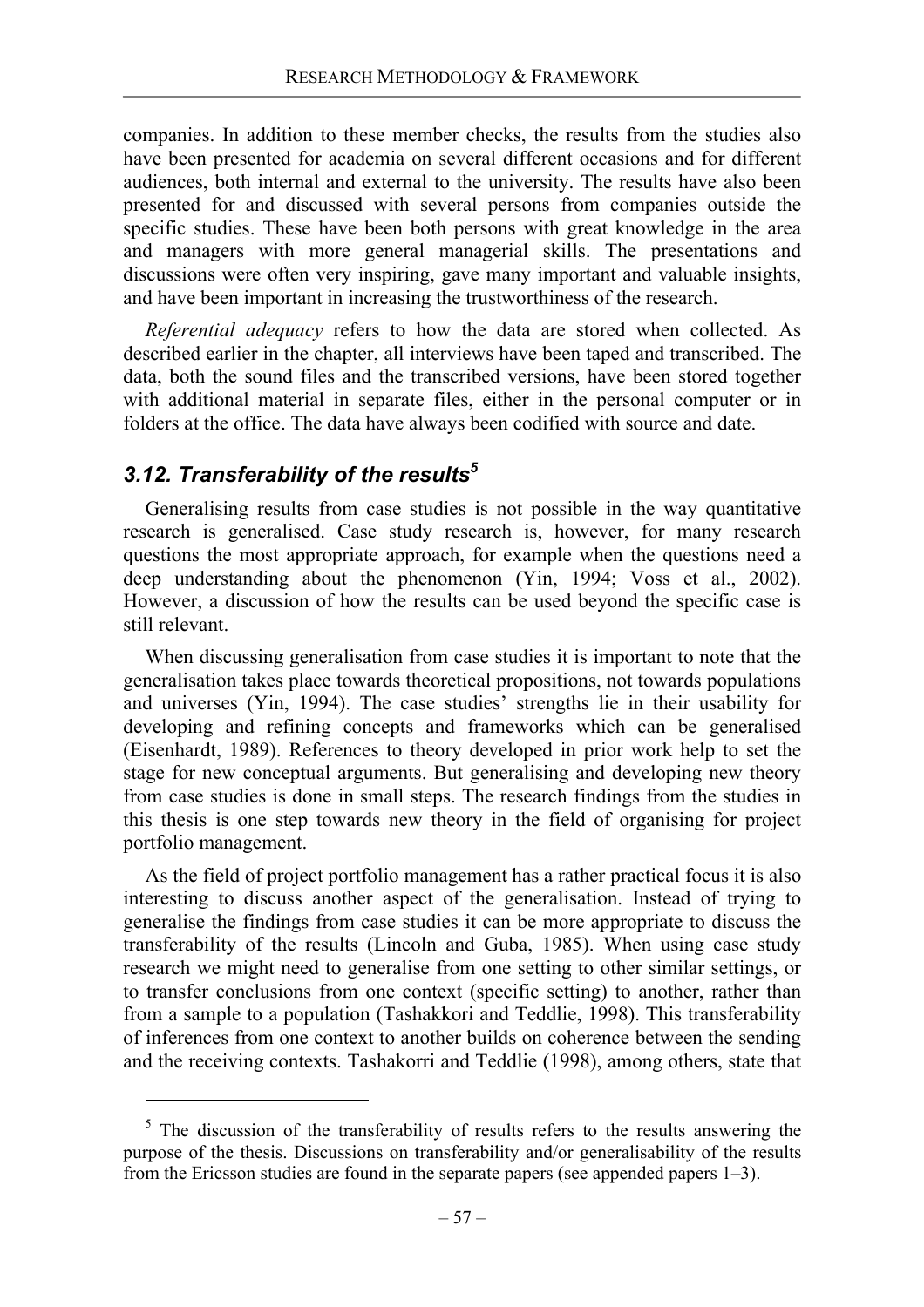companies. In addition to these member checks, the results from the studies also have been presented for academia on several different occasions and for different audiences, both internal and external to the university. The results have also been presented for and discussed with several persons from companies outside the specific studies. These have been both persons with great knowledge in the area and managers with more general managerial skills. The presentations and discussions were often very inspiring, gave many important and valuable insights, and have been important in increasing the trustworthiness of the research.

*Referential adequacy* refers to how the data are stored when collected. As described earlier in the chapter, all interviews have been taped and transcribed. The data, both the sound files and the transcribed versions, have been stored together with additional material in separate files, either in the personal computer or in folders at the office. The data have always been codified with source and date.

### *3.12. Transferability of the results*[5]

Generalising results from case studies is not possible in the way quantitative research is generalised. Case study research is, however, for many research questions the most appropriate approach, for example when the questions need a deep understanding about the phenomenon (Yin, 1994; Voss et al., 2002). However, a discussion of how the results can be used beyond the specific case is still relevant.

When discussing generalisation from case studies it is important to note that the generalisation takes place towards theoretical propositions, not towards populations and universes (Yin, 1994). The case studies' strengths lie in their usability for developing and refining concepts and frameworks which can be generalised (Eisenhardt, 1989). References to theory developed in prior work help to set the stage for new conceptual arguments. But generalising and developing new theory from case studies is done in small steps. The research findings from the studies in this thesis is one step towards new theory in the field of organising for project portfolio management.

As the field of project portfolio management has a rather practical focus it is also interesting to discuss another aspect of the generalisation. Instead of trying to generalise the findings from case studies it can be more appropriate to discuss the transferability of the results (Lincoln and Guba, 1985). When using case study research we might need to generalise from one setting to other similar settings, or to transfer conclusions from one context (specific setting) to another, rather than from a sample to a population (Tashakkori and Teddlie, 1998). This transferability of inferences from one context to another builds on coherence between the sending and the receiving contexts. Tashakorri and Teddlie (1998), among others, state that

[5] The discussion of the transferability of results refers to the results answering the purpose of the thesis. Discussions on transferability and/or generalisability of the results from the Ericsson studies are found in the separate papers (see appended papers 1–3).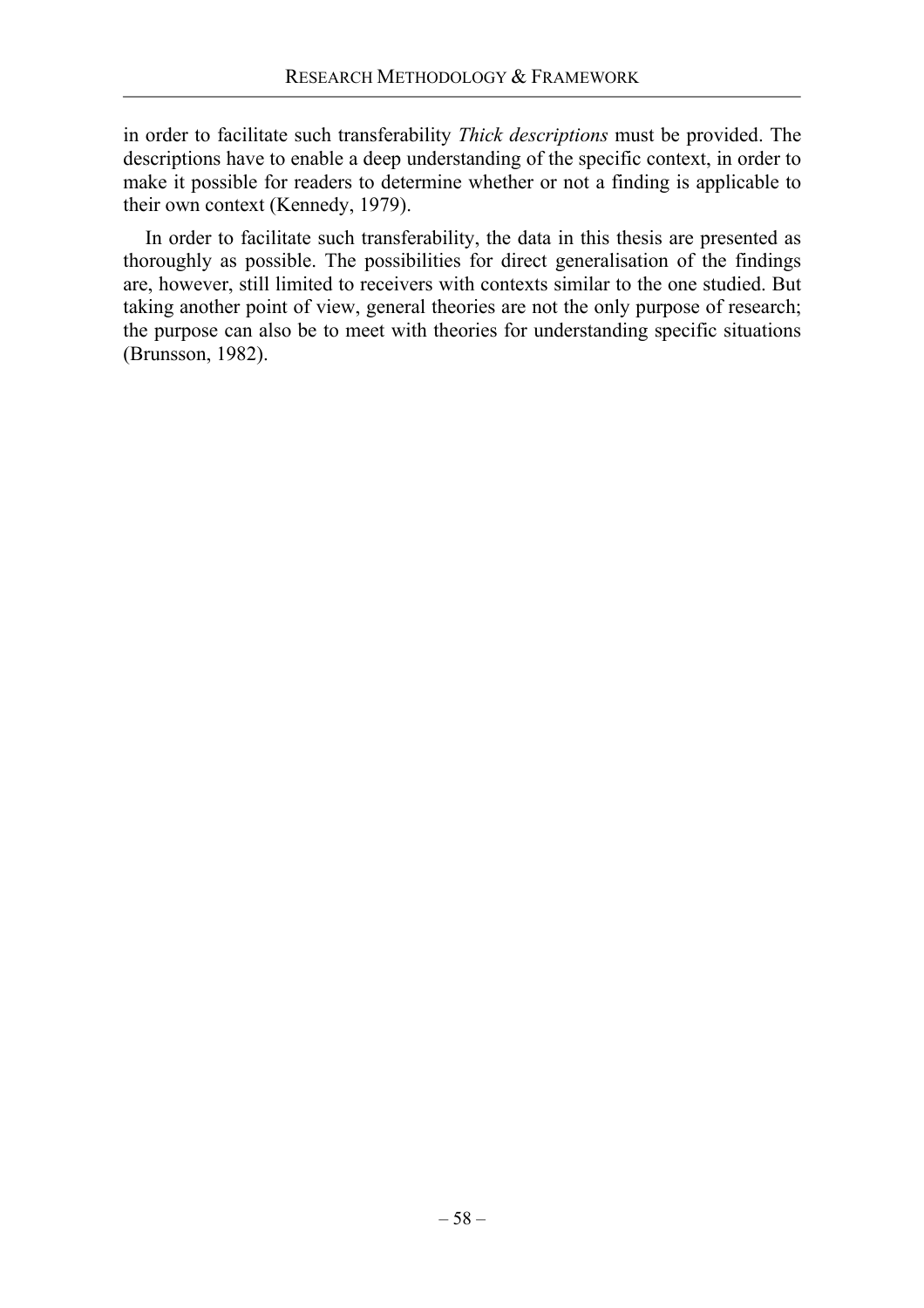in order to facilitate such transferability *Thick descriptions* must be provided. The descriptions have to enable a deep understanding of the specific context, in order to make it possible for readers to determine whether or not a finding is applicable to their own context (Kennedy, 1979).

In order to facilitate such transferability, the data in this thesis are presented as thoroughly as possible. The possibilities for direct generalisation of the findings are, however, still limited to receivers with contexts similar to the one studied. But taking another point of view, general theories are not the only purpose of research; the purpose can also be to meet with theories for understanding specific situations (Brunsson, 1982).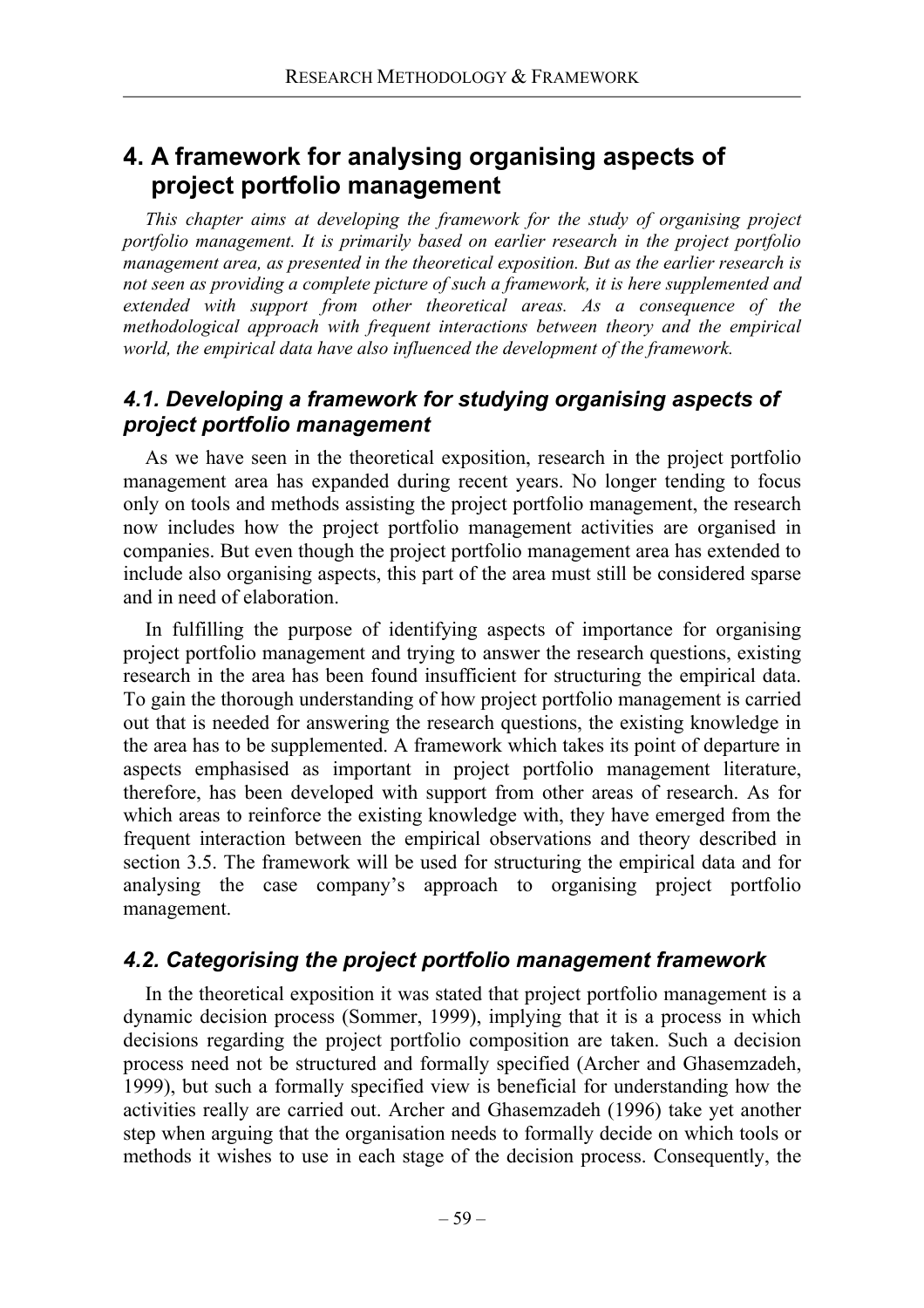# 4. A framework for analysing organising aspects of project portfolio management

*This chapter aims at developing the framework for the study of organising project portfolio management. It is primarily based on earlier research in the project portfolio management area, as presented in the theoretical exposition. But as the earlier research is not seen as providing a complete picture of such a framework, it is here supplemented and extended with support from other theoretical areas. As a consequence of the methodological approach with frequent interactions between theory and the empirical world, the empirical data have also influenced the development of the framework.*

## *4.1. Developing a framework for studying organising aspects of project portfolio management*

As we have seen in the theoretical exposition, research in the project portfolio management area has expanded during recent years. No longer tending to focus only on tools and methods assisting the project portfolio management, the research now includes how the project portfolio management activities are organised in companies. But even though the project portfolio management area has extended to include also organising aspects, this part of the area must still be considered sparse and in need of elaboration.

In fulfilling the purpose of identifying aspects of importance for organising project portfolio management and trying to answer the research questions, existing research in the area has been found insufficient for structuring the empirical data. To gain the thorough understanding of how project portfolio management is carried out that is needed for answering the research questions, the existing knowledge in the area has to be supplemented. A framework which takes its point of departure in aspects emphasised as important in project portfolio management literature, therefore, has been developed with support from other areas of research. As for which areas to reinforce the existing knowledge with, they have emerged from the frequent interaction between the empirical observations and theory described in section 3.5. The framework will be used for structuring the empirical data and for analysing the case company's approach to organising project portfolio management.

## *4.2. Categorising the project portfolio management framework*

In the theoretical exposition it was stated that project portfolio management is a dynamic decision process (Sommer, 1999), implying that it is a process in which decisions regarding the project portfolio composition are taken. Such a decision process need not be structured and formally specified (Archer and Ghasemzadeh, 1999), but such a formally specified view is beneficial for understanding how the activities really are carried out. Archer and Ghasemzadeh (1996) take yet another step when arguing that the organisation needs to formally decide on which tools or methods it wishes to use in each stage of the decision process. Consequently, the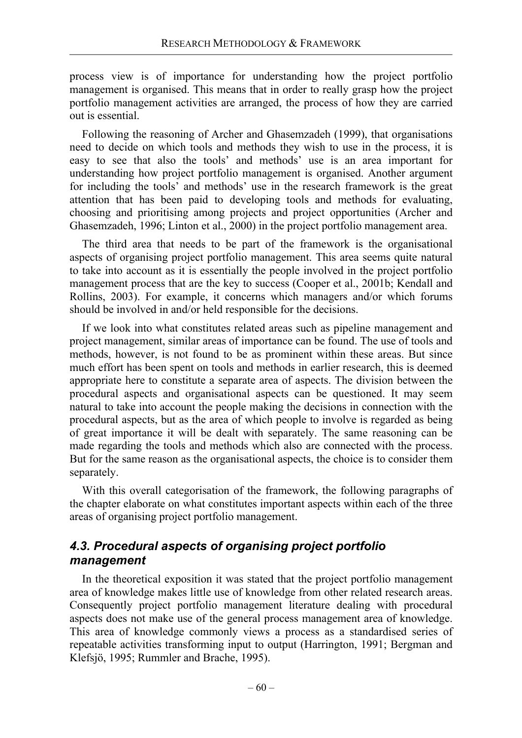process view is of importance for understanding how the project portfolio management is organised. This means that in order to really grasp how the project portfolio management activities are arranged, the process of how they are carried out is essential.

Following the reasoning of Archer and Ghasemzadeh (1999), that organisations need to decide on which tools and methods they wish to use in the process, it is easy to see that also the tools' and methods' use is an area important for understanding how project portfolio management is organised. Another argument for including the tools' and methods' use in the research framework is the great attention that has been paid to developing tools and methods for evaluating, choosing and prioritising among projects and project opportunities (Archer and Ghasemzadeh, 1996; Linton et al., 2000) in the project portfolio management area.

The third area that needs to be part of the framework is the organisational aspects of organising project portfolio management. This area seems quite natural to take into account as it is essentially the people involved in the project portfolio management process that are the key to success (Cooper et al., 2001b; Kendall and Rollins, 2003). For example, it concerns which managers and/or which forums should be involved in and/or held responsible for the decisions.

If we look into what constitutes related areas such as pipeline management and project management, similar areas of importance can be found. The use of tools and methods, however, is not found to be as prominent within these areas. But since much effort has been spent on tools and methods in earlier research, this is deemed appropriate here to constitute a separate area of aspects. The division between the procedural aspects and organisational aspects can be questioned. It may seem natural to take into account the people making the decisions in connection with the procedural aspects, but as the area of which people to involve is regarded as being of great importance it will be dealt with separately. The same reasoning can be made regarding the tools and methods which also are connected with the process. But for the same reason as the organisational aspects, the choice is to consider them separately.

With this overall categorisation of the framework, the following paragraphs of the chapter elaborate on what constitutes important aspects within each of the three areas of organising project portfolio management.

## *4.3. Procedural aspects of organising project portfolio management*

In the theoretical exposition it was stated that the project portfolio management area of knowledge makes little use of knowledge from other related research areas. Consequently project portfolio management literature dealing with procedural aspects does not make use of the general process management area of knowledge. This area of knowledge commonly views a process as a standardised series of repeatable activities transforming input to output (Harrington, 1991; Bergman and Klefsjö, 1995; Rummler and Brache, 1995).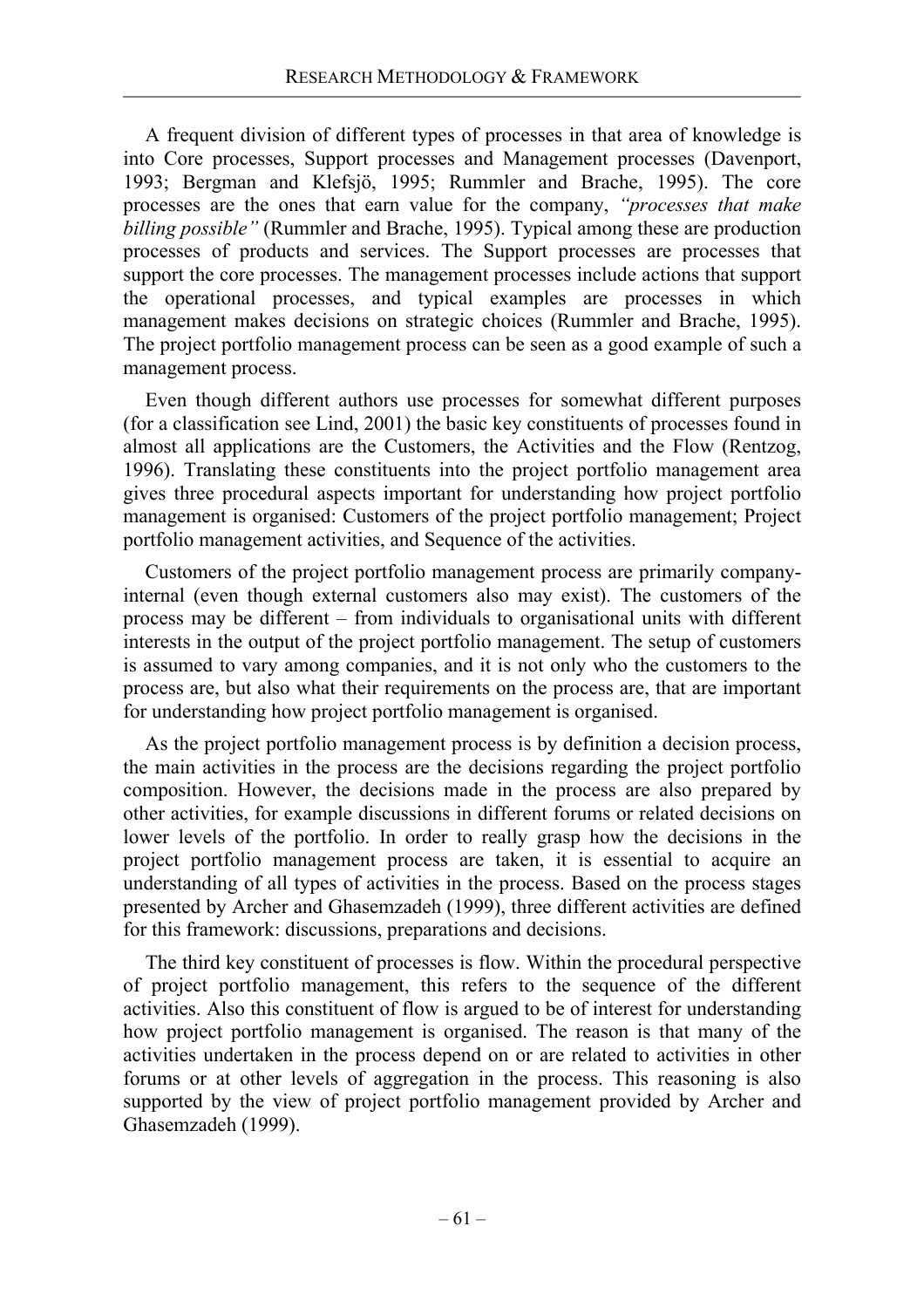A frequent division of different types of processes in that area of knowledge is into Core processes, Support processes and Management processes (Davenport, 1993; Bergman and Klefsjö, 1995; Rummler and Brache, 1995). The core processes are the ones that earn value for the company, *"processes that make billing possible"* (Rummler and Brache, 1995). Typical among these are production processes of products and services. The Support processes are processes that support the core processes. The management processes include actions that support the operational processes, and typical examples are processes in which management makes decisions on strategic choices (Rummler and Brache, 1995). The project portfolio management process can be seen as a good example of such a management process.

Even though different authors use processes for somewhat different purposes (for a classification see Lind, 2001) the basic key constituents of processes found in almost all applications are the Customers, the Activities and the Flow (Rentzog, 1996). Translating these constituents into the project portfolio management area gives three procedural aspects important for understanding how project portfolio management is organised: Customers of the project portfolio management; Project portfolio management activities, and Sequence of the activities.

Customers of the project portfolio management process are primarily company-internal (even though external customers also may exist). The customers of the process may be different – from individuals to organisational units with different interests in the output of the project portfolio management. The setup of customers is assumed to vary among companies, and it is not only who the customers to the process are, but also what their requirements on the process are, that are important for understanding how project portfolio management is organised.

As the project portfolio management process is by definition a decision process, the main activities in the process are the decisions regarding the project portfolio composition. However, the decisions made in the process are also prepared by other activities, for example discussions in different forums or related decisions on lower levels of the portfolio. In order to really grasp how the decisions in the project portfolio management process are taken, it is essential to acquire an understanding of all types of activities in the process. Based on the process stages presented by Archer and Ghasemzadeh (1999), three different activities are defined for this framework: discussions, preparations and decisions.

The third key constituent of processes is flow. Within the procedural perspective of project portfolio management, this refers to the sequence of the different activities. Also this constituent of flow is argued to be of interest for understanding how project portfolio management is organised. The reason is that many of the activities undertaken in the process depend on or are related to activities in other forums or at other levels of aggregation in the process. This reasoning is also supported by the view of project portfolio management provided by Archer and Ghasemzadeh (1999).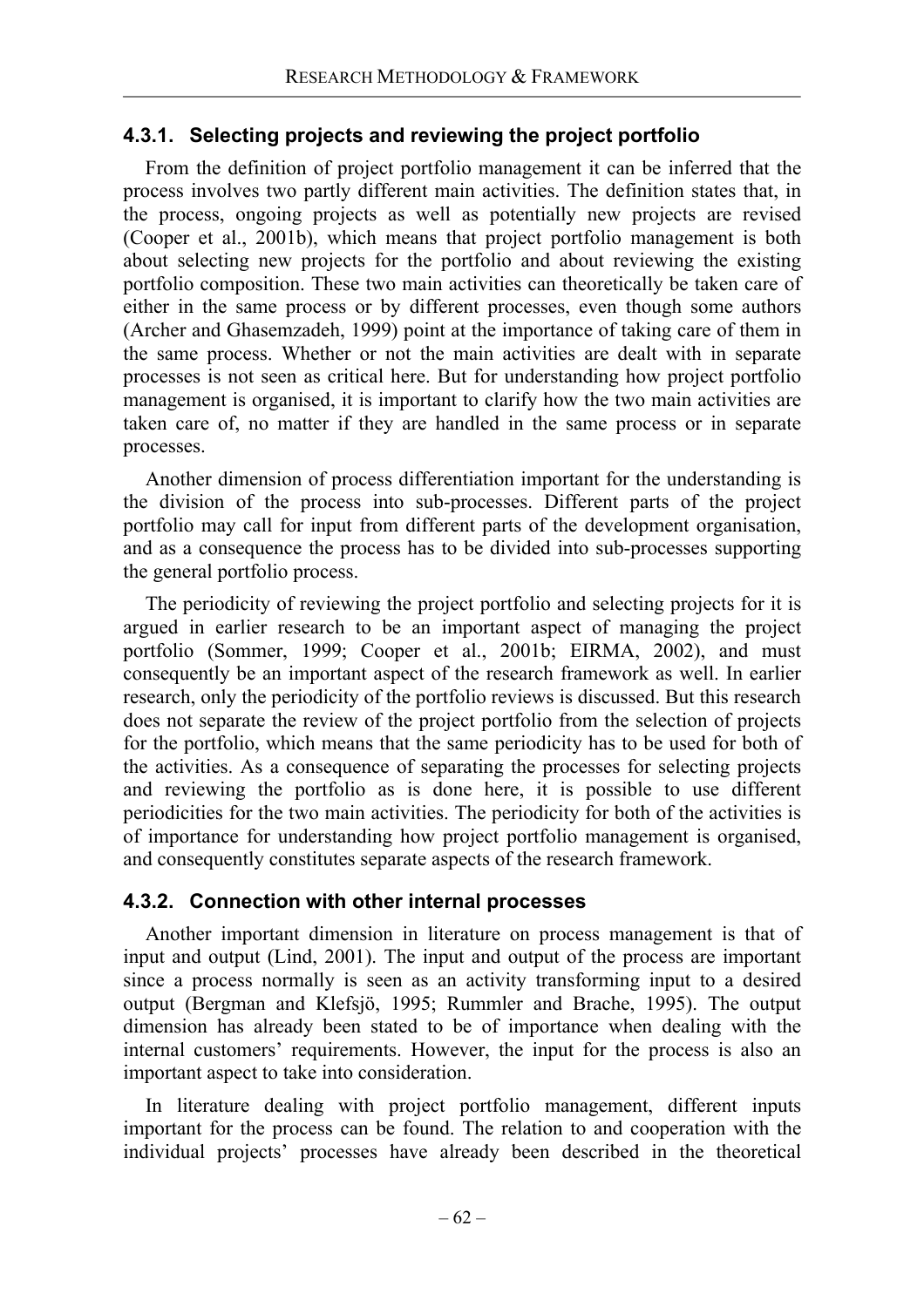### 4.3.1. Selecting projects and reviewing the project portfolio

From the definition of project portfolio management it can be inferred that the process involves two partly different main activities. The definition states that, in the process, ongoing projects as well as potentially new projects are revised (Cooper et al., 2001b), which means that project portfolio management is both about selecting new projects for the portfolio and about reviewing the existing portfolio composition. These two main activities can theoretically be taken care of either in the same process or by different processes, even though some authors (Archer and Ghasemzadeh, 1999) point at the importance of taking care of them in the same process. Whether or not the main activities are dealt with in separate processes is not seen as critical here. But for understanding how project portfolio management is organised, it is important to clarify how the two main activities are taken care of, no matter if they are handled in the same process or in separate processes.

Another dimension of process differentiation important for the understanding is the division of the process into sub-processes. Different parts of the project portfolio may call for input from different parts of the development organisation, and as a consequence the process has to be divided into sub-processes supporting the general portfolio process.

The periodicity of reviewing the project portfolio and selecting projects for it is argued in earlier research to be an important aspect of managing the project portfolio (Sommer, 1999; Cooper et al., 2001b; EIRMA, 2002), and must consequently be an important aspect of the research framework as well. In earlier research, only the periodicity of the portfolio reviews is discussed. But this research does not separate the review of the project portfolio from the selection of projects for the portfolio, which means that the same periodicity has to be used for both of the activities. As a consequence of separating the processes for selecting projects and reviewing the portfolio as is done here, it is possible to use different periodicities for the two main activities. The periodicity for both of the activities is of importance for understanding how project portfolio management is organised, and consequently constitutes separate aspects of the research framework.

### 4.3.2. Connection with other internal processes

Another important dimension in literature on process management is that of input and output (Lind, 2001). The input and output of the process are important since a process normally is seen as an activity transforming input to a desired output (Bergman and Klefsjö, 1995; Rummler and Brache, 1995). The output dimension has already been stated to be of importance when dealing with the internal customers' requirements. However, the input for the process is also an important aspect to take into consideration.

In literature dealing with project portfolio management, different inputs important for the process can be found. The relation to and cooperation with the individual projects' processes have already been described in the theoretical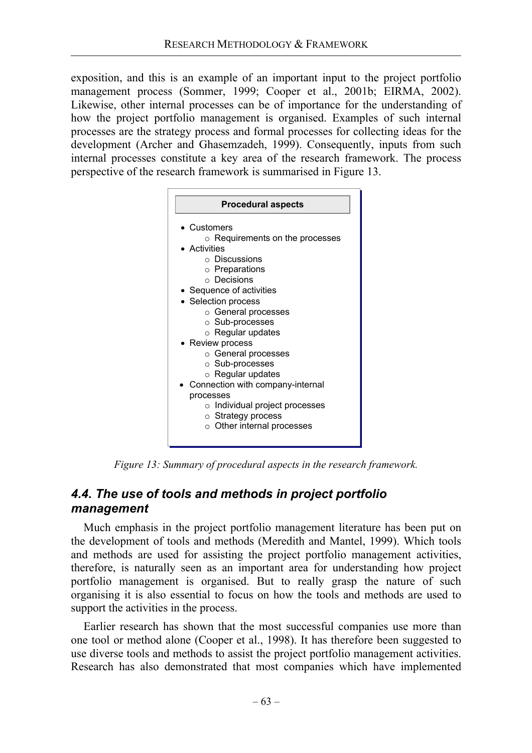exposition, and this is an example of an important input to the project portfolio management process (Sommer, 1999; Cooper et al., 2001b; EIRMA, 2002). Likewise, other internal processes can be of importance for the understanding of how the project portfolio management is organised. Examples of such internal processes are the strategy process and formal processes for collecting ideas for the development (Archer and Ghasemzadeh, 1999). Consequently, inputs from such internal processes constitute a key area of the research framework. The process perspective of the research framework is summarised in Figure 13.

**Procedural aspects**

- Customers
  - Requirements on the processes
- Activities
  - Discussions
  - Preparations
  - Decisions
- Sequence of activities
- Selection process
  - General processes
  - Sub-processes
  - Regular updates
- Review process
  - General processes
  - Sub-processes
  - Regular updates
- Connection with company-internal processes
  - Individual project processes
  - Strategy process
  - Other internal processes

*Figure 13: Summary of procedural aspects in the research framework.*

## *4.4. The use of tools and methods in project portfolio management*

Much emphasis in the project portfolio management literature has been put on the development of tools and methods (Meredith and Mantel, 1999). Which tools and methods are used for assisting the project portfolio management activities, therefore, is naturally seen as an important area for understanding how project portfolio management is organised. But to really grasp the nature of such organising it is also essential to focus on how the tools and methods are used to support the activities in the process.

Earlier research has shown that the most successful companies use more than one tool or method alone (Cooper et al., 1998). It has therefore been suggested to use diverse tools and methods to assist the project portfolio management activities. Research has also demonstrated that most companies which have implemented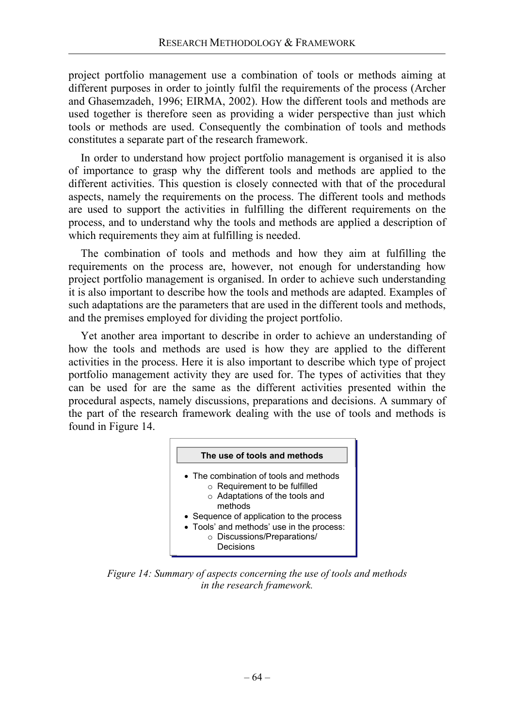project portfolio management use a combination of tools or methods aiming at different purposes in order to jointly fulfil the requirements of the process (Archer and Ghasemzadeh, 1996; EIRMA, 2002). How the different tools and methods are used together is therefore seen as providing a wider perspective than just which tools or methods are used. Consequently the combination of tools and methods constitutes a separate part of the research framework.

In order to understand how project portfolio management is organised it is also of importance to grasp why the different tools and methods are applied to the different activities. This question is closely connected with that of the procedural aspects, namely the requirements on the process. The different tools and methods are used to support the activities in fulfilling the different requirements on the process, and to understand why the tools and methods are applied a description of which requirements they aim at fulfilling is needed.

The combination of tools and methods and how they aim at fulfilling the requirements on the process are, however, not enough for understanding how project portfolio management is organised. In order to achieve such understanding it is also important to describe how the tools and methods are adapted. Examples of such adaptations are the parameters that are used in the different tools and methods, and the premises employed for dividing the project portfolio.

Yet another area important to describe in order to achieve an understanding of how the tools and methods are used is how they are applied to the different activities in the process. Here it is also important to describe which type of project portfolio management activity they are used for. The types of activities that they can be used for are the same as the different activities presented within the procedural aspects, namely discussions, preparations and decisions. A summary of the part of the research framework dealing with the use of tools and methods is found in Figure 14.

**The use of tools and methods**

- The combination of tools and methods
  - Requirement to be fulfilled
  - Adaptations of the tools and methods
- Sequence of application to the process
- Tools' and methods' use in the process:
  - Discussions/Preparations/ Decisions

*Figure 14: Summary of aspects concerning the use of tools and methods in the research framework.*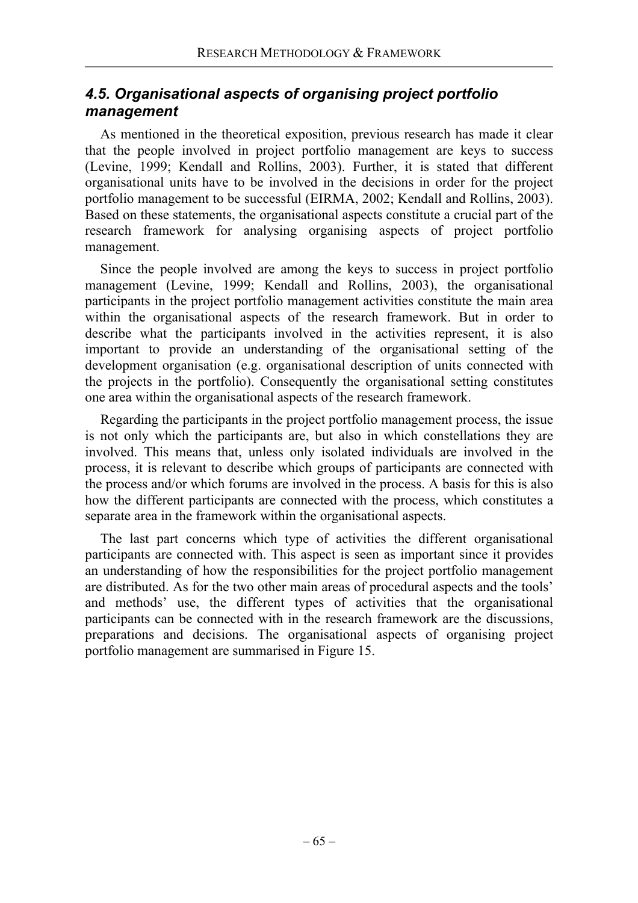### *4.5. Organisational aspects of organising project portfolio management*

As mentioned in the theoretical exposition, previous research has made it clear that the people involved in project portfolio management are keys to success (Levine, 1999; Kendall and Rollins, 2003). Further, it is stated that different organisational units have to be involved in the decisions in order for the project portfolio management to be successful (EIRMA, 2002; Kendall and Rollins, 2003). Based on these statements, the organisational aspects constitute a crucial part of the research framework for analysing organising aspects of project portfolio management.

Since the people involved are among the keys to success in project portfolio management (Levine, 1999; Kendall and Rollins, 2003), the organisational participants in the project portfolio management activities constitute the main area within the organisational aspects of the research framework. But in order to describe what the participants involved in the activities represent, it is also important to provide an understanding of the organisational setting of the development organisation (e.g. organisational description of units connected with the projects in the portfolio). Consequently the organisational setting constitutes one area within the organisational aspects of the research framework.

Regarding the participants in the project portfolio management process, the issue is not only which the participants are, but also in which constellations they are involved. This means that, unless only isolated individuals are involved in the process, it is relevant to describe which groups of participants are connected with the process and/or which forums are involved in the process. A basis for this is also how the different participants are connected with the process, which constitutes a separate area in the framework within the organisational aspects.

The last part concerns which type of activities the different organisational participants are connected with. This aspect is seen as important since it provides an understanding of how the responsibilities for the project portfolio management are distributed. As for the two other main areas of procedural aspects and the tools' and methods' use, the different types of activities that the organisational participants can be connected with in the research framework are the discussions, preparations and decisions. The organisational aspects of organising project portfolio management are summarised in Figure 15.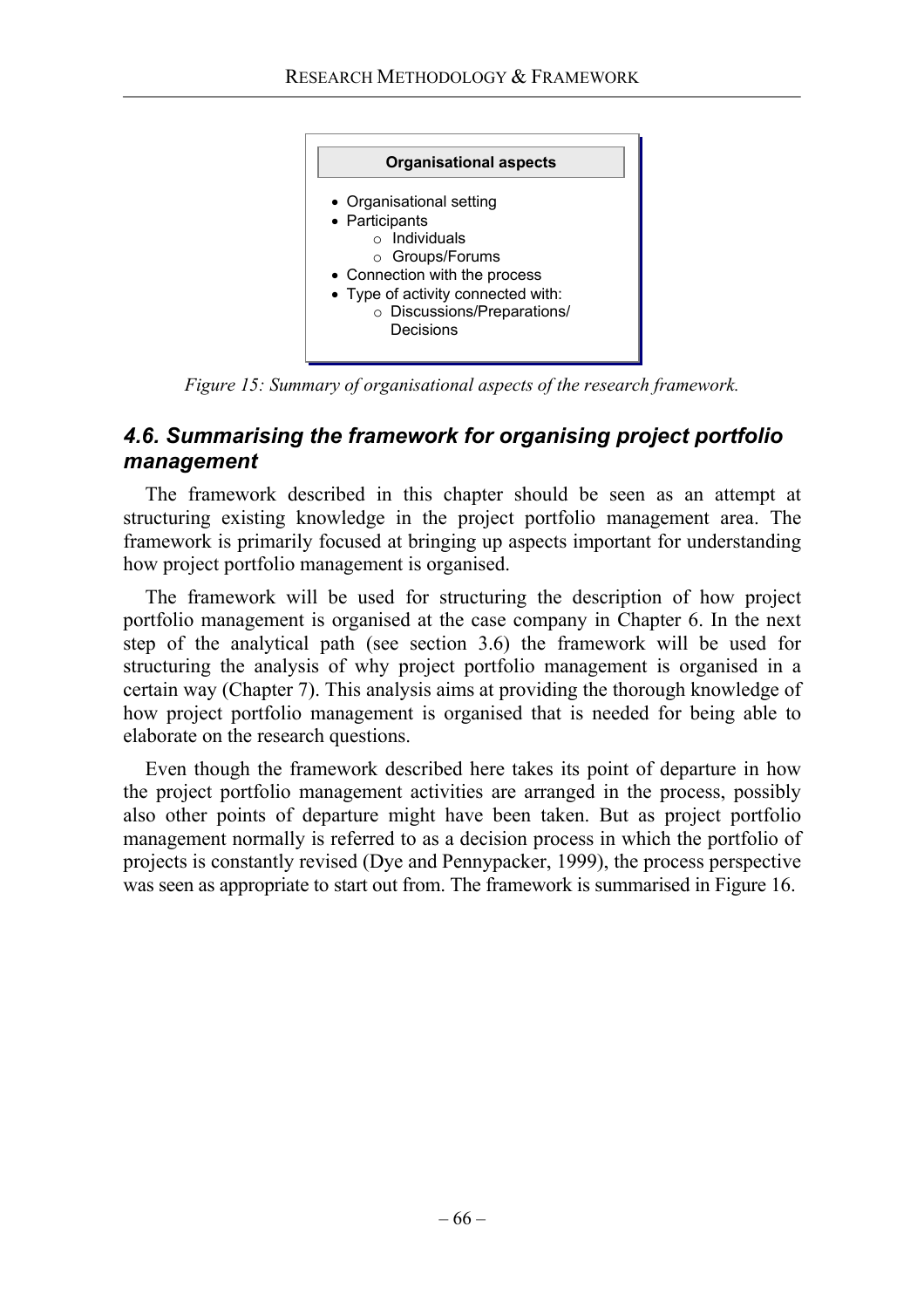**Organisational aspects**

- Organisational setting
- Participants
  - Individuals
  - Groups/Forums
- Connection with the process
- Type of activity connected with:
  - Discussions/Preparations/ Decisions

*Figure 15: Summary of organisational aspects of the research framework.*

### *4.6. Summarising the framework for organising project portfolio management*

The framework described in this chapter should be seen as an attempt at structuring existing knowledge in the project portfolio management area. The framework is primarily focused at bringing up aspects important for understanding how project portfolio management is organised.

The framework will be used for structuring the description of how project portfolio management is organised at the case company in Chapter 6. In the next step of the analytical path (see section 3.6) the framework will be used for structuring the analysis of why project portfolio management is organised in a certain way (Chapter 7). This analysis aims at providing the thorough knowledge of how project portfolio management is organised that is needed for being able to elaborate on the research questions.

Even though the framework described here takes its point of departure in how the project portfolio management activities are arranged in the process, possibly also other points of departure might have been taken. But as project portfolio management normally is referred to as a decision process in which the portfolio of projects is constantly revised (Dye and Pennypacker, 1999), the process perspective was seen as appropriate to start out from. The framework is summarised in Figure 16.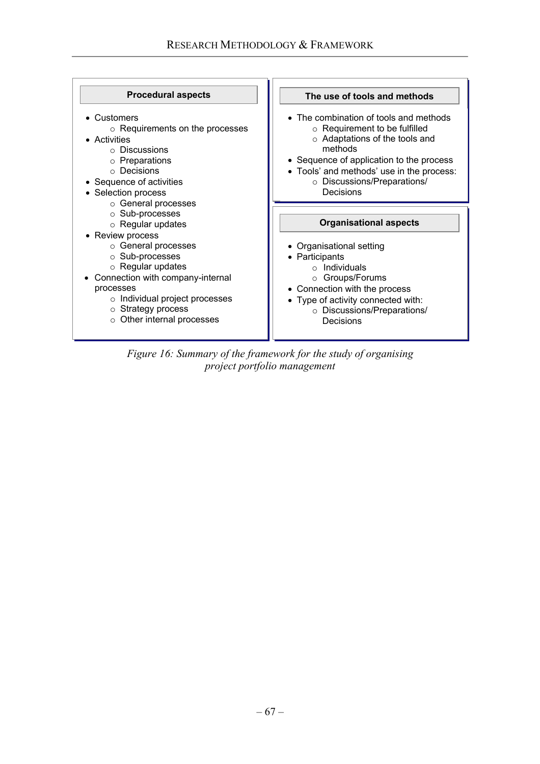**Procedural aspects**

- Customers
  - Requirements on the processes
- Activities
  - Discussions
  - Preparations
  - Decisions
- Sequence of activities
- Selection process
  - General processes
  - Sub-processes
  - Regular updates
- Review process
  - General processes
  - Sub-processes
  - Regular updates
- Connection with company-internal processes
  - Individual project processes
  - Strategy process
  - Other internal processes

**The use of tools and methods**

- The combination of tools and methods
  - Requirement to be fulfilled
  - Adaptations of the tools and methods
- Sequence of application to the process
- Tools' and methods' use in the process:
  - Discussions/Preparations/ Decisions

**Organisational aspects**

- Organisational setting
- Participants
  - Individuals
  - Groups/Forums
- Connection with the process
- Type of activity connected with:
  - Discussions/Preparations/ Decisions

*Figure 16: Summary of the framework for the study of organising project portfolio management*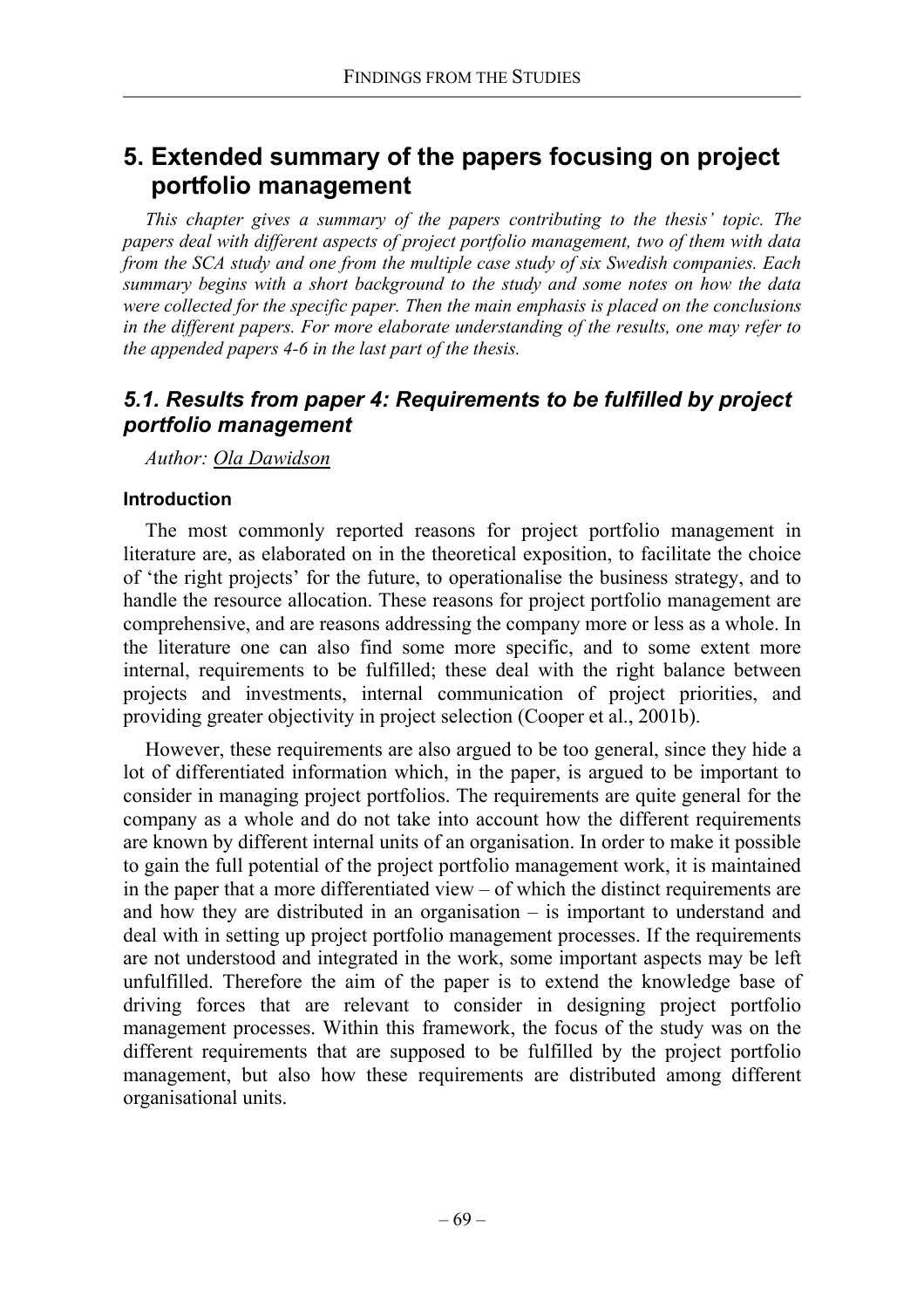# 5. Extended summary of the papers focusing on project portfolio management

*This chapter gives a summary of the papers contributing to the thesis' topic. The papers deal with different aspects of project portfolio management, two of them with data from the SCA study and one from the multiple case study of six Swedish companies. Each summary begins with a short background to the study and some notes on how the data were collected for the specific paper. Then the main emphasis is placed on the conclusions in the different papers. For more elaborate understanding of the results, one may refer to the appended papers 4-6 in the last part of the thesis.*

## *5.1. Results from paper 4: Requirements to be fulfilled by project portfolio management*

*Author: Ola Dawidson*

### Introduction

The most commonly reported reasons for project portfolio management in literature are, as elaborated on in the theoretical exposition, to facilitate the choice of 'the right projects' for the future, to operationalise the business strategy, and to handle the resource allocation. These reasons for project portfolio management are comprehensive, and are reasons addressing the company more or less as a whole. In the literature one can also find some more specific, and to some extent more internal, requirements to be fulfilled; these deal with the right balance between projects and investments, internal communication of project priorities, and providing greater objectivity in project selection (Cooper et al., 2001b).

However, these requirements are also argued to be too general, since they hide a lot of differentiated information which, in the paper, is argued to be important to consider in managing project portfolios. The requirements are quite general for the company as a whole and do not take into account how the different requirements are known by different internal units of an organisation. In order to make it possible to gain the full potential of the project portfolio management work, it is maintained in the paper that a more differentiated view – of which the distinct requirements are and how they are distributed in an organisation – is important to understand and deal with in setting up project portfolio management processes. If the requirements are not understood and integrated in the work, some important aspects may be left unfulfilled. Therefore the aim of the paper is to extend the knowledge base of driving forces that are relevant to consider in designing project portfolio management processes. Within this framework, the focus of the study was on the different requirements that are supposed to be fulfilled by the project portfolio management, but also how these requirements are distributed among different organisational units.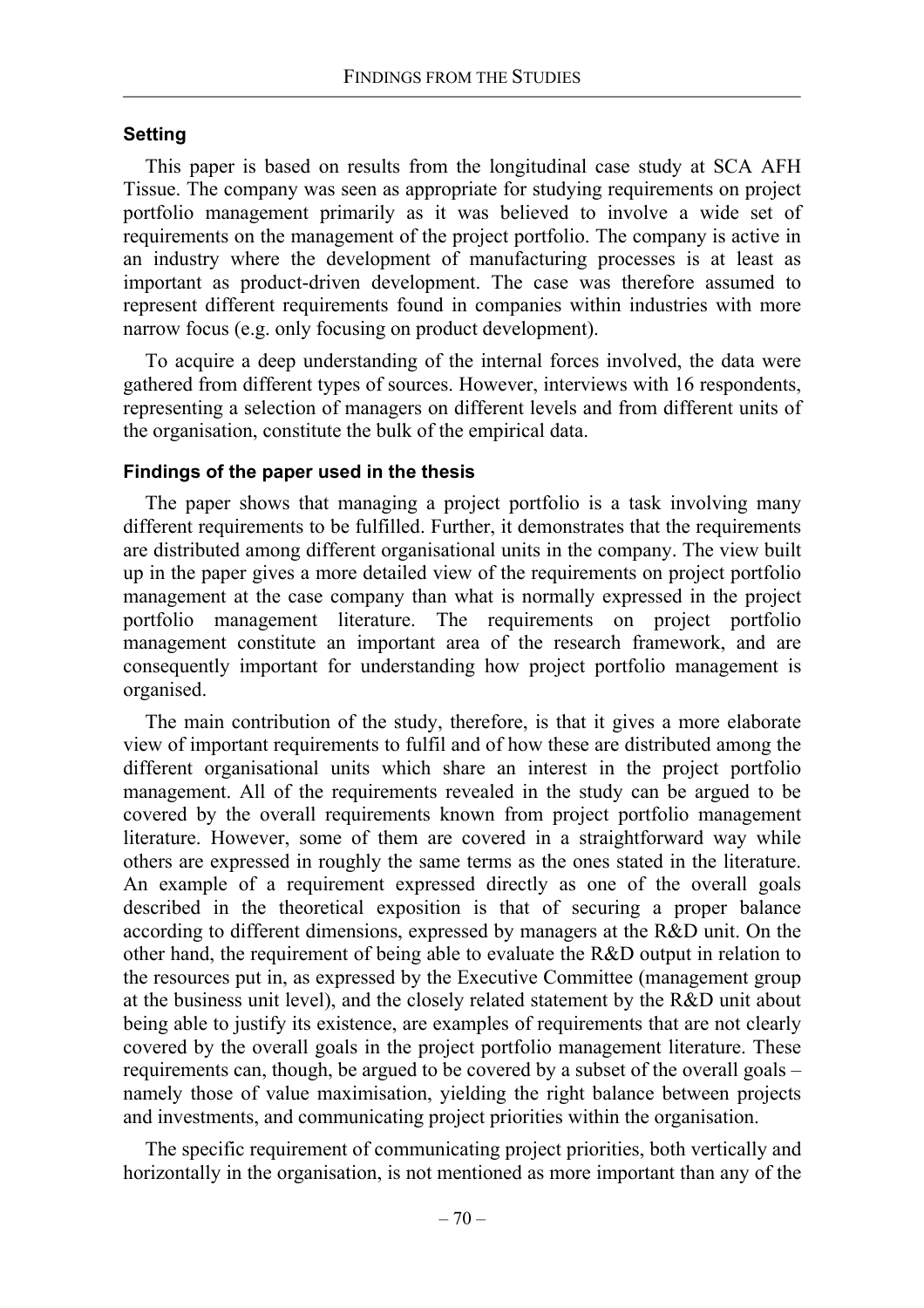### Setting

This paper is based on results from the longitudinal case study at SCA AFH Tissue. The company was seen as appropriate for studying requirements on project portfolio management primarily as it was believed to involve a wide set of requirements on the management of the project portfolio. The company is active in an industry where the development of manufacturing processes is at least as important as product-driven development. The case was therefore assumed to represent different requirements found in companies within industries with more narrow focus (e.g. only focusing on product development).

To acquire a deep understanding of the internal forces involved, the data were gathered from different types of sources. However, interviews with 16 respondents, representing a selection of managers on different levels and from different units of the organisation, constitute the bulk of the empirical data.

### Findings of the paper used in the thesis

The paper shows that managing a project portfolio is a task involving many different requirements to be fulfilled. Further, it demonstrates that the requirements are distributed among different organisational units in the company. The view built up in the paper gives a more detailed view of the requirements on project portfolio management at the case company than what is normally expressed in the project portfolio management literature. The requirements on project portfolio management constitute an important area of the research framework, and are consequently important for understanding how project portfolio management is organised.

The main contribution of the study, therefore, is that it gives a more elaborate view of important requirements to fulfil and of how these are distributed among the different organisational units which share an interest in the project portfolio management. All of the requirements revealed in the study can be argued to be covered by the overall requirements known from project portfolio management literature. However, some of them are covered in a straightforward way while others are expressed in roughly the same terms as the ones stated in the literature. An example of a requirement expressed directly as one of the overall goals described in the theoretical exposition is that of securing a proper balance according to different dimensions, expressed by managers at the R&D unit. On the other hand, the requirement of being able to evaluate the R&D output in relation to the resources put in, as expressed by the Executive Committee (management group at the business unit level), and the closely related statement by the R&D unit about being able to justify its existence, are examples of requirements that are not clearly covered by the overall goals in the project portfolio management literature. These requirements can, though, be argued to be covered by a subset of the overall goals – namely those of value maximisation, yielding the right balance between projects and investments, and communicating project priorities within the organisation.

The specific requirement of communicating project priorities, both vertically and horizontally in the organisation, is not mentioned as more important than any of the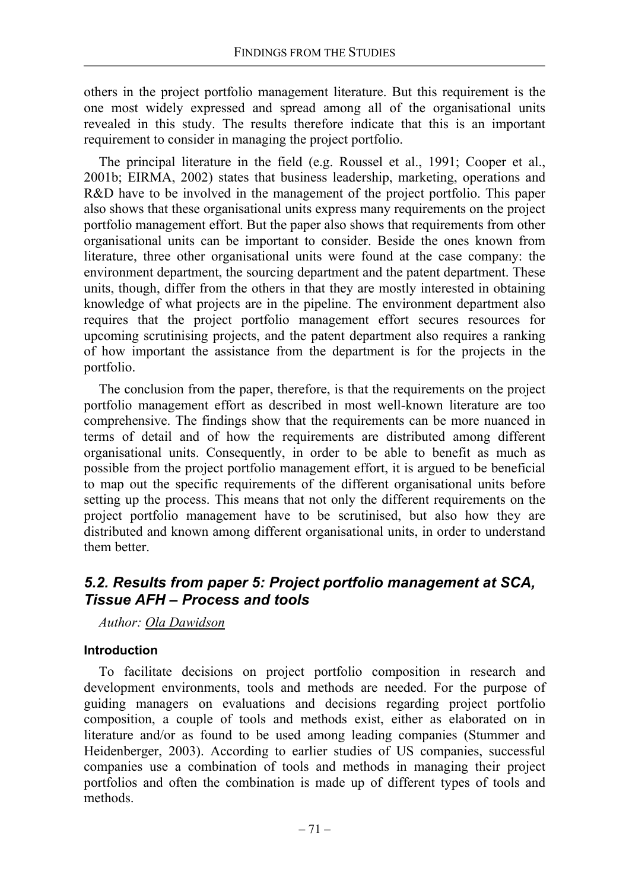others in the project portfolio management literature. But this requirement is the one most widely expressed and spread among all of the organisational units revealed in this study. The results therefore indicate that this is an important requirement to consider in managing the project portfolio.

The principal literature in the field (e.g. Roussel et al., 1991; Cooper et al., 2001b; EIRMA, 2002) states that business leadership, marketing, operations and R&D have to be involved in the management of the project portfolio. This paper also shows that these organisational units express many requirements on the project portfolio management effort. But the paper also shows that requirements from other organisational units can be important to consider. Beside the ones known from literature, three other organisational units were found at the case company: the environment department, the sourcing department and the patent department. These units, though, differ from the others in that they are mostly interested in obtaining knowledge of what projects are in the pipeline. The environment department also requires that the project portfolio management effort secures resources for upcoming scrutinising projects, and the patent department also requires a ranking of how important the assistance from the department is for the projects in the portfolio.

The conclusion from the paper, therefore, is that the requirements on the project portfolio management effort as described in most well-known literature are too comprehensive. The findings show that the requirements can be more nuanced in terms of detail and of how the requirements are distributed among different organisational units. Consequently, in order to be able to benefit as much as possible from the project portfolio management effort, it is argued to be beneficial to map out the specific requirements of the different organisational units before setting up the process. This means that not only the different requirements on the project portfolio management have to be scrutinised, but also how they are distributed and known among different organisational units, in order to understand them better.

## *5.2. Results from paper 5: Project portfolio management at SCA, Tissue AFH – Process and tools*

*Author: Ola Dawidson*

#### Introduction

To facilitate decisions on project portfolio composition in research and development environments, tools and methods are needed. For the purpose of guiding managers on evaluations and decisions regarding project portfolio composition, a couple of tools and methods exist, either as elaborated on in literature and/or as found to be used among leading companies (Stummer and Heidenberger, 2003). According to earlier studies of US companies, successful companies use a combination of tools and methods in managing their project portfolios and often the combination is made up of different types of tools and methods.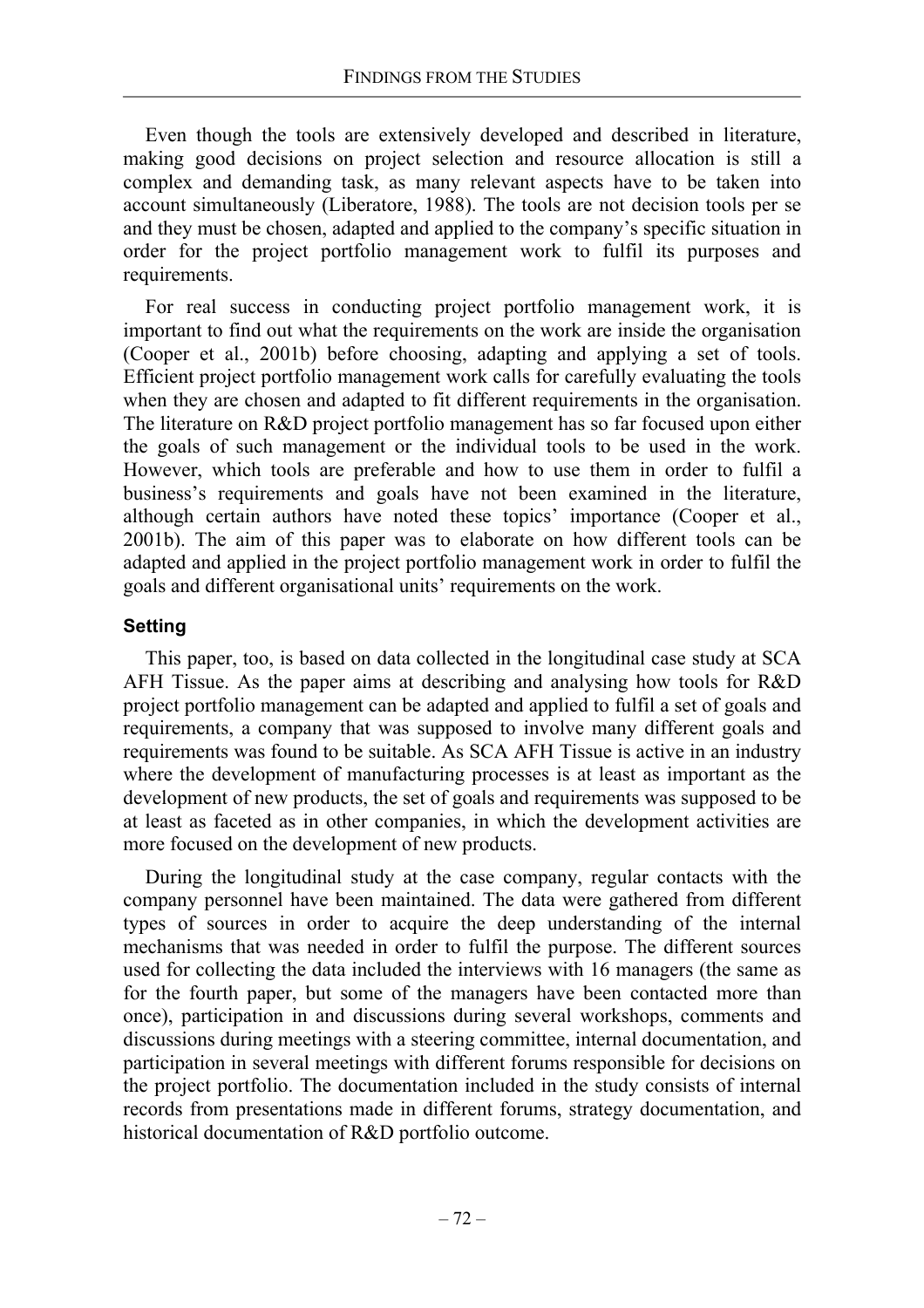Even though the tools are extensively developed and described in literature, making good decisions on project selection and resource allocation is still a complex and demanding task, as many relevant aspects have to be taken into account simultaneously (Liberatore, 1988). The tools are not decision tools per se and they must be chosen, adapted and applied to the company's specific situation in order for the project portfolio management work to fulfil its purposes and requirements.

For real success in conducting project portfolio management work, it is important to find out what the requirements on the work are inside the organisation (Cooper et al., 2001b) before choosing, adapting and applying a set of tools. Efficient project portfolio management work calls for carefully evaluating the tools when they are chosen and adapted to fit different requirements in the organisation. The literature on R&D project portfolio management has so far focused upon either the goals of such management or the individual tools to be used in the work. However, which tools are preferable and how to use them in order to fulfil a business's requirements and goals have not been examined in the literature, although certain authors have noted these topics' importance (Cooper et al., 2001b). The aim of this paper was to elaborate on how different tools can be adapted and applied in the project portfolio management work in order to fulfil the goals and different organisational units' requirements on the work.

**Setting**

This paper, too, is based on data collected in the longitudinal case study at SCA AFH Tissue. As the paper aims at describing and analysing how tools for R&D project portfolio management can be adapted and applied to fulfil a set of goals and requirements, a company that was supposed to involve many different goals and requirements was found to be suitable. As SCA AFH Tissue is active in an industry where the development of manufacturing processes is at least as important as the development of new products, the set of goals and requirements was supposed to be at least as faceted as in other companies, in which the development activities are more focused on the development of new products.

During the longitudinal study at the case company, regular contacts with the company personnel have been maintained. The data were gathered from different types of sources in order to acquire the deep understanding of the internal mechanisms that was needed in order to fulfil the purpose. The different sources used for collecting the data included the interviews with 16 managers (the same as for the fourth paper, but some of the managers have been contacted more than once), participation in and discussions during several workshops, comments and discussions during meetings with a steering committee, internal documentation, and participation in several meetings with different forums responsible for decisions on the project portfolio. The documentation included in the study consists of internal records from presentations made in different forums, strategy documentation, and historical documentation of R&D portfolio outcome.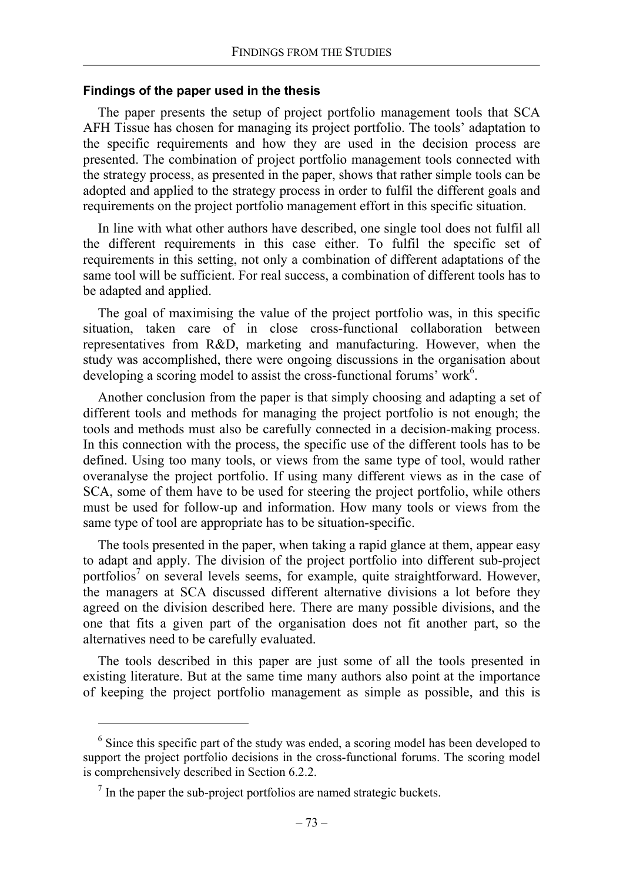### Findings of the paper used in the thesis

The paper presents the setup of project portfolio management tools that SCA AFH Tissue has chosen for managing its project portfolio. The tools' adaptation to the specific requirements and how they are used in the decision process are presented. The combination of project portfolio management tools connected with the strategy process, as presented in the paper, shows that rather simple tools can be adopted and applied to the strategy process in order to fulfil the different goals and requirements on the project portfolio management effort in this specific situation.

In line with what other authors have described, one single tool does not fulfil all the different requirements in this case either. To fulfil the specific set of requirements in this setting, not only a combination of different adaptations of the same tool will be sufficient. For real success, a combination of different tools has to be adapted and applied.

The goal of maximising the value of the project portfolio was, in this specific situation, taken care of in close cross-functional collaboration between representatives from R&D, marketing and manufacturing. However, when the study was accomplished, there were ongoing discussions in the organisation about developing a scoring model to assist the cross-functional forums' work[6].

Another conclusion from the paper is that simply choosing and adapting a set of different tools and methods for managing the project portfolio is not enough; the tools and methods must also be carefully connected in a decision-making process. In this connection with the process, the specific use of the different tools has to be defined. Using too many tools, or views from the same type of tool, would rather overanalyse the project portfolio. If using many different views as in the case of SCA, some of them have to be used for steering the project portfolio, while others must be used for follow-up and information. How many tools or views from the same type of tool are appropriate has to be situation-specific.

The tools presented in the paper, when taking a rapid glance at them, appear easy to adapt and apply. The division of the project portfolio into different sub-project portfolios[7] on several levels seems, for example, quite straightforward. However, the managers at SCA discussed different alternative divisions a lot before they agreed on the division described here. There are many possible divisions, and the one that fits a given part of the organisation does not fit another part, so the alternatives need to be carefully evaluated.

The tools described in this paper are just some of all the tools presented in existing literature. But at the same time many authors also point at the importance of keeping the project portfolio management as simple as possible, and this is

---

[6] Since this specific part of the study was ended, a scoring model has been developed to support the project portfolio decisions in the cross-functional forums. The scoring model is comprehensively described in Section 6.2.2.

[7] In the paper the sub-project portfolios are named strategic buckets.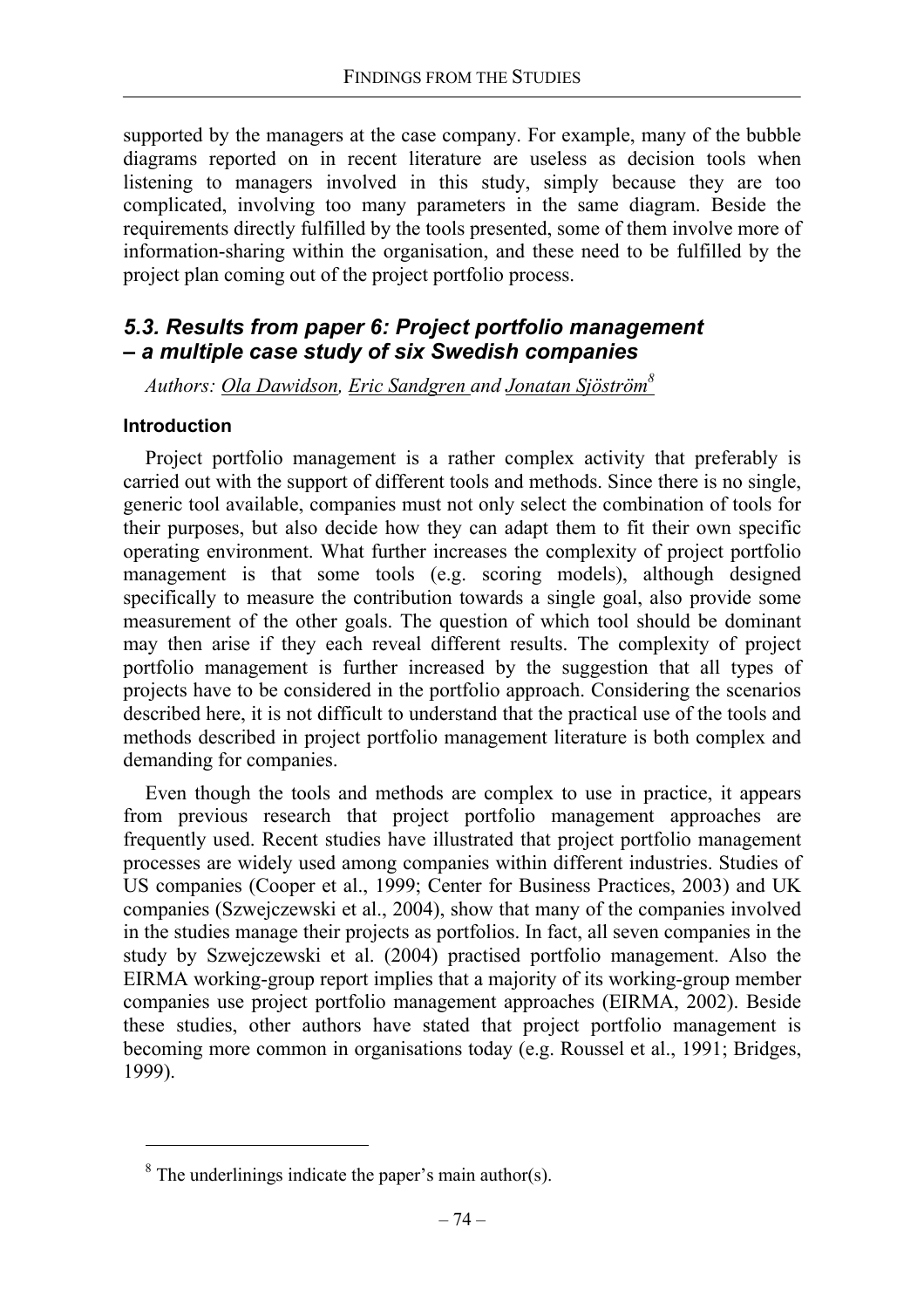supported by the managers at the case company. For example, many of the bubble diagrams reported on in recent literature are useless as decision tools when listening to managers involved in this study, simply because they are too complicated, involving too many parameters in the same diagram. Beside the requirements directly fulfilled by the tools presented, some of them involve more of information-sharing within the organisation, and these need to be fulfilled by the project plan coming out of the project portfolio process.

## *5.3. Results from paper 6: Project portfolio management – a multiple case study of six Swedish companies*

*Authors: Ola Dawidson, Eric Sandgren and Jonatan Sjöström*[8]

#### Introduction

Project portfolio management is a rather complex activity that preferably is carried out with the support of different tools and methods. Since there is no single, generic tool available, companies must not only select the combination of tools for their purposes, but also decide how they can adapt them to fit their own specific operating environment. What further increases the complexity of project portfolio management is that some tools (e.g. scoring models), although designed specifically to measure the contribution towards a single goal, also provide some measurement of the other goals. The question of which tool should be dominant may then arise if they each reveal different results. The complexity of project portfolio management is further increased by the suggestion that all types of projects have to be considered in the portfolio approach. Considering the scenarios described here, it is not difficult to understand that the practical use of the tools and methods described in project portfolio management literature is both complex and demanding for companies.

Even though the tools and methods are complex to use in practice, it appears from previous research that project portfolio management approaches are frequently used. Recent studies have illustrated that project portfolio management processes are widely used among companies within different industries. Studies of US companies (Cooper et al., 1999; Center for Business Practices, 2003) and UK companies (Szwejczewski et al., 2004), show that many of the companies involved in the studies manage their projects as portfolios. In fact, all seven companies in the study by Szwejczewski et al. (2004) practised portfolio management. Also the EIRMA working-group report implies that a majority of its working-group member companies use project portfolio management approaches (EIRMA, 2002). Beside these studies, other authors have stated that project portfolio management is becoming more common in organisations today (e.g. Roussel et al., 1991; Bridges, 1999).

[8] The underlinings indicate the paper's main author(s).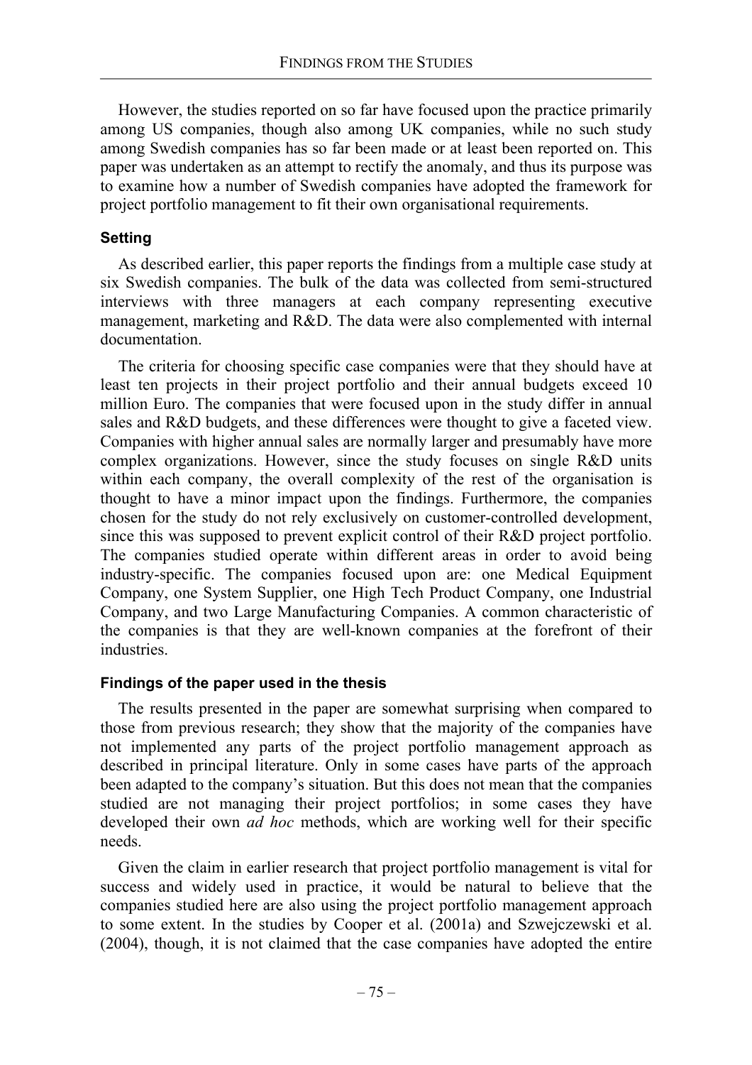However, the studies reported on so far have focused upon the practice primarily among US companies, though also among UK companies, while no such study among Swedish companies has so far been made or at least been reported on. This paper was undertaken as an attempt to rectify the anomaly, and thus its purpose was to examine how a number of Swedish companies have adopted the framework for project portfolio management to fit their own organisational requirements.

### Setting

As described earlier, this paper reports the findings from a multiple case study at six Swedish companies. The bulk of the data was collected from semi-structured interviews with three managers at each company representing executive management, marketing and R&D. The data were also complemented with internal documentation.

The criteria for choosing specific case companies were that they should have at least ten projects in their project portfolio and their annual budgets exceed 10 million Euro. The companies that were focused upon in the study differ in annual sales and R&D budgets, and these differences were thought to give a faceted view. Companies with higher annual sales are normally larger and presumably have more complex organizations. However, since the study focuses on single R&D units within each company, the overall complexity of the rest of the organisation is thought to have a minor impact upon the findings. Furthermore, the companies chosen for the study do not rely exclusively on customer-controlled development, since this was supposed to prevent explicit control of their R&D project portfolio. The companies studied operate within different areas in order to avoid being industry-specific. The companies focused upon are: one Medical Equipment Company, one System Supplier, one High Tech Product Company, one Industrial Company, and two Large Manufacturing Companies. A common characteristic of the companies is that they are well-known companies at the forefront of their industries.

### Findings of the paper used in the thesis

The results presented in the paper are somewhat surprising when compared to those from previous research; they show that the majority of the companies have not implemented any parts of the project portfolio management approach as described in principal literature. Only in some cases have parts of the approach been adapted to the company's situation. But this does not mean that the companies studied are not managing their project portfolios; in some cases they have developed their own *ad hoc* methods, which are working well for their specific needs.

Given the claim in earlier research that project portfolio management is vital for success and widely used in practice, it would be natural to believe that the companies studied here are also using the project portfolio management approach to some extent. In the studies by Cooper et al. (2001a) and Szwejczewski et al. (2004), though, it is not claimed that the case companies have adopted the entire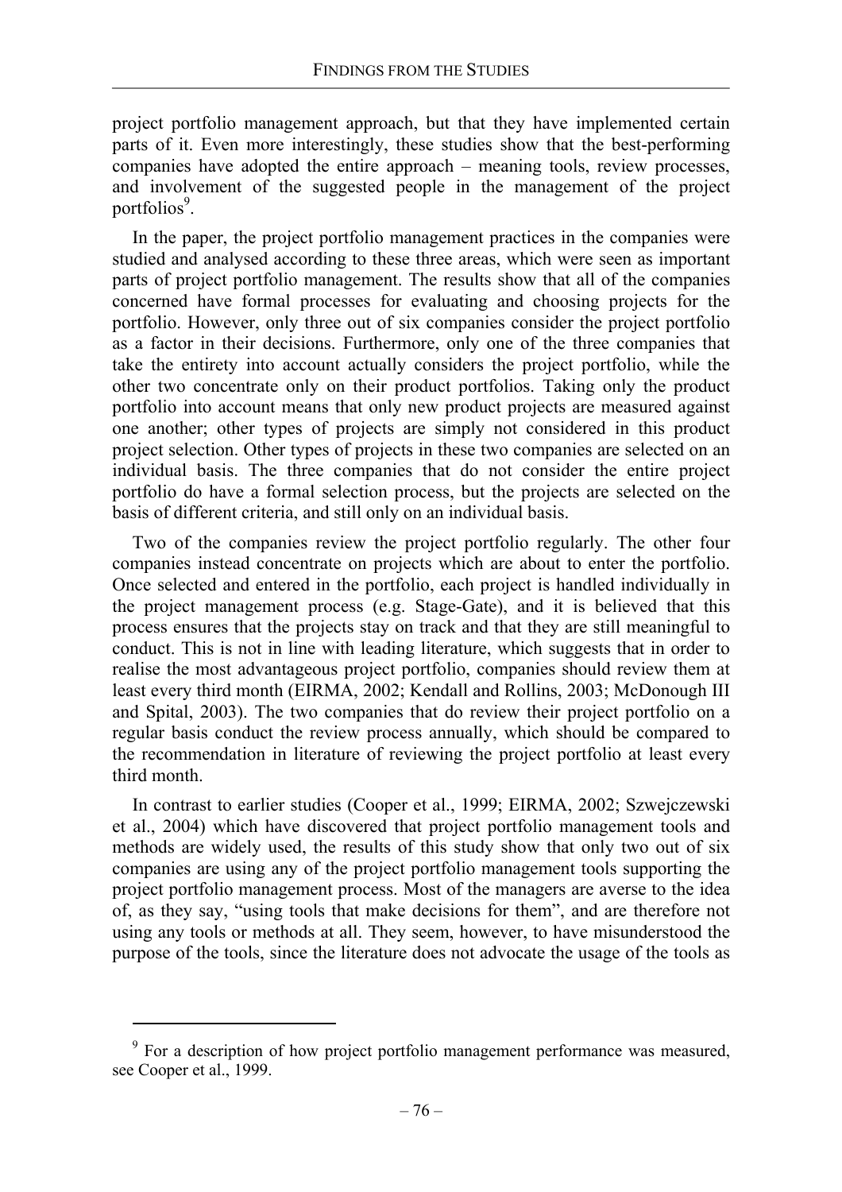project portfolio management approach, but that they have implemented certain parts of it. Even more interestingly, these studies show that the best-performing companies have adopted the entire approach – meaning tools, review processes, and involvement of the suggested people in the management of the project portfolios[9].

In the paper, the project portfolio management practices in the companies were studied and analysed according to these three areas, which were seen as important parts of project portfolio management. The results show that all of the companies concerned have formal processes for evaluating and choosing projects for the portfolio. However, only three out of six companies consider the project portfolio as a factor in their decisions. Furthermore, only one of the three companies that take the entirety into account actually considers the project portfolio, while the other two concentrate only on their product portfolios. Taking only the product portfolio into account means that only new product projects are measured against one another; other types of projects are simply not considered in this product project selection. Other types of projects in these two companies are selected on an individual basis. The three companies that do not consider the entire project portfolio do have a formal selection process, but the projects are selected on the basis of different criteria, and still only on an individual basis.

Two of the companies review the project portfolio regularly. The other four companies instead concentrate on projects which are about to enter the portfolio. Once selected and entered in the portfolio, each project is handled individually in the project management process (e.g. Stage-Gate), and it is believed that this process ensures that the projects stay on track and that they are still meaningful to conduct. This is not in line with leading literature, which suggests that in order to realise the most advantageous project portfolio, companies should review them at least every third month (EIRMA, 2002; Kendall and Rollins, 2003; McDonough III and Spital, 2003). The two companies that do review their project portfolio on a regular basis conduct the review process annually, which should be compared to the recommendation in literature of reviewing the project portfolio at least every third month.

In contrast to earlier studies (Cooper et al., 1999; EIRMA, 2002; Szwejczewski et al., 2004) which have discovered that project portfolio management tools and methods are widely used, the results of this study show that only two out of six companies are using any of the project portfolio management tools supporting the project portfolio management process. Most of the managers are averse to the idea of, as they say, "using tools that make decisions for them", and are therefore not using any tools or methods at all. They seem, however, to have misunderstood the purpose of the tools, since the literature does not advocate the usage of the tools as

[9] For a description of how project portfolio management performance was measured, see Cooper et al., 1999.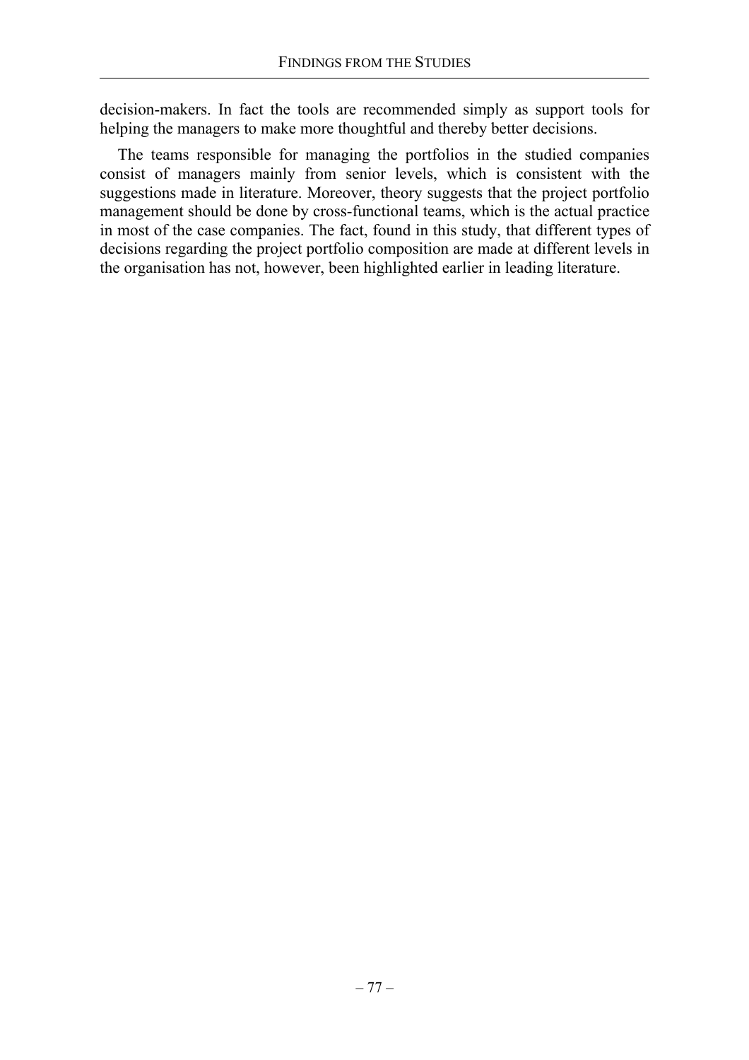decision-makers. In fact the tools are recommended simply as support tools for helping the managers to make more thoughtful and thereby better decisions.

The teams responsible for managing the portfolios in the studied companies consist of managers mainly from senior levels, which is consistent with the suggestions made in literature. Moreover, theory suggests that the project portfolio management should be done by cross-functional teams, which is the actual practice in most of the case companies. The fact, found in this study, that different types of decisions regarding the project portfolio composition are made at different levels in the organisation has not, however, been highlighted earlier in leading literature.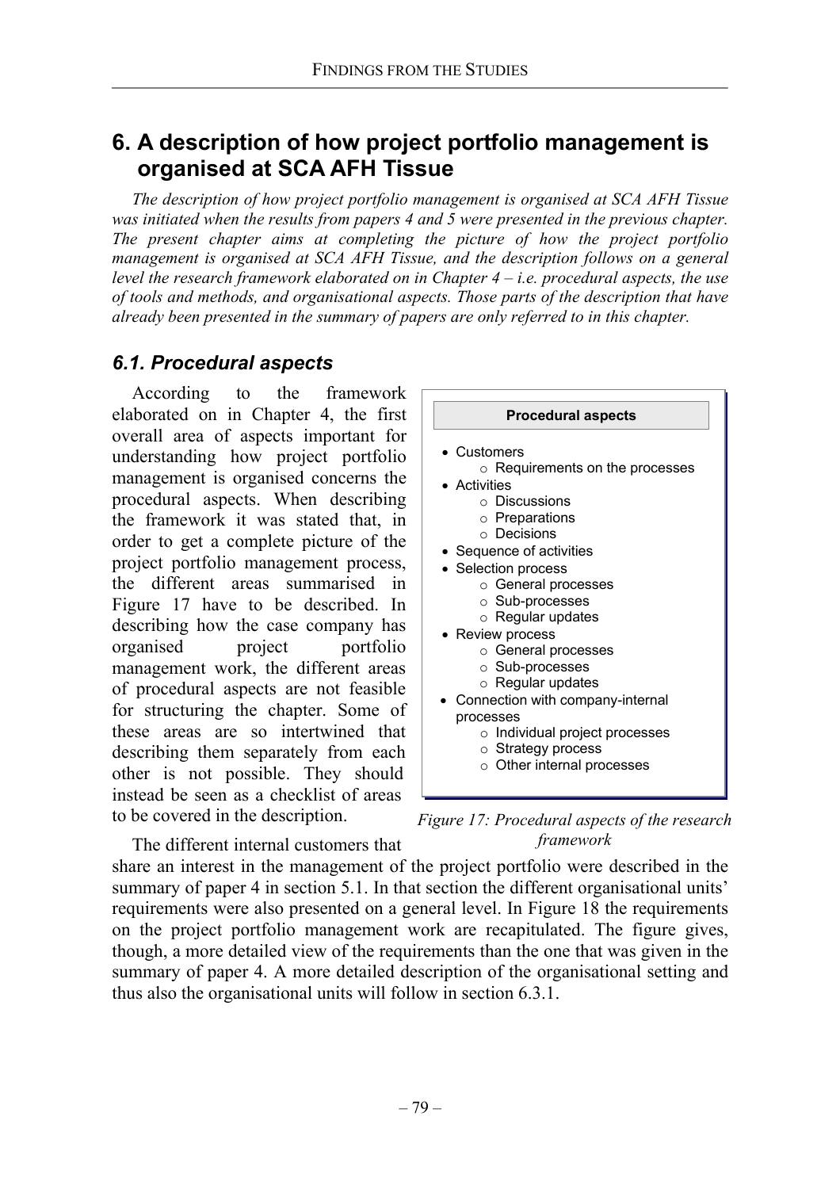# 6. A description of how project portfolio management is organised at SCA AFH Tissue

*The description of how project portfolio management is organised at SCA AFH Tissue was initiated when the results from papers 4 and 5 were presented in the previous chapter. The present chapter aims at completing the picture of how the project portfolio management is organised at SCA AFH Tissue, and the description follows on a general level the research framework elaborated on in Chapter 4 – i.e. procedural aspects, the use of tools and methods, and organisational aspects. Those parts of the description that have already been presented in the summary of papers are only referred to in this chapter.*

## *6.1. Procedural aspects*

According to the framework elaborated on in Chapter 4, the first overall area of aspects important for understanding how project portfolio management is organised concerns the procedural aspects. When describing the framework it was stated that, in order to get a complete picture of the project portfolio management process, the different areas summarised in Figure 17 have to be described. In describing how the case company has organised project portfolio management work, the different areas of procedural aspects are not feasible for structuring the chapter. Some of these areas are so intertwined that describing them separately from each other is not possible. They should instead be seen as a checklist of areas to be covered in the description.

**Procedural aspects**

- Customers
  - Requirements on the processes
- Activities
  - Discussions
  - Preparations
  - Decisions
- Sequence of activities
- Selection process
  - General processes
  - Sub-processes
  - Regular updates
- Review process
  - General processes
  - Sub-processes
  - Regular updates
- Connection with company-internal processes
  - Individual project processes
  - Strategy process
  - Other internal processes

*Figure 17: Procedural aspects of the research framework*

The different internal customers that share an interest in the management of the project portfolio were described in the summary of paper 4 in section 5.1. In that section the different organisational units' requirements were also presented on a general level. In Figure 18 the requirements on the project portfolio management work are recapitulated. The figure gives, though, a more detailed view of the requirements than the one that was given in the summary of paper 4. A more detailed description of the organisational setting and thus also the organisational units will follow in section 6.3.1.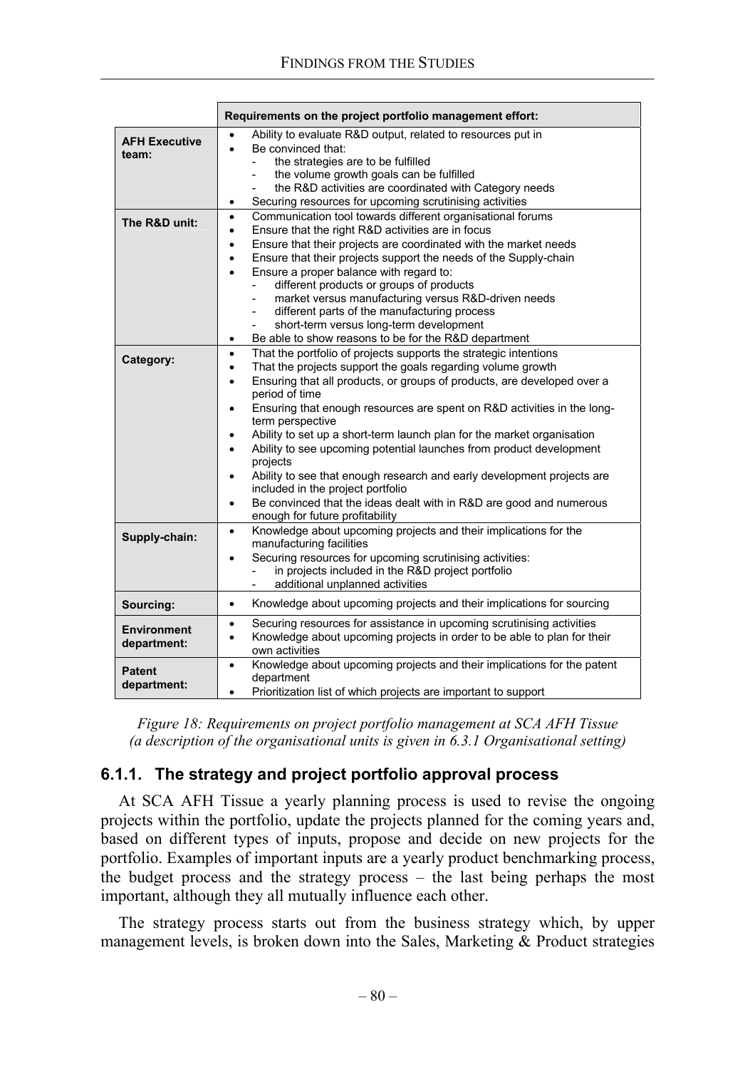| | Requirements on the project portfolio management effort: |
|---|---|
| **AFH Executive team:** | • Ability to evaluate R&D output, related to resources put in<br>• Be convinced that:<br>- the strategies are to be fulfilled<br>- the volume growth goals can be fulfilled<br>- the R&D activities are coordinated with Category needs<br>• Securing resources for upcoming scrutinising activities |
| **The R&D unit:** | • Communication tool towards different organisational forums<br>• Ensure that the right R&D activities are in focus<br>• Ensure that their projects are coordinated with the market needs<br>• Ensure that their projects support the needs of the Supply-chain<br>• Ensure a proper balance with regard to:<br>- different products or groups of products<br>- market versus manufacturing versus R&D-driven needs<br>- different parts of the manufacturing process<br>- short-term versus long-term development<br>• Be able to show reasons to be for the R&D department |
| **Category:** | • That the portfolio of projects supports the strategic intentions<br>• That the projects support the goals regarding volume growth<br>• Ensuring that all products, or groups of products, are developed over a period of time<br>• Ensuring that enough resources are spent on R&D activities in the long-term perspective<br>• Ability to set up a short-term launch plan for the market organisation<br>• Ability to see upcoming potential launches from product development projects<br>• Ability to see that enough research and early development projects are included in the project portfolio<br>• Be convinced that the ideas dealt with in R&D are good and numerous enough for future profitability |
| **Supply-chain:** | • Knowledge about upcoming projects and their implications for the manufacturing facilities<br>• Securing resources for upcoming scrutinising activities:<br>- in projects included in the R&D project portfolio<br>- additional unplanned activities |
| **Sourcing:** | • Knowledge about upcoming projects and their implications for sourcing |
| **Environment department:** | • Securing resources for assistance in upcoming scrutinising activities<br>• Knowledge about upcoming projects in order to be able to plan for their own activities |
| **Patent department:** | • Knowledge about upcoming projects and their implications for the patent department<br>• Prioritization list of which projects are important to support |

*Figure 18: Requirements on project portfolio management at SCA AFH Tissue (a description of the organisational units is given in 6.3.1 Organisational setting)*

### 6.1.1. The strategy and project portfolio approval process

At SCA AFH Tissue a yearly planning process is used to revise the ongoing projects within the portfolio, update the projects planned for the coming years and, based on different types of inputs, propose and decide on new projects for the portfolio. Examples of important inputs are a yearly product benchmarking process, the budget process and the strategy process – the last being perhaps the most important, although they all mutually influence each other.

The strategy process starts out from the business strategy which, by upper management levels, is broken down into the Sales, Marketing & Product strategies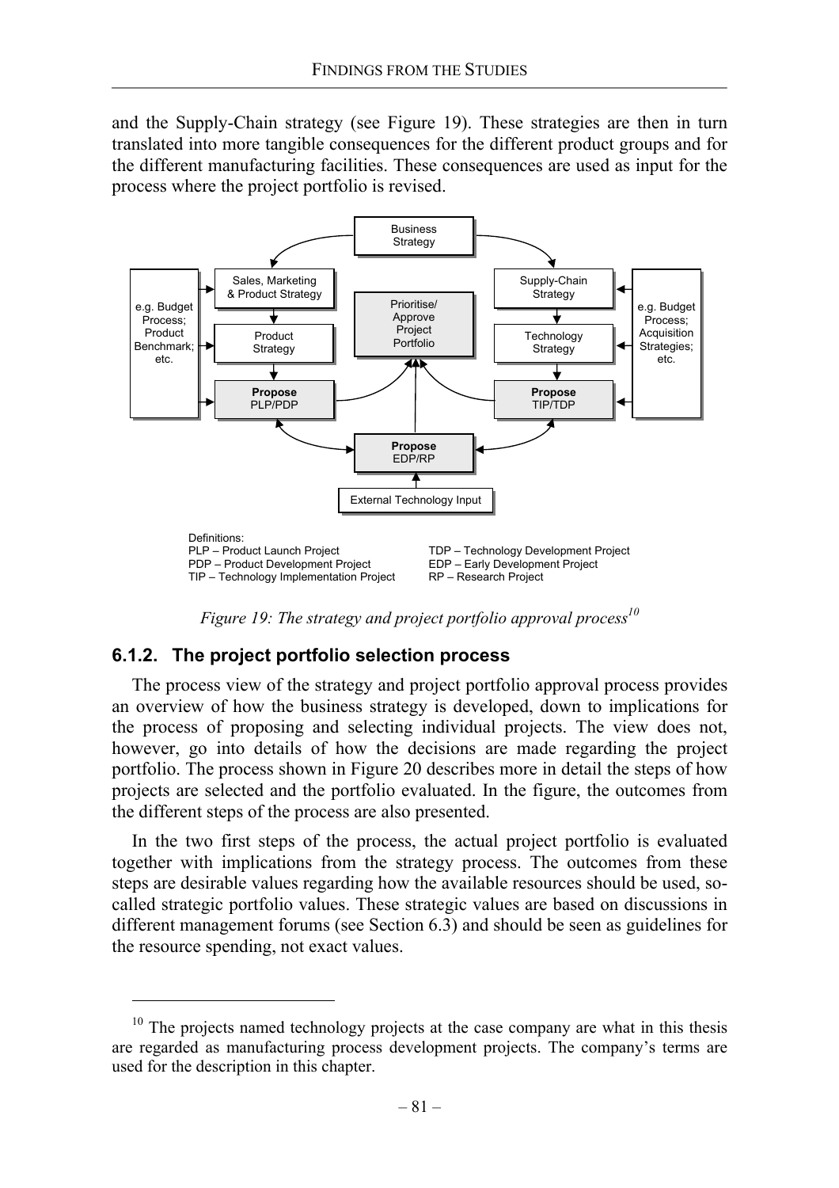and the Supply-Chain strategy (see Figure 19). These strategies are then in turn translated into more tangible consequences for the different product groups and for the different manufacturing facilities. These consequences are used as input for the process where the project portfolio is revised.

Definitions:
PLP – Product Launch Project
PDP – Product Development Project
TIP – Technology Implementation Project
TDP – Technology Development Project
EDP – Early Development Project
RP – Research Project

*Figure 19: The strategy and project portfolio approval process*[10]

### 6.1.2. The project portfolio selection process

The process view of the strategy and project portfolio approval process provides an overview of how the business strategy is developed, down to implications for the process of proposing and selecting individual projects. The view does not, however, go into details of how the decisions are made regarding the project portfolio. The process shown in Figure 20 describes more in detail the steps of how projects are selected and the portfolio evaluated. In the figure, the outcomes from the different steps of the process are also presented.

In the two first steps of the process, the actual project portfolio is evaluated together with implications from the strategy process. The outcomes from these steps are desirable values regarding how the available resources should be used, so-called strategic portfolio values. These strategic values are based on discussions in different management forums (see Section 6.3) and should be seen as guidelines for the resource spending, not exact values.

[10] The projects named technology projects at the case company are what in this thesis are regarded as manufacturing process development projects. The company's terms are used for the description in this chapter.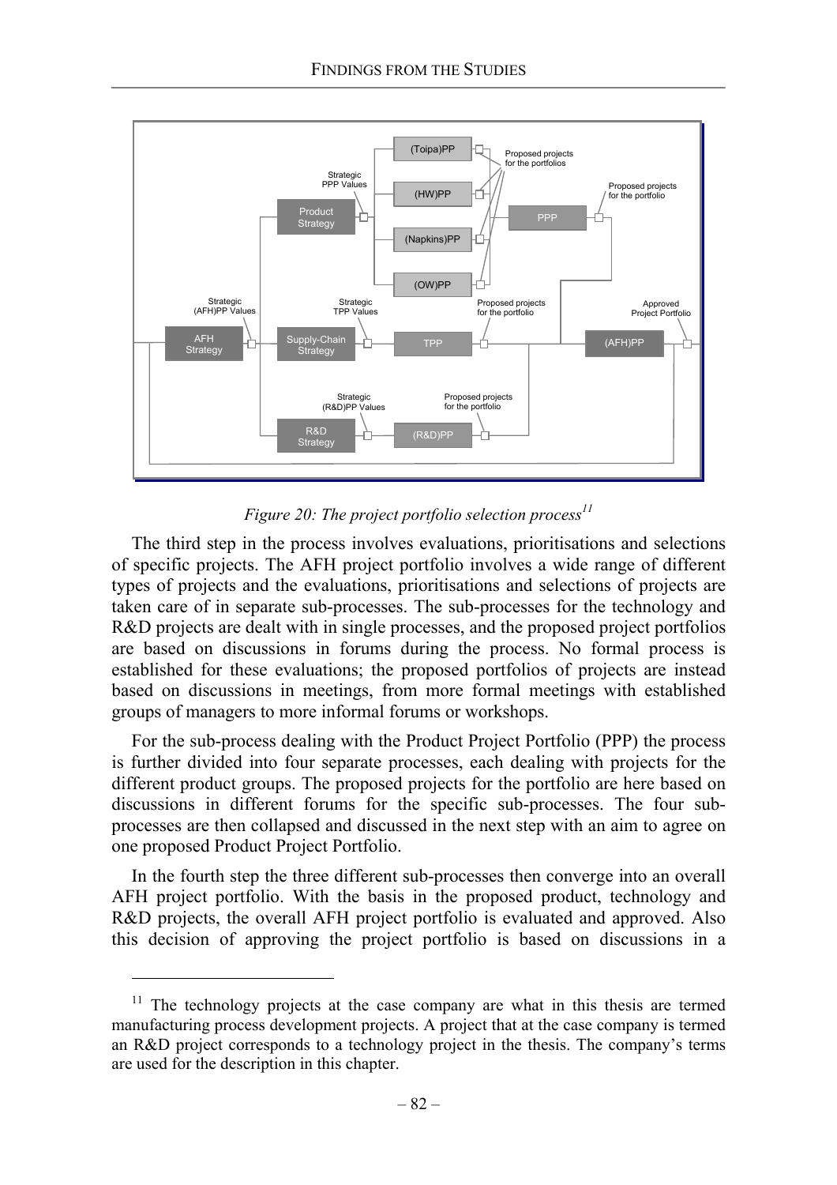Figure 20: The project portfolio selection process[11]

The third step in the process involves evaluations, prioritisations and selections of specific projects. The AFH project portfolio involves a wide range of different types of projects and the evaluations, prioritisations and selections of projects are taken care of in separate sub-processes. The sub-processes for the technology and R&D projects are dealt with in single processes, and the proposed project portfolios are based on discussions in forums during the process. No formal process is established for these evaluations; the proposed portfolios of projects are instead based on discussions in meetings, from more formal meetings with established groups of managers to more informal forums or workshops.

For the sub-process dealing with the Product Project Portfolio (PPP) the process is further divided into four separate processes, each dealing with projects for the different product groups. The proposed projects for the portfolio are here based on discussions in different forums for the specific sub-processes. The four sub-processes are then collapsed and discussed in the next step with an aim to agree on one proposed Product Project Portfolio.

In the fourth step the three different sub-processes then converge into an overall AFH project portfolio. With the basis in the proposed product, technology and R&D projects, the overall AFH project portfolio is evaluated and approved. Also this decision of approving the project portfolio is based on discussions in a

[11] The technology projects at the case company are what in this thesis are termed manufacturing process development projects. A project that at the case company is termed an R&D project corresponds to a technology project in the thesis. The company's terms are used for the description in this chapter.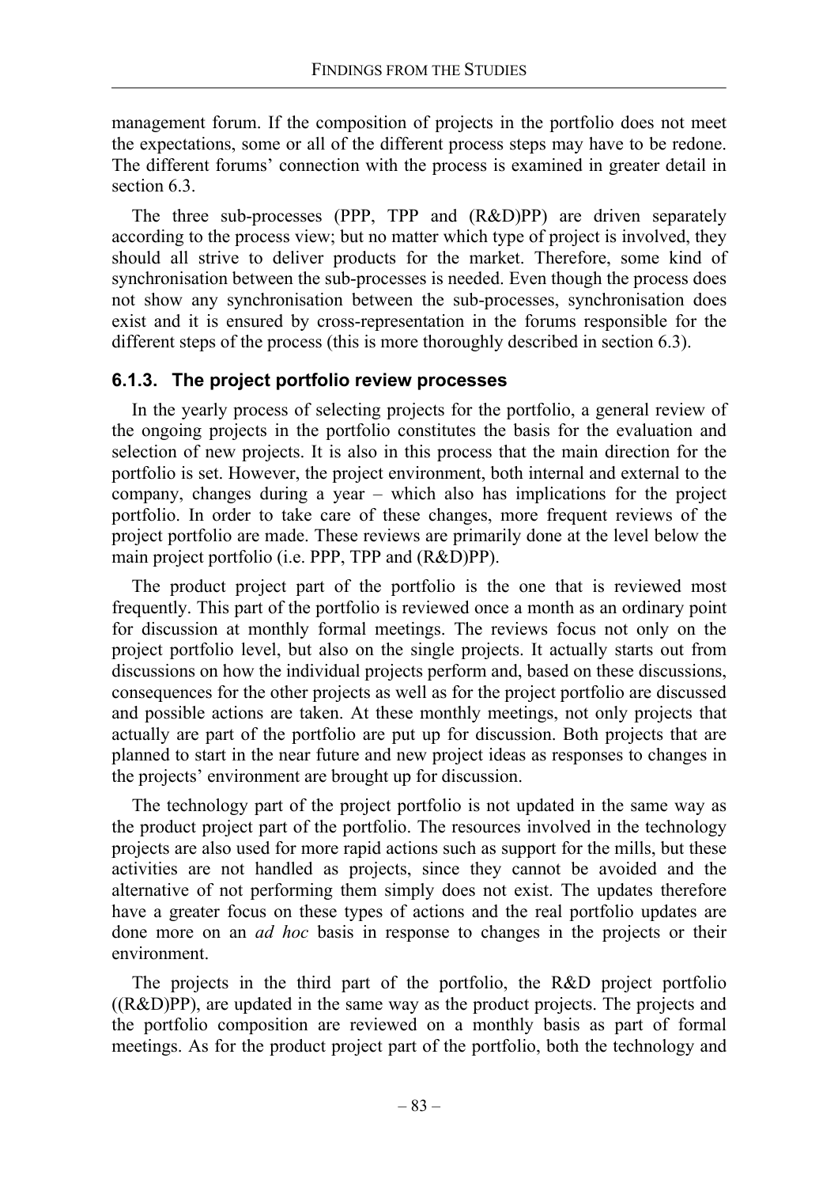management forum. If the composition of projects in the portfolio does not meet the expectations, some or all of the different process steps may have to be redone. The different forums' connection with the process is examined in greater detail in section 6.3.

The three sub-processes (PPP, TPP and (R&D)PP) are driven separately according to the process view; but no matter which type of project is involved, they should all strive to deliver products for the market. Therefore, some kind of synchronisation between the sub-processes is needed. Even though the process does not show any synchronisation between the sub-processes, synchronisation does exist and it is ensured by cross-representation in the forums responsible for the different steps of the process (this is more thoroughly described in section 6.3).

### 6.1.3. The project portfolio review processes

In the yearly process of selecting projects for the portfolio, a general review of the ongoing projects in the portfolio constitutes the basis for the evaluation and selection of new projects. It is also in this process that the main direction for the portfolio is set. However, the project environment, both internal and external to the company, changes during a year – which also has implications for the project portfolio. In order to take care of these changes, more frequent reviews of the project portfolio are made. These reviews are primarily done at the level below the main project portfolio (i.e. PPP, TPP and (R&D)PP).

The product project part of the portfolio is the one that is reviewed most frequently. This part of the portfolio is reviewed once a month as an ordinary point for discussion at monthly formal meetings. The reviews focus not only on the project portfolio level, but also on the single projects. It actually starts out from discussions on how the individual projects perform and, based on these discussions, consequences for the other projects as well as for the project portfolio are discussed and possible actions are taken. At these monthly meetings, not only projects that actually are part of the portfolio are put up for discussion. Both projects that are planned to start in the near future and new project ideas as responses to changes in the projects' environment are brought up for discussion.

The technology part of the project portfolio is not updated in the same way as the product project part of the portfolio. The resources involved in the technology projects are also used for more rapid actions such as support for the mills, but these activities are not handled as projects, since they cannot be avoided and the alternative of not performing them simply does not exist. The updates therefore have a greater focus on these types of actions and the real portfolio updates are done more on an *ad hoc* basis in response to changes in the projects or their environment.

The projects in the third part of the portfolio, the R&D project portfolio ((R&D)PP), are updated in the same way as the product projects. The projects and the portfolio composition are reviewed on a monthly basis as part of formal meetings. As for the product project part of the portfolio, both the technology and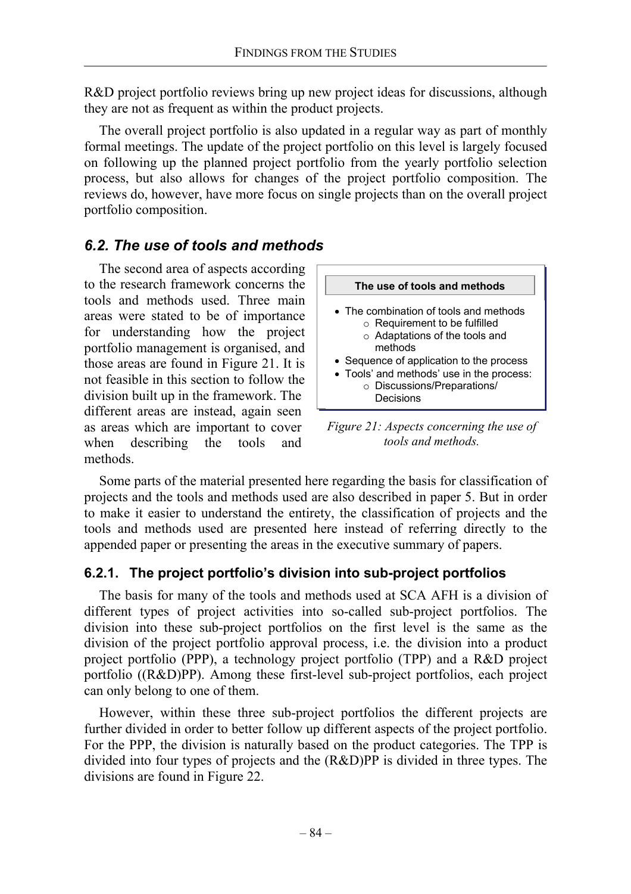R&D project portfolio reviews bring up new project ideas for discussions, although they are not as frequent as within the product projects.

The overall project portfolio is also updated in a regular way as part of monthly formal meetings. The update of the project portfolio on this level is largely focused on following up the planned project portfolio from the yearly portfolio selection process, but also allows for changes of the project portfolio composition. The reviews do, however, have more focus on single projects than on the overall project portfolio composition.

## *6.2. The use of tools and methods*

The second area of aspects according to the research framework concerns the tools and methods used. Three main areas were stated to be of importance for understanding how the project portfolio management is organised, and those areas are found in Figure 21. It is not feasible in this section to follow the division built up in the framework. The different areas are instead, again seen as areas which are important to cover when describing the tools and methods.

**The use of tools and methods**

- The combination of tools and methods
  - Requirement to be fulfilled
  - Adaptations of the tools and methods
- Sequence of application to the process
- Tools' and methods' use in the process:
  - Discussions/Preparations/ Decisions

*Figure 21: Aspects concerning the use of tools and methods.*

Some parts of the material presented here regarding the basis for classification of projects and the tools and methods used are also described in paper 5. But in order to make it easier to understand the entirety, the classification of projects and the tools and methods used are presented here instead of referring directly to the appended paper or presenting the areas in the executive summary of papers.

### 6.2.1. The project portfolio's division into sub-project portfolios

The basis for many of the tools and methods used at SCA AFH is a division of different types of project activities into so-called sub-project portfolios. The division into these sub-project portfolios on the first level is the same as the division of the project portfolio approval process, i.e. the division into a product project portfolio (PPP), a technology project portfolio (TPP) and a R&D project portfolio ((R&D)PP). Among these first-level sub-project portfolios, each project can only belong to one of them.

However, within these three sub-project portfolios the different projects are further divided in order to better follow up different aspects of the project portfolio. For the PPP, the division is naturally based on the product categories. The TPP is divided into four types of projects and the (R&D)PP is divided in three types. The divisions are found in Figure 22.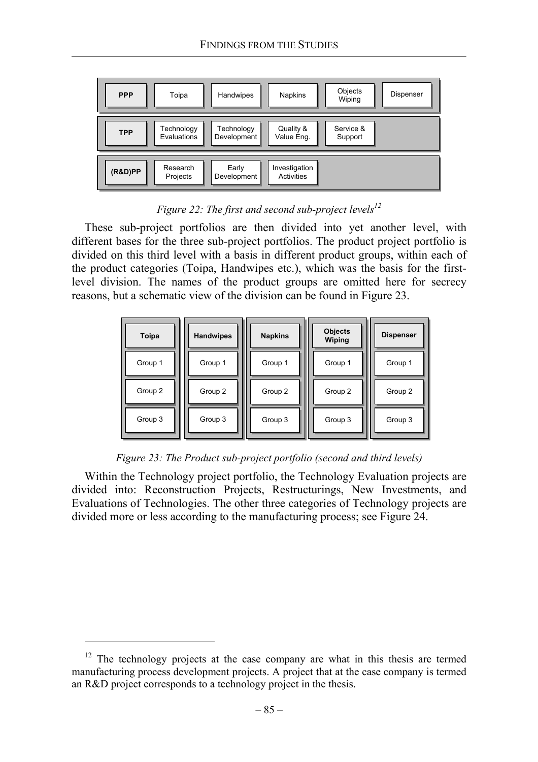| PPP | Toipa | Handwipes | Napkins | Objects Wiping | Dispenser |
| --- | --- | --- | --- | --- | --- |
| **TPP** | Technology Evaluations | Technology Development | Quality & Value Eng. | Service & Support | |
| **(R&D)PP** | Research Projects | Early Development | Investigation Activities | | |

*Figure 22: The first and second sub-project levels*[12]

These sub-project portfolios are then divided into yet another level, with different bases for the three sub-project portfolios. The product project portfolio is divided on this third level with a basis in different product groups, within each of the product categories (Toipa, Handwipes etc.), which was the basis for the first-level division. The names of the product groups are omitted here for secrecy reasons, but a schematic view of the division can be found in Figure 23.

| Toipa | Handwipes | Napkins | Objects Wiping | Dispenser |
| --- | --- | --- | --- | --- |
| Group 1 | Group 1 | Group 1 | Group 1 | Group 1 |
| Group 2 | Group 2 | Group 2 | Group 2 | Group 2 |
| Group 3 | Group 3 | Group 3 | Group 3 | Group 3 |

*Figure 23: The Product sub-project portfolio (second and third levels)*

Within the Technology project portfolio, the Technology Evaluation projects are divided into: Reconstruction Projects, Restructurings, New Investments, and Evaluations of Technologies. The other three categories of Technology projects are divided more or less according to the manufacturing process; see Figure 24.

[12] The technology projects at the case company are what in this thesis are termed manufacturing process development projects. A project that at the case company is termed an R&D project corresponds to a technology project in the thesis.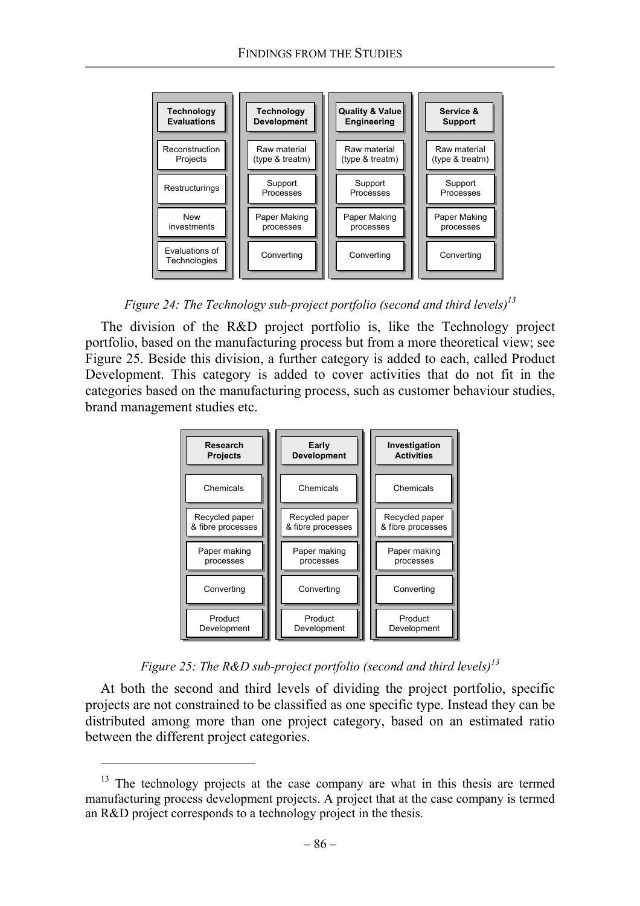| Technology Evaluations | Technology Development | Quality & Value Engineering | Service & Support |
|---|---|---|---|
| Reconstruction Projects | Raw material (type & treatm) | Raw material (type & treatm) | Raw material (type & treatm) |
| Restructurings | Support Processes | Support Processes | Support Processes |
| New investments | Paper Making processes | Paper Making processes | Paper Making processes |
| Evaluations of Technologies | Converting | Converting | Converting |

*Figure 24: The Technology sub-project portfolio (second and third levels)*[13]

The division of the R&D project portfolio is, like the Technology project portfolio, based on the manufacturing process but from a more theoretical view; see Figure 25. Beside this division, a further category is added to each, called Product Development. This category is added to cover activities that do not fit in the categories based on the manufacturing process, such as customer behaviour studies, brand management studies etc.

| Research Projects | Early Development | Investigation Activities |
|---|---|---|
| Chemicals | Chemicals | Chemicals |
| Recycled paper & fibre processes | Recycled paper & fibre processes | Recycled paper & fibre processes |
| Paper making processes | Paper making processes | Paper making processes |
| Converting | Converting | Converting |
| Product Development | Product Development | Product Development |

*Figure 25: The R&D sub-project portfolio (second and third levels)*[13]

At both the second and third levels of dividing the project portfolio, specific projects are not constrained to be classified as one specific type. Instead they can be distributed among more than one project category, based on an estimated ratio between the different project categories.

---

[13] The technology projects at the case company are what in this thesis are termed manufacturing process development projects. A project that at the case company is termed an R&D project corresponds to a technology project in the thesis.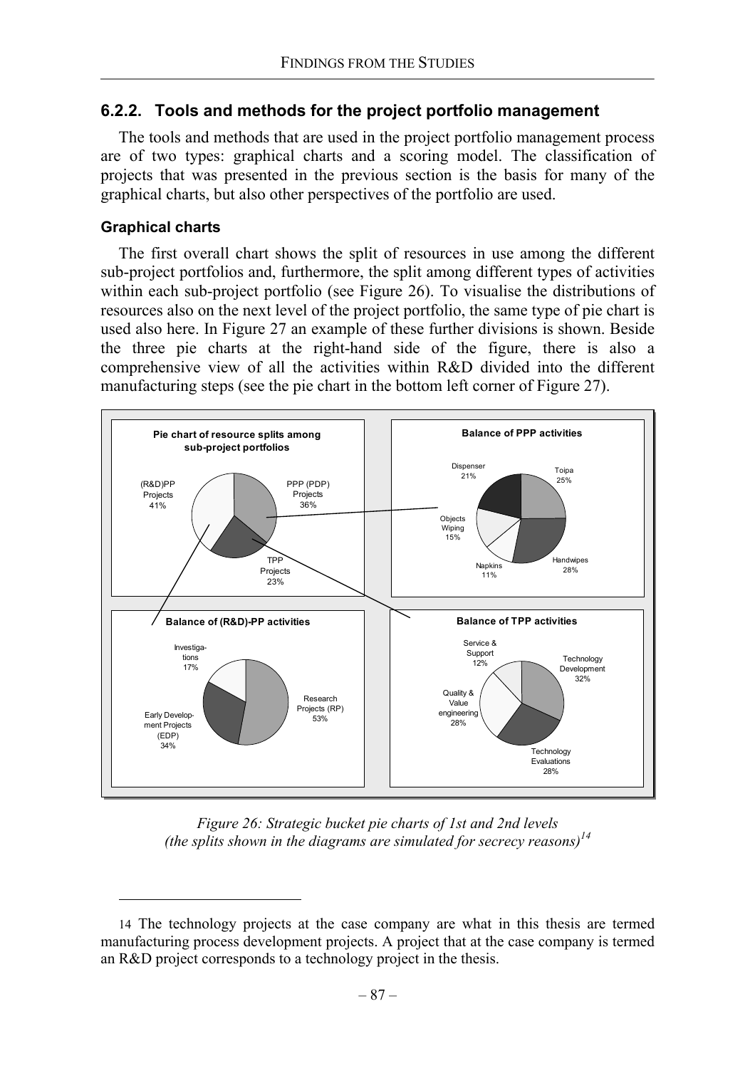### 6.2.2. Tools and methods for the project portfolio management

The tools and methods that are used in the project portfolio management process are of two types: graphical charts and a scoring model. The classification of projects that was presented in the previous section is the basis for many of the graphical charts, but also other perspectives of the portfolio are used.

#### Graphical charts

The first overall chart shows the split of resources in use among the different sub-project portfolios and, furthermore, the split among different types of activities within each sub-project portfolio (see Figure 26). To visualise the distributions of resources also on the next level of the project portfolio, the same type of pie chart is used also here. In Figure 27 an example of these further divisions is shown. Beside the three pie charts at the right-hand side of the figure, there is also a comprehensive view of all the activities within R&D divided into the different manufacturing steps (see the pie chart in the bottom left corner of Figure 27).

Pie chart of resource splits among sub-project portfolios: (R&D)PP Projects 41%; PPP (PDP) Projects 36%; TPP Projects 23%

Balance of PPP activities: Toipa 25%; Handwipes 28%; Napkins 11%; Objects Wiping 15%; Dispenser 21%

Balance of (R&D)-PP activities: Research Projects (RP) 53%; Early Development Projects (EDP) 34%; Investigations 17%

Balance of TPP activities: Technology Development 32%; Technology Evaluations 28%; Quality & Value engineering 28%; Service & Support 12%

*Figure 26: Strategic bucket pie charts of 1st and 2nd levels (the splits shown in the diagrams are simulated for secrecy reasons)*[14]

---

14 The technology projects at the case company are what in this thesis are termed manufacturing process development projects. A project that at the case company is termed an R&D project corresponds to a technology project in the thesis.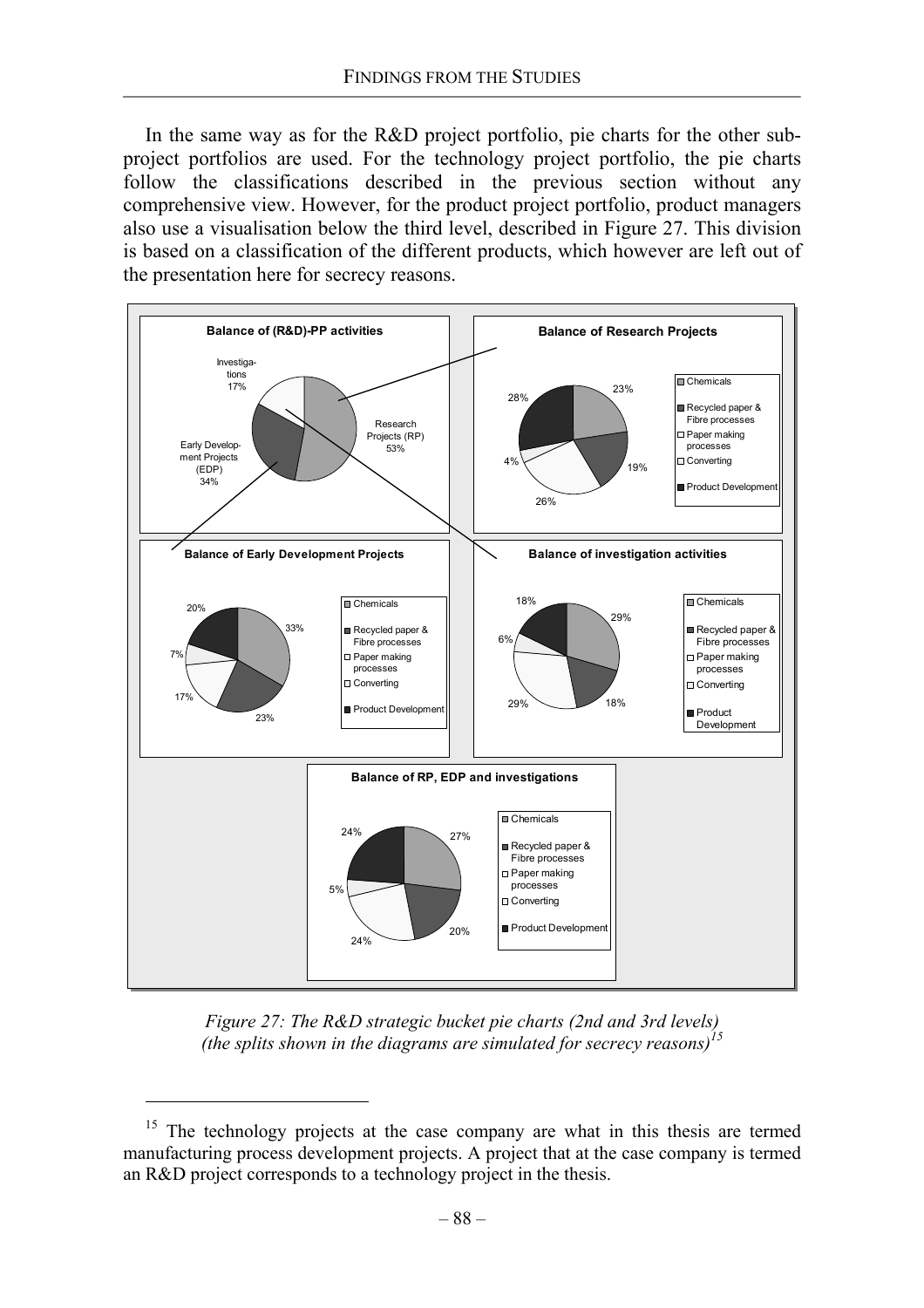In the same way as for the R&D project portfolio, pie charts for the other sub-project portfolios are used. For the technology project portfolio, the pie charts follow the classifications described in the previous section without any comprehensive view. However, for the product project portfolio, product managers also use a visualisation below the third level, described in Figure 27. This division is based on a classification of the different products, which however are left out of the presentation here for secrecy reasons.

*Figure 27: The R&D strategic bucket pie charts (2nd and 3rd levels) (the splits shown in the diagrams are simulated for secrecy reasons)*[15]

[15] The technology projects at the case company are what in this thesis are termed manufacturing process development projects. A project that at the case company is termed an R&D project corresponds to a technology project in the thesis.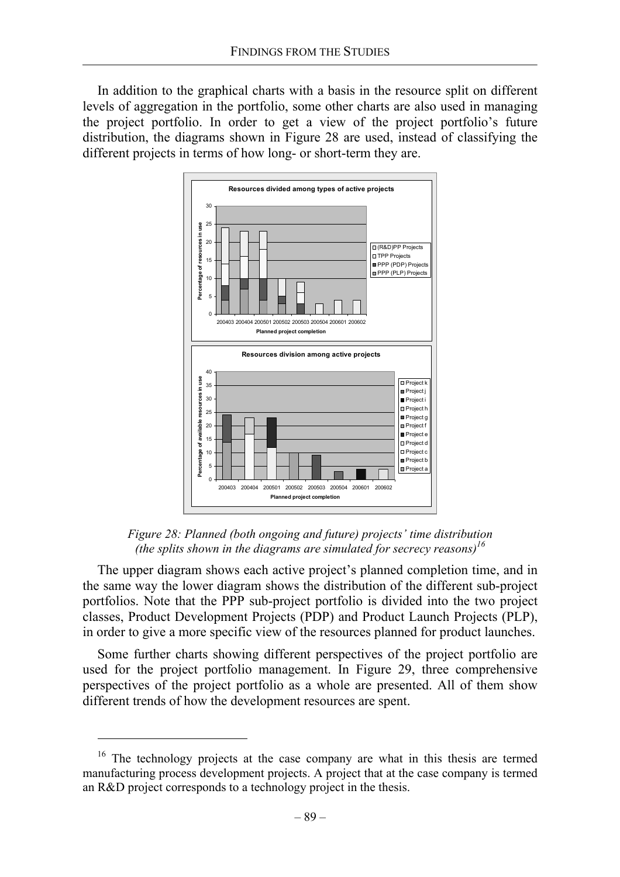In addition to the graphical charts with a basis in the resource split on different levels of aggregation in the portfolio, some other charts are also used in managing the project portfolio. In order to get a view of the project portfolio's future distribution, the diagrams shown in Figure 28 are used, instead of classifying the different projects in terms of how long- or short-term they are.

*Figure 28: Planned (both ongoing and future) projects' time distribution (the splits shown in the diagrams are simulated for secrecy reasons)[16]*

The upper diagram shows each active project's planned completion time, and in the same way the lower diagram shows the distribution of the different sub-project portfolios. Note that the PPP sub-project portfolio is divided into the two project classes, Product Development Projects (PDP) and Product Launch Projects (PLP), in order to give a more specific view of the resources planned for product launches.

Some further charts showing different perspectives of the project portfolio are used for the project portfolio management. In Figure 29, three comprehensive perspectives of the project portfolio as a whole are presented. All of them show different trends of how the development resources are spent.

---

[16] The technology projects at the case company are what in this thesis are termed manufacturing process development projects. A project that at the case company is termed an R&D project corresponds to a technology project in the thesis.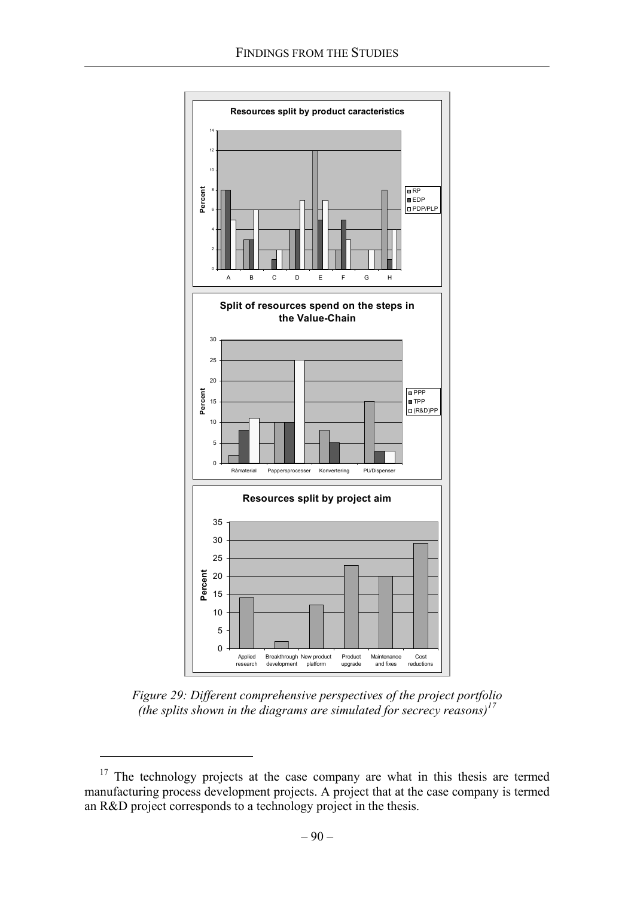*Figure 29: Different comprehensive perspectives of the project portfolio (the splits shown in the diagrams are simulated for secrecy reasons)[17]*

[17] The technology projects at the case company are what in this thesis are termed manufacturing process development projects. A project that at the case company is termed an R&D project corresponds to a technology project in the thesis.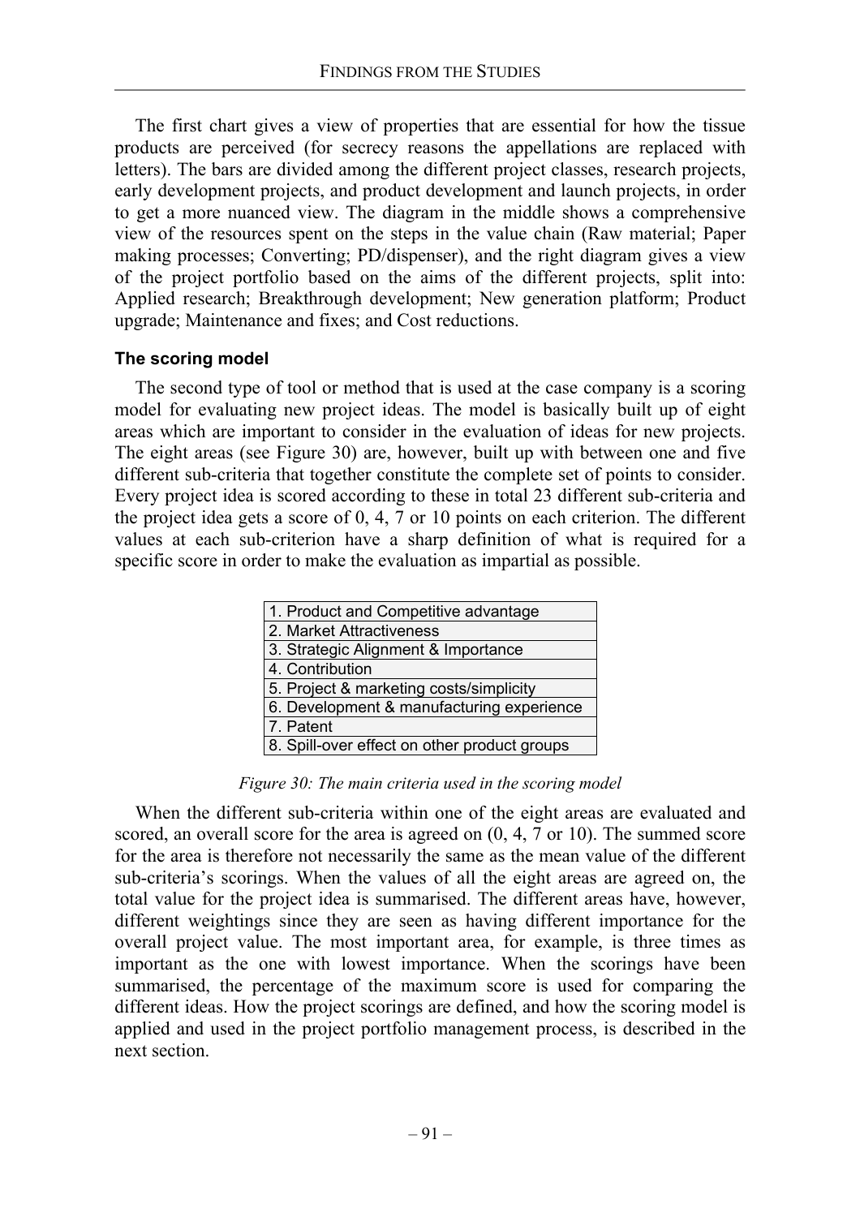The first chart gives a view of properties that are essential for how the tissue products are perceived (for secrecy reasons the appellations are replaced with letters). The bars are divided among the different project classes, research projects, early development projects, and product development and launch projects, in order to get a more nuanced view. The diagram in the middle shows a comprehensive view of the resources spent on the steps in the value chain (Raw material; Paper making processes; Converting; PD/dispenser), and the right diagram gives a view of the project portfolio based on the aims of the different projects, split into: Applied research; Breakthrough development; New generation platform; Product upgrade; Maintenance and fixes; and Cost reductions.

### The scoring model

The second type of tool or method that is used at the case company is a scoring model for evaluating new project ideas. The model is basically built up of eight areas which are important to consider in the evaluation of ideas for new projects. The eight areas (see Figure 30) are, however, built up with between one and five different sub-criteria that together constitute the complete set of points to consider. Every project idea is scored according to these in total 23 different sub-criteria and the project idea gets a score of 0, 4, 7 or 10 points on each criterion. The different values at each sub-criterion have a sharp definition of what is required for a specific score in order to make the evaluation as impartial as possible.

| 1. Product and Competitive advantage |
|---|
| 2. Market Attractiveness |
| 3. Strategic Alignment & Importance |
| 4. Contribution |
| 5. Project & marketing costs/simplicity |
| 6. Development & manufacturing experience |
| 7. Patent |
| 8. Spill-over effect on other product groups |

*Figure 30: The main criteria used in the scoring model*

When the different sub-criteria within one of the eight areas are evaluated and scored, an overall score for the area is agreed on (0, 4, 7 or 10). The summed score for the area is therefore not necessarily the same as the mean value of the different sub-criteria's scorings. When the values of all the eight areas are agreed on, the total value for the project idea is summarised. The different areas have, however, different weightings since they are seen as having different importance for the overall project value. The most important area, for example, is three times as important as the one with lowest importance. When the scorings have been summarised, the percentage of the maximum score is used for comparing the different ideas. How the project scorings are defined, and how the scoring model is applied and used in the project portfolio management process, is described in the next section.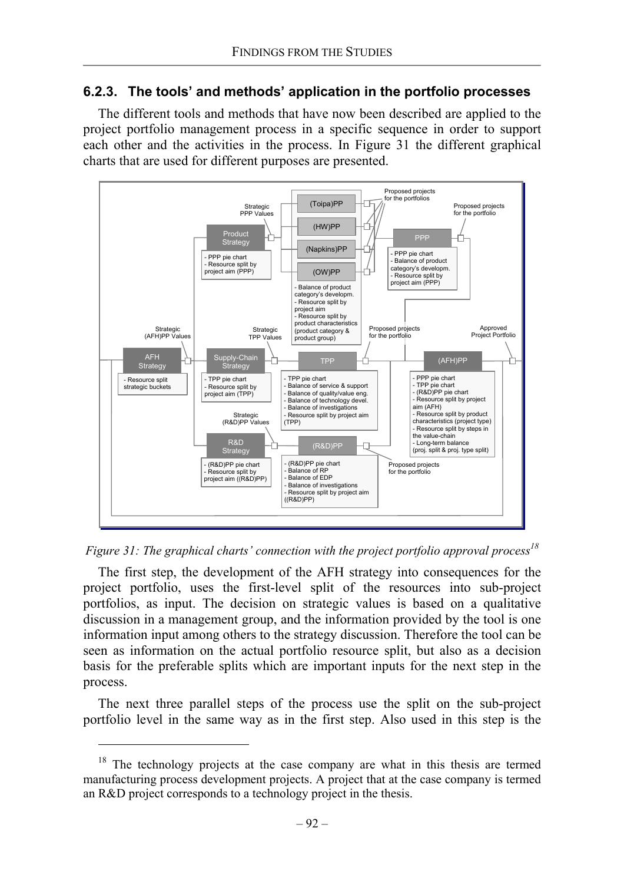### 6.2.3. The tools' and methods' application in the portfolio processes

The different tools and methods that have now been described are applied to the project portfolio management process in a specific sequence in order to support each other and the activities in the process. In Figure 31 the different graphical charts that are used for different purposes are presented.

*Figure 31: The graphical charts' connection with the project portfolio approval process*[18]

The first step, the development of the AFH strategy into consequences for the project portfolio, uses the first-level split of the resources into sub-project portfolios, as input. The decision on strategic values is based on a qualitative discussion in a management group, and the information provided by the tool is one information input among others to the strategy discussion. Therefore the tool can be seen as information on the actual portfolio resource split, but also as a decision basis for the preferable splits which are important inputs for the next step in the process.

The next three parallel steps of the process use the split on the sub-project portfolio level in the same way as in the first step. Also used in this step is the

---

[18] The technology projects at the case company are what in this thesis are termed manufacturing process development projects. A project that at the case company is termed an R&D project corresponds to a technology project in the thesis.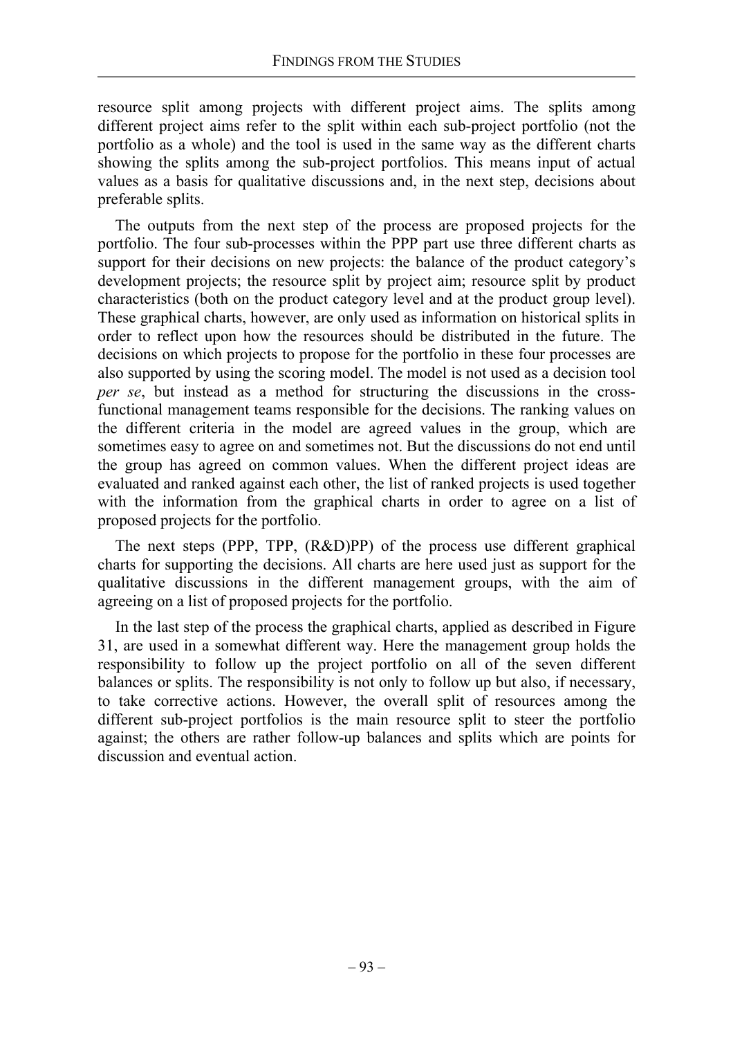resource split among projects with different project aims. The splits among different project aims refer to the split within each sub-project portfolio (not the portfolio as a whole) and the tool is used in the same way as the different charts showing the splits among the sub-project portfolios. This means input of actual values as a basis for qualitative discussions and, in the next step, decisions about preferable splits.

The outputs from the next step of the process are proposed projects for the portfolio. The four sub-processes within the PPP part use three different charts as support for their decisions on new projects: the balance of the product category's development projects; the resource split by project aim; resource split by product characteristics (both on the product category level and at the product group level). These graphical charts, however, are only used as information on historical splits in order to reflect upon how the resources should be distributed in the future. The decisions on which projects to propose for the portfolio in these four processes are also supported by using the scoring model. The model is not used as a decision tool *per se*, but instead as a method for structuring the discussions in the cross-functional management teams responsible for the decisions. The ranking values on the different criteria in the model are agreed values in the group, which are sometimes easy to agree on and sometimes not. But the discussions do not end until the group has agreed on common values. When the different project ideas are evaluated and ranked against each other, the list of ranked projects is used together with the information from the graphical charts in order to agree on a list of proposed projects for the portfolio.

The next steps (PPP, TPP, (R&D)PP) of the process use different graphical charts for supporting the decisions. All charts are here used just as support for the qualitative discussions in the different management groups, with the aim of agreeing on a list of proposed projects for the portfolio.

In the last step of the process the graphical charts, applied as described in Figure 31, are used in a somewhat different way. Here the management group holds the responsibility to follow up the project portfolio on all of the seven different balances or splits. The responsibility is not only to follow up but also, if necessary, to take corrective actions. However, the overall split of resources among the different sub-project portfolios is the main resource split to steer the portfolio against; the others are rather follow-up balances and splits which are points for discussion and eventual action.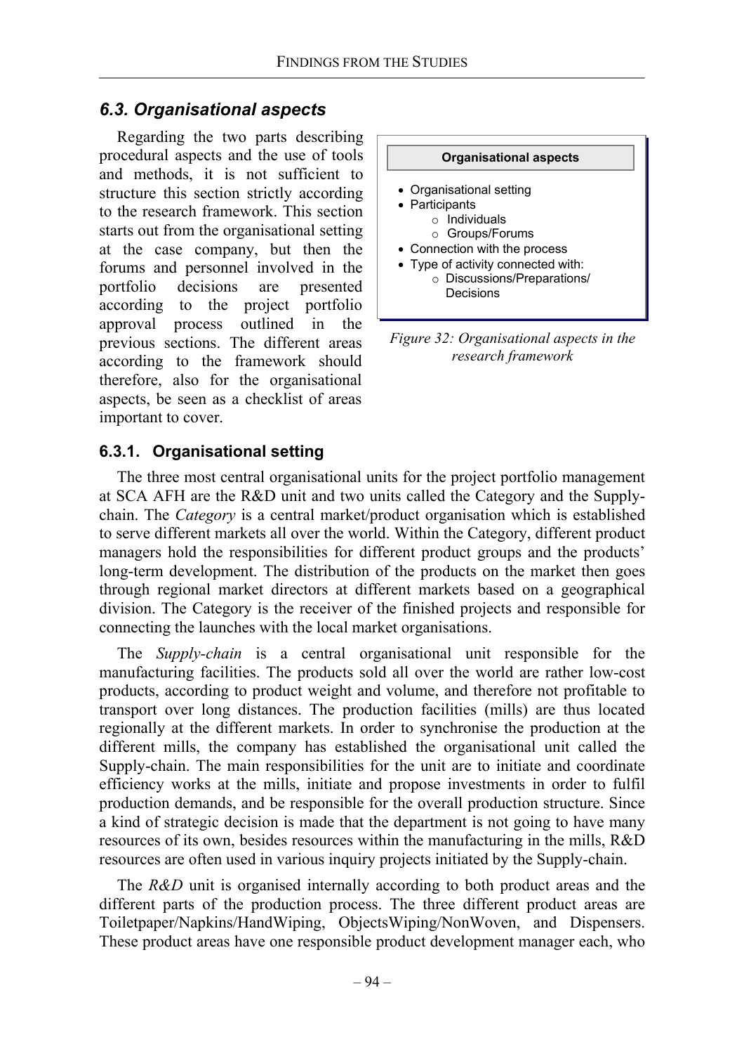## 6.3. Organisational aspects

Regarding the two parts describing procedural aspects and the use of tools and methods, it is not sufficient to structure this section strictly according to the research framework. This section starts out from the organisational setting at the case company, but then the forums and personnel involved in the portfolio decisions are presented according to the project portfolio approval process outlined in the previous sections. The different areas according to the framework should therefore, also for the organisational aspects, be seen as a checklist of areas important to cover.

**Organisational aspects**

- Organisational setting
- Participants
  - Individuals
  - Groups/Forums
- Connection with the process
- Type of activity connected with:
  - Discussions/Preparations/ Decisions

*Figure 32: Organisational aspects in the research framework*

### 6.3.1. Organisational setting

The three most central organisational units for the project portfolio management at SCA AFH are the R&D unit and two units called the Category and the Supply-chain. The *Category* is a central market/product organisation which is established to serve different markets all over the world. Within the Category, different product managers hold the responsibilities for different product groups and the products' long-term development. The distribution of the products on the market then goes through regional market directors at different markets based on a geographical division. The Category is the receiver of the finished projects and responsible for connecting the launches with the local market organisations.

The *Supply-chain* is a central organisational unit responsible for the manufacturing facilities. The products sold all over the world are rather low-cost products, according to product weight and volume, and therefore not profitable to transport over long distances. The production facilities (mills) are thus located regionally at the different markets. In order to synchronise the production at the different mills, the company has established the organisational unit called the Supply-chain. The main responsibilities for the unit are to initiate and coordinate efficiency works at the mills, initiate and propose investments in order to fulfil production demands, and be responsible for the overall production structure. Since a kind of strategic decision is made that the department is not going to have many resources of its own, besides resources within the manufacturing in the mills, R&D resources are often used in various inquiry projects initiated by the Supply-chain.

The *R&D* unit is organised internally according to both product areas and the different parts of the production process. The three different product areas are Toiletpaper/Napkins/HandWiping, ObjectsWiping/NonWoven, and Dispensers. These product areas have one responsible product development manager each, who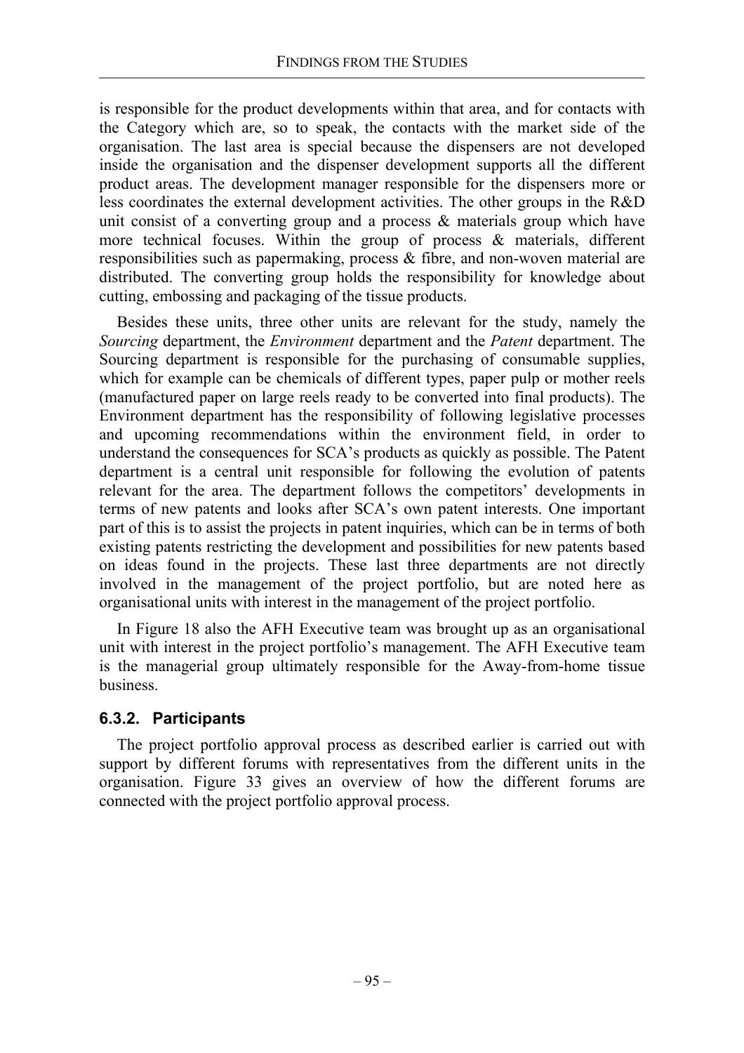is responsible for the product developments within that area, and for contacts with the Category which are, so to speak, the contacts with the market side of the organisation. The last area is special because the dispensers are not developed inside the organisation and the dispenser development supports all the different product areas. The development manager responsible for the dispensers more or less coordinates the external development activities. The other groups in the R&D unit consist of a converting group and a process & materials group which have more technical focuses. Within the group of process & materials, different responsibilities such as papermaking, process & fibre, and non-woven material are distributed. The converting group holds the responsibility for knowledge about cutting, embossing and packaging of the tissue products.

Besides these units, three other units are relevant for the study, namely the *Sourcing* department, the *Environment* department and the *Patent* department. The Sourcing department is responsible for the purchasing of consumable supplies, which for example can be chemicals of different types, paper pulp or mother reels (manufactured paper on large reels ready to be converted into final products). The Environment department has the responsibility of following legislative processes and upcoming recommendations within the environment field, in order to understand the consequences for SCA's products as quickly as possible. The Patent department is a central unit responsible for following the evolution of patents relevant for the area. The department follows the competitors' developments in terms of new patents and looks after SCA's own patent interests. One important part of this is to assist the projects in patent inquiries, which can be in terms of both existing patents restricting the development and possibilities for new patents based on ideas found in the projects. These last three departments are not directly involved in the management of the project portfolio, but are noted here as organisational units with interest in the management of the project portfolio.

In Figure 18 also the AFH Executive team was brought up as an organisational unit with interest in the project portfolio's management. The AFH Executive team is the managerial group ultimately responsible for the Away-from-home tissue business.

### 6.3.2. Participants

The project portfolio approval process as described earlier is carried out with support by different forums with representatives from the different units in the organisation. Figure 33 gives an overview of how the different forums are connected with the project portfolio approval process.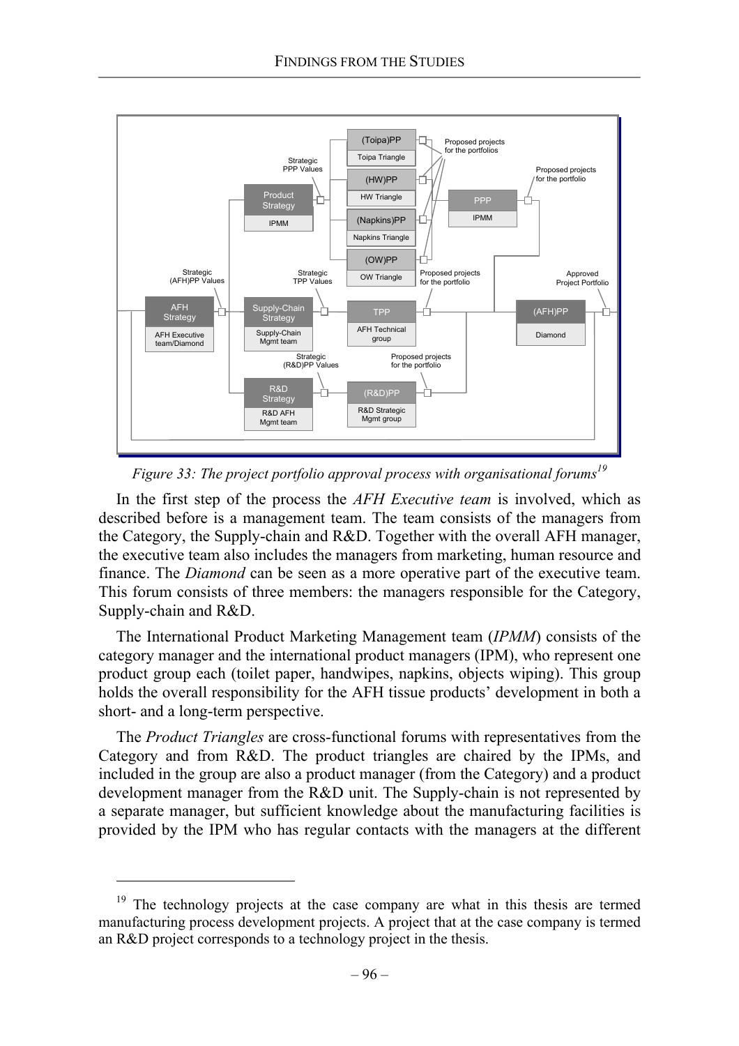*Figure 33: The project portfolio approval process with organisational forums*[19]

In the first step of the process the *AFH Executive team* is involved, which as described before is a management team. The team consists of the managers from the Category, the Supply-chain and R&D. Together with the overall AFH manager, the executive team also includes the managers from marketing, human resource and finance. The *Diamond* can be seen as a more operative part of the executive team. This forum consists of three members: the managers responsible for the Category, Supply-chain and R&D.

The International Product Marketing Management team (*IPMM*) consists of the category manager and the international product managers (IPM), who represent one product group each (toilet paper, handwipes, napkins, objects wiping). This group holds the overall responsibility for the AFH tissue products' development in both a short- and a long-term perspective.

The *Product Triangles* are cross-functional forums with representatives from the Category and from R&D. The product triangles are chaired by the IPMs, and included in the group are also a product manager (from the Category) and a product development manager from the R&D unit. The Supply-chain is not represented by a separate manager, but sufficient knowledge about the manufacturing facilities is provided by the IPM who has regular contacts with the managers at the different

[19] The technology projects at the case company are what in this thesis are termed manufacturing process development projects. A project that at the case company is termed an R&D project corresponds to a technology project in the thesis.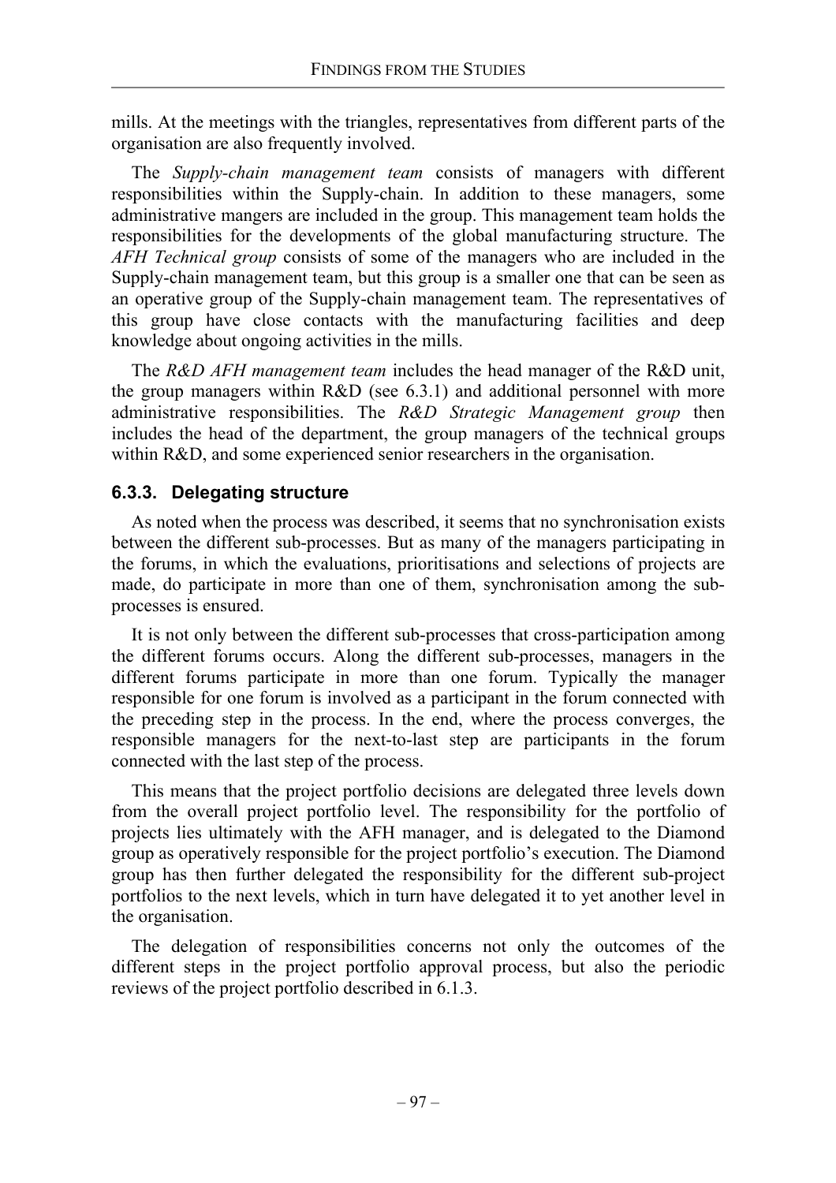mills. At the meetings with the triangles, representatives from different parts of the organisation are also frequently involved.

The *Supply-chain management team* consists of managers with different responsibilities within the Supply-chain. In addition to these managers, some administrative mangers are included in the group. This management team holds the responsibilities for the developments of the global manufacturing structure. The *AFH Technical group* consists of some of the managers who are included in the Supply-chain management team, but this group is a smaller one that can be seen as an operative group of the Supply-chain management team. The representatives of this group have close contacts with the manufacturing facilities and deep knowledge about ongoing activities in the mills.

The *R&D AFH management team* includes the head manager of the R&D unit, the group managers within R&D (see 6.3.1) and additional personnel with more administrative responsibilities. The *R&D Strategic Management group* then includes the head of the department, the group managers of the technical groups within R&D, and some experienced senior researchers in the organisation.

### 6.3.3. Delegating structure

As noted when the process was described, it seems that no synchronisation exists between the different sub-processes. But as many of the managers participating in the forums, in which the evaluations, prioritisations and selections of projects are made, do participate in more than one of them, synchronisation among the sub-processes is ensured.

It is not only between the different sub-processes that cross-participation among the different forums occurs. Along the different sub-processes, managers in the different forums participate in more than one forum. Typically the manager responsible for one forum is involved as a participant in the forum connected with the preceding step in the process. In the end, where the process converges, the responsible managers for the next-to-last step are participants in the forum connected with the last step of the process.

This means that the project portfolio decisions are delegated three levels down from the overall project portfolio level. The responsibility for the portfolio of projects lies ultimately with the AFH manager, and is delegated to the Diamond group as operatively responsible for the project portfolio's execution. The Diamond group has then further delegated the responsibility for the different sub-project portfolios to the next levels, which in turn have delegated it to yet another level in the organisation.

The delegation of responsibilities concerns not only the outcomes of the different steps in the project portfolio approval process, but also the periodic reviews of the project portfolio described in 6.1.3.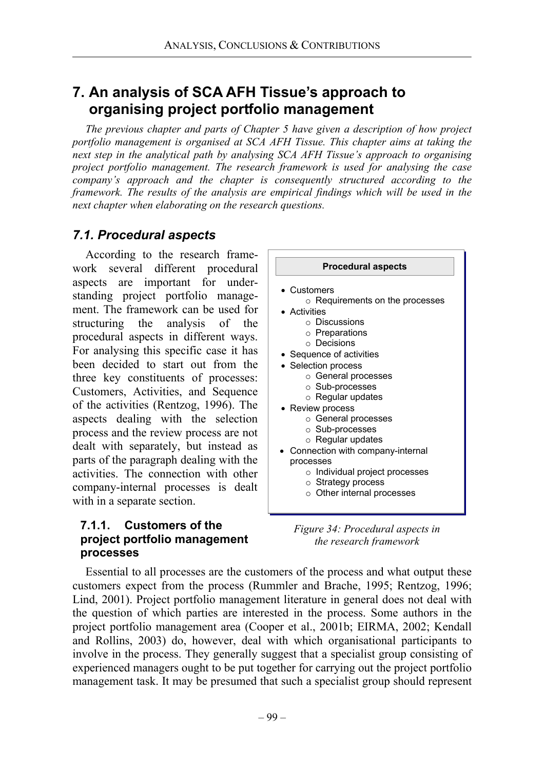# 7. An analysis of SCA AFH Tissue's approach to organising project portfolio management

*The previous chapter and parts of Chapter 5 have given a description of how project portfolio management is organised at SCA AFH Tissue. This chapter aims at taking the next step in the analytical path by analysing SCA AFH Tissue's approach to organising project portfolio management. The research framework is used for analysing the case company's approach and the chapter is consequently structured according to the framework. The results of the analysis are empirical findings which will be used in the next chapter when elaborating on the research questions.*

## *7.1. Procedural aspects*

According to the research framework several different procedural aspects are important for understanding project portfolio management. The framework can be used for structuring the analysis of the procedural aspects in different ways. For analysing this specific case it has been decided to start out from the three key constituents of processes: Customers, Activities, and Sequence of the activities (Rentzog, 1996). The aspects dealing with the selection process and the review process are not dealt with separately, but instead as parts of the paragraph dealing with the activities. The connection with other company-internal processes is dealt with in a separate section.

**Procedural aspects**

- Customers
  - Requirements on the processes
- Activities
  - Discussions
  - Preparations
  - Decisions
- Sequence of activities
- Selection process
  - General processes
  - Sub-processes
  - Regular updates
- Review process
  - General processes
  - Sub-processes
  - Regular updates
- Connection with company-internal processes
  - Individual project processes
  - Strategy process
  - Other internal processes

*Figure 34: Procedural aspects in the research framework*

### 7.1.1. Customers of the project portfolio management processes

Essential to all processes are the customers of the process and what output these customers expect from the process (Rummler and Brache, 1995; Rentzog, 1996; Lind, 2001). Project portfolio management literature in general does not deal with the question of which parties are interested in the process. Some authors in the project portfolio management area (Cooper et al., 2001b; EIRMA, 2002; Kendall and Rollins, 2003) do, however, deal with which organisational participants to involve in the process. They generally suggest that a specialist group consisting of experienced managers ought to be put together for carrying out the project portfolio management task. It may be presumed that such a specialist group should represent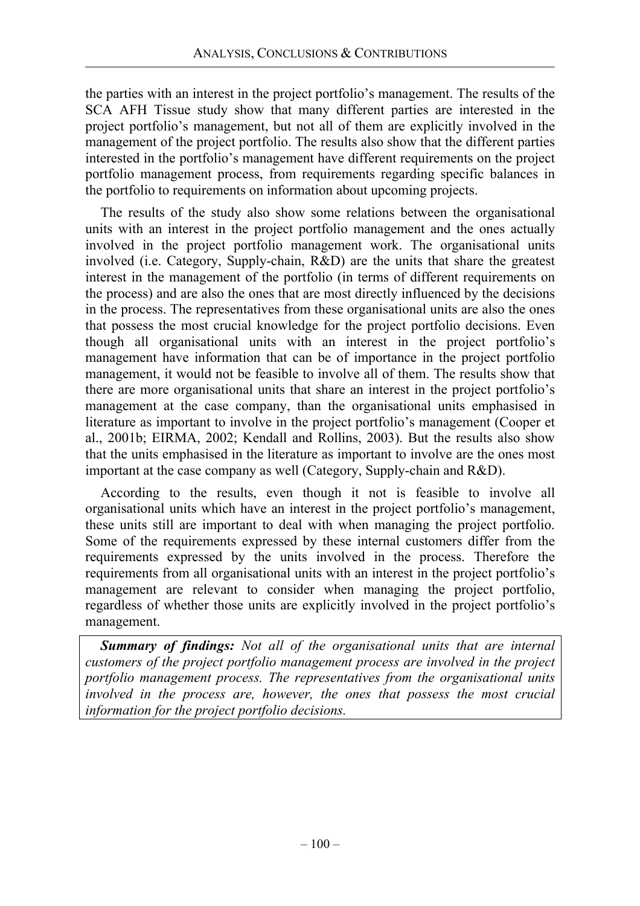the parties with an interest in the project portfolio's management. The results of the SCA AFH Tissue study show that many different parties are interested in the project portfolio's management, but not all of them are explicitly involved in the management of the project portfolio. The results also show that the different parties interested in the portfolio's management have different requirements on the project portfolio management process, from requirements regarding specific balances in the portfolio to requirements on information about upcoming projects.

The results of the study also show some relations between the organisational units with an interest in the project portfolio management and the ones actually involved in the project portfolio management work. The organisational units involved (i.e. Category, Supply-chain, R&D) are the units that share the greatest interest in the management of the portfolio (in terms of different requirements on the process) and are also the ones that are most directly influenced by the decisions in the process. The representatives from these organisational units are also the ones that possess the most crucial knowledge for the project portfolio decisions. Even though all organisational units with an interest in the project portfolio's management have information that can be of importance in the project portfolio management, it would not be feasible to involve all of them. The results show that there are more organisational units that share an interest in the project portfolio's management at the case company, than the organisational units emphasised in literature as important to involve in the project portfolio's management (Cooper et al., 2001b; EIRMA, 2002; Kendall and Rollins, 2003). But the results also show that the units emphasised in the literature as important to involve are the ones most important at the case company as well (Category, Supply-chain and R&D).

According to the results, even though it not is feasible to involve all organisational units which have an interest in the project portfolio's management, these units still are important to deal with when managing the project portfolio. Some of the requirements expressed by these internal customers differ from the requirements expressed by the units involved in the process. Therefore the requirements from all organisational units with an interest in the project portfolio's management are relevant to consider when managing the project portfolio, regardless of whether those units are explicitly involved in the project portfolio's management.

***Summary of findings:*** *Not all of the organisational units that are internal customers of the project portfolio management process are involved in the project portfolio management process. The representatives from the organisational units involved in the process are, however, the ones that possess the most crucial information for the project portfolio decisions.*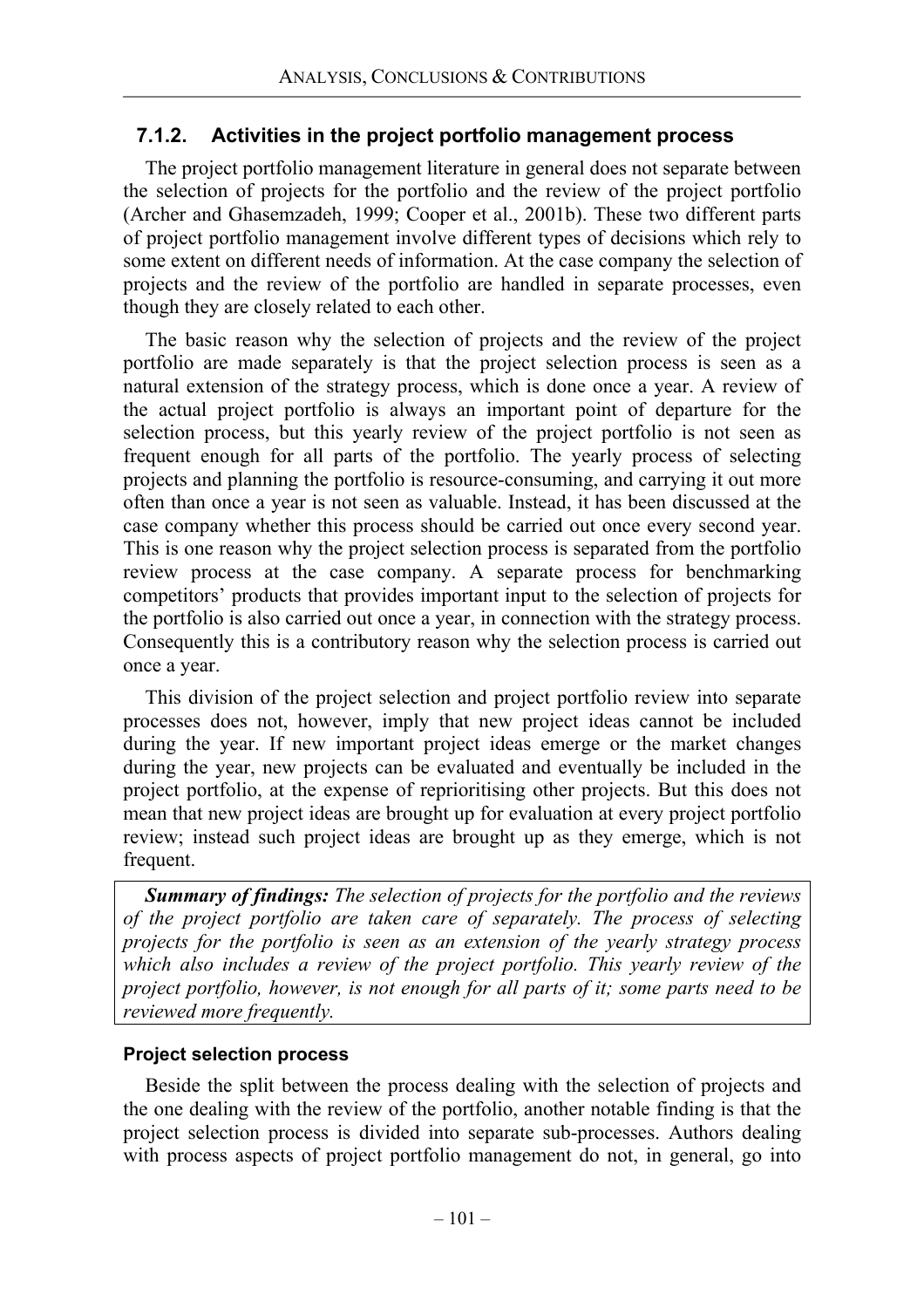### 7.1.2. Activities in the project portfolio management process

The project portfolio management literature in general does not separate between the selection of projects for the portfolio and the review of the project portfolio (Archer and Ghasemzadeh, 1999; Cooper et al., 2001b). These two different parts of project portfolio management involve different types of decisions which rely to some extent on different needs of information. At the case company the selection of projects and the review of the portfolio are handled in separate processes, even though they are closely related to each other.

The basic reason why the selection of projects and the review of the project portfolio are made separately is that the project selection process is seen as a natural extension of the strategy process, which is done once a year. A review of the actual project portfolio is always an important point of departure for the selection process, but this yearly review of the project portfolio is not seen as frequent enough for all parts of the portfolio. The yearly process of selecting projects and planning the portfolio is resource-consuming, and carrying it out more often than once a year is not seen as valuable. Instead, it has been discussed at the case company whether this process should be carried out once every second year. This is one reason why the project selection process is separated from the portfolio review process at the case company. A separate process for benchmarking competitors' products that provides important input to the selection of projects for the portfolio is also carried out once a year, in connection with the strategy process. Consequently this is a contributory reason why the selection process is carried out once a year.

This division of the project selection and project portfolio review into separate processes does not, however, imply that new project ideas cannot be included during the year. If new important project ideas emerge or the market changes during the year, new projects can be evaluated and eventually be included in the project portfolio, at the expense of reprioritising other projects. But this does not mean that new project ideas are brought up for evaluation at every project portfolio review; instead such project ideas are brought up as they emerge, which is not frequent.

***Summary of findings:*** *The selection of projects for the portfolio and the reviews of the project portfolio are taken care of separately. The process of selecting projects for the portfolio is seen as an extension of the yearly strategy process which also includes a review of the project portfolio. This yearly review of the project portfolio, however, is not enough for all parts of it; some parts need to be reviewed more frequently.*

#### Project selection process

Beside the split between the process dealing with the selection of projects and the one dealing with the review of the portfolio, another notable finding is that the project selection process is divided into separate sub-processes. Authors dealing with process aspects of project portfolio management do not, in general, go into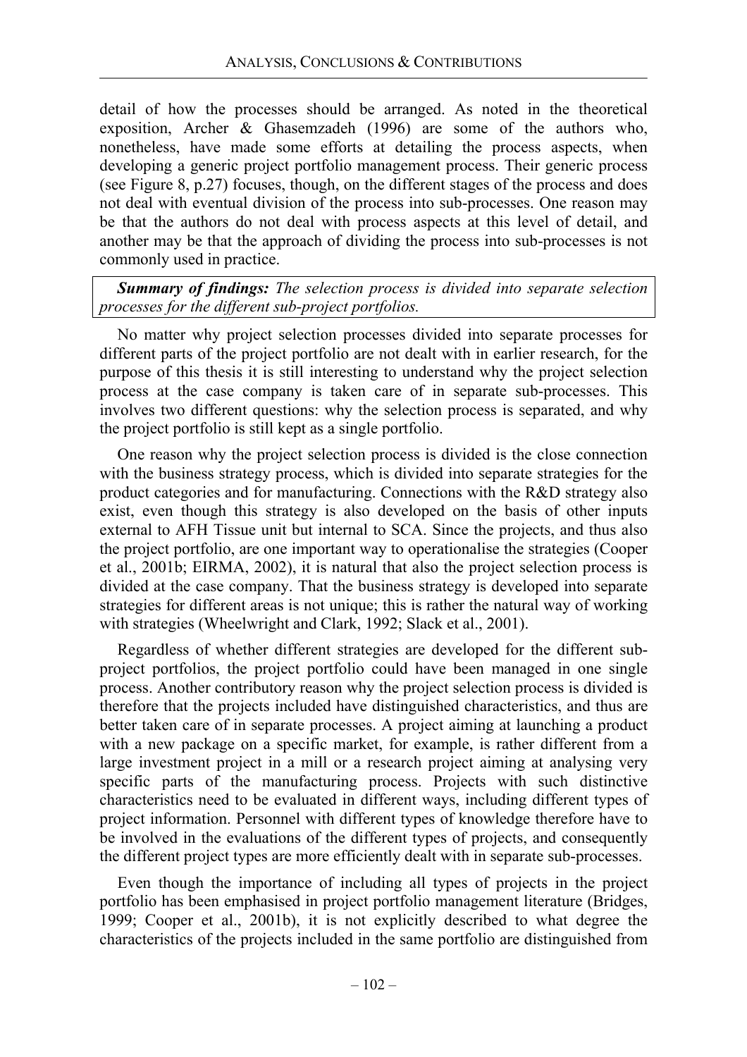detail of how the processes should be arranged. As noted in the theoretical exposition, Archer & Ghasemzadeh (1996) are some of the authors who, nonetheless, have made some efforts at detailing the process aspects, when developing a generic project portfolio management process. Their generic process (see Figure 8, p.27) focuses, though, on the different stages of the process and does not deal with eventual division of the process into sub-processes. One reason may be that the authors do not deal with process aspects at this level of detail, and another may be that the approach of dividing the process into sub-processes is not commonly used in practice.

> ***Summary of findings:*** *The selection process is divided into separate selection processes for the different sub-project portfolios.*

No matter why project selection processes divided into separate processes for different parts of the project portfolio are not dealt with in earlier research, for the purpose of this thesis it is still interesting to understand why the project selection process at the case company is taken care of in separate sub-processes. This involves two different questions: why the selection process is separated, and why the project portfolio is still kept as a single portfolio.

One reason why the project selection process is divided is the close connection with the business strategy process, which is divided into separate strategies for the product categories and for manufacturing. Connections with the R&D strategy also exist, even though this strategy is also developed on the basis of other inputs external to AFH Tissue unit but internal to SCA. Since the projects, and thus also the project portfolio, are one important way to operationalise the strategies (Cooper et al., 2001b; EIRMA, 2002), it is natural that also the project selection process is divided at the case company. That the business strategy is developed into separate strategies for different areas is not unique; this is rather the natural way of working with strategies (Wheelwright and Clark, 1992; Slack et al., 2001).

Regardless of whether different strategies are developed for the different sub-project portfolios, the project portfolio could have been managed in one single process. Another contributory reason why the project selection process is divided is therefore that the projects included have distinguished characteristics, and thus are better taken care of in separate processes. A project aiming at launching a product with a new package on a specific market, for example, is rather different from a large investment project in a mill or a research project aiming at analysing very specific parts of the manufacturing process. Projects with such distinctive characteristics need to be evaluated in different ways, including different types of project information. Personnel with different types of knowledge therefore have to be involved in the evaluations of the different types of projects, and consequently the different project types are more efficiently dealt with in separate sub-processes.

Even though the importance of including all types of projects in the project portfolio has been emphasised in project portfolio management literature (Bridges, 1999; Cooper et al., 2001b), it is not explicitly described to what degree the characteristics of the projects included in the same portfolio are distinguished from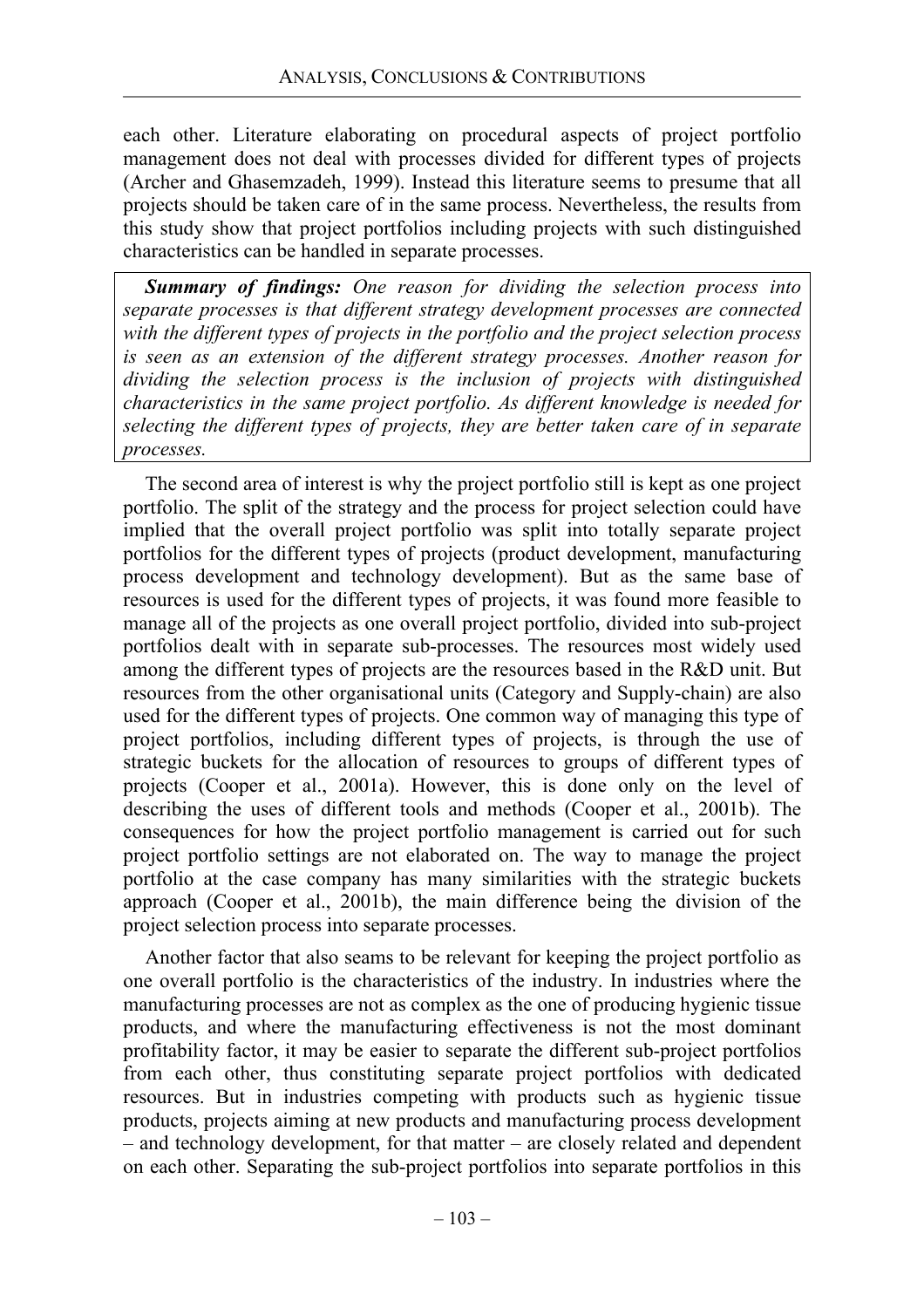each other. Literature elaborating on procedural aspects of project portfolio management does not deal with processes divided for different types of projects (Archer and Ghasemzadeh, 1999). Instead this literature seems to presume that all projects should be taken care of in the same process. Nevertheless, the results from this study show that project portfolios including projects with such distinguished characteristics can be handled in separate processes.

> ***Summary of findings:*** *One reason for dividing the selection process into separate processes is that different strategy development processes are connected with the different types of projects in the portfolio and the project selection process is seen as an extension of the different strategy processes. Another reason for dividing the selection process is the inclusion of projects with distinguished characteristics in the same project portfolio. As different knowledge is needed for selecting the different types of projects, they are better taken care of in separate processes.*

The second area of interest is why the project portfolio still is kept as one project portfolio. The split of the strategy and the process for project selection could have implied that the overall project portfolio was split into totally separate project portfolios for the different types of projects (product development, manufacturing process development and technology development). But as the same base of resources is used for the different types of projects, it was found more feasible to manage all of the projects as one overall project portfolio, divided into sub-project portfolios dealt with in separate sub-processes. The resources most widely used among the different types of projects are the resources based in the R&D unit. But resources from the other organisational units (Category and Supply-chain) are also used for the different types of projects. One common way of managing this type of project portfolios, including different types of projects, is through the use of strategic buckets for the allocation of resources to groups of different types of projects (Cooper et al., 2001a). However, this is done only on the level of describing the uses of different tools and methods (Cooper et al., 2001b). The consequences for how the project portfolio management is carried out for such project portfolio settings are not elaborated on. The way to manage the project portfolio at the case company has many similarities with the strategic buckets approach (Cooper et al., 2001b), the main difference being the division of the project selection process into separate processes.

Another factor that also seams to be relevant for keeping the project portfolio as one overall portfolio is the characteristics of the industry. In industries where the manufacturing processes are not as complex as the one of producing hygienic tissue products, and where the manufacturing effectiveness is not the most dominant profitability factor, it may be easier to separate the different sub-project portfolios from each other, thus constituting separate project portfolios with dedicated resources. But in industries competing with products such as hygienic tissue products, projects aiming at new products and manufacturing process development – and technology development, for that matter – are closely related and dependent on each other. Separating the sub-project portfolios into separate portfolios in this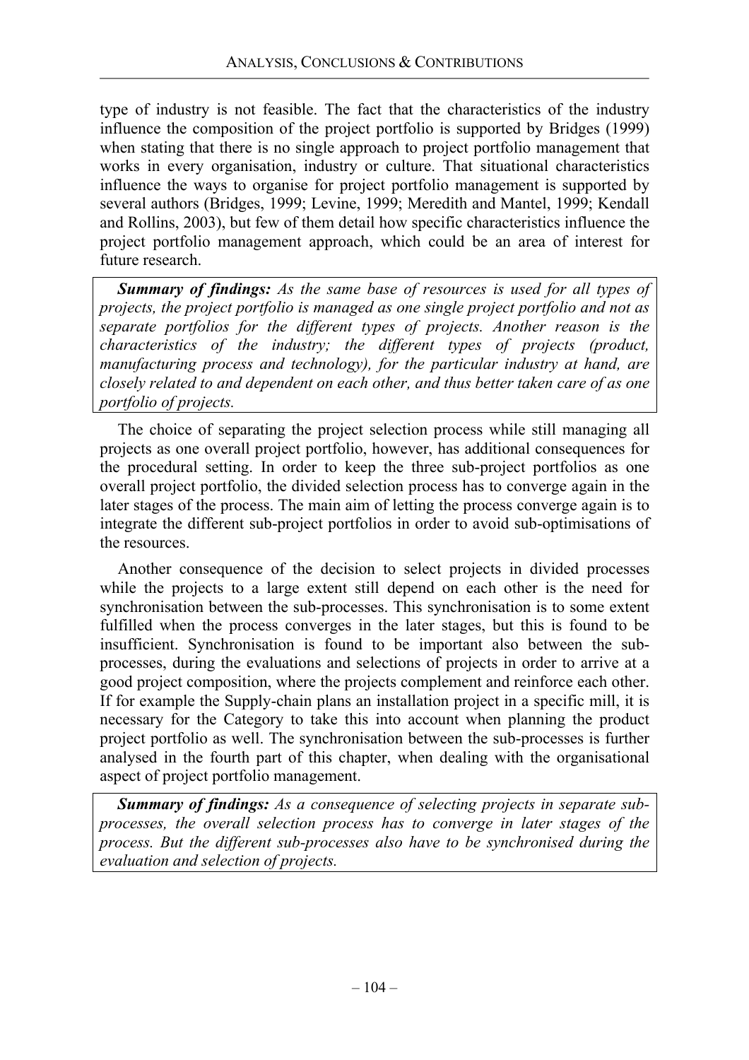type of industry is not feasible. The fact that the characteristics of the industry influence the composition of the project portfolio is supported by Bridges (1999) when stating that there is no single approach to project portfolio management that works in every organisation, industry or culture. That situational characteristics influence the ways to organise for project portfolio management is supported by several authors (Bridges, 1999; Levine, 1999; Meredith and Mantel, 1999; Kendall and Rollins, 2003), but few of them detail how specific characteristics influence the project portfolio management approach, which could be an area of interest for future research.

> ***Summary of findings:*** *As the same base of resources is used for all types of projects, the project portfolio is managed as one single project portfolio and not as separate portfolios for the different types of projects. Another reason is the characteristics of the industry; the different types of projects (product, manufacturing process and technology), for the particular industry at hand, are closely related to and dependent on each other, and thus better taken care of as one portfolio of projects.*

The choice of separating the project selection process while still managing all projects as one overall project portfolio, however, has additional consequences for the procedural setting. In order to keep the three sub-project portfolios as one overall project portfolio, the divided selection process has to converge again in the later stages of the process. The main aim of letting the process converge again is to integrate the different sub-project portfolios in order to avoid sub-optimisations of the resources.

Another consequence of the decision to select projects in divided processes while the projects to a large extent still depend on each other is the need for synchronisation between the sub-processes. This synchronisation is to some extent fulfilled when the process converges in the later stages, but this is found to be insufficient. Synchronisation is found to be important also between the sub-processes, during the evaluations and selections of projects in order to arrive at a good project composition, where the projects complement and reinforce each other. If for example the Supply-chain plans an installation project in a specific mill, it is necessary for the Category to take this into account when planning the product project portfolio as well. The synchronisation between the sub-processes is further analysed in the fourth part of this chapter, when dealing with the organisational aspect of project portfolio management.

> ***Summary of findings:*** *As a consequence of selecting projects in separate sub-processes, the overall selection process has to converge in later stages of the process. But the different sub-processes also have to be synchronised during the evaluation and selection of projects.*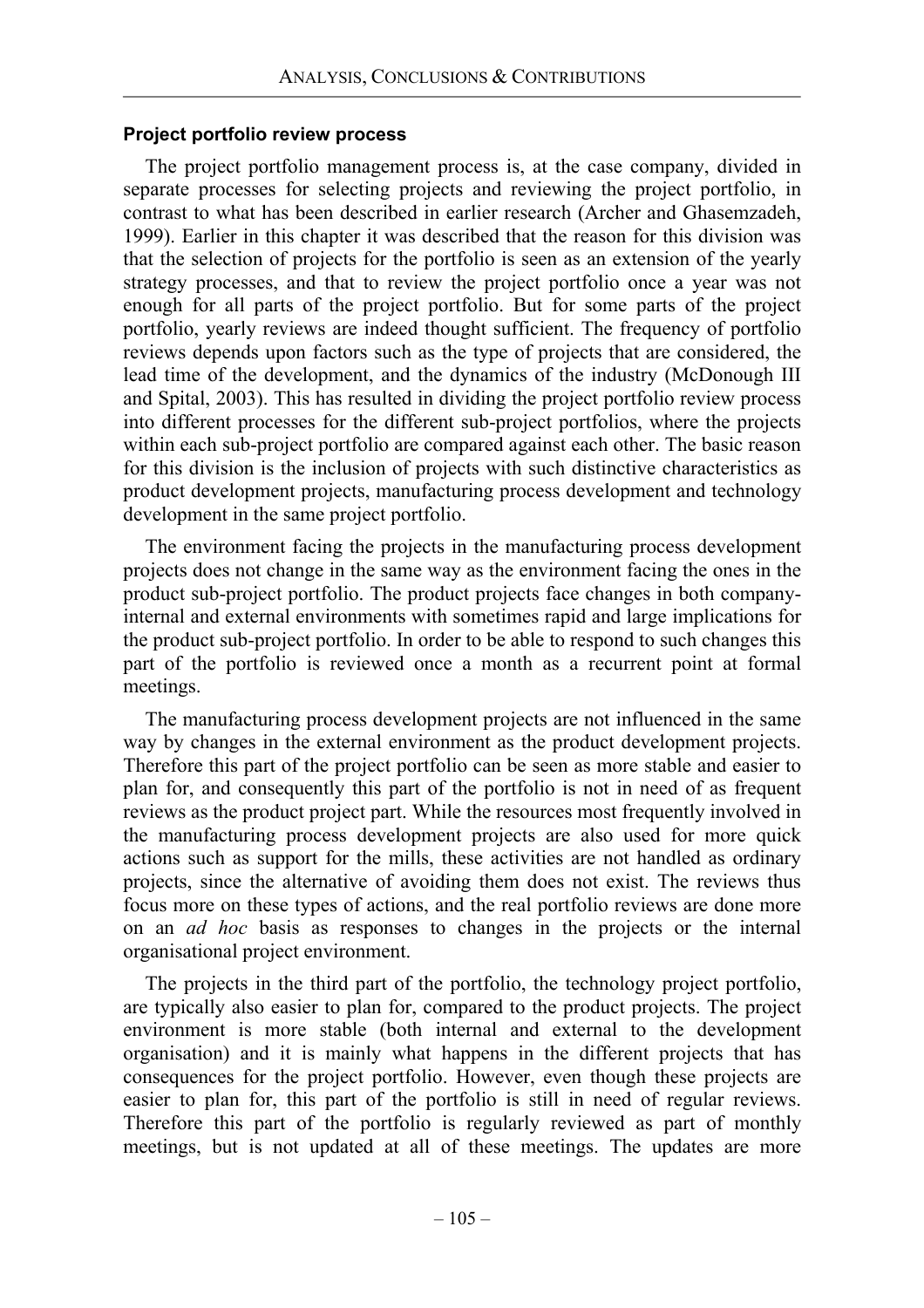### Project portfolio review process

The project portfolio management process is, at the case company, divided in separate processes for selecting projects and reviewing the project portfolio, in contrast to what has been described in earlier research (Archer and Ghasemzadeh, 1999). Earlier in this chapter it was described that the reason for this division was that the selection of projects for the portfolio is seen as an extension of the yearly strategy processes, and that to review the project portfolio once a year was not enough for all parts of the project portfolio. But for some parts of the project portfolio, yearly reviews are indeed thought sufficient. The frequency of portfolio reviews depends upon factors such as the type of projects that are considered, the lead time of the development, and the dynamics of the industry (McDonough III and Spital, 2003). This has resulted in dividing the project portfolio review process into different processes for the different sub-project portfolios, where the projects within each sub-project portfolio are compared against each other. The basic reason for this division is the inclusion of projects with such distinctive characteristics as product development projects, manufacturing process development and technology development in the same project portfolio.

The environment facing the projects in the manufacturing process development projects does not change in the same way as the environment facing the ones in the product sub-project portfolio. The product projects face changes in both company-internal and external environments with sometimes rapid and large implications for the product sub-project portfolio. In order to be able to respond to such changes this part of the portfolio is reviewed once a month as a recurrent point at formal meetings.

The manufacturing process development projects are not influenced in the same way by changes in the external environment as the product development projects. Therefore this part of the project portfolio can be seen as more stable and easier to plan for, and consequently this part of the portfolio is not in need of as frequent reviews as the product project part. While the resources most frequently involved in the manufacturing process development projects are also used for more quick actions such as support for the mills, these activities are not handled as ordinary projects, since the alternative of avoiding them does not exist. The reviews thus focus more on these types of actions, and the real portfolio reviews are done more on an *ad hoc* basis as responses to changes in the projects or the internal organisational project environment.

The projects in the third part of the portfolio, the technology project portfolio, are typically also easier to plan for, compared to the product projects. The project environment is more stable (both internal and external to the development organisation) and it is mainly what happens in the different projects that has consequences for the project portfolio. However, even though these projects are easier to plan for, this part of the portfolio is still in need of regular reviews. Therefore this part of the portfolio is regularly reviewed as part of monthly meetings, but is not updated at all of these meetings. The updates are more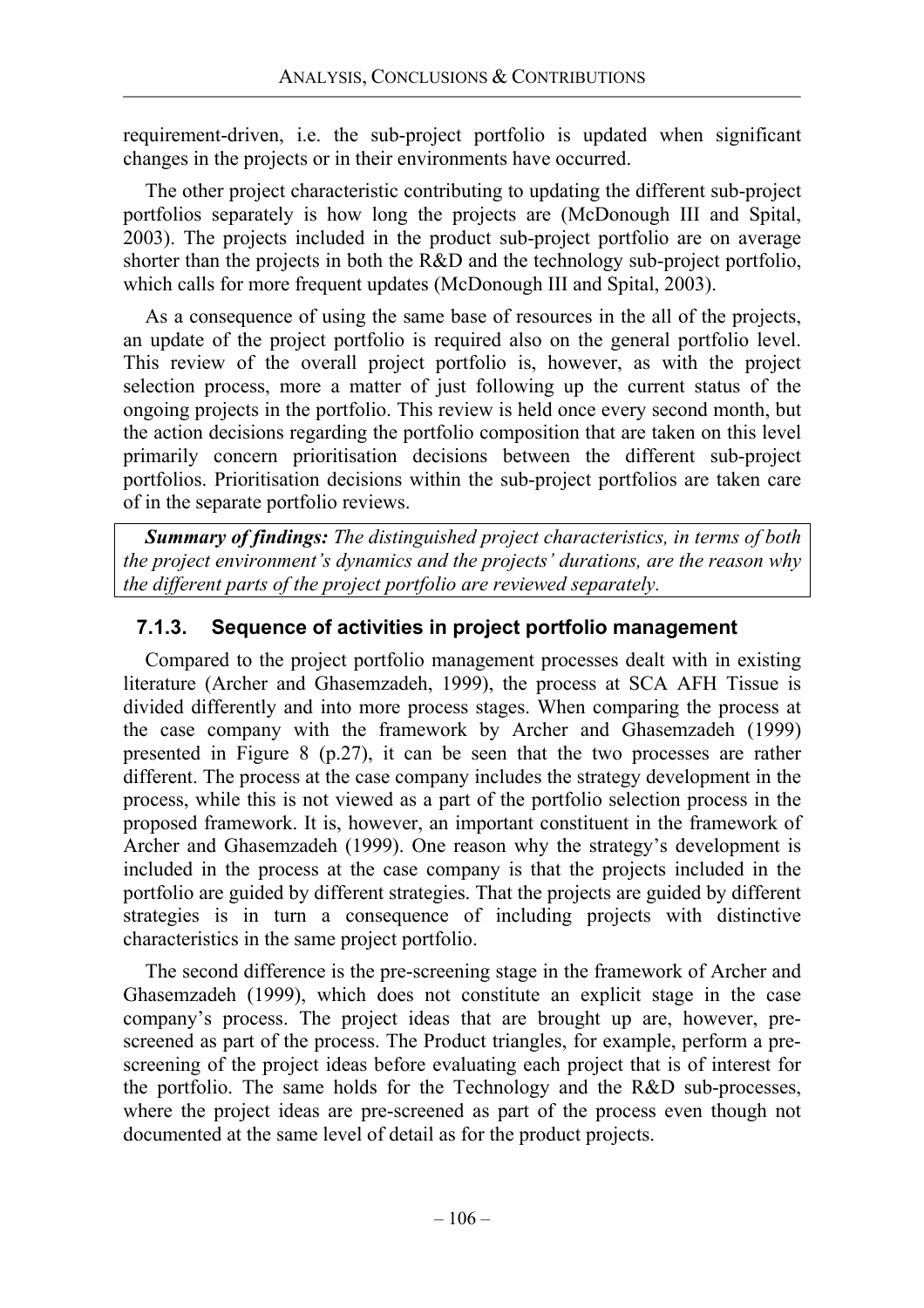requirement-driven, i.e. the sub-project portfolio is updated when significant changes in the projects or in their environments have occurred.

The other project characteristic contributing to updating the different sub-project portfolios separately is how long the projects are (McDonough III and Spital, 2003). The projects included in the product sub-project portfolio are on average shorter than the projects in both the R&D and the technology sub-project portfolio, which calls for more frequent updates (McDonough III and Spital, 2003).

As a consequence of using the same base of resources in the all of the projects, an update of the project portfolio is required also on the general portfolio level. This review of the overall project portfolio is, however, as with the project selection process, more a matter of just following up the current status of the ongoing projects in the portfolio. This review is held once every second month, but the action decisions regarding the portfolio composition that are taken on this level primarily concern prioritisation decisions between the different sub-project portfolios. Prioritisation decisions within the sub-project portfolios are taken care of in the separate portfolio reviews.

***Summary of findings:*** *The distinguished project characteristics, in terms of both the project environment's dynamics and the projects' durations, are the reason why the different parts of the project portfolio are reviewed separately.*

### 7.1.3. Sequence of activities in project portfolio management

Compared to the project portfolio management processes dealt with in existing literature (Archer and Ghasemzadeh, 1999), the process at SCA AFH Tissue is divided differently and into more process stages. When comparing the process at the case company with the framework by Archer and Ghasemzadeh (1999) presented in Figure 8 (p.27), it can be seen that the two processes are rather different. The process at the case company includes the strategy development in the process, while this is not viewed as a part of the portfolio selection process in the proposed framework. It is, however, an important constituent in the framework of Archer and Ghasemzadeh (1999). One reason why the strategy's development is included in the process at the case company is that the projects included in the portfolio are guided by different strategies. That the projects are guided by different strategies is in turn a consequence of including projects with distinctive characteristics in the same project portfolio.

The second difference is the pre-screening stage in the framework of Archer and Ghasemzadeh (1999), which does not constitute an explicit stage in the case company's process. The project ideas that are brought up are, however, pre-screened as part of the process. The Product triangles, for example, perform a pre-screening of the project ideas before evaluating each project that is of interest for the portfolio. The same holds for the Technology and the R&D sub-processes, where the project ideas are pre-screened as part of the process even though not documented at the same level of detail as for the product projects.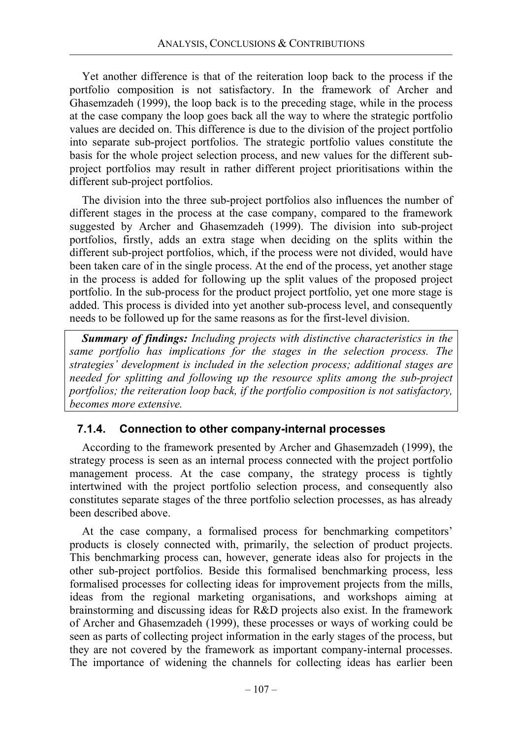Yet another difference is that of the reiteration loop back to the process if the portfolio composition is not satisfactory. In the framework of Archer and Ghasemzadeh (1999), the loop back is to the preceding stage, while in the process at the case company the loop goes back all the way to where the strategic portfolio values are decided on. This difference is due to the division of the project portfolio into separate sub-project portfolios. The strategic portfolio values constitute the basis for the whole project selection process, and new values for the different sub-project portfolios may result in rather different project prioritisations within the different sub-project portfolios.

The division into the three sub-project portfolios also influences the number of different stages in the process at the case company, compared to the framework suggested by Archer and Ghasemzadeh (1999). The division into sub-project portfolios, firstly, adds an extra stage when deciding on the splits within the different sub-project portfolios, which, if the process were not divided, would have been taken care of in the single process. At the end of the process, yet another stage in the process is added for following up the split values of the proposed project portfolio. In the sub-process for the product project portfolio, yet one more stage is added. This process is divided into yet another sub-process level, and consequently needs to be followed up for the same reasons as for the first-level division.

> ***Summary of findings:*** *Including projects with distinctive characteristics in the same portfolio has implications for the stages in the selection process. The strategies' development is included in the selection process; additional stages are needed for splitting and following up the resource splits among the sub-project portfolios; the reiteration loop back, if the portfolio composition is not satisfactory, becomes more extensive.*

### 7.1.4. Connection to other company-internal processes

According to the framework presented by Archer and Ghasemzadeh (1999), the strategy process is seen as an internal process connected with the project portfolio management process. At the case company, the strategy process is tightly intertwined with the project portfolio selection process, and consequently also constitutes separate stages of the three portfolio selection processes, as has already been described above.

At the case company, a formalised process for benchmarking competitors' products is closely connected with, primarily, the selection of product projects. This benchmarking process can, however, generate ideas also for projects in the other sub-project portfolios. Beside this formalised benchmarking process, less formalised processes for collecting ideas for improvement projects from the mills, ideas from the regional marketing organisations, and workshops aiming at brainstorming and discussing ideas for R&D projects also exist. In the framework of Archer and Ghasemzadeh (1999), these processes or ways of working could be seen as parts of collecting project information in the early stages of the process, but they are not covered by the framework as important company-internal processes. The importance of widening the channels for collecting ideas has earlier been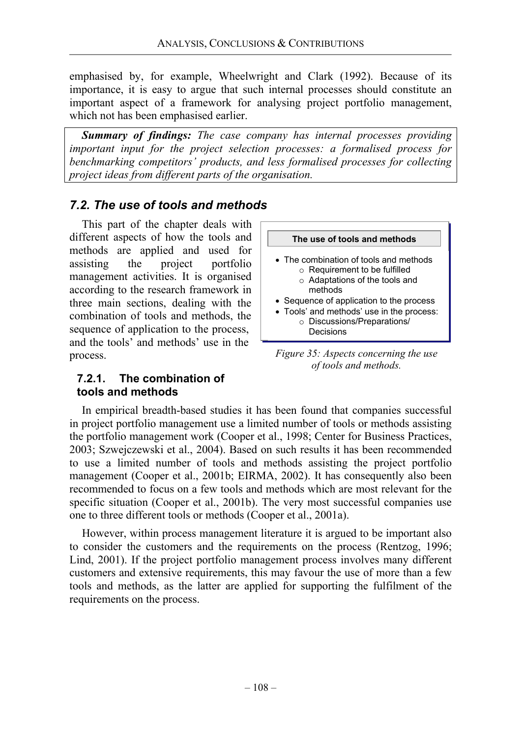emphasised by, for example, Wheelwright and Clark (1992). Because of its importance, it is easy to argue that such internal processes should constitute an important aspect of a framework for analysing project portfolio management, which not has been emphasised earlier.

> ***Summary of findings:*** *The case company has internal processes providing important input for the project selection processes: a formalised process for benchmarking competitors' products, and less formalised processes for collecting project ideas from different parts of the organisation.*

## *7.2. The use of tools and methods*

This part of the chapter deals with different aspects of how the tools and methods are applied and used for assisting the project portfolio management activities. It is organised according to the research framework in three main sections, dealing with the combination of tools and methods, the sequence of application to the process, and the tools' and methods' use in the process.

**The use of tools and methods**

- The combination of tools and methods
  - Requirement to be fulfilled
  - Adaptations of the tools and methods
- Sequence of application to the process
- Tools' and methods' use in the process:
  - Discussions/Preparations/ Decisions

*Figure 35: Aspects concerning the use of tools and methods.*

### 7.2.1. The combination of tools and methods

In empirical breadth-based studies it has been found that companies successful in project portfolio management use a limited number of tools or methods assisting the portfolio management work (Cooper et al., 1998; Center for Business Practices, 2003; Szwejczewski et al., 2004). Based on such results it has been recommended to use a limited number of tools and methods assisting the project portfolio management (Cooper et al., 2001b; EIRMA, 2002). It has consequently also been recommended to focus on a few tools and methods which are most relevant for the specific situation (Cooper et al., 2001b). The very most successful companies use one to three different tools or methods (Cooper et al., 2001a).

However, within process management literature it is argued to be important also to consider the customers and the requirements on the process (Rentzog, 1996; Lind, 2001). If the project portfolio management process involves many different customers and extensive requirements, this may favour the use of more than a few tools and methods, as the latter are applied for supporting the fulfilment of the requirements on the process.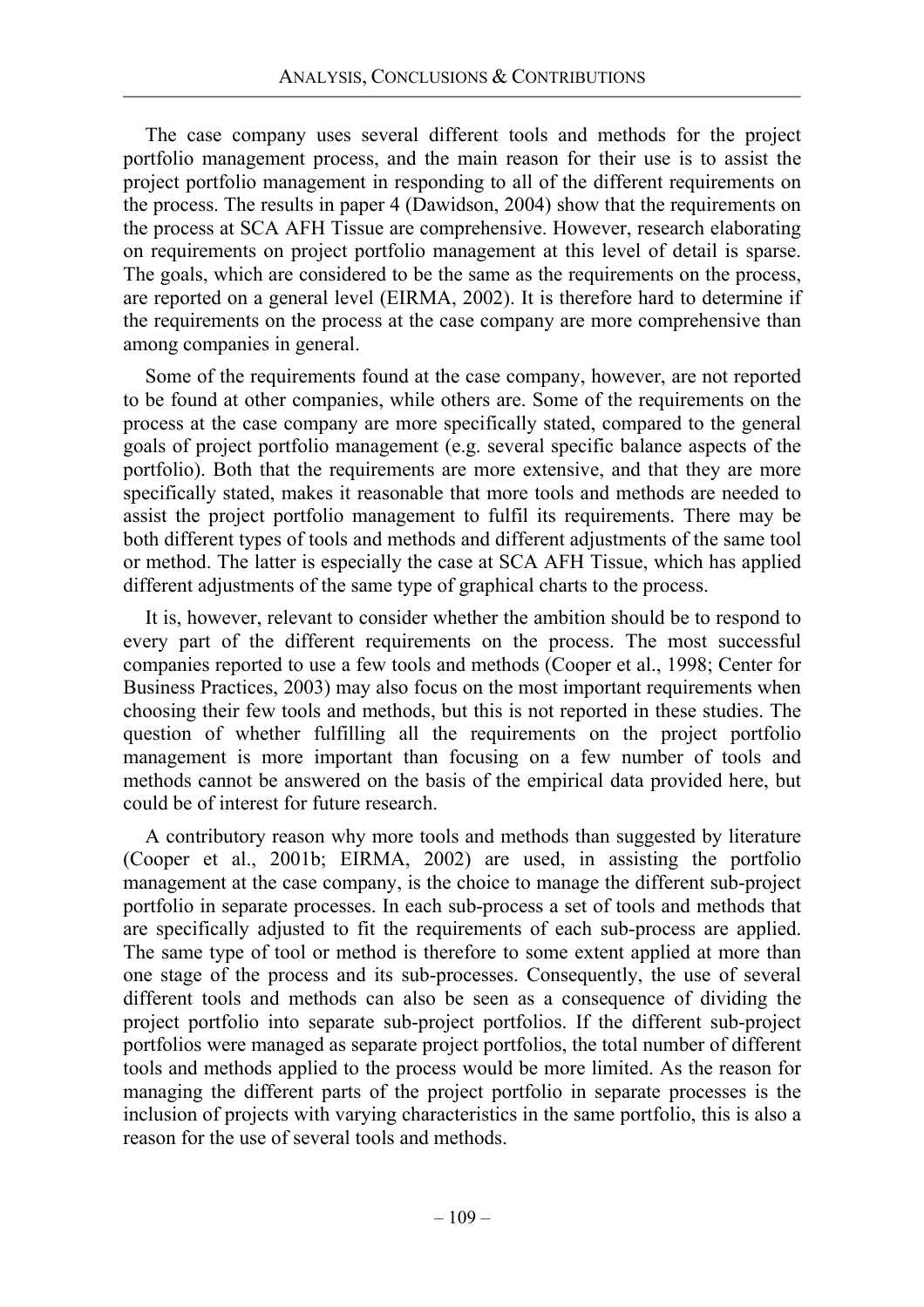The case company uses several different tools and methods for the project portfolio management process, and the main reason for their use is to assist the project portfolio management in responding to all of the different requirements on the process. The results in paper 4 (Dawidson, 2004) show that the requirements on the process at SCA AFH Tissue are comprehensive. However, research elaborating on requirements on project portfolio management at this level of detail is sparse. The goals, which are considered to be the same as the requirements on the process, are reported on a general level (EIRMA, 2002). It is therefore hard to determine if the requirements on the process at the case company are more comprehensive than among companies in general.

Some of the requirements found at the case company, however, are not reported to be found at other companies, while others are. Some of the requirements on the process at the case company are more specifically stated, compared to the general goals of project portfolio management (e.g. several specific balance aspects of the portfolio). Both that the requirements are more extensive, and that they are more specifically stated, makes it reasonable that more tools and methods are needed to assist the project portfolio management to fulfil its requirements. There may be both different types of tools and methods and different adjustments of the same tool or method. The latter is especially the case at SCA AFH Tissue, which has applied different adjustments of the same type of graphical charts to the process.

It is, however, relevant to consider whether the ambition should be to respond to every part of the different requirements on the process. The most successful companies reported to use a few tools and methods (Cooper et al., 1998; Center for Business Practices, 2003) may also focus on the most important requirements when choosing their few tools and methods, but this is not reported in these studies. The question of whether fulfilling all the requirements on the project portfolio management is more important than focusing on a few number of tools and methods cannot be answered on the basis of the empirical data provided here, but could be of interest for future research.

A contributory reason why more tools and methods than suggested by literature (Cooper et al., 2001b; EIRMA, 2002) are used, in assisting the portfolio management at the case company, is the choice to manage the different sub-project portfolio in separate processes. In each sub-process a set of tools and methods that are specifically adjusted to fit the requirements of each sub-process are applied. The same type of tool or method is therefore to some extent applied at more than one stage of the process and its sub-processes. Consequently, the use of several different tools and methods can also be seen as a consequence of dividing the project portfolio into separate sub-project portfolios. If the different sub-project portfolios were managed as separate project portfolios, the total number of different tools and methods applied to the process would be more limited. As the reason for managing the different parts of the project portfolio in separate processes is the inclusion of projects with varying characteristics in the same portfolio, this is also a reason for the use of several tools and methods.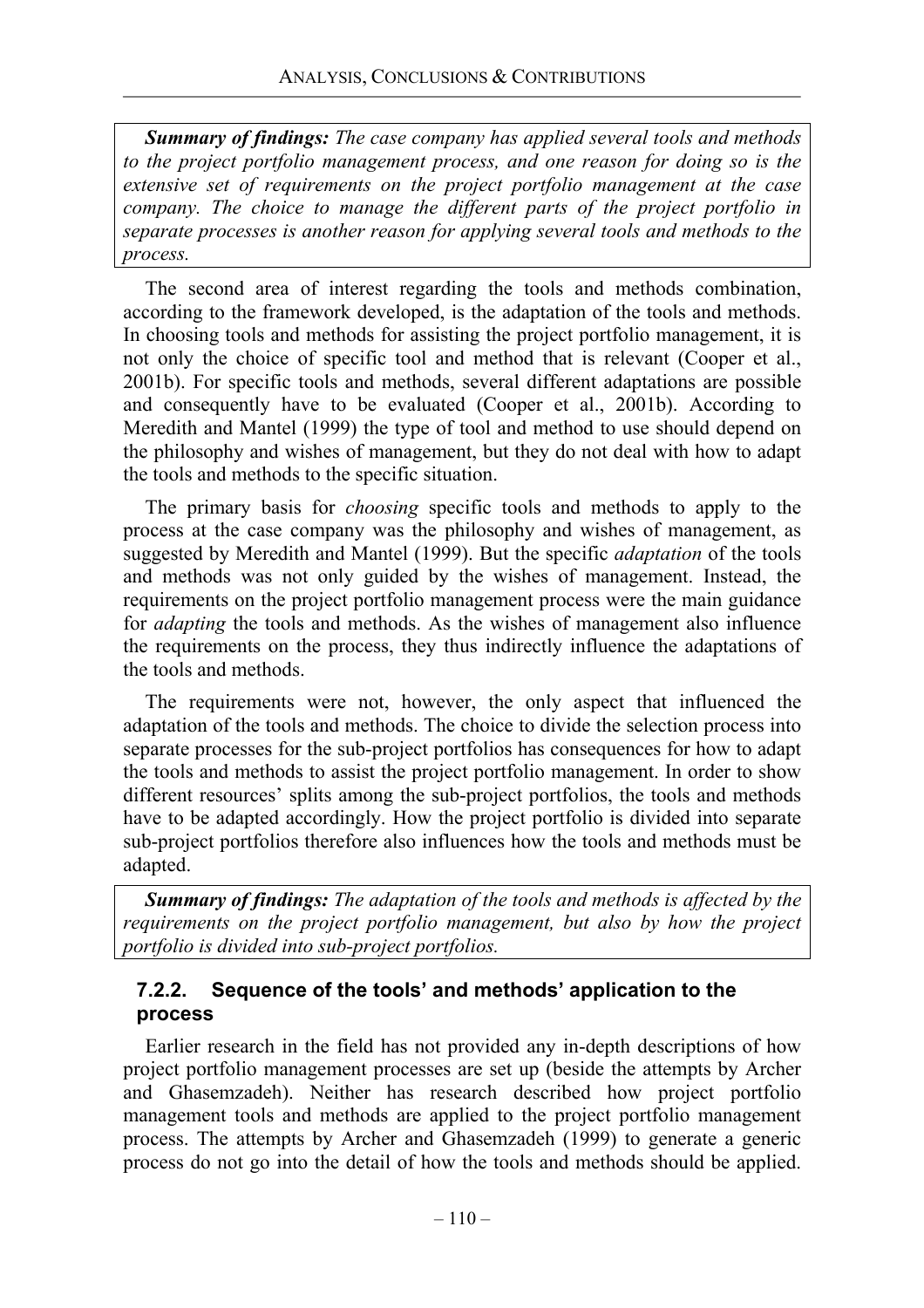***Summary of findings:*** *The case company has applied several tools and methods to the project portfolio management process, and one reason for doing so is the extensive set of requirements on the project portfolio management at the case company. The choice to manage the different parts of the project portfolio in separate processes is another reason for applying several tools and methods to the process.*

The second area of interest regarding the tools and methods combination, according to the framework developed, is the adaptation of the tools and methods. In choosing tools and methods for assisting the project portfolio management, it is not only the choice of specific tool and method that is relevant (Cooper et al., 2001b). For specific tools and methods, several different adaptations are possible and consequently have to be evaluated (Cooper et al., 2001b). According to Meredith and Mantel (1999) the type of tool and method to use should depend on the philosophy and wishes of management, but they do not deal with how to adapt the tools and methods to the specific situation.

The primary basis for *choosing* specific tools and methods to apply to the process at the case company was the philosophy and wishes of management, as suggested by Meredith and Mantel (1999). But the specific *adaptation* of the tools and methods was not only guided by the wishes of management. Instead, the requirements on the project portfolio management process were the main guidance for *adapting* the tools and methods. As the wishes of management also influence the requirements on the process, they thus indirectly influence the adaptations of the tools and methods.

The requirements were not, however, the only aspect that influenced the adaptation of the tools and methods. The choice to divide the selection process into separate processes for the sub-project portfolios has consequences for how to adapt the tools and methods to assist the project portfolio management. In order to show different resources' splits among the sub-project portfolios, the tools and methods have to be adapted accordingly. How the project portfolio is divided into separate sub-project portfolios therefore also influences how the tools and methods must be adapted.

***Summary of findings:*** *The adaptation of the tools and methods is affected by the requirements on the project portfolio management, but also by how the project portfolio is divided into sub-project portfolios.*

### 7.2.2. Sequence of the tools' and methods' application to the process

Earlier research in the field has not provided any in-depth descriptions of how project portfolio management processes are set up (beside the attempts by Archer and Ghasemzadeh). Neither has research described how project portfolio management tools and methods are applied to the project portfolio management process. The attempts by Archer and Ghasemzadeh (1999) to generate a generic process do not go into the detail of how the tools and methods should be applied.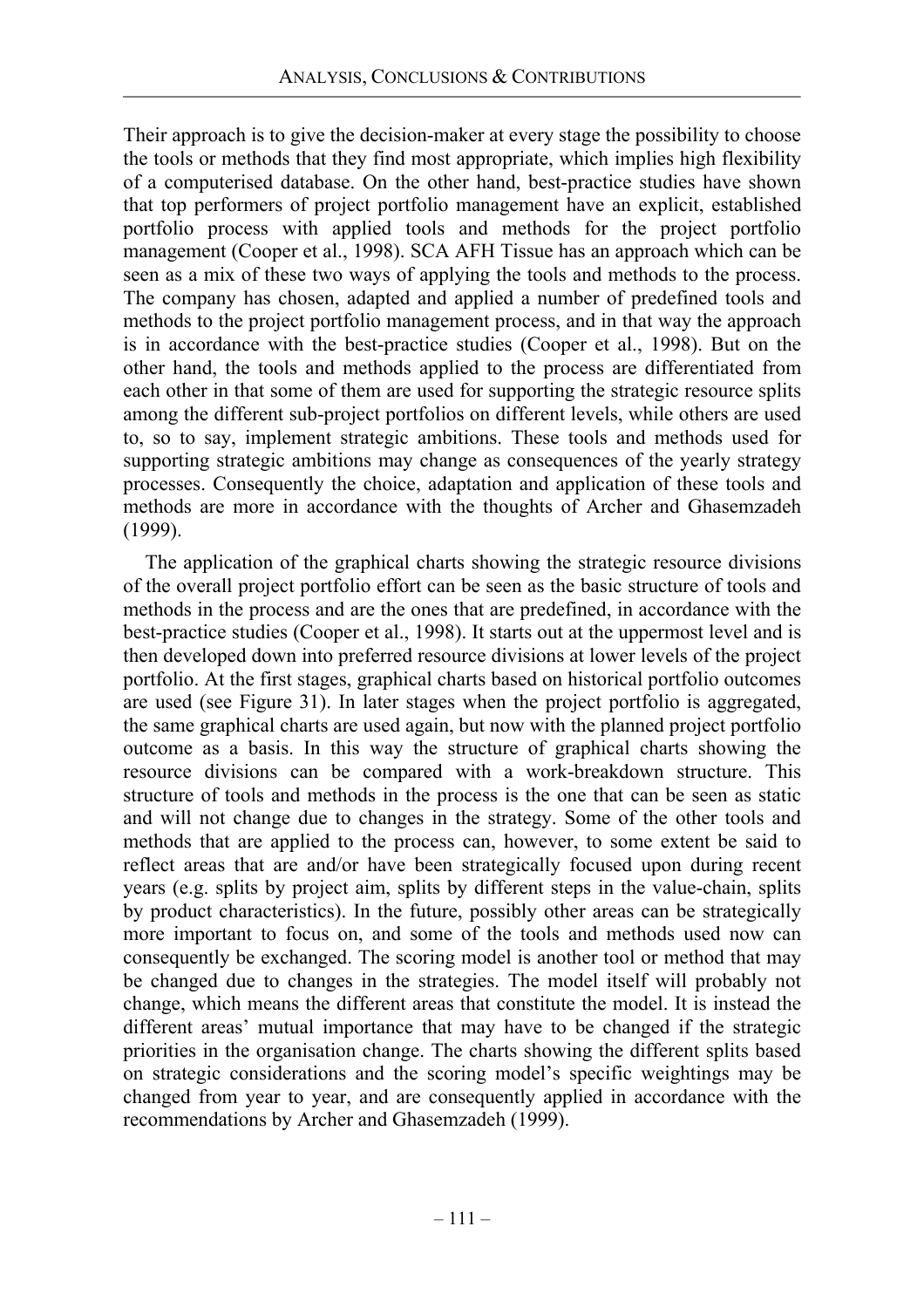Their approach is to give the decision-maker at every stage the possibility to choose the tools or methods that they find most appropriate, which implies high flexibility of a computerised database. On the other hand, best-practice studies have shown that top performers of project portfolio management have an explicit, established portfolio process with applied tools and methods for the project portfolio management (Cooper et al., 1998). SCA AFH Tissue has an approach which can be seen as a mix of these two ways of applying the tools and methods to the process. The company has chosen, adapted and applied a number of predefined tools and methods to the project portfolio management process, and in that way the approach is in accordance with the best-practice studies (Cooper et al., 1998). But on the other hand, the tools and methods applied to the process are differentiated from each other in that some of them are used for supporting the strategic resource splits among the different sub-project portfolios on different levels, while others are used to, so to say, implement strategic ambitions. These tools and methods used for supporting strategic ambitions may change as consequences of the yearly strategy processes. Consequently the choice, adaptation and application of these tools and methods are more in accordance with the thoughts of Archer and Ghasemzadeh (1999).

The application of the graphical charts showing the strategic resource divisions of the overall project portfolio effort can be seen as the basic structure of tools and methods in the process and are the ones that are predefined, in accordance with the best-practice studies (Cooper et al., 1998). It starts out at the uppermost level and is then developed down into preferred resource divisions at lower levels of the project portfolio. At the first stages, graphical charts based on historical portfolio outcomes are used (see Figure 31). In later stages when the project portfolio is aggregated, the same graphical charts are used again, but now with the planned project portfolio outcome as a basis. In this way the structure of graphical charts showing the resource divisions can be compared with a work-breakdown structure. This structure of tools and methods in the process is the one that can be seen as static and will not change due to changes in the strategy. Some of the other tools and methods that are applied to the process can, however, to some extent be said to reflect areas that are and/or have been strategically focused upon during recent years (e.g. splits by project aim, splits by different steps in the value-chain, splits by product characteristics). In the future, possibly other areas can be strategically more important to focus on, and some of the tools and methods used now can consequently be exchanged. The scoring model is another tool or method that may be changed due to changes in the strategies. The model itself will probably not change, which means the different areas that constitute the model. It is instead the different areas' mutual importance that may have to be changed if the strategic priorities in the organisation change. The charts showing the different splits based on strategic considerations and the scoring model's specific weightings may be changed from year to year, and are consequently applied in accordance with the recommendations by Archer and Ghasemzadeh (1999).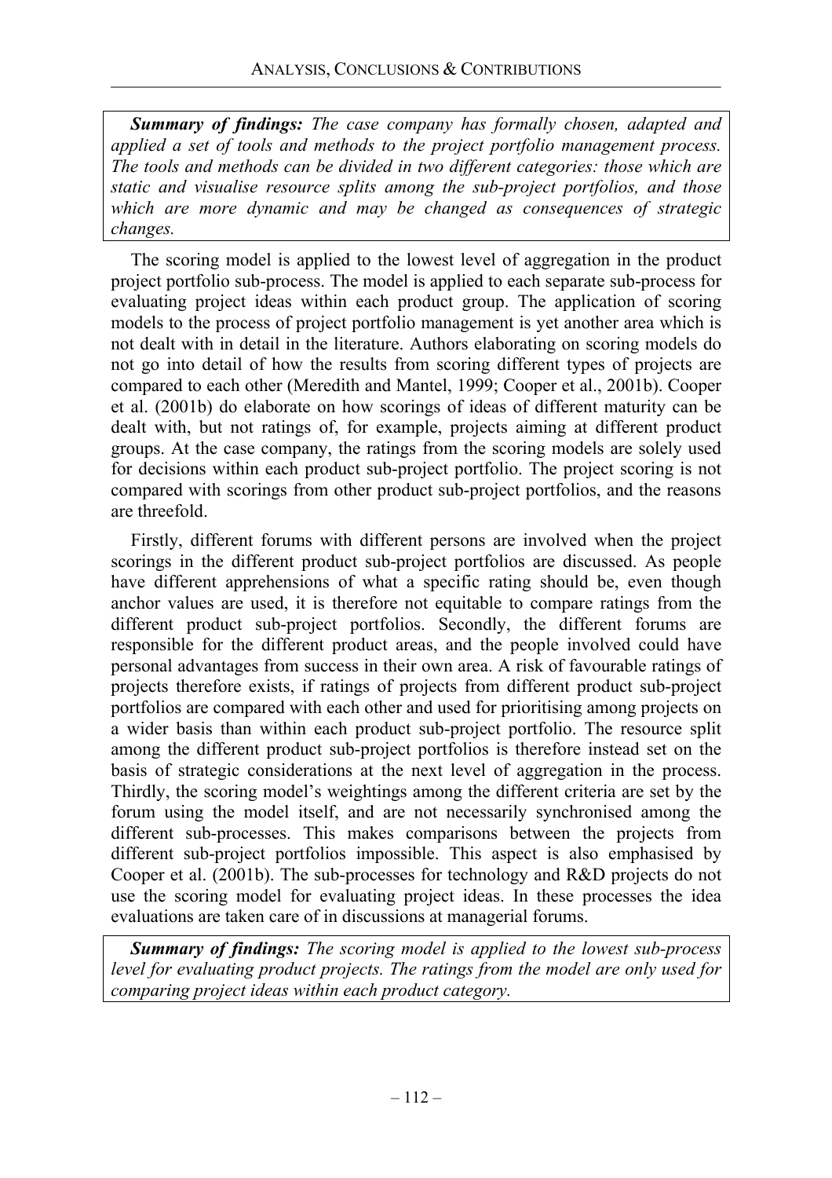***Summary of findings:*** *The case company has formally chosen, adapted and applied a set of tools and methods to the project portfolio management process. The tools and methods can be divided in two different categories: those which are static and visualise resource splits among the sub-project portfolios, and those which are more dynamic and may be changed as consequences of strategic changes.*

The scoring model is applied to the lowest level of aggregation in the product project portfolio sub-process. The model is applied to each separate sub-process for evaluating project ideas within each product group. The application of scoring models to the process of project portfolio management is yet another area which is not dealt with in detail in the literature. Authors elaborating on scoring models do not go into detail of how the results from scoring different types of projects are compared to each other (Meredith and Mantel, 1999; Cooper et al., 2001b). Cooper et al. (2001b) do elaborate on how scorings of ideas of different maturity can be dealt with, but not ratings of, for example, projects aiming at different product groups. At the case company, the ratings from the scoring models are solely used for decisions within each product sub-project portfolio. The project scoring is not compared with scorings from other product sub-project portfolios, and the reasons are threefold.

Firstly, different forums with different persons are involved when the project scorings in the different product sub-project portfolios are discussed. As people have different apprehensions of what a specific rating should be, even though anchor values are used, it is therefore not equitable to compare ratings from the different product sub-project portfolios. Secondly, the different forums are responsible for the different product areas, and the people involved could have personal advantages from success in their own area. A risk of favourable ratings of projects therefore exists, if ratings of projects from different product sub-project portfolios are compared with each other and used for prioritising among projects on a wider basis than within each product sub-project portfolio. The resource split among the different product sub-project portfolios is therefore instead set on the basis of strategic considerations at the next level of aggregation in the process. Thirdly, the scoring model's weightings among the different criteria are set by the forum using the model itself, and are not necessarily synchronised among the different sub-processes. This makes comparisons between the projects from different sub-project portfolios impossible. This aspect is also emphasised by Cooper et al. (2001b). The sub-processes for technology and R&D projects do not use the scoring model for evaluating project ideas. In these processes the idea evaluations are taken care of in discussions at managerial forums.

***Summary of findings:*** *The scoring model is applied to the lowest sub-process level for evaluating product projects. The ratings from the model are only used for comparing project ideas within each product category.*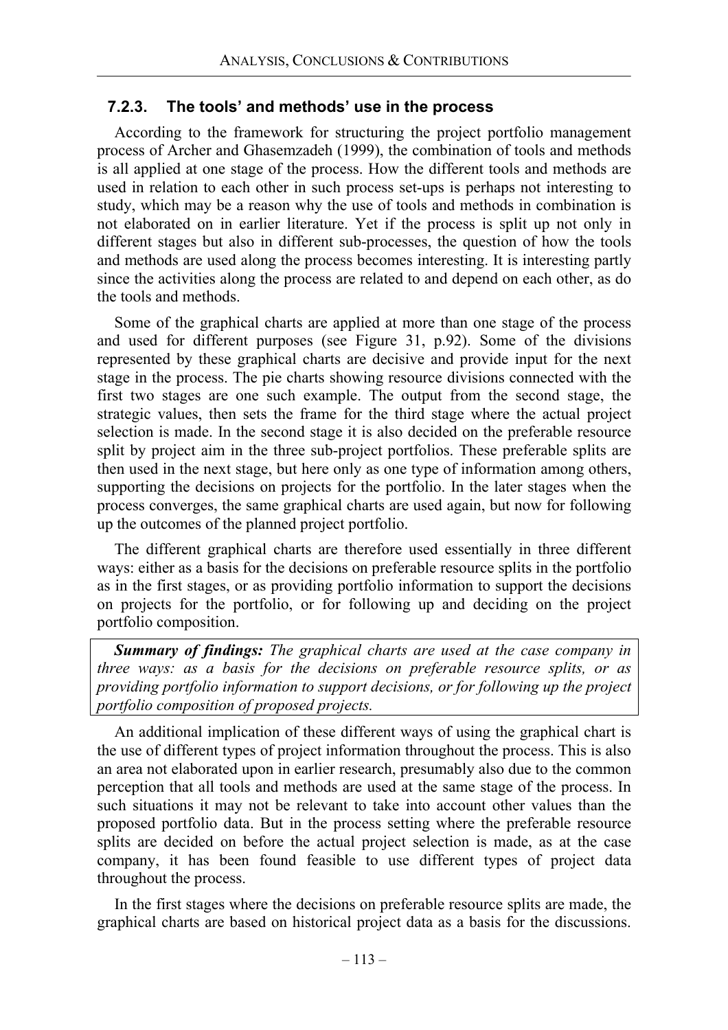### 7.2.3. The tools' and methods' use in the process

According to the framework for structuring the project portfolio management process of Archer and Ghasemzadeh (1999), the combination of tools and methods is all applied at one stage of the process. How the different tools and methods are used in relation to each other in such process set-ups is perhaps not interesting to study, which may be a reason why the use of tools and methods in combination is not elaborated on in earlier literature. Yet if the process is split up not only in different stages but also in different sub-processes, the question of how the tools and methods are used along the process becomes interesting. It is interesting partly since the activities along the process are related to and depend on each other, as do the tools and methods.

Some of the graphical charts are applied at more than one stage of the process and used for different purposes (see Figure 31, p.92). Some of the divisions represented by these graphical charts are decisive and provide input for the next stage in the process. The pie charts showing resource divisions connected with the first two stages are one such example. The output from the second stage, the strategic values, then sets the frame for the third stage where the actual project selection is made. In the second stage it is also decided on the preferable resource split by project aim in the three sub-project portfolios. These preferable splits are then used in the next stage, but here only as one type of information among others, supporting the decisions on projects for the portfolio. In the later stages when the process converges, the same graphical charts are used again, but now for following up the outcomes of the planned project portfolio.

The different graphical charts are therefore used essentially in three different ways: either as a basis for the decisions on preferable resource splits in the portfolio as in the first stages, or as providing portfolio information to support the decisions on projects for the portfolio, or for following up and deciding on the project portfolio composition.

> ***Summary of findings:*** *The graphical charts are used at the case company in three ways: as a basis for the decisions on preferable resource splits, or as providing portfolio information to support decisions, or for following up the project portfolio composition of proposed projects.*

An additional implication of these different ways of using the graphical chart is the use of different types of project information throughout the process. This is also an area not elaborated upon in earlier research, presumably also due to the common perception that all tools and methods are used at the same stage of the process. In such situations it may not be relevant to take into account other values than the proposed portfolio data. But in the process setting where the preferable resource splits are decided on before the actual project selection is made, as at the case company, it has been found feasible to use different types of project data throughout the process.

In the first stages where the decisions on preferable resource splits are made, the graphical charts are based on historical project data as a basis for the discussions.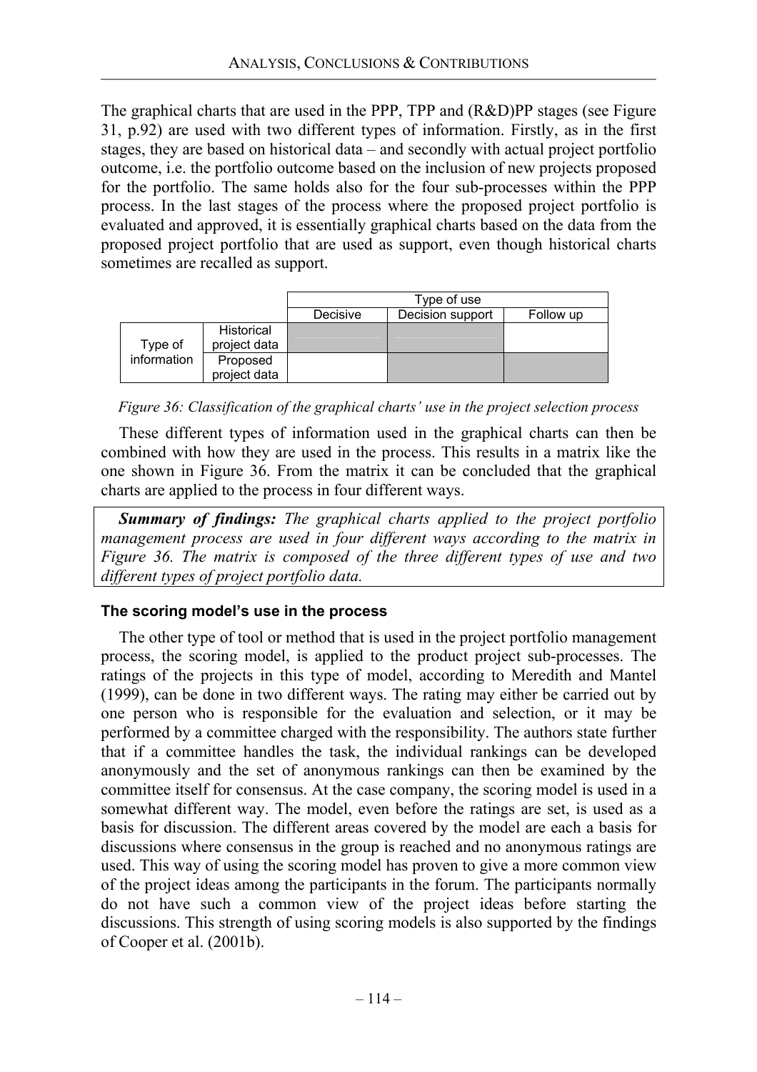The graphical charts that are used in the PPP, TPP and (R&D)PP stages (see Figure 31, p.92) are used with two different types of information. Firstly, as in the first stages, they are based on historical data – and secondly with actual project portfolio outcome, i.e. the portfolio outcome based on the inclusion of new projects proposed for the portfolio. The same holds also for the four sub-processes within the PPP process. In the last stages of the process where the proposed project portfolio is evaluated and approved, it is essentially graphical charts based on the data from the proposed project portfolio that are used as support, even though historical charts sometimes are recalled as support.

| | | Type of use | | |
|---|---|---|---|---|
| | | Decisive | Decision support | Follow up |
| Type of information | Historical project data | ■ | ■ | |
| | Proposed project data | | ■ | ■ |

*Figure 36: Classification of the graphical charts' use in the project selection process*

These different types of information used in the graphical charts can then be combined with how they are used in the process. This results in a matrix like the one shown in Figure 36. From the matrix it can be concluded that the graphical charts are applied to the process in four different ways.

> ***Summary of findings:*** *The graphical charts applied to the project portfolio management process are used in four different ways according to the matrix in Figure 36. The matrix is composed of the three different types of use and two different types of project portfolio data.*

### The scoring model's use in the process

The other type of tool or method that is used in the project portfolio management process, the scoring model, is applied to the product project sub-processes. The ratings of the projects in this type of model, according to Meredith and Mantel (1999), can be done in two different ways. The rating may either be carried out by one person who is responsible for the evaluation and selection, or it may be performed by a committee charged with the responsibility. The authors state further that if a committee handles the task, the individual rankings can be developed anonymously and the set of anonymous rankings can then be examined by the committee itself for consensus. At the case company, the scoring model is used in a somewhat different way. The model, even before the ratings are set, is used as a basis for discussion. The different areas covered by the model are each a basis for discussions where consensus in the group is reached and no anonymous ratings are used. This way of using the scoring model has proven to give a more common view of the project ideas among the participants in the forum. The participants normally do not have such a common view of the project ideas before starting the discussions. This strength of using scoring models is also supported by the findings of Cooper et al. (2001b).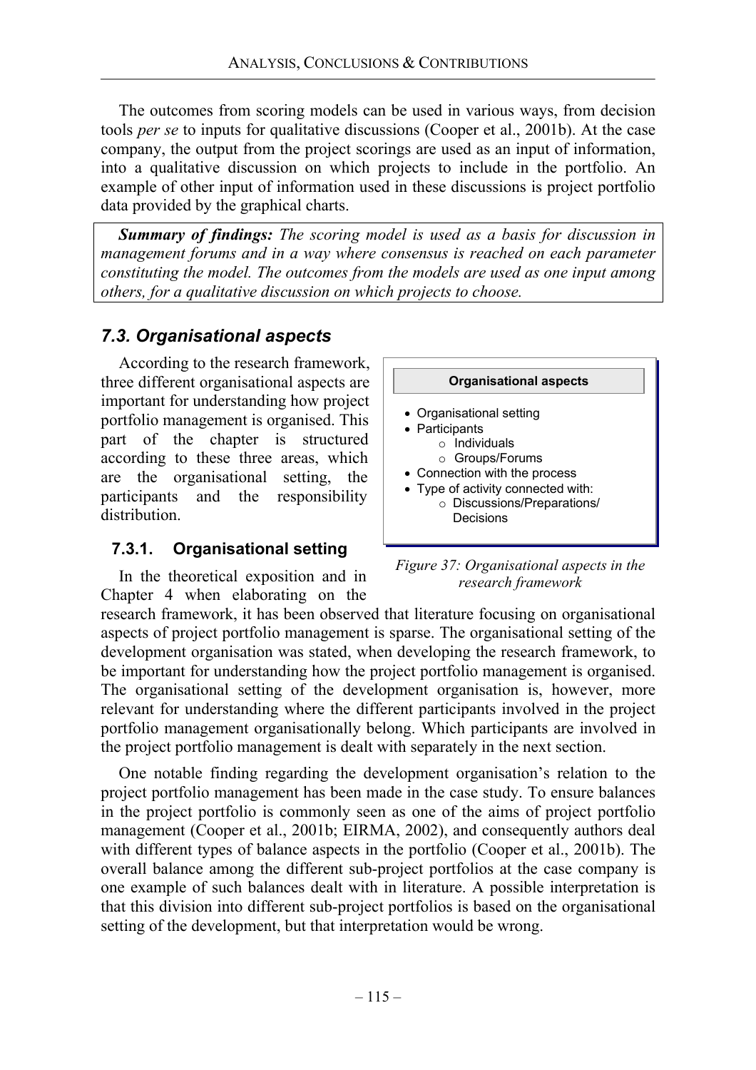The outcomes from scoring models can be used in various ways, from decision tools *per se* to inputs for qualitative discussions (Cooper et al., 2001b). At the case company, the output from the project scorings are used as an input of information, into a qualitative discussion on which projects to include in the portfolio. An example of other input of information used in these discussions is project portfolio data provided by the graphical charts.

> ***Summary of findings:*** *The scoring model is used as a basis for discussion in management forums and in a way where consensus is reached on each parameter constituting the model. The outcomes from the models are used as one input among others, for a qualitative discussion on which projects to choose.*

## *7.3. Organisational aspects*

According to the research framework, three different organisational aspects are important for understanding how project portfolio management is organised. This part of the chapter is structured according to these three areas, which are the organisational setting, the participants and the responsibility distribution.

**Organisational aspects**

- Organisational setting
- Participants
  - Individuals
  - Groups/Forums
- Connection with the process
- Type of activity connected with:
  - Discussions/Preparations/ Decisions

*Figure 37: Organisational aspects in the research framework*

### 7.3.1. Organisational setting

In the theoretical exposition and in Chapter 4 when elaborating on the research framework, it has been observed that literature focusing on organisational aspects of project portfolio management is sparse. The organisational setting of the development organisation was stated, when developing the research framework, to be important for understanding how the project portfolio management is organised. The organisational setting of the development organisation is, however, more relevant for understanding where the different participants involved in the project portfolio management organisationally belong. Which participants are involved in the project portfolio management is dealt with separately in the next section.

One notable finding regarding the development organisation's relation to the project portfolio management has been made in the case study. To ensure balances in the project portfolio is commonly seen as one of the aims of project portfolio management (Cooper et al., 2001b; EIRMA, 2002), and consequently authors deal with different types of balance aspects in the portfolio (Cooper et al., 2001b). The overall balance among the different sub-project portfolios at the case company is one example of such balances dealt with in literature. A possible interpretation is that this division into different sub-project portfolios is based on the organisational setting of the development, but that interpretation would be wrong.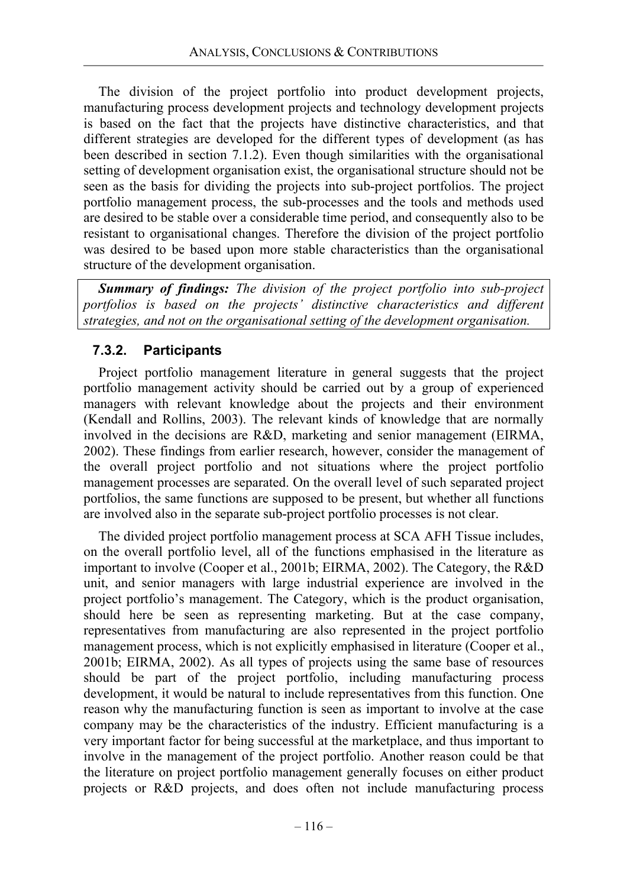The division of the project portfolio into product development projects, manufacturing process development projects and technology development projects is based on the fact that the projects have distinctive characteristics, and that different strategies are developed for the different types of development (as has been described in section 7.1.2). Even though similarities with the organisational setting of development organisation exist, the organisational structure should not be seen as the basis for dividing the projects into sub-project portfolios. The project portfolio management process, the sub-processes and the tools and methods used are desired to be stable over a considerable time period, and consequently also to be resistant to organisational changes. Therefore the division of the project portfolio was desired to be based upon more stable characteristics than the organisational structure of the development organisation.

***Summary of findings:*** *The division of the project portfolio into sub-project portfolios is based on the projects' distinctive characteristics and different strategies, and not on the organisational setting of the development organisation.*

### 7.3.2. Participants

Project portfolio management literature in general suggests that the project portfolio management activity should be carried out by a group of experienced managers with relevant knowledge about the projects and their environment (Kendall and Rollins, 2003). The relevant kinds of knowledge that are normally involved in the decisions are R&D, marketing and senior management (EIRMA, 2002). These findings from earlier research, however, consider the management of the overall project portfolio and not situations where the project portfolio management processes are separated. On the overall level of such separated project portfolios, the same functions are supposed to be present, but whether all functions are involved also in the separate sub-project portfolio processes is not clear.

The divided project portfolio management process at SCA AFH Tissue includes, on the overall portfolio level, all of the functions emphasised in the literature as important to involve (Cooper et al., 2001b; EIRMA, 2002). The Category, the R&D unit, and senior managers with large industrial experience are involved in the project portfolio's management. The Category, which is the product organisation, should here be seen as representing marketing. But at the case company, representatives from manufacturing are also represented in the project portfolio management process, which is not explicitly emphasised in literature (Cooper et al., 2001b; EIRMA, 2002). As all types of projects using the same base of resources should be part of the project portfolio, including manufacturing process development, it would be natural to include representatives from this function. One reason why the manufacturing function is seen as important to involve at the case company may be the characteristics of the industry. Efficient manufacturing is a very important factor for being successful at the marketplace, and thus important to involve in the management of the project portfolio. Another reason could be that the literature on project portfolio management generally focuses on either product projects or R&D projects, and does often not include manufacturing process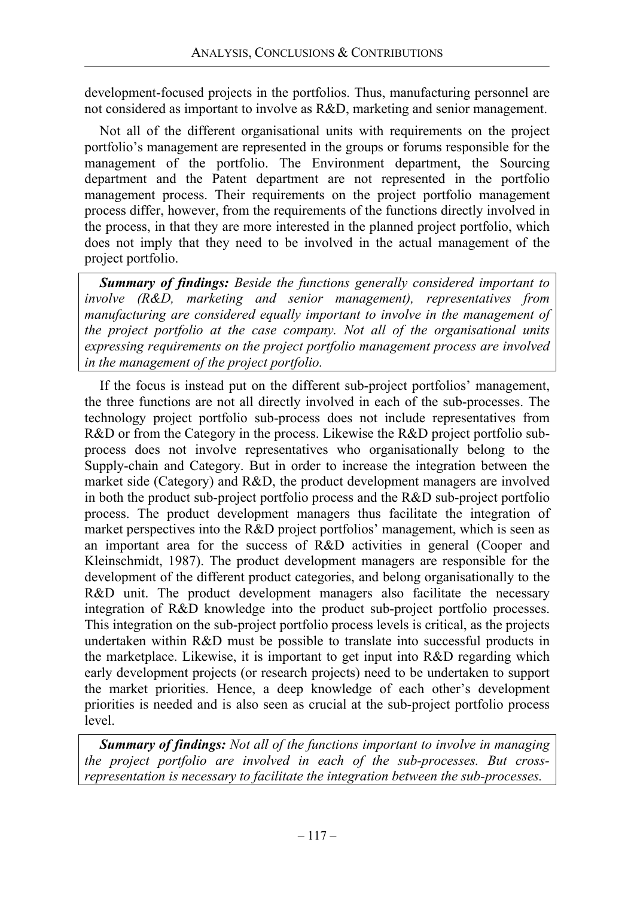development-focused projects in the portfolios. Thus, manufacturing personnel are not considered as important to involve as R&D, marketing and senior management.

Not all of the different organisational units with requirements on the project portfolio's management are represented in the groups or forums responsible for the management of the portfolio. The Environment department, the Sourcing department and the Patent department are not represented in the portfolio management process. Their requirements on the project portfolio management process differ, however, from the requirements of the functions directly involved in the process, in that they are more interested in the planned project portfolio, which does not imply that they need to be involved in the actual management of the project portfolio.

> ***Summary of findings:*** *Beside the functions generally considered important to involve (R&D, marketing and senior management), representatives from manufacturing are considered equally important to involve in the management of the project portfolio at the case company. Not all of the organisational units expressing requirements on the project portfolio management process are involved in the management of the project portfolio.*

If the focus is instead put on the different sub-project portfolios' management, the three functions are not all directly involved in each of the sub-processes. The technology project portfolio sub-process does not include representatives from R&D or from the Category in the process. Likewise the R&D project portfolio sub-process does not involve representatives who organisationally belong to the Supply-chain and Category. But in order to increase the integration between the market side (Category) and R&D, the product development managers are involved in both the product sub-project portfolio process and the R&D sub-project portfolio process. The product development managers thus facilitate the integration of market perspectives into the R&D project portfolios' management, which is seen as an important area for the success of R&D activities in general (Cooper and Kleinschmidt, 1987). The product development managers are responsible for the development of the different product categories, and belong organisationally to the R&D unit. The product development managers also facilitate the necessary integration of R&D knowledge into the product sub-project portfolio processes. This integration on the sub-project portfolio process levels is critical, as the projects undertaken within R&D must be possible to translate into successful products in the marketplace. Likewise, it is important to get input into R&D regarding which early development projects (or research projects) need to be undertaken to support the market priorities. Hence, a deep knowledge of each other's development priorities is needed and is also seen as crucial at the sub-project portfolio process level.

> ***Summary of findings:*** *Not all of the functions important to involve in managing the project portfolio are involved in each of the sub-processes. But cross-representation is necessary to facilitate the integration between the sub-processes.*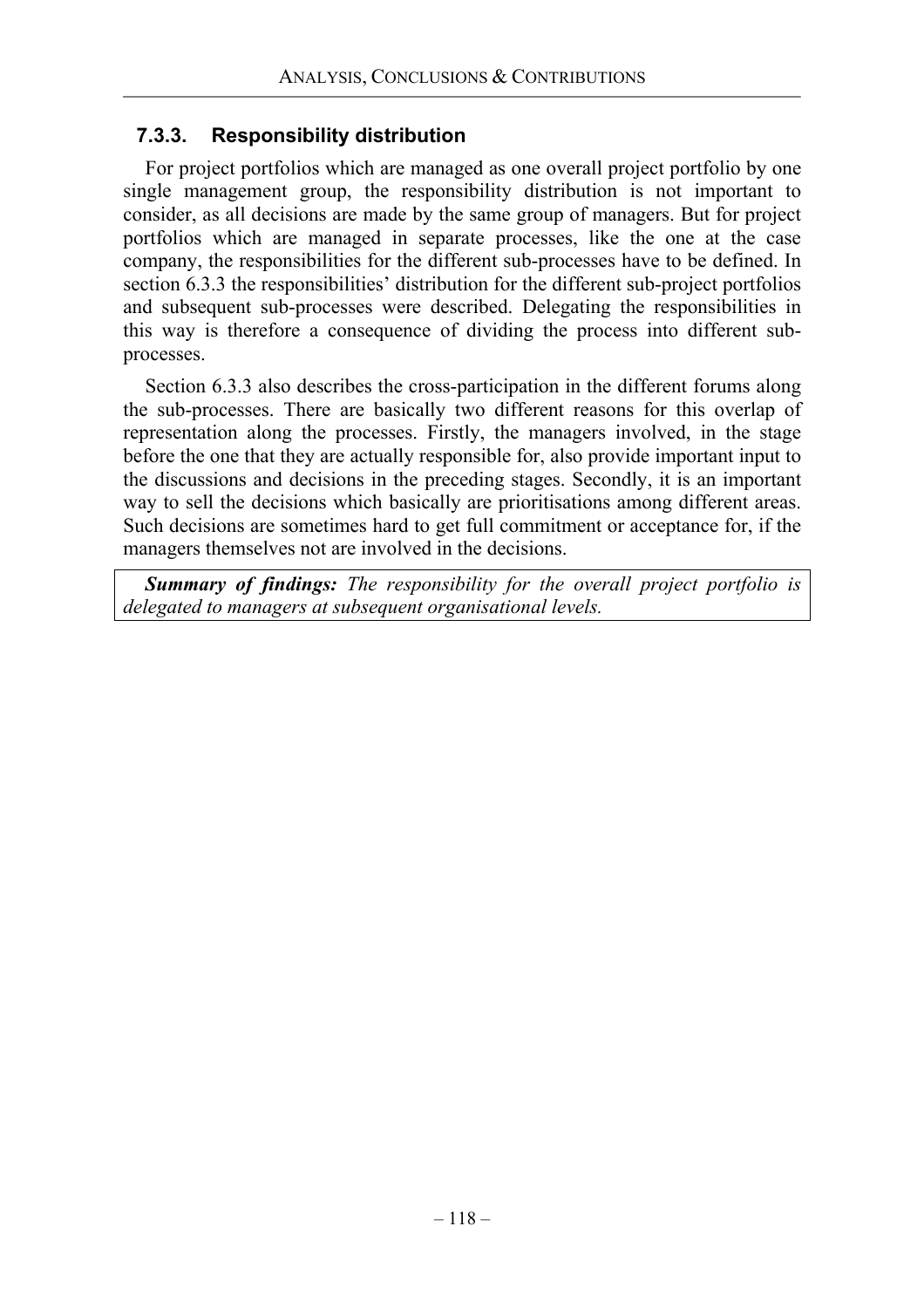### 7.3.3. Responsibility distribution

For project portfolios which are managed as one overall project portfolio by one single management group, the responsibility distribution is not important to consider, as all decisions are made by the same group of managers. But for project portfolios which are managed in separate processes, like the one at the case company, the responsibilities for the different sub-processes have to be defined. In section 6.3.3 the responsibilities' distribution for the different sub-project portfolios and subsequent sub-processes were described. Delegating the responsibilities in this way is therefore a consequence of dividing the process into different sub-processes.

Section 6.3.3 also describes the cross-participation in the different forums along the sub-processes. There are basically two different reasons for this overlap of representation along the processes. Firstly, the managers involved, in the stage before the one that they are actually responsible for, also provide important input to the discussions and decisions in the preceding stages. Secondly, it is an important way to sell the decisions which basically are prioritisations among different areas. Such decisions are sometimes hard to get full commitment or acceptance for, if the managers themselves not are involved in the decisions.

***Summary of findings:*** *The responsibility for the overall project portfolio is delegated to managers at subsequent organisational levels.*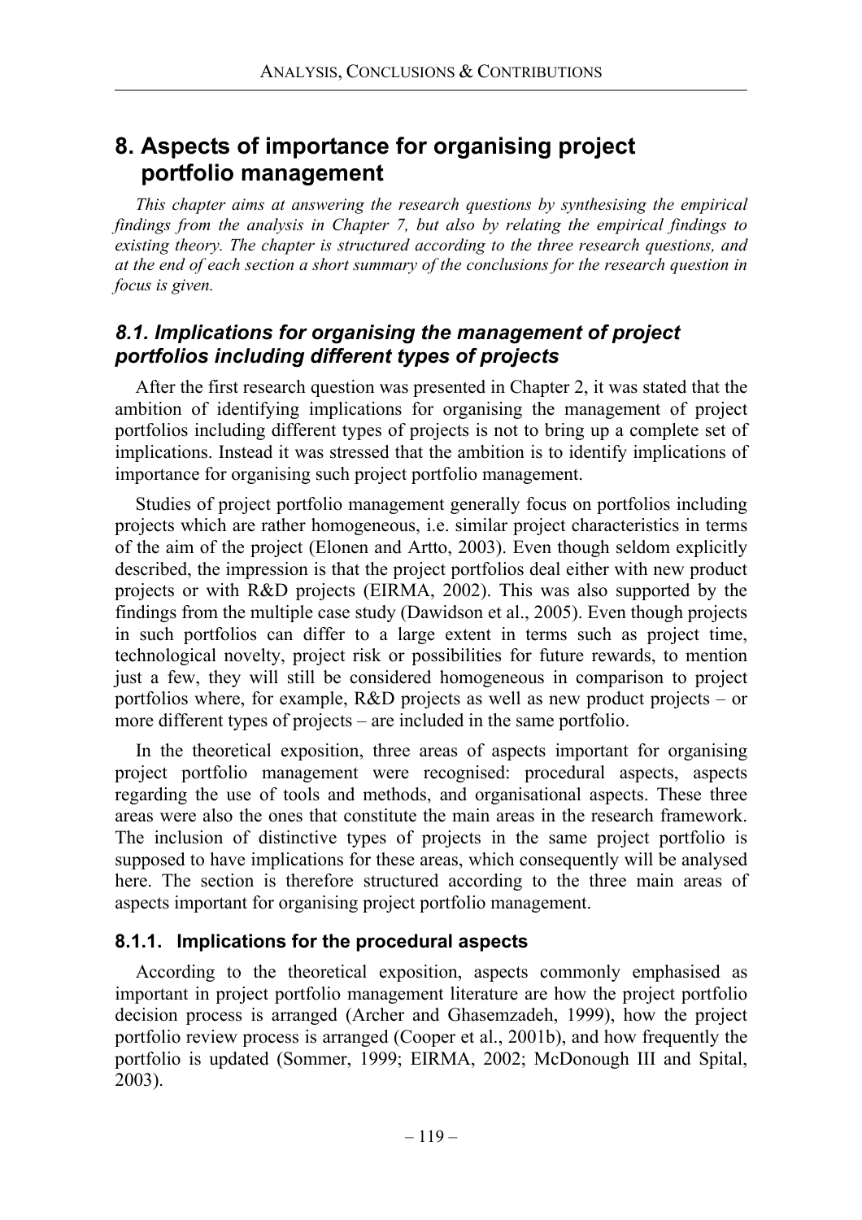# 8. Aspects of importance for organising project portfolio management

*This chapter aims at answering the research questions by synthesising the empirical findings from the analysis in Chapter 7, but also by relating the empirical findings to existing theory. The chapter is structured according to the three research questions, and at the end of each section a short summary of the conclusions for the research question in focus is given.*

## *8.1. Implications for organising the management of project portfolios including different types of projects*

After the first research question was presented in Chapter 2, it was stated that the ambition of identifying implications for organising the management of project portfolios including different types of projects is not to bring up a complete set of implications. Instead it was stressed that the ambition is to identify implications of importance for organising such project portfolio management.

Studies of project portfolio management generally focus on portfolios including projects which are rather homogeneous, i.e. similar project characteristics in terms of the aim of the project (Elonen and Artto, 2003). Even though seldom explicitly described, the impression is that the project portfolios deal either with new product projects or with R&D projects (EIRMA, 2002). This was also supported by the findings from the multiple case study (Dawidson et al., 2005). Even though projects in such portfolios can differ to a large extent in terms such as project time, technological novelty, project risk or possibilities for future rewards, to mention just a few, they will still be considered homogeneous in comparison to project portfolios where, for example, R&D projects as well as new product projects – or more different types of projects – are included in the same portfolio.

In the theoretical exposition, three areas of aspects important for organising project portfolio management were recognised: procedural aspects, aspects regarding the use of tools and methods, and organisational aspects. These three areas were also the ones that constitute the main areas in the research framework. The inclusion of distinctive types of projects in the same project portfolio is supposed to have implications for these areas, which consequently will be analysed here. The section is therefore structured according to the three main areas of aspects important for organising project portfolio management.

### 8.1.1. Implications for the procedural aspects

According to the theoretical exposition, aspects commonly emphasised as important in project portfolio management literature are how the project portfolio decision process is arranged (Archer and Ghasemzadeh, 1999), how the project portfolio review process is arranged (Cooper et al., 2001b), and how frequently the portfolio is updated (Sommer, 1999; EIRMA, 2002; McDonough III and Spital, 2003).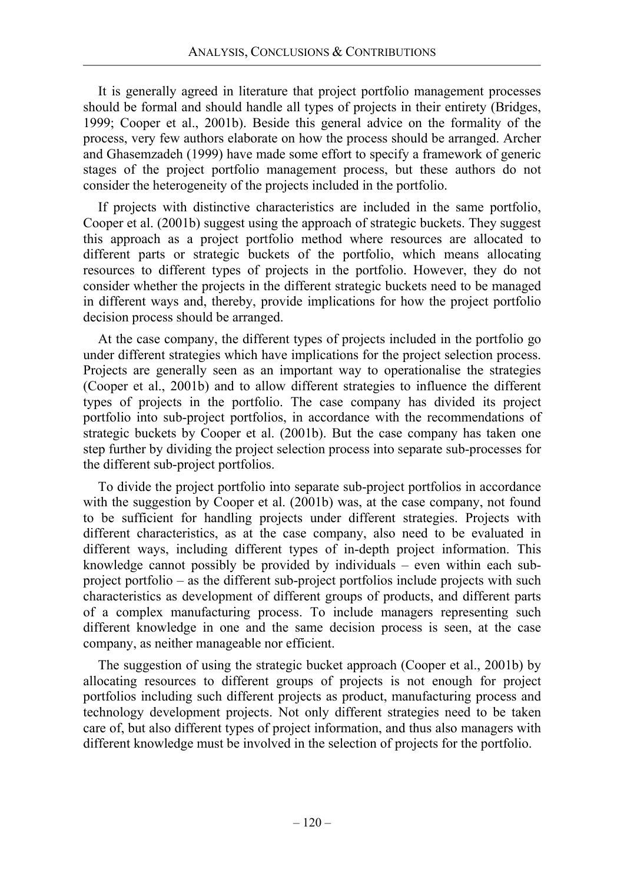It is generally agreed in literature that project portfolio management processes should be formal and should handle all types of projects in their entirety (Bridges, 1999; Cooper et al., 2001b). Beside this general advice on the formality of the process, very few authors elaborate on how the process should be arranged. Archer and Ghasemzadeh (1999) have made some effort to specify a framework of generic stages of the project portfolio management process, but these authors do not consider the heterogeneity of the projects included in the portfolio.

If projects with distinctive characteristics are included in the same portfolio, Cooper et al. (2001b) suggest using the approach of strategic buckets. They suggest this approach as a project portfolio method where resources are allocated to different parts or strategic buckets of the portfolio, which means allocating resources to different types of projects in the portfolio. However, they do not consider whether the projects in the different strategic buckets need to be managed in different ways and, thereby, provide implications for how the project portfolio decision process should be arranged.

At the case company, the different types of projects included in the portfolio go under different strategies which have implications for the project selection process. Projects are generally seen as an important way to operationalise the strategies (Cooper et al., 2001b) and to allow different strategies to influence the different types of projects in the portfolio. The case company has divided its project portfolio into sub-project portfolios, in accordance with the recommendations of strategic buckets by Cooper et al. (2001b). But the case company has taken one step further by dividing the project selection process into separate sub-processes for the different sub-project portfolios.

To divide the project portfolio into separate sub-project portfolios in accordance with the suggestion by Cooper et al. (2001b) was, at the case company, not found to be sufficient for handling projects under different strategies. Projects with different characteristics, as at the case company, also need to be evaluated in different ways, including different types of in-depth project information. This knowledge cannot possibly be provided by individuals – even within each sub-project portfolio – as the different sub-project portfolios include projects with such characteristics as development of different groups of products, and different parts of a complex manufacturing process. To include managers representing such different knowledge in one and the same decision process is seen, at the case company, as neither manageable nor efficient.

The suggestion of using the strategic bucket approach (Cooper et al., 2001b) by allocating resources to different groups of projects is not enough for project portfolios including such different projects as product, manufacturing process and technology development projects. Not only different strategies need to be taken care of, but also different types of project information, and thus also managers with different knowledge must be involved in the selection of projects for the portfolio.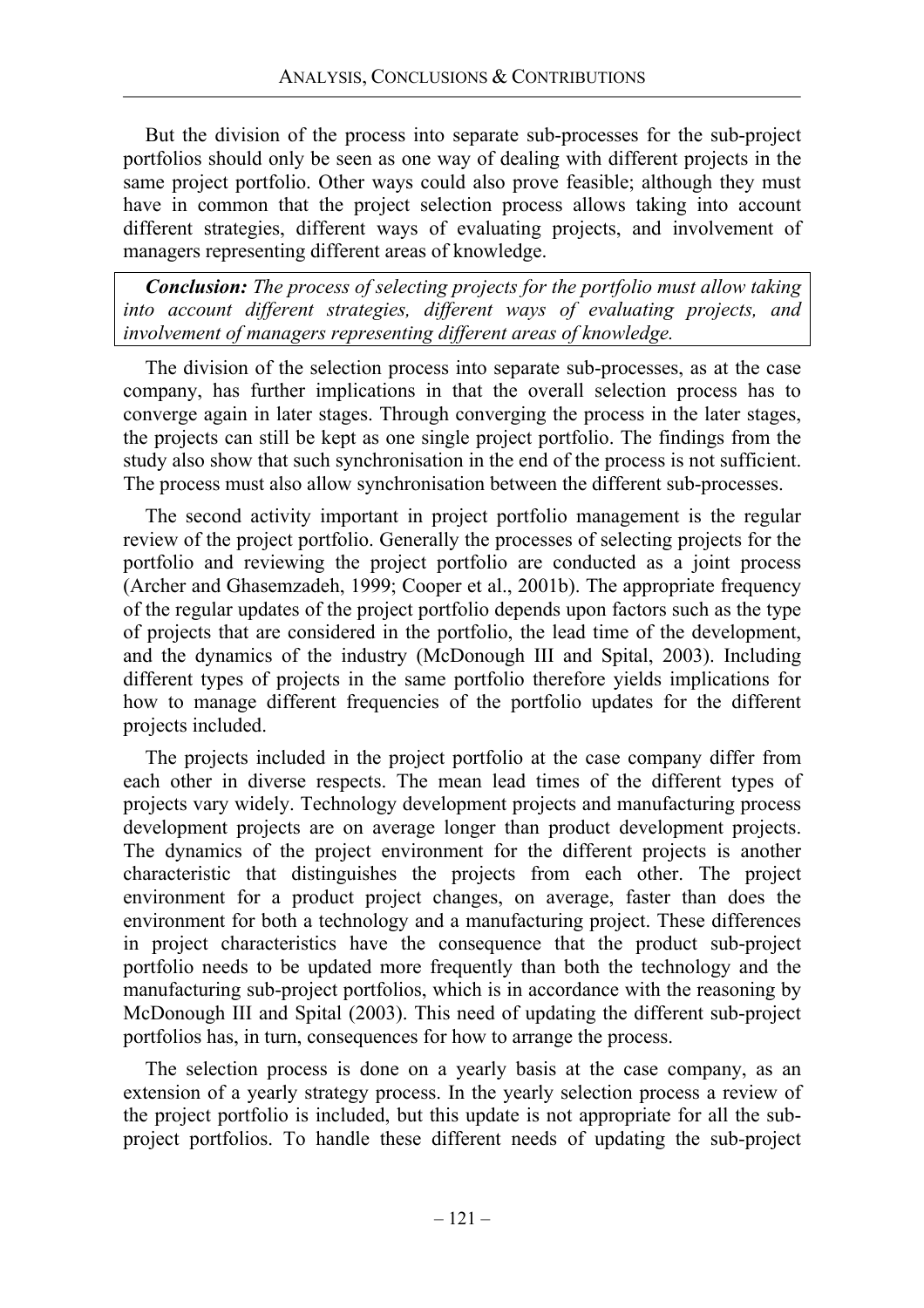But the division of the process into separate sub-processes for the sub-project portfolios should only be seen as one way of dealing with different projects in the same project portfolio. Other ways could also prove feasible; although they must have in common that the project selection process allows taking into account different strategies, different ways of evaluating projects, and involvement of managers representing different areas of knowledge.

***Conclusion:*** *The process of selecting projects for the portfolio must allow taking into account different strategies, different ways of evaluating projects, and involvement of managers representing different areas of knowledge.*

The division of the selection process into separate sub-processes, as at the case company, has further implications in that the overall selection process has to converge again in later stages. Through converging the process in the later stages, the projects can still be kept as one single project portfolio. The findings from the study also show that such synchronisation in the end of the process is not sufficient. The process must also allow synchronisation between the different sub-processes.

The second activity important in project portfolio management is the regular review of the project portfolio. Generally the processes of selecting projects for the portfolio and reviewing the project portfolio are conducted as a joint process (Archer and Ghasemzadeh, 1999; Cooper et al., 2001b). The appropriate frequency of the regular updates of the project portfolio depends upon factors such as the type of projects that are considered in the portfolio, the lead time of the development, and the dynamics of the industry (McDonough III and Spital, 2003). Including different types of projects in the same portfolio therefore yields implications for how to manage different frequencies of the portfolio updates for the different projects included.

The projects included in the project portfolio at the case company differ from each other in diverse respects. The mean lead times of the different types of projects vary widely. Technology development projects and manufacturing process development projects are on average longer than product development projects. The dynamics of the project environment for the different projects is another characteristic that distinguishes the projects from each other. The project environment for a product project changes, on average, faster than does the environment for both a technology and a manufacturing project. These differences in project characteristics have the consequence that the product sub-project portfolio needs to be updated more frequently than both the technology and the manufacturing sub-project portfolios, which is in accordance with the reasoning by McDonough III and Spital (2003). This need of updating the different sub-project portfolios has, in turn, consequences for how to arrange the process.

The selection process is done on a yearly basis at the case company, as an extension of a yearly strategy process. In the yearly selection process a review of the project portfolio is included, but this update is not appropriate for all the sub-project portfolios. To handle these different needs of updating the sub-project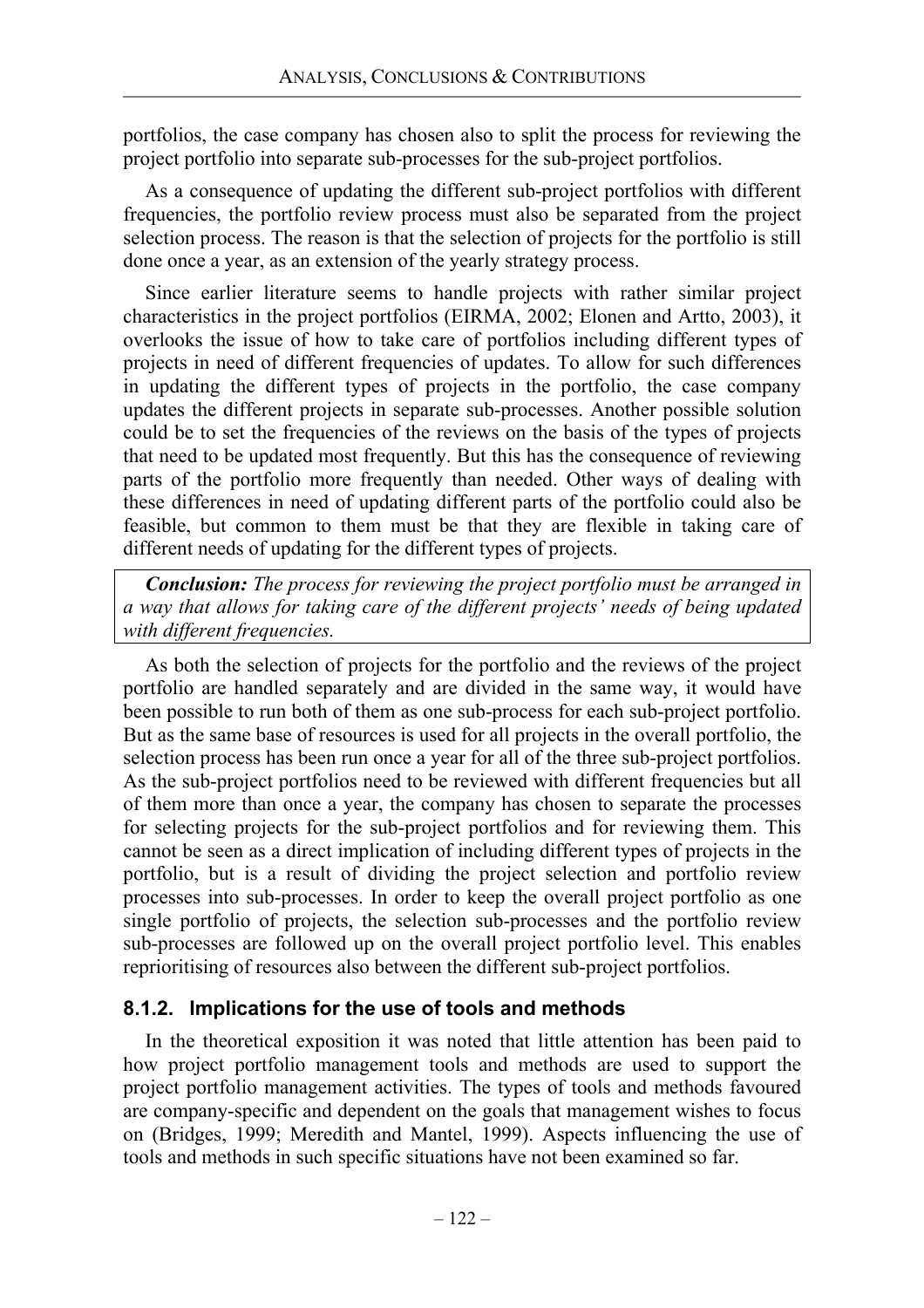portfolios, the case company has chosen also to split the process for reviewing the project portfolio into separate sub-processes for the sub-project portfolios.

As a consequence of updating the different sub-project portfolios with different frequencies, the portfolio review process must also be separated from the project selection process. The reason is that the selection of projects for the portfolio is still done once a year, as an extension of the yearly strategy process.

Since earlier literature seems to handle projects with rather similar project characteristics in the project portfolios (EIRMA, 2002; Elonen and Artto, 2003), it overlooks the issue of how to take care of portfolios including different types of projects in need of different frequencies of updates. To allow for such differences in updating the different types of projects in the portfolio, the case company updates the different projects in separate sub-processes. Another possible solution could be to set the frequencies of the reviews on the basis of the types of projects that need to be updated most frequently. But this has the consequence of reviewing parts of the portfolio more frequently than needed. Other ways of dealing with these differences in need of updating different parts of the portfolio could also be feasible, but common to them must be that they are flexible in taking care of different needs of updating for the different types of projects.

> ***Conclusion:*** *The process for reviewing the project portfolio must be arranged in a way that allows for taking care of the different projects' needs of being updated with different frequencies.*

As both the selection of projects for the portfolio and the reviews of the project portfolio are handled separately and are divided in the same way, it would have been possible to run both of them as one sub-process for each sub-project portfolio. But as the same base of resources is used for all projects in the overall portfolio, the selection process has been run once a year for all of the three sub-project portfolios. As the sub-project portfolios need to be reviewed with different frequencies but all of them more than once a year, the company has chosen to separate the processes for selecting projects for the sub-project portfolios and for reviewing them. This cannot be seen as a direct implication of including different types of projects in the portfolio, but is a result of dividing the project selection and portfolio review processes into sub-processes. In order to keep the overall project portfolio as one single portfolio of projects, the selection sub-processes and the portfolio review sub-processes are followed up on the overall project portfolio level. This enables reprioritising of resources also between the different sub-project portfolios.

### 8.1.2. Implications for the use of tools and methods

In the theoretical exposition it was noted that little attention has been paid to how project portfolio management tools and methods are used to support the project portfolio management activities. The types of tools and methods favoured are company-specific and dependent on the goals that management wishes to focus on (Bridges, 1999; Meredith and Mantel, 1999). Aspects influencing the use of tools and methods in such specific situations have not been examined so far.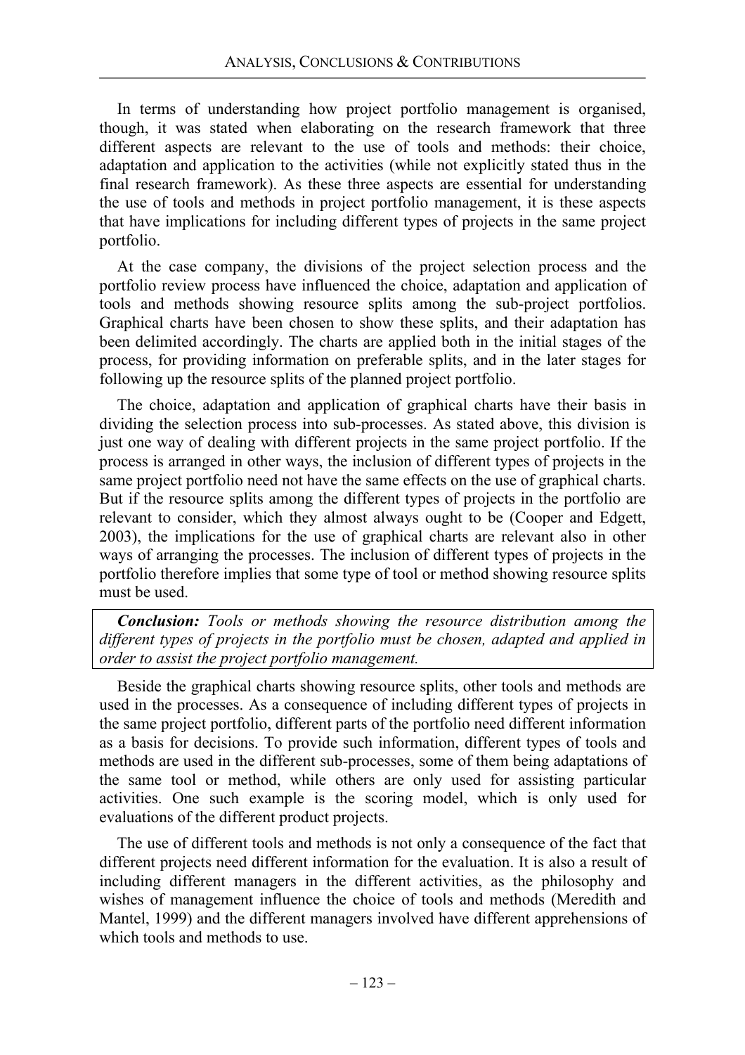In terms of understanding how project portfolio management is organised, though, it was stated when elaborating on the research framework that three different aspects are relevant to the use of tools and methods: their choice, adaptation and application to the activities (while not explicitly stated thus in the final research framework). As these three aspects are essential for understanding the use of tools and methods in project portfolio management, it is these aspects that have implications for including different types of projects in the same project portfolio.

At the case company, the divisions of the project selection process and the portfolio review process have influenced the choice, adaptation and application of tools and methods showing resource splits among the sub-project portfolios. Graphical charts have been chosen to show these splits, and their adaptation has been delimited accordingly. The charts are applied both in the initial stages of the process, for providing information on preferable splits, and in the later stages for following up the resource splits of the planned project portfolio.

The choice, adaptation and application of graphical charts have their basis in dividing the selection process into sub-processes. As stated above, this division is just one way of dealing with different projects in the same project portfolio. If the process is arranged in other ways, the inclusion of different types of projects in the same project portfolio need not have the same effects on the use of graphical charts. But if the resource splits among the different types of projects in the portfolio are relevant to consider, which they almost always ought to be (Cooper and Edgett, 2003), the implications for the use of graphical charts are relevant also in other ways of arranging the processes. The inclusion of different types of projects in the portfolio therefore implies that some type of tool or method showing resource splits must be used.

***Conclusion:*** *Tools or methods showing the resource distribution among the different types of projects in the portfolio must be chosen, adapted and applied in order to assist the project portfolio management.*

Beside the graphical charts showing resource splits, other tools and methods are used in the processes. As a consequence of including different types of projects in the same project portfolio, different parts of the portfolio need different information as a basis for decisions. To provide such information, different types of tools and methods are used in the different sub-processes, some of them being adaptations of the same tool or method, while others are only used for assisting particular activities. One such example is the scoring model, which is only used for evaluations of the different product projects.

The use of different tools and methods is not only a consequence of the fact that different projects need different information for the evaluation. It is also a result of including different managers in the different activities, as the philosophy and wishes of management influence the choice of tools and methods (Meredith and Mantel, 1999) and the different managers involved have different apprehensions of which tools and methods to use.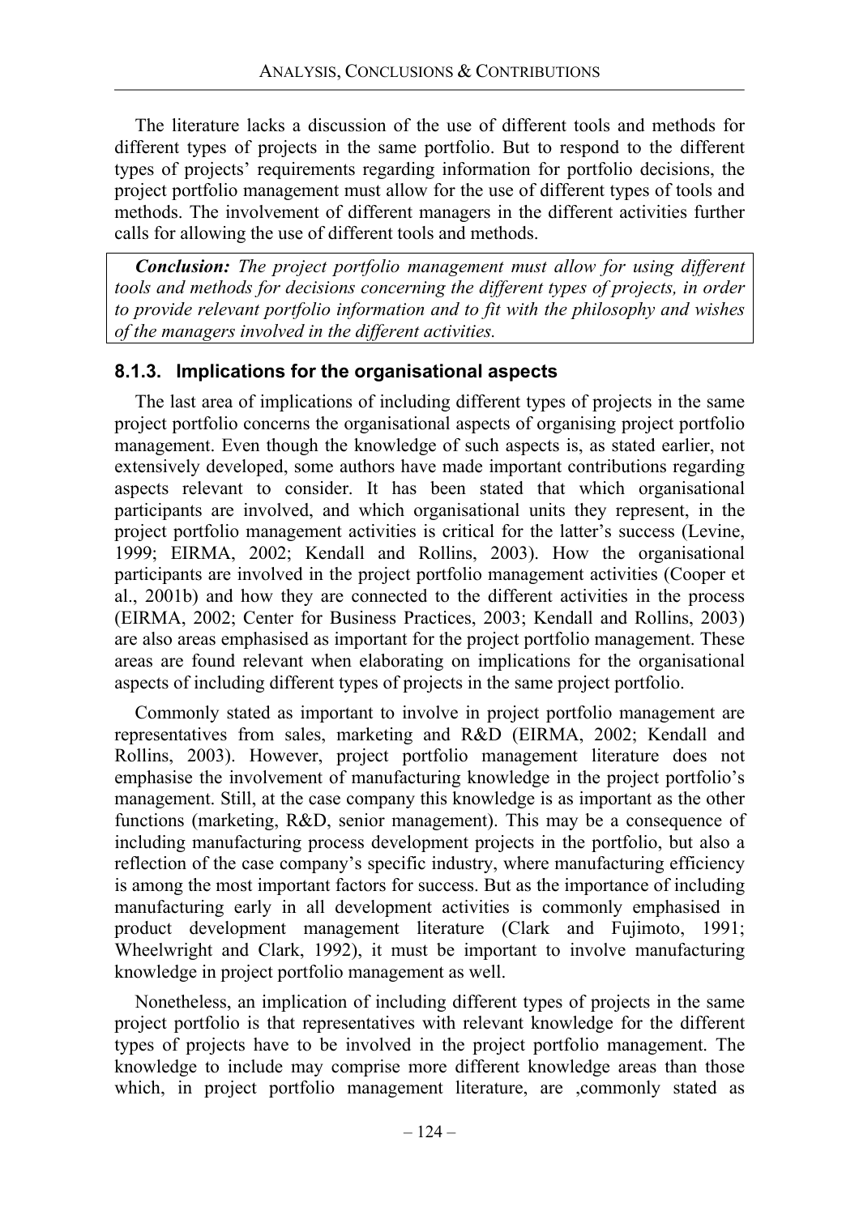The literature lacks a discussion of the use of different tools and methods for different types of projects in the same portfolio. But to respond to the different types of projects' requirements regarding information for portfolio decisions, the project portfolio management must allow for the use of different types of tools and methods. The involvement of different managers in the different activities further calls for allowing the use of different tools and methods.

> ***Conclusion:*** *The project portfolio management must allow for using different tools and methods for decisions concerning the different types of projects, in order to provide relevant portfolio information and to fit with the philosophy and wishes of the managers involved in the different activities.*

### 8.1.3. Implications for the organisational aspects

The last area of implications of including different types of projects in the same project portfolio concerns the organisational aspects of organising project portfolio management. Even though the knowledge of such aspects is, as stated earlier, not extensively developed, some authors have made important contributions regarding aspects relevant to consider. It has been stated that which organisational participants are involved, and which organisational units they represent, in the project portfolio management activities is critical for the latter's success (Levine, 1999; EIRMA, 2002; Kendall and Rollins, 2003). How the organisational participants are involved in the project portfolio management activities (Cooper et al., 2001b) and how they are connected to the different activities in the process (EIRMA, 2002; Center for Business Practices, 2003; Kendall and Rollins, 2003) are also areas emphasised as important for the project portfolio management. These areas are found relevant when elaborating on implications for the organisational aspects of including different types of projects in the same project portfolio.

Commonly stated as important to involve in project portfolio management are representatives from sales, marketing and R&D (EIRMA, 2002; Kendall and Rollins, 2003). However, project portfolio management literature does not emphasise the involvement of manufacturing knowledge in the project portfolio's management. Still, at the case company this knowledge is as important as the other functions (marketing, R&D, senior management). This may be a consequence of including manufacturing process development projects in the portfolio, but also a reflection of the case company's specific industry, where manufacturing efficiency is among the most important factors for success. But as the importance of including manufacturing early in all development activities is commonly emphasised in product development management literature (Clark and Fujimoto, 1991; Wheelwright and Clark, 1992), it must be important to involve manufacturing knowledge in project portfolio management as well.

Nonetheless, an implication of including different types of projects in the same project portfolio is that representatives with relevant knowledge for the different types of projects have to be involved in the project portfolio management. The knowledge to include may comprise more different knowledge areas than those which, in project portfolio management literature, are ,commonly stated as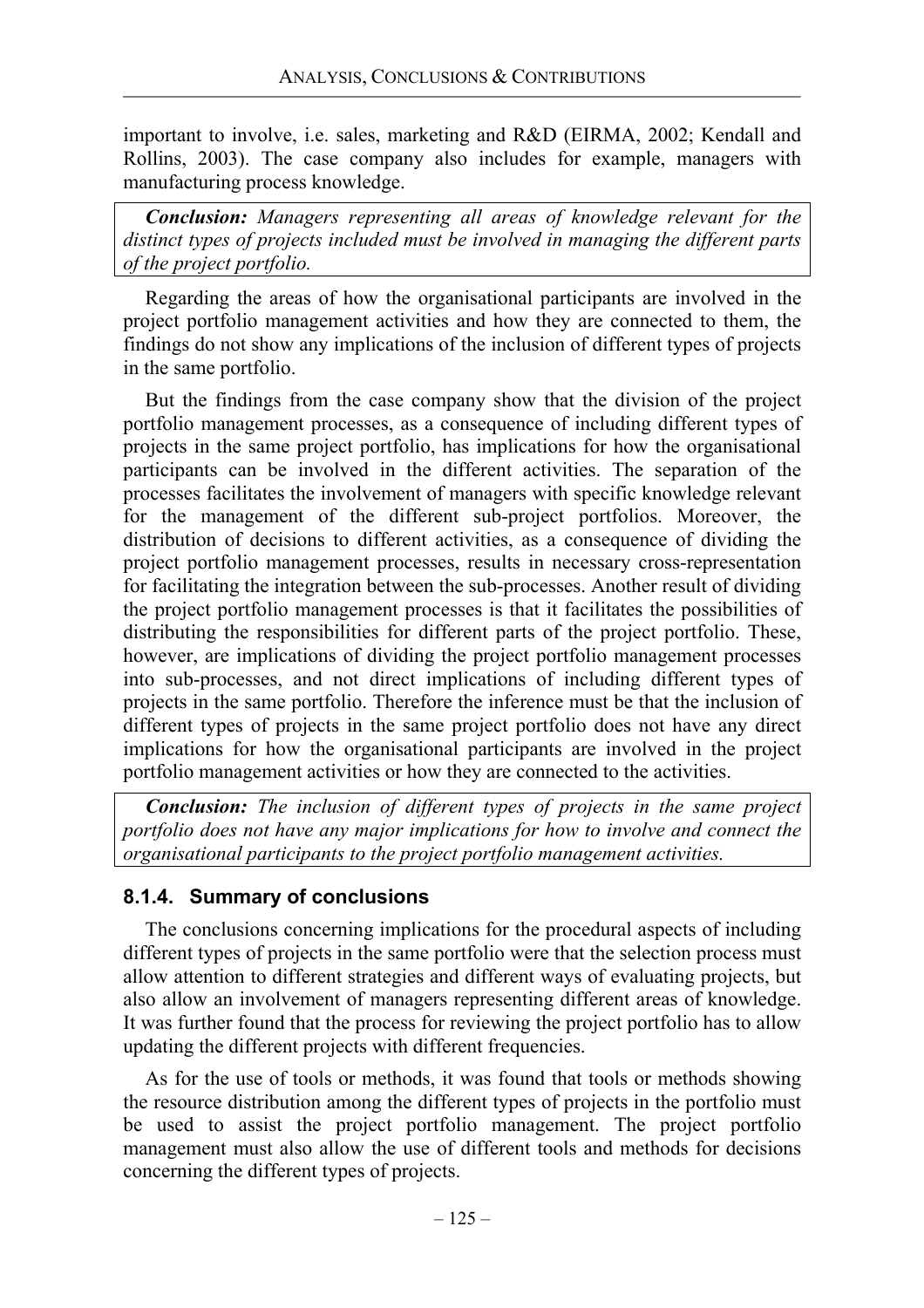important to involve, i.e. sales, marketing and R&D (EIRMA, 2002; Kendall and Rollins, 2003). The case company also includes for example, managers with manufacturing process knowledge.

> ***Conclusion:*** *Managers representing all areas of knowledge relevant for the distinct types of projects included must be involved in managing the different parts of the project portfolio.*

Regarding the areas of how the organisational participants are involved in the project portfolio management activities and how they are connected to them, the findings do not show any implications of the inclusion of different types of projects in the same portfolio.

But the findings from the case company show that the division of the project portfolio management processes, as a consequence of including different types of projects in the same project portfolio, has implications for how the organisational participants can be involved in the different activities. The separation of the processes facilitates the involvement of managers with specific knowledge relevant for the management of the different sub-project portfolios. Moreover, the distribution of decisions to different activities, as a consequence of dividing the project portfolio management processes, results in necessary cross-representation for facilitating the integration between the sub-processes. Another result of dividing the project portfolio management processes is that it facilitates the possibilities of distributing the responsibilities for different parts of the project portfolio. These, however, are implications of dividing the project portfolio management processes into sub-processes, and not direct implications of including different types of projects in the same portfolio. Therefore the inference must be that the inclusion of different types of projects in the same project portfolio does not have any direct implications for how the organisational participants are involved in the project portfolio management activities or how they are connected to the activities.

> ***Conclusion:*** *The inclusion of different types of projects in the same project portfolio does not have any major implications for how to involve and connect the organisational participants to the project portfolio management activities.*

### 8.1.4. Summary of conclusions

The conclusions concerning implications for the procedural aspects of including different types of projects in the same portfolio were that the selection process must allow attention to different strategies and different ways of evaluating projects, but also allow an involvement of managers representing different areas of knowledge. It was further found that the process for reviewing the project portfolio has to allow updating the different projects with different frequencies.

As for the use of tools or methods, it was found that tools or methods showing the resource distribution among the different types of projects in the portfolio must be used to assist the project portfolio management. The project portfolio management must also allow the use of different tools and methods for decisions concerning the different types of projects.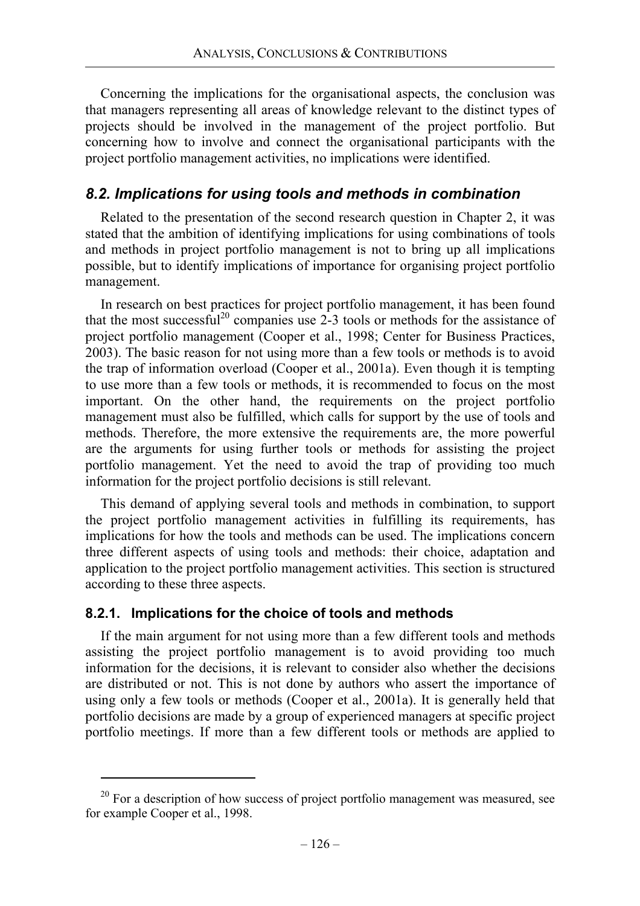Concerning the implications for the organisational aspects, the conclusion was that managers representing all areas of knowledge relevant to the distinct types of projects should be involved in the management of the project portfolio. But concerning how to involve and connect the organisational participants with the project portfolio management activities, no implications were identified.

## *8.2. Implications for using tools and methods in combination*

Related to the presentation of the second research question in Chapter 2, it was stated that the ambition of identifying implications for using combinations of tools and methods in project portfolio management is not to bring up all implications possible, but to identify implications of importance for organising project portfolio management.

In research on best practices for project portfolio management, it has been found that the most successful[20] companies use 2-3 tools or methods for the assistance of project portfolio management (Cooper et al., 1998; Center for Business Practices, 2003). The basic reason for not using more than a few tools or methods is to avoid the trap of information overload (Cooper et al., 2001a). Even though it is tempting to use more than a few tools or methods, it is recommended to focus on the most important. On the other hand, the requirements on the project portfolio management must also be fulfilled, which calls for support by the use of tools and methods. Therefore, the more extensive the requirements are, the more powerful are the arguments for using further tools or methods for assisting the project portfolio management. Yet the need to avoid the trap of providing too much information for the project portfolio decisions is still relevant.

This demand of applying several tools and methods in combination, to support the project portfolio management activities in fulfilling its requirements, has implications for how the tools and methods can be used. The implications concern three different aspects of using tools and methods: their choice, adaptation and application to the project portfolio management activities. This section is structured according to these three aspects.

### 8.2.1. Implications for the choice of tools and methods

If the main argument for not using more than a few different tools and methods assisting the project portfolio management is to avoid providing too much information for the decisions, it is relevant to consider also whether the decisions are distributed or not. This is not done by authors who assert the importance of using only a few tools or methods (Cooper et al., 2001a). It is generally held that portfolio decisions are made by a group of experienced managers at specific project portfolio meetings. If more than a few different tools or methods are applied to

[20] For a description of how success of project portfolio management was measured, see for example Cooper et al., 1998.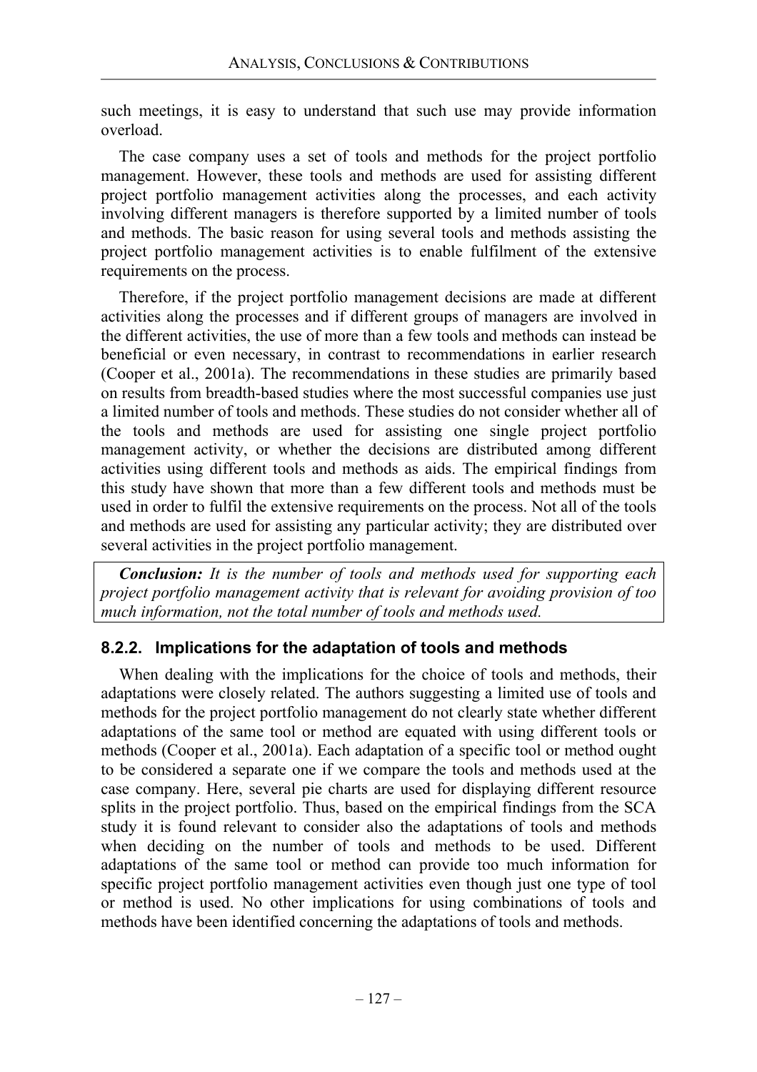such meetings, it is easy to understand that such use may provide information overload.

The case company uses a set of tools and methods for the project portfolio management. However, these tools and methods are used for assisting different project portfolio management activities along the processes, and each activity involving different managers is therefore supported by a limited number of tools and methods. The basic reason for using several tools and methods assisting the project portfolio management activities is to enable fulfilment of the extensive requirements on the process.

Therefore, if the project portfolio management decisions are made at different activities along the processes and if different groups of managers are involved in the different activities, the use of more than a few tools and methods can instead be beneficial or even necessary, in contrast to recommendations in earlier research (Cooper et al., 2001a). The recommendations in these studies are primarily based on results from breadth-based studies where the most successful companies use just a limited number of tools and methods. These studies do not consider whether all of the tools and methods are used for assisting one single project portfolio management activity, or whether the decisions are distributed among different activities using different tools and methods as aids. The empirical findings from this study have shown that more than a few different tools and methods must be used in order to fulfil the extensive requirements on the process. Not all of the tools and methods are used for assisting any particular activity; they are distributed over several activities in the project portfolio management.

***Conclusion:*** *It is the number of tools and methods used for supporting each project portfolio management activity that is relevant for avoiding provision of too much information, not the total number of tools and methods used.*

### 8.2.2. Implications for the adaptation of tools and methods

When dealing with the implications for the choice of tools and methods, their adaptations were closely related. The authors suggesting a limited use of tools and methods for the project portfolio management do not clearly state whether different adaptations of the same tool or method are equated with using different tools or methods (Cooper et al., 2001a). Each adaptation of a specific tool or method ought to be considered a separate one if we compare the tools and methods used at the case company. Here, several pie charts are used for displaying different resource splits in the project portfolio. Thus, based on the empirical findings from the SCA study it is found relevant to consider also the adaptations of tools and methods when deciding on the number of tools and methods to be used. Different adaptations of the same tool or method can provide too much information for specific project portfolio management activities even though just one type of tool or method is used. No other implications for using combinations of tools and methods have been identified concerning the adaptations of tools and methods.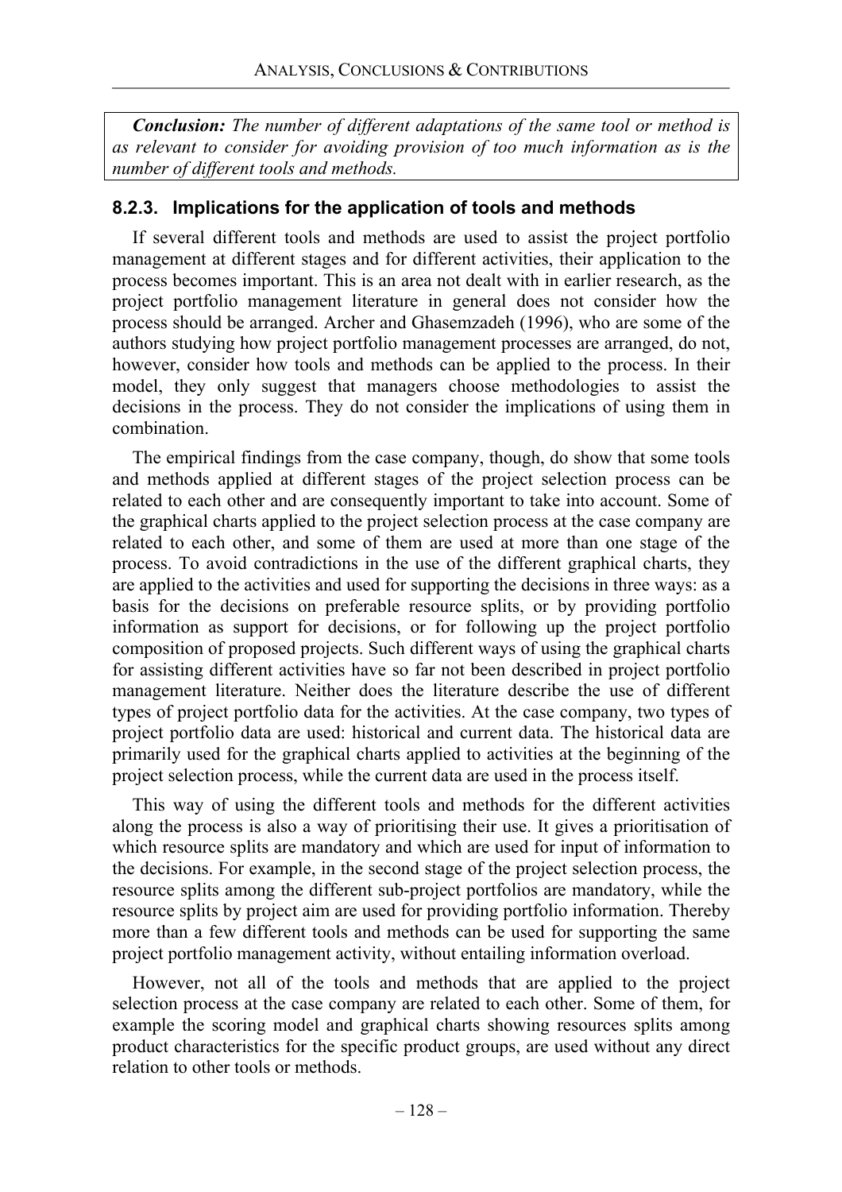***Conclusion:*** *The number of different adaptations of the same tool or method is as relevant to consider for avoiding provision of too much information as is the number of different tools and methods.*

### 8.2.3. Implications for the application of tools and methods

If several different tools and methods are used to assist the project portfolio management at different stages and for different activities, their application to the process becomes important. This is an area not dealt with in earlier research, as the project portfolio management literature in general does not consider how the process should be arranged. Archer and Ghasemzadeh (1996), who are some of the authors studying how project portfolio management processes are arranged, do not, however, consider how tools and methods can be applied to the process. In their model, they only suggest that managers choose methodologies to assist the decisions in the process. They do not consider the implications of using them in combination.

The empirical findings from the case company, though, do show that some tools and methods applied at different stages of the project selection process can be related to each other and are consequently important to take into account. Some of the graphical charts applied to the project selection process at the case company are related to each other, and some of them are used at more than one stage of the process. To avoid contradictions in the use of the different graphical charts, they are applied to the activities and used for supporting the decisions in three ways: as a basis for the decisions on preferable resource splits, or by providing portfolio information as support for decisions, or for following up the project portfolio composition of proposed projects. Such different ways of using the graphical charts for assisting different activities have so far not been described in project portfolio management literature. Neither does the literature describe the use of different types of project portfolio data for the activities. At the case company, two types of project portfolio data are used: historical and current data. The historical data are primarily used for the graphical charts applied to activities at the beginning of the project selection process, while the current data are used in the process itself.

This way of using the different tools and methods for the different activities along the process is also a way of prioritising their use. It gives a prioritisation of which resource splits are mandatory and which are used for input of information to the decisions. For example, in the second stage of the project selection process, the resource splits among the different sub-project portfolios are mandatory, while the resource splits by project aim are used for providing portfolio information. Thereby more than a few different tools and methods can be used for supporting the same project portfolio management activity, without entailing information overload.

However, not all of the tools and methods that are applied to the project selection process at the case company are related to each other. Some of them, for example the scoring model and graphical charts showing resources splits among product characteristics for the specific product groups, are used without any direct relation to other tools or methods.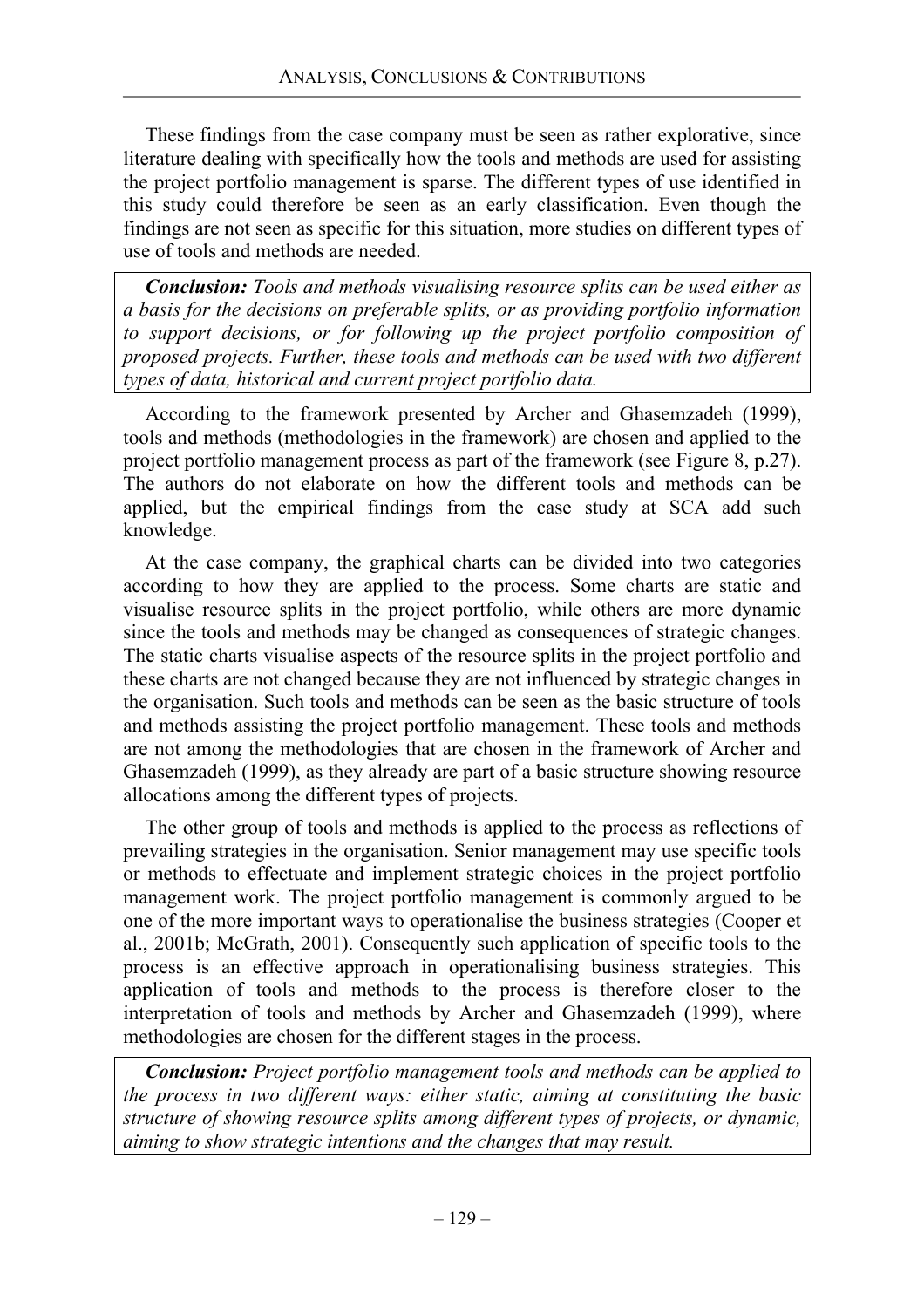These findings from the case company must be seen as rather explorative, since literature dealing with specifically how the tools and methods are used for assisting the project portfolio management is sparse. The different types of use identified in this study could therefore be seen as an early classification. Even though the findings are not seen as specific for this situation, more studies on different types of use of tools and methods are needed.

> ***Conclusion:*** *Tools and methods visualising resource splits can be used either as a basis for the decisions on preferable splits, or as providing portfolio information to support decisions, or for following up the project portfolio composition of proposed projects. Further, these tools and methods can be used with two different types of data, historical and current project portfolio data.*

According to the framework presented by Archer and Ghasemzadeh (1999), tools and methods (methodologies in the framework) are chosen and applied to the project portfolio management process as part of the framework (see Figure 8, p.27). The authors do not elaborate on how the different tools and methods can be applied, but the empirical findings from the case study at SCA add such knowledge.

At the case company, the graphical charts can be divided into two categories according to how they are applied to the process. Some charts are static and visualise resource splits in the project portfolio, while others are more dynamic since the tools and methods may be changed as consequences of strategic changes. The static charts visualise aspects of the resource splits in the project portfolio and these charts are not changed because they are not influenced by strategic changes in the organisation. Such tools and methods can be seen as the basic structure of tools and methods assisting the project portfolio management. These tools and methods are not among the methodologies that are chosen in the framework of Archer and Ghasemzadeh (1999), as they already are part of a basic structure showing resource allocations among the different types of projects.

The other group of tools and methods is applied to the process as reflections of prevailing strategies in the organisation. Senior management may use specific tools or methods to effectuate and implement strategic choices in the project portfolio management work. The project portfolio management is commonly argued to be one of the more important ways to operationalise the business strategies (Cooper et al., 2001b; McGrath, 2001). Consequently such application of specific tools to the process is an effective approach in operationalising business strategies. This application of tools and methods to the process is therefore closer to the interpretation of tools and methods by Archer and Ghasemzadeh (1999), where methodologies are chosen for the different stages in the process.

> ***Conclusion:*** *Project portfolio management tools and methods can be applied to the process in two different ways: either static, aiming at constituting the basic structure of showing resource splits among different types of projects, or dynamic, aiming to show strategic intentions and the changes that may result.*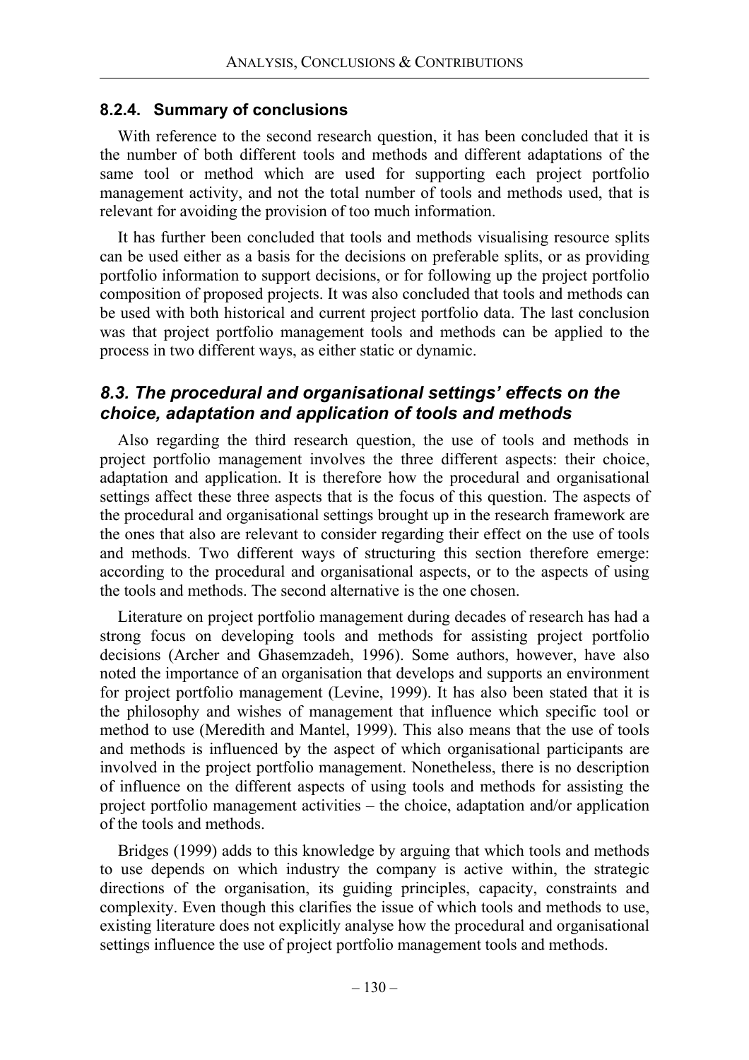### 8.2.4. Summary of conclusions

With reference to the second research question, it has been concluded that it is the number of both different tools and methods and different adaptations of the same tool or method which are used for supporting each project portfolio management activity, and not the total number of tools and methods used, that is relevant for avoiding the provision of too much information.

It has further been concluded that tools and methods visualising resource splits can be used either as a basis for the decisions on preferable splits, or as providing portfolio information to support decisions, or for following up the project portfolio composition of proposed projects. It was also concluded that tools and methods can be used with both historical and current project portfolio data. The last conclusion was that project portfolio management tools and methods can be applied to the process in two different ways, as either static or dynamic.

## *8.3. The procedural and organisational settings' effects on the choice, adaptation and application of tools and methods*

Also regarding the third research question, the use of tools and methods in project portfolio management involves the three different aspects: their choice, adaptation and application. It is therefore how the procedural and organisational settings affect these three aspects that is the focus of this question. The aspects of the procedural and organisational settings brought up in the research framework are the ones that also are relevant to consider regarding their effect on the use of tools and methods. Two different ways of structuring this section therefore emerge: according to the procedural and organisational aspects, or to the aspects of using the tools and methods. The second alternative is the one chosen.

Literature on project portfolio management during decades of research has had a strong focus on developing tools and methods for assisting project portfolio decisions (Archer and Ghasemzadeh, 1996). Some authors, however, have also noted the importance of an organisation that develops and supports an environment for project portfolio management (Levine, 1999). It has also been stated that it is the philosophy and wishes of management that influence which specific tool or method to use (Meredith and Mantel, 1999). This also means that the use of tools and methods is influenced by the aspect of which organisational participants are involved in the project portfolio management. Nonetheless, there is no description of influence on the different aspects of using tools and methods for assisting the project portfolio management activities – the choice, adaptation and/or application of the tools and methods.

Bridges (1999) adds to this knowledge by arguing that which tools and methods to use depends on which industry the company is active within, the strategic directions of the organisation, its guiding principles, capacity, constraints and complexity. Even though this clarifies the issue of which tools and methods to use, existing literature does not explicitly analyse how the procedural and organisational settings influence the use of project portfolio management tools and methods.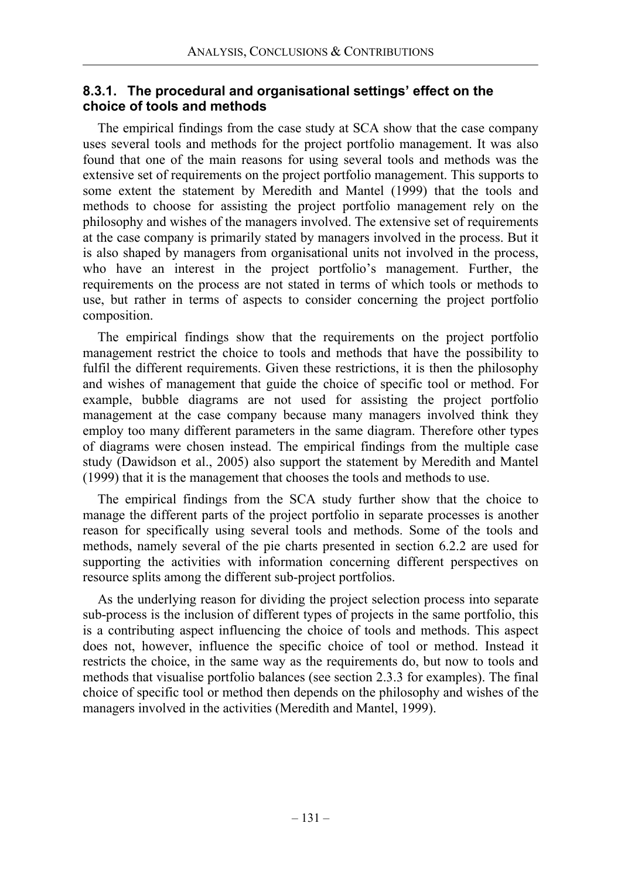### 8.3.1. The procedural and organisational settings' effect on the choice of tools and methods

The empirical findings from the case study at SCA show that the case company uses several tools and methods for the project portfolio management. It was also found that one of the main reasons for using several tools and methods was the extensive set of requirements on the project portfolio management. This supports to some extent the statement by Meredith and Mantel (1999) that the tools and methods to choose for assisting the project portfolio management rely on the philosophy and wishes of the managers involved. The extensive set of requirements at the case company is primarily stated by managers involved in the process. But it is also shaped by managers from organisational units not involved in the process, who have an interest in the project portfolio's management. Further, the requirements on the process are not stated in terms of which tools or methods to use, but rather in terms of aspects to consider concerning the project portfolio composition.

The empirical findings show that the requirements on the project portfolio management restrict the choice to tools and methods that have the possibility to fulfil the different requirements. Given these restrictions, it is then the philosophy and wishes of management that guide the choice of specific tool or method. For example, bubble diagrams are not used for assisting the project portfolio management at the case company because many managers involved think they employ too many different parameters in the same diagram. Therefore other types of diagrams were chosen instead. The empirical findings from the multiple case study (Dawidson et al., 2005) also support the statement by Meredith and Mantel (1999) that it is the management that chooses the tools and methods to use.

The empirical findings from the SCA study further show that the choice to manage the different parts of the project portfolio in separate processes is another reason for specifically using several tools and methods. Some of the tools and methods, namely several of the pie charts presented in section 6.2.2 are used for supporting the activities with information concerning different perspectives on resource splits among the different sub-project portfolios.

As the underlying reason for dividing the project selection process into separate sub-process is the inclusion of different types of projects in the same portfolio, this is a contributing aspect influencing the choice of tools and methods. This aspect does not, however, influence the specific choice of tool or method. Instead it restricts the choice, in the same way as the requirements do, but now to tools and methods that visualise portfolio balances (see section 2.3.3 for examples). The final choice of specific tool or method then depends on the philosophy and wishes of the managers involved in the activities (Meredith and Mantel, 1999).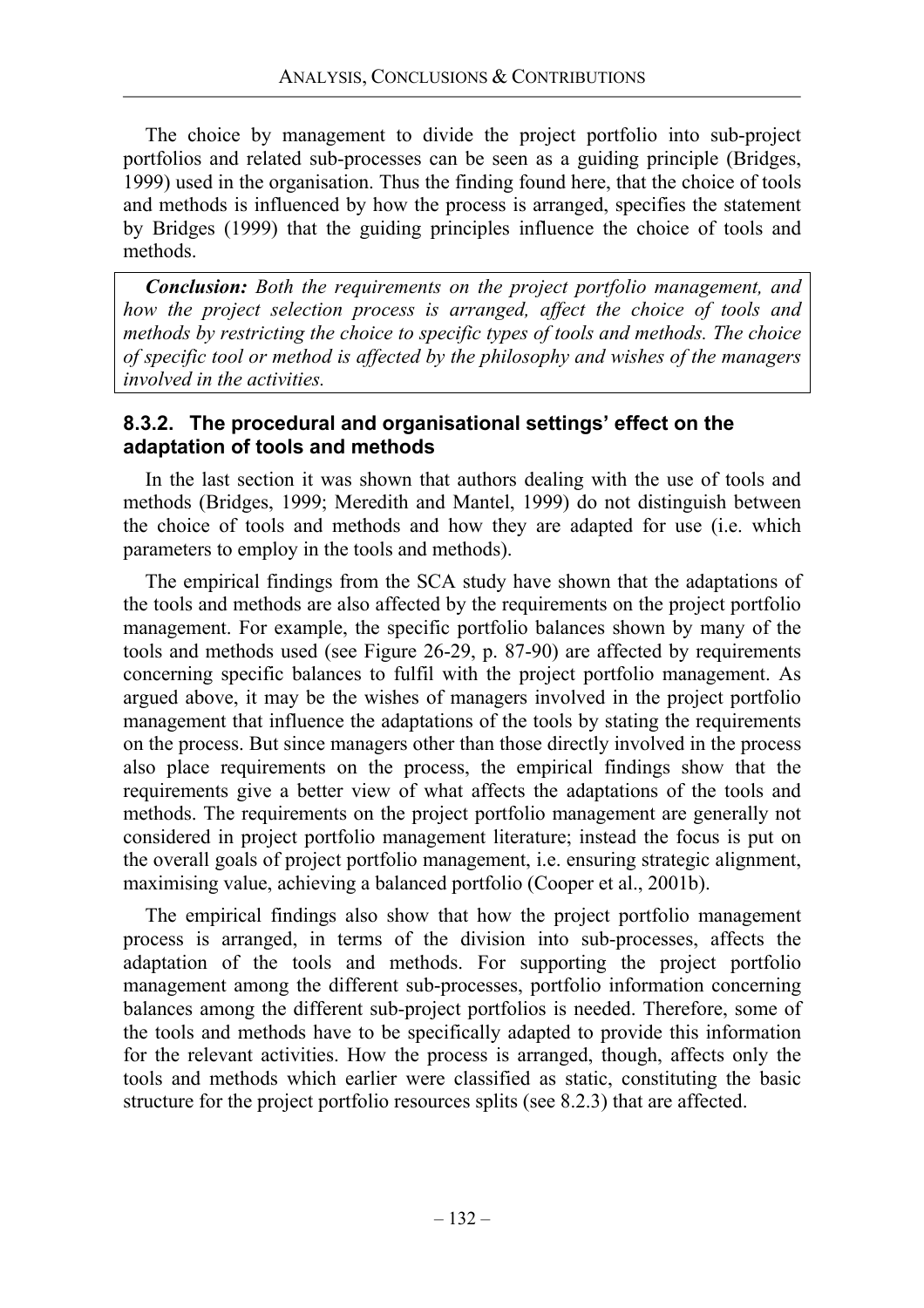The choice by management to divide the project portfolio into sub-project portfolios and related sub-processes can be seen as a guiding principle (Bridges, 1999) used in the organisation. Thus the finding found here, that the choice of tools and methods is influenced by how the process is arranged, specifies the statement by Bridges (1999) that the guiding principles influence the choice of tools and methods.

> ***Conclusion:*** *Both the requirements on the project portfolio management, and how the project selection process is arranged, affect the choice of tools and methods by restricting the choice to specific types of tools and methods. The choice of specific tool or method is affected by the philosophy and wishes of the managers involved in the activities.*

### 8.3.2. The procedural and organisational settings' effect on the adaptation of tools and methods

In the last section it was shown that authors dealing with the use of tools and methods (Bridges, 1999; Meredith and Mantel, 1999) do not distinguish between the choice of tools and methods and how they are adapted for use (i.e. which parameters to employ in the tools and methods).

The empirical findings from the SCA study have shown that the adaptations of the tools and methods are also affected by the requirements on the project portfolio management. For example, the specific portfolio balances shown by many of the tools and methods used (see Figure 26-29, p. 87-90) are affected by requirements concerning specific balances to fulfil with the project portfolio management. As argued above, it may be the wishes of managers involved in the project portfolio management that influence the adaptations of the tools by stating the requirements on the process. But since managers other than those directly involved in the process also place requirements on the process, the empirical findings show that the requirements give a better view of what affects the adaptations of the tools and methods. The requirements on the project portfolio management are generally not considered in project portfolio management literature; instead the focus is put on the overall goals of project portfolio management, i.e. ensuring strategic alignment, maximising value, achieving a balanced portfolio (Cooper et al., 2001b).

The empirical findings also show that how the project portfolio management process is arranged, in terms of the division into sub-processes, affects the adaptation of the tools and methods. For supporting the project portfolio management among the different sub-processes, portfolio information concerning balances among the different sub-project portfolios is needed. Therefore, some of the tools and methods have to be specifically adapted to provide this information for the relevant activities. How the process is arranged, though, affects only the tools and methods which earlier were classified as static, constituting the basic structure for the project portfolio resources splits (see 8.2.3) that are affected.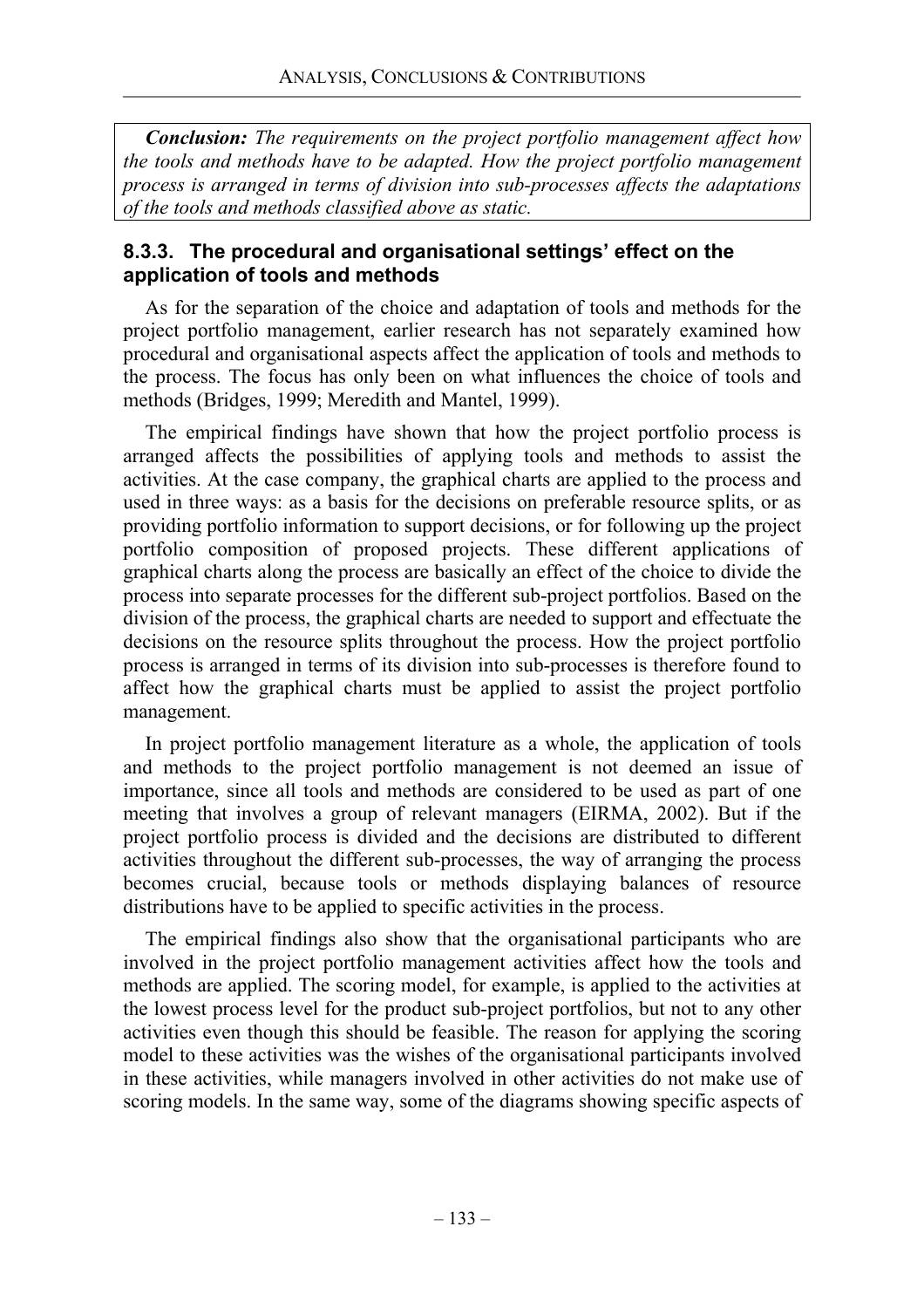***Conclusion:*** *The requirements on the project portfolio management affect how the tools and methods have to be adapted. How the project portfolio management process is arranged in terms of division into sub-processes affects the adaptations of the tools and methods classified above as static.*

### 8.3.3. The procedural and organisational settings' effect on the application of tools and methods

As for the separation of the choice and adaptation of tools and methods for the project portfolio management, earlier research has not separately examined how procedural and organisational aspects affect the application of tools and methods to the process. The focus has only been on what influences the choice of tools and methods (Bridges, 1999; Meredith and Mantel, 1999).

The empirical findings have shown that how the project portfolio process is arranged affects the possibilities of applying tools and methods to assist the activities. At the case company, the graphical charts are applied to the process and used in three ways: as a basis for the decisions on preferable resource splits, or as providing portfolio information to support decisions, or for following up the project portfolio composition of proposed projects. These different applications of graphical charts along the process are basically an effect of the choice to divide the process into separate processes for the different sub-project portfolios. Based on the division of the process, the graphical charts are needed to support and effectuate the decisions on the resource splits throughout the process. How the project portfolio process is arranged in terms of its division into sub-processes is therefore found to affect how the graphical charts must be applied to assist the project portfolio management.

In project portfolio management literature as a whole, the application of tools and methods to the project portfolio management is not deemed an issue of importance, since all tools and methods are considered to be used as part of one meeting that involves a group of relevant managers (EIRMA, 2002). But if the project portfolio process is divided and the decisions are distributed to different activities throughout the different sub-processes, the way of arranging the process becomes crucial, because tools or methods displaying balances of resource distributions have to be applied to specific activities in the process.

The empirical findings also show that the organisational participants who are involved in the project portfolio management activities affect how the tools and methods are applied. The scoring model, for example, is applied to the activities at the lowest process level for the product sub-project portfolios, but not to any other activities even though this should be feasible. The reason for applying the scoring model to these activities was the wishes of the organisational participants involved in these activities, while managers involved in other activities do not make use of scoring models. In the same way, some of the diagrams showing specific aspects of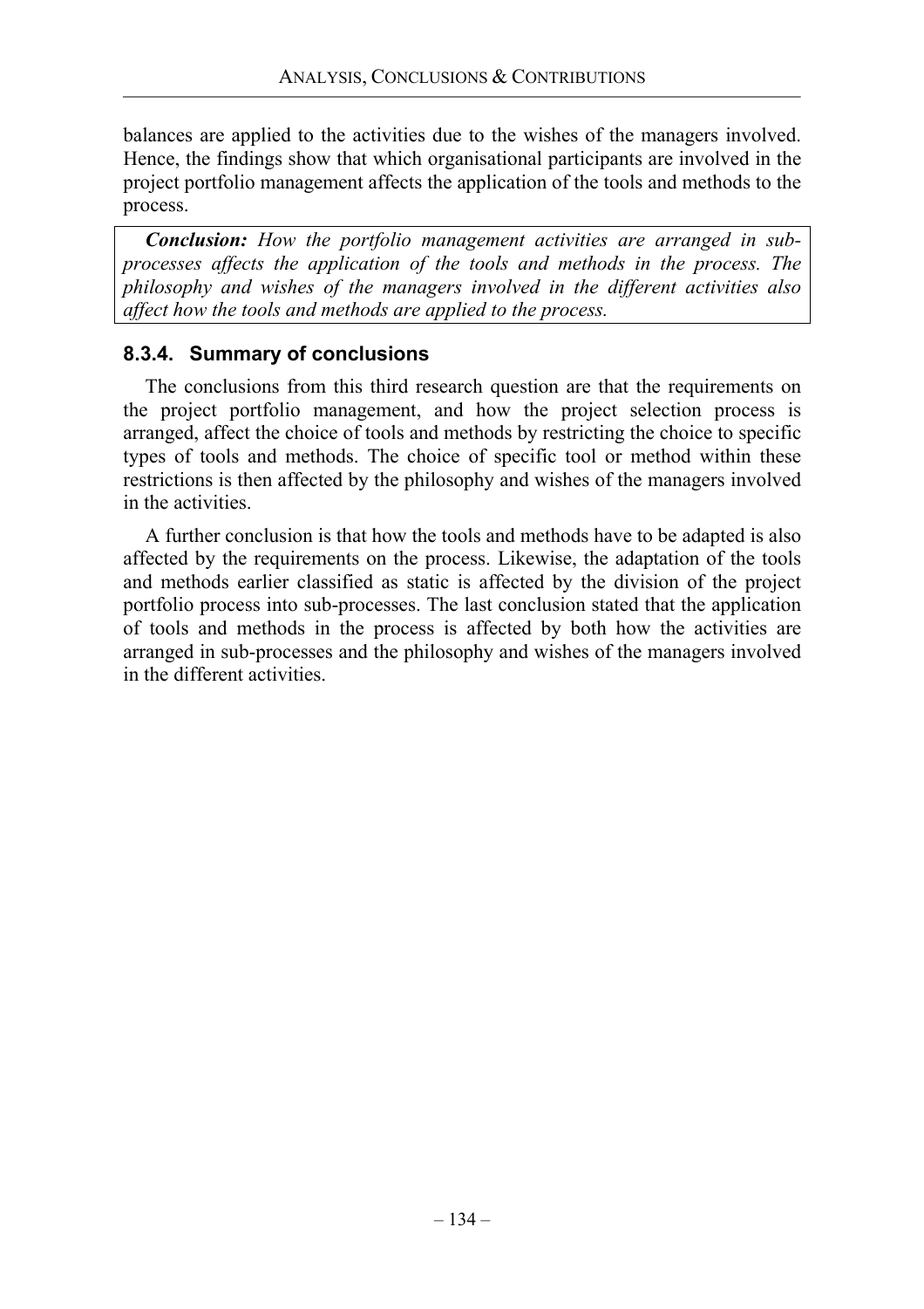balances are applied to the activities due to the wishes of the managers involved. Hence, the findings show that which organisational participants are involved in the project portfolio management affects the application of the tools and methods to the process.

> ***Conclusion:*** *How the portfolio management activities are arranged in sub-processes affects the application of the tools and methods in the process. The philosophy and wishes of the managers involved in the different activities also affect how the tools and methods are applied to the process.*

### 8.3.4. Summary of conclusions

The conclusions from this third research question are that the requirements on the project portfolio management, and how the project selection process is arranged, affect the choice of tools and methods by restricting the choice to specific types of tools and methods. The choice of specific tool or method within these restrictions is then affected by the philosophy and wishes of the managers involved in the activities.

A further conclusion is that how the tools and methods have to be adapted is also affected by the requirements on the process. Likewise, the adaptation of the tools and methods earlier classified as static is affected by the division of the project portfolio process into sub-processes. The last conclusion stated that the application of tools and methods in the process is affected by both how the activities are arranged in sub-processes and the philosophy and wishes of the managers involved in the different activities.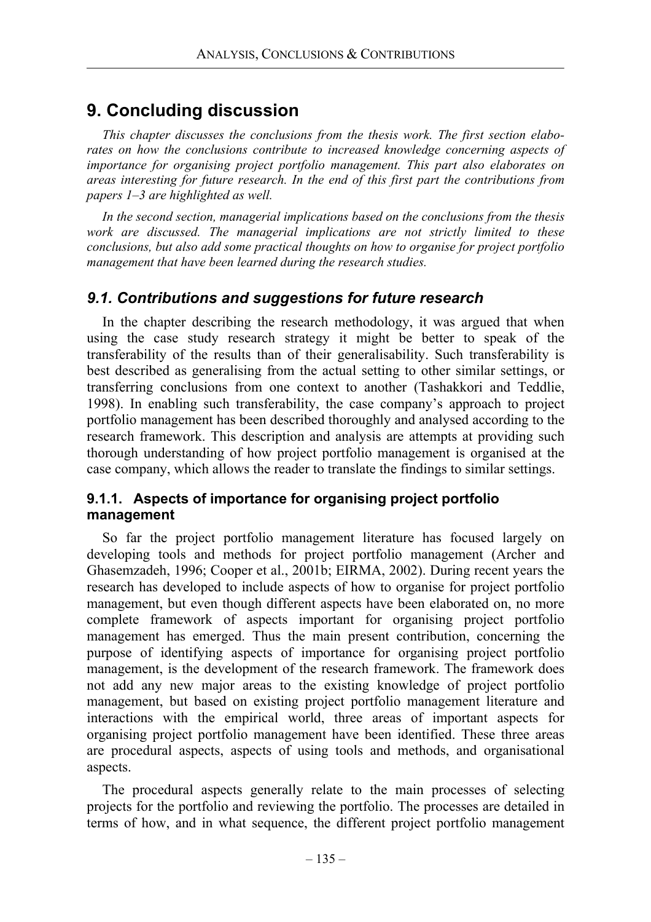# 9. Concluding discussion

*This chapter discusses the conclusions from the thesis work. The first section elaborates on how the conclusions contribute to increased knowledge concerning aspects of importance for organising project portfolio management. This part also elaborates on areas interesting for future research. In the end of this first part the contributions from papers 1–3 are highlighted as well.*

*In the second section, managerial implications based on the conclusions from the thesis work are discussed. The managerial implications are not strictly limited to these conclusions, but also add some practical thoughts on how to organise for project portfolio management that have been learned during the research studies.*

## *9.1. Contributions and suggestions for future research*

In the chapter describing the research methodology, it was argued that when using the case study research strategy it might be better to speak of the transferability of the results than of their generalisability. Such transferability is best described as generalising from the actual setting to other similar settings, or transferring conclusions from one context to another (Tashakkori and Teddlie, 1998). In enabling such transferability, the case company's approach to project portfolio management has been described thoroughly and analysed according to the research framework. This description and analysis are attempts at providing such thorough understanding of how project portfolio management is organised at the case company, which allows the reader to translate the findings to similar settings.

### 9.1.1. Aspects of importance for organising project portfolio management

So far the project portfolio management literature has focused largely on developing tools and methods for project portfolio management (Archer and Ghasemzadeh, 1996; Cooper et al., 2001b; EIRMA, 2002). During recent years the research has developed to include aspects of how to organise for project portfolio management, but even though different aspects have been elaborated on, no more complete framework of aspects important for organising project portfolio management has emerged. Thus the main present contribution, concerning the purpose of identifying aspects of importance for organising project portfolio management, is the development of the research framework. The framework does not add any new major areas to the existing knowledge of project portfolio management, but based on existing project portfolio management literature and interactions with the empirical world, three areas of important aspects for organising project portfolio management have been identified. These three areas are procedural aspects, aspects of using tools and methods, and organisational aspects.

The procedural aspects generally relate to the main processes of selecting projects for the portfolio and reviewing the portfolio. The processes are detailed in terms of how, and in what sequence, the different project portfolio management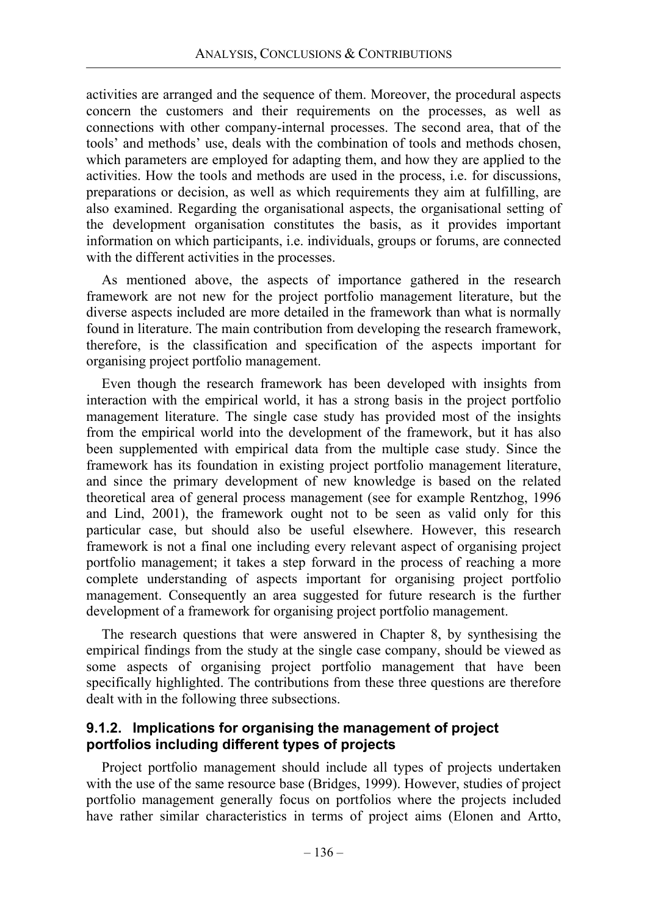activities are arranged and the sequence of them. Moreover, the procedural aspects concern the customers and their requirements on the processes, as well as connections with other company-internal processes. The second area, that of the tools' and methods' use, deals with the combination of tools and methods chosen, which parameters are employed for adapting them, and how they are applied to the activities. How the tools and methods are used in the process, i.e. for discussions, preparations or decision, as well as which requirements they aim at fulfilling, are also examined. Regarding the organisational aspects, the organisational setting of the development organisation constitutes the basis, as it provides important information on which participants, i.e. individuals, groups or forums, are connected with the different activities in the processes.

As mentioned above, the aspects of importance gathered in the research framework are not new for the project portfolio management literature, but the diverse aspects included are more detailed in the framework than what is normally found in literature. The main contribution from developing the research framework, therefore, is the classification and specification of the aspects important for organising project portfolio management.

Even though the research framework has been developed with insights from interaction with the empirical world, it has a strong basis in the project portfolio management literature. The single case study has provided most of the insights from the empirical world into the development of the framework, but it has also been supplemented with empirical data from the multiple case study. Since the framework has its foundation in existing project portfolio management literature, and since the primary development of new knowledge is based on the related theoretical area of general process management (see for example Rentzhog, 1996 and Lind, 2001), the framework ought not to be seen as valid only for this particular case, but should also be useful elsewhere. However, this research framework is not a final one including every relevant aspect of organising project portfolio management; it takes a step forward in the process of reaching a more complete understanding of aspects important for organising project portfolio management. Consequently an area suggested for future research is the further development of a framework for organising project portfolio management.

The research questions that were answered in Chapter 8, by synthesising the empirical findings from the study at the single case company, should be viewed as some aspects of organising project portfolio management that have been specifically highlighted. The contributions from these three questions are therefore dealt with in the following three subsections.

### 9.1.2. Implications for organising the management of project portfolios including different types of projects

Project portfolio management should include all types of projects undertaken with the use of the same resource base (Bridges, 1999). However, studies of project portfolio management generally focus on portfolios where the projects included have rather similar characteristics in terms of project aims (Elonen and Artto,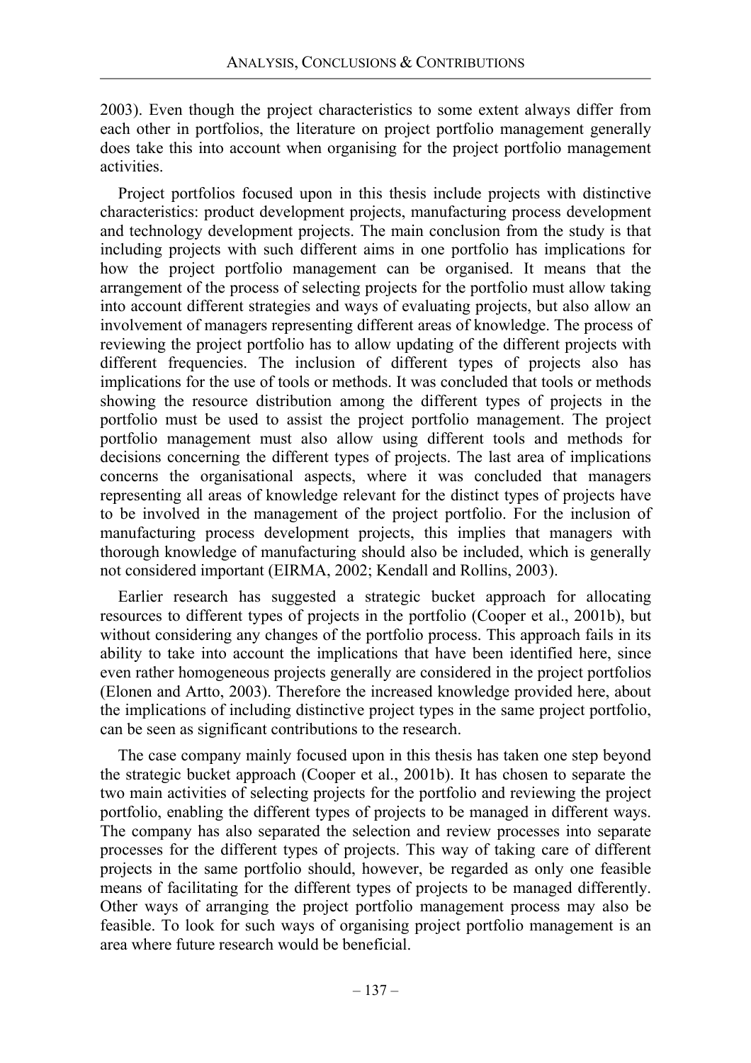2003). Even though the project characteristics to some extent always differ from each other in portfolios, the literature on project portfolio management generally does take this into account when organising for the project portfolio management activities.

Project portfolios focused upon in this thesis include projects with distinctive characteristics: product development projects, manufacturing process development and technology development projects. The main conclusion from the study is that including projects with such different aims in one portfolio has implications for how the project portfolio management can be organised. It means that the arrangement of the process of selecting projects for the portfolio must allow taking into account different strategies and ways of evaluating projects, but also allow an involvement of managers representing different areas of knowledge. The process of reviewing the project portfolio has to allow updating of the different projects with different frequencies. The inclusion of different types of projects also has implications for the use of tools or methods. It was concluded that tools or methods showing the resource distribution among the different types of projects in the portfolio must be used to assist the project portfolio management. The project portfolio management must also allow using different tools and methods for decisions concerning the different types of projects. The last area of implications concerns the organisational aspects, where it was concluded that managers representing all areas of knowledge relevant for the distinct types of projects have to be involved in the management of the project portfolio. For the inclusion of manufacturing process development projects, this implies that managers with thorough knowledge of manufacturing should also be included, which is generally not considered important (EIRMA, 2002; Kendall and Rollins, 2003).

Earlier research has suggested a strategic bucket approach for allocating resources to different types of projects in the portfolio (Cooper et al., 2001b), but without considering any changes of the portfolio process. This approach fails in its ability to take into account the implications that have been identified here, since even rather homogeneous projects generally are considered in the project portfolios (Elonen and Artto, 2003). Therefore the increased knowledge provided here, about the implications of including distinctive project types in the same project portfolio, can be seen as significant contributions to the research.

The case company mainly focused upon in this thesis has taken one step beyond the strategic bucket approach (Cooper et al., 2001b). It has chosen to separate the two main activities of selecting projects for the portfolio and reviewing the project portfolio, enabling the different types of projects to be managed in different ways. The company has also separated the selection and review processes into separate processes for the different types of projects. This way of taking care of different projects in the same portfolio should, however, be regarded as only one feasible means of facilitating for the different types of projects to be managed differently. Other ways of arranging the project portfolio management process may also be feasible. To look for such ways of organising project portfolio management is an area where future research would be beneficial.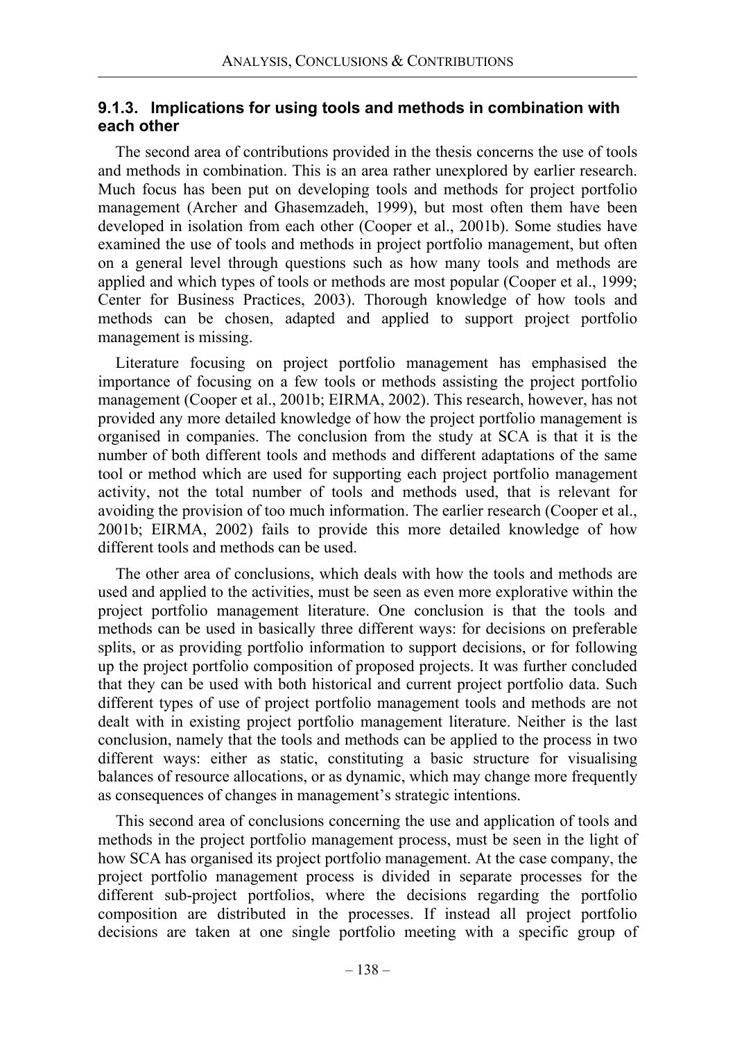### 9.1.3. Implications for using tools and methods in combination with each other

The second area of contributions provided in the thesis concerns the use of tools and methods in combination. This is an area rather unexplored by earlier research. Much focus has been put on developing tools and methods for project portfolio management (Archer and Ghasemzadeh, 1999), but most often them have been developed in isolation from each other (Cooper et al., 2001b). Some studies have examined the use of tools and methods in project portfolio management, but often on a general level through questions such as how many tools and methods are applied and which types of tools or methods are most popular (Cooper et al., 1999; Center for Business Practices, 2003). Thorough knowledge of how tools and methods can be chosen, adapted and applied to support project portfolio management is missing.

Literature focusing on project portfolio management has emphasised the importance of focusing on a few tools or methods assisting the project portfolio management (Cooper et al., 2001b; EIRMA, 2002). This research, however, has not provided any more detailed knowledge of how the project portfolio management is organised in companies. The conclusion from the study at SCA is that it is the number of both different tools and methods and different adaptations of the same tool or method which are used for supporting each project portfolio management activity, not the total number of tools and methods used, that is relevant for avoiding the provision of too much information. The earlier research (Cooper et al., 2001b; EIRMA, 2002) fails to provide this more detailed knowledge of how different tools and methods can be used.

The other area of conclusions, which deals with how the tools and methods are used and applied to the activities, must be seen as even more explorative within the project portfolio management literature. One conclusion is that the tools and methods can be used in basically three different ways: for decisions on preferable splits, or as providing portfolio information to support decisions, or for following up the project portfolio composition of proposed projects. It was further concluded that they can be used with both historical and current project portfolio data. Such different types of use of project portfolio management tools and methods are not dealt with in existing project portfolio management literature. Neither is the last conclusion, namely that the tools and methods can be applied to the process in two different ways: either as static, constituting a basic structure for visualising balances of resource allocations, or as dynamic, which may change more frequently as consequences of changes in management's strategic intentions.

This second area of conclusions concerning the use and application of tools and methods in the project portfolio management process, must be seen in the light of how SCA has organised its project portfolio management. At the case company, the project portfolio management process is divided in separate processes for the different sub-project portfolios, where the decisions regarding the portfolio composition are distributed in the processes. If instead all project portfolio decisions are taken at one single portfolio meeting with a specific group of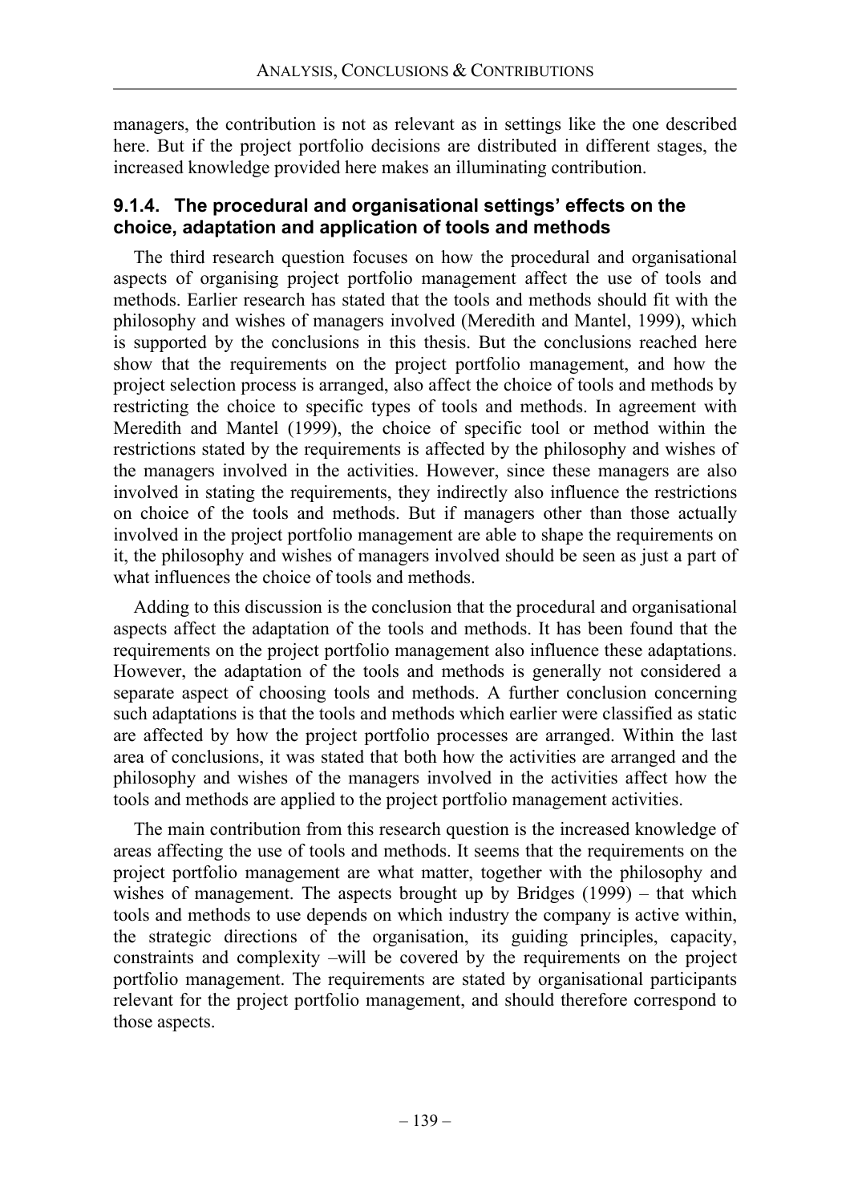managers, the contribution is not as relevant as in settings like the one described here. But if the project portfolio decisions are distributed in different stages, the increased knowledge provided here makes an illuminating contribution.

### 9.1.4. The procedural and organisational settings' effects on the choice, adaptation and application of tools and methods

The third research question focuses on how the procedural and organisational aspects of organising project portfolio management affect the use of tools and methods. Earlier research has stated that the tools and methods should fit with the philosophy and wishes of managers involved (Meredith and Mantel, 1999), which is supported by the conclusions in this thesis. But the conclusions reached here show that the requirements on the project portfolio management, and how the project selection process is arranged, also affect the choice of tools and methods by restricting the choice to specific types of tools and methods. In agreement with Meredith and Mantel (1999), the choice of specific tool or method within the restrictions stated by the requirements is affected by the philosophy and wishes of the managers involved in the activities. However, since these managers are also involved in stating the requirements, they indirectly also influence the restrictions on choice of the tools and methods. But if managers other than those actually involved in the project portfolio management are able to shape the requirements on it, the philosophy and wishes of managers involved should be seen as just a part of what influences the choice of tools and methods.

Adding to this discussion is the conclusion that the procedural and organisational aspects affect the adaptation of the tools and methods. It has been found that the requirements on the project portfolio management also influence these adaptations. However, the adaptation of the tools and methods is generally not considered a separate aspect of choosing tools and methods. A further conclusion concerning such adaptations is that the tools and methods which earlier were classified as static are affected by how the project portfolio processes are arranged. Within the last area of conclusions, it was stated that both how the activities are arranged and the philosophy and wishes of the managers involved in the activities affect how the tools and methods are applied to the project portfolio management activities.

The main contribution from this research question is the increased knowledge of areas affecting the use of tools and methods. It seems that the requirements on the project portfolio management are what matter, together with the philosophy and wishes of management. The aspects brought up by Bridges (1999) – that which tools and methods to use depends on which industry the company is active within, the strategic directions of the organisation, its guiding principles, capacity, constraints and complexity –will be covered by the requirements on the project portfolio management. The requirements are stated by organisational participants relevant for the project portfolio management, and should therefore correspond to those aspects.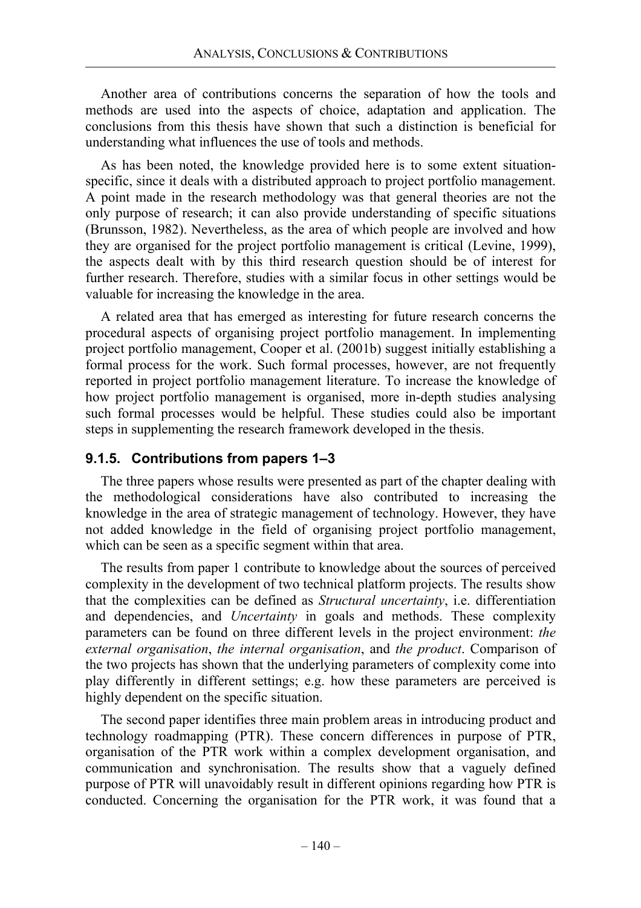Another area of contributions concerns the separation of how the tools and methods are used into the aspects of choice, adaptation and application. The conclusions from this thesis have shown that such a distinction is beneficial for understanding what influences the use of tools and methods.

As has been noted, the knowledge provided here is to some extent situation-specific, since it deals with a distributed approach to project portfolio management. A point made in the research methodology was that general theories are not the only purpose of research; it can also provide understanding of specific situations (Brunsson, 1982). Nevertheless, as the area of which people are involved and how they are organised for the project portfolio management is critical (Levine, 1999), the aspects dealt with by this third research question should be of interest for further research. Therefore, studies with a similar focus in other settings would be valuable for increasing the knowledge in the area.

A related area that has emerged as interesting for future research concerns the procedural aspects of organising project portfolio management. In implementing project portfolio management, Cooper et al. (2001b) suggest initially establishing a formal process for the work. Such formal processes, however, are not frequently reported in project portfolio management literature. To increase the knowledge of how project portfolio management is organised, more in-depth studies analysing such formal processes would be helpful. These studies could also be important steps in supplementing the research framework developed in the thesis.

### 9.1.5. Contributions from papers 1–3

The three papers whose results were presented as part of the chapter dealing with the methodological considerations have also contributed to increasing the knowledge in the area of strategic management of technology. However, they have not added knowledge in the field of organising project portfolio management, which can be seen as a specific segment within that area.

The results from paper 1 contribute to knowledge about the sources of perceived complexity in the development of two technical platform projects. The results show that the complexities can be defined as *Structural uncertainty*, i.e. differentiation and dependencies, and *Uncertainty* in goals and methods. These complexity parameters can be found on three different levels in the project environment: *the external organisation*, *the internal organisation*, and *the product*. Comparison of the two projects has shown that the underlying parameters of complexity come into play differently in different settings; e.g. how these parameters are perceived is highly dependent on the specific situation.

The second paper identifies three main problem areas in introducing product and technology roadmapping (PTR). These concern differences in purpose of PTR, organisation of the PTR work within a complex development organisation, and communication and synchronisation. The results show that a vaguely defined purpose of PTR will unavoidably result in different opinions regarding how PTR is conducted. Concerning the organisation for the PTR work, it was found that a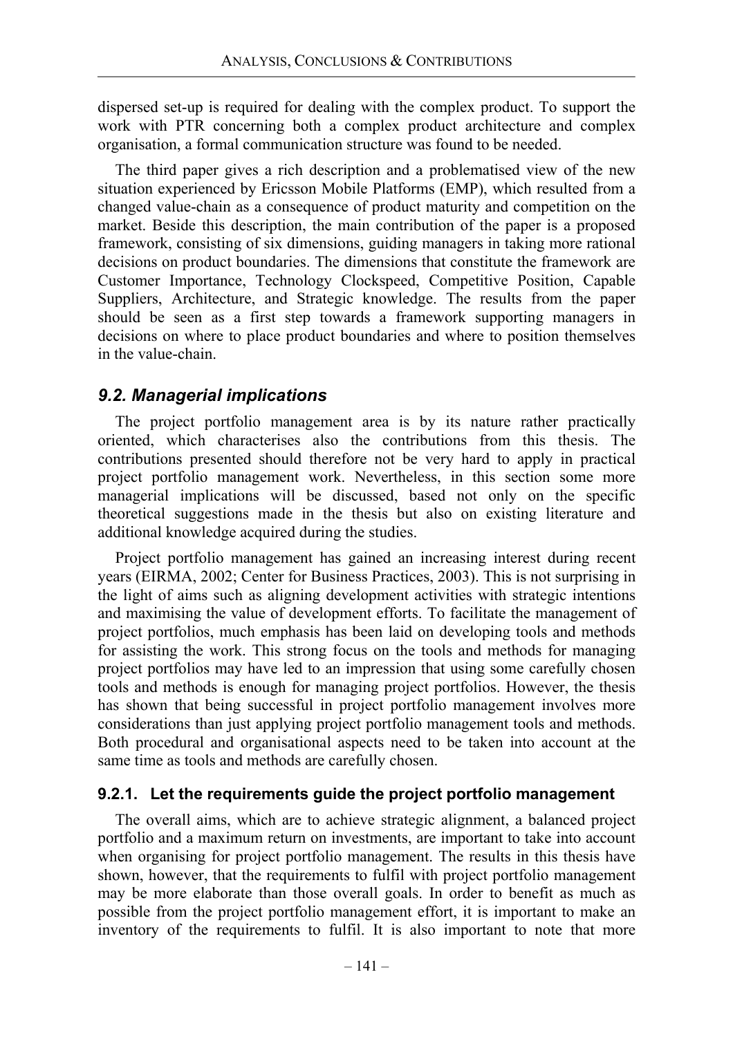dispersed set-up is required for dealing with the complex product. To support the work with PTR concerning both a complex product architecture and complex organisation, a formal communication structure was found to be needed.

The third paper gives a rich description and a problematised view of the new situation experienced by Ericsson Mobile Platforms (EMP), which resulted from a changed value-chain as a consequence of product maturity and competition on the market. Beside this description, the main contribution of the paper is a proposed framework, consisting of six dimensions, guiding managers in taking more rational decisions on product boundaries. The dimensions that constitute the framework are Customer Importance, Technology Clockspeed, Competitive Position, Capable Suppliers, Architecture, and Strategic knowledge. The results from the paper should be seen as a first step towards a framework supporting managers in decisions on where to place product boundaries and where to position themselves in the value-chain.

## *9.2. Managerial implications*

The project portfolio management area is by its nature rather practically oriented, which characterises also the contributions from this thesis. The contributions presented should therefore not be very hard to apply in practical project portfolio management work. Nevertheless, in this section some more managerial implications will be discussed, based not only on the specific theoretical suggestions made in the thesis but also on existing literature and additional knowledge acquired during the studies.

Project portfolio management has gained an increasing interest during recent years (EIRMA, 2002; Center for Business Practices, 2003). This is not surprising in the light of aims such as aligning development activities with strategic intentions and maximising the value of development efforts. To facilitate the management of project portfolios, much emphasis has been laid on developing tools and methods for assisting the work. This strong focus on the tools and methods for managing project portfolios may have led to an impression that using some carefully chosen tools and methods is enough for managing project portfolios. However, the thesis has shown that being successful in project portfolio management involves more considerations than just applying project portfolio management tools and methods. Both procedural and organisational aspects need to be taken into account at the same time as tools and methods are carefully chosen.

### 9.2.1. Let the requirements guide the project portfolio management

The overall aims, which are to achieve strategic alignment, a balanced project portfolio and a maximum return on investments, are important to take into account when organising for project portfolio management. The results in this thesis have shown, however, that the requirements to fulfil with project portfolio management may be more elaborate than those overall goals. In order to benefit as much as possible from the project portfolio management effort, it is important to make an inventory of the requirements to fulfil. It is also important to note that more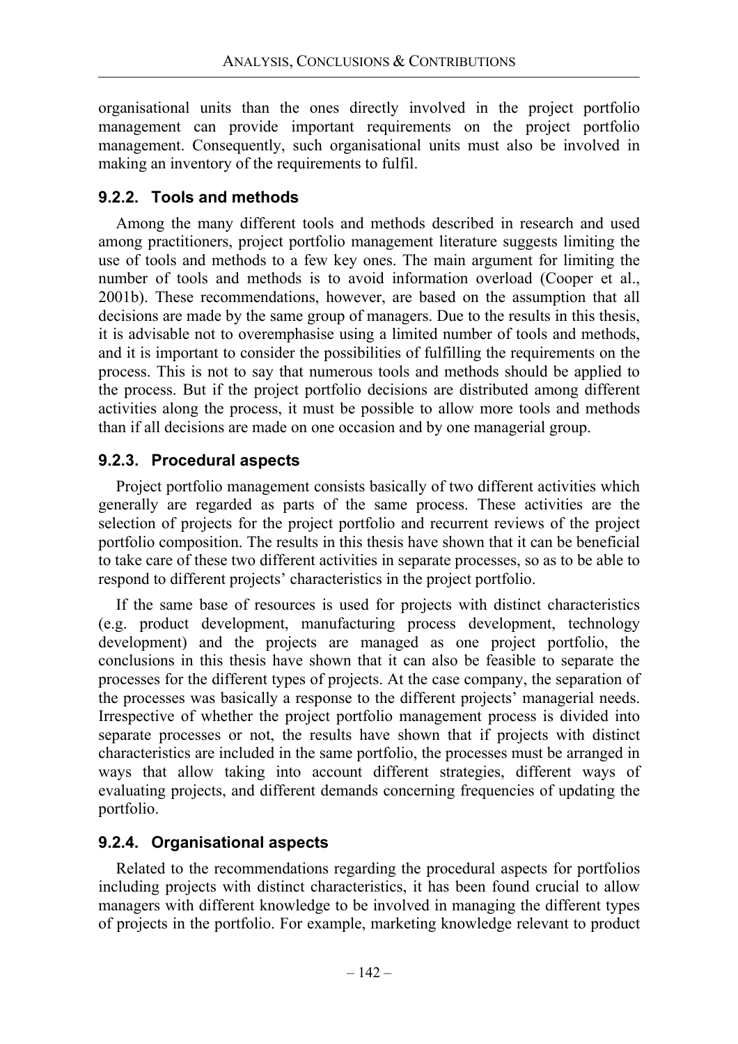organisational units than the ones directly involved in the project portfolio management can provide important requirements on the project portfolio management. Consequently, such organisational units must also be involved in making an inventory of the requirements to fulfil.

### 9.2.2. Tools and methods

Among the many different tools and methods described in research and used among practitioners, project portfolio management literature suggests limiting the use of tools and methods to a few key ones. The main argument for limiting the number of tools and methods is to avoid information overload (Cooper et al., 2001b). These recommendations, however, are based on the assumption that all decisions are made by the same group of managers. Due to the results in this thesis, it is advisable not to overemphasise using a limited number of tools and methods, and it is important to consider the possibilities of fulfilling the requirements on the process. This is not to say that numerous tools and methods should be applied to the process. But if the project portfolio decisions are distributed among different activities along the process, it must be possible to allow more tools and methods than if all decisions are made on one occasion and by one managerial group.

### 9.2.3. Procedural aspects

Project portfolio management consists basically of two different activities which generally are regarded as parts of the same process. These activities are the selection of projects for the project portfolio and recurrent reviews of the project portfolio composition. The results in this thesis have shown that it can be beneficial to take care of these two different activities in separate processes, so as to be able to respond to different projects' characteristics in the project portfolio.

If the same base of resources is used for projects with distinct characteristics (e.g. product development, manufacturing process development, technology development) and the projects are managed as one project portfolio, the conclusions in this thesis have shown that it can also be feasible to separate the processes for the different types of projects. At the case company, the separation of the processes was basically a response to the different projects' managerial needs. Irrespective of whether the project portfolio management process is divided into separate processes or not, the results have shown that if projects with distinct characteristics are included in the same portfolio, the processes must be arranged in ways that allow taking into account different strategies, different ways of evaluating projects, and different demands concerning frequencies of updating the portfolio.

### 9.2.4. Organisational aspects

Related to the recommendations regarding the procedural aspects for portfolios including projects with distinct characteristics, it has been found crucial to allow managers with different knowledge to be involved in managing the different types of projects in the portfolio. For example, marketing knowledge relevant to product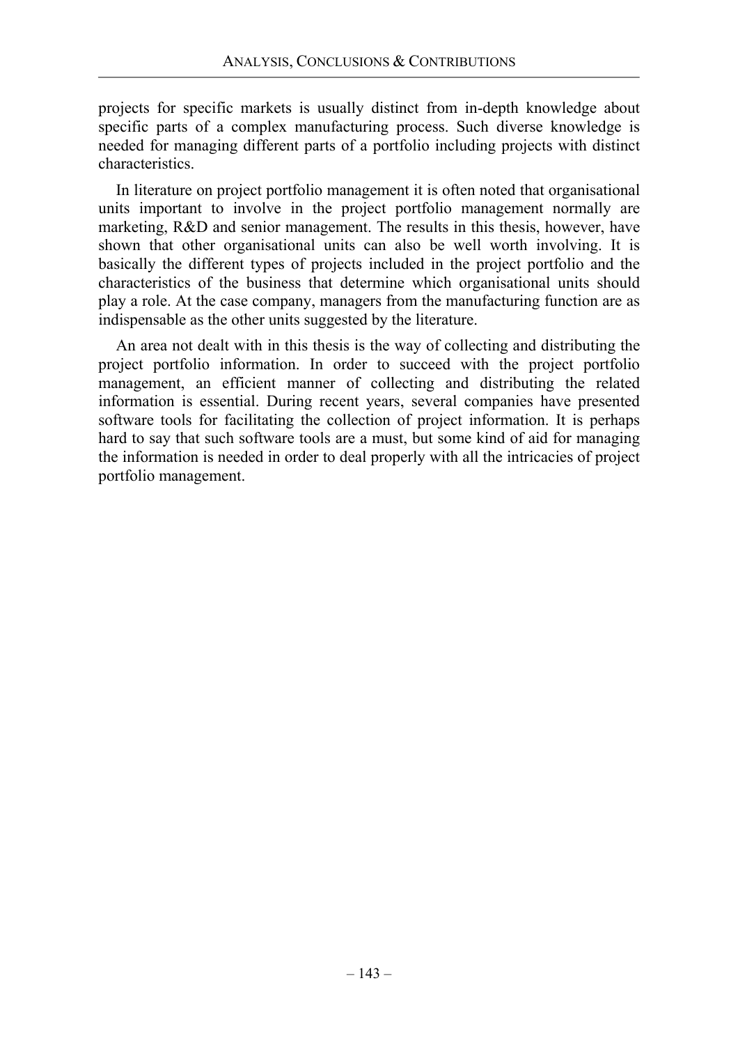projects for specific markets is usually distinct from in-depth knowledge about specific parts of a complex manufacturing process. Such diverse knowledge is needed for managing different parts of a portfolio including projects with distinct characteristics.

In literature on project portfolio management it is often noted that organisational units important to involve in the project portfolio management normally are marketing, R&D and senior management. The results in this thesis, however, have shown that other organisational units can also be well worth involving. It is basically the different types of projects included in the project portfolio and the characteristics of the business that determine which organisational units should play a role. At the case company, managers from the manufacturing function are as indispensable as the other units suggested by the literature.

An area not dealt with in this thesis is the way of collecting and distributing the project portfolio information. In order to succeed with the project portfolio management, an efficient manner of collecting and distributing the related information is essential. During recent years, several companies have presented software tools for facilitating the collection of project information. It is perhaps hard to say that such software tools are a must, but some kind of aid for managing the information is needed in order to deal properly with all the intricacies of project portfolio management.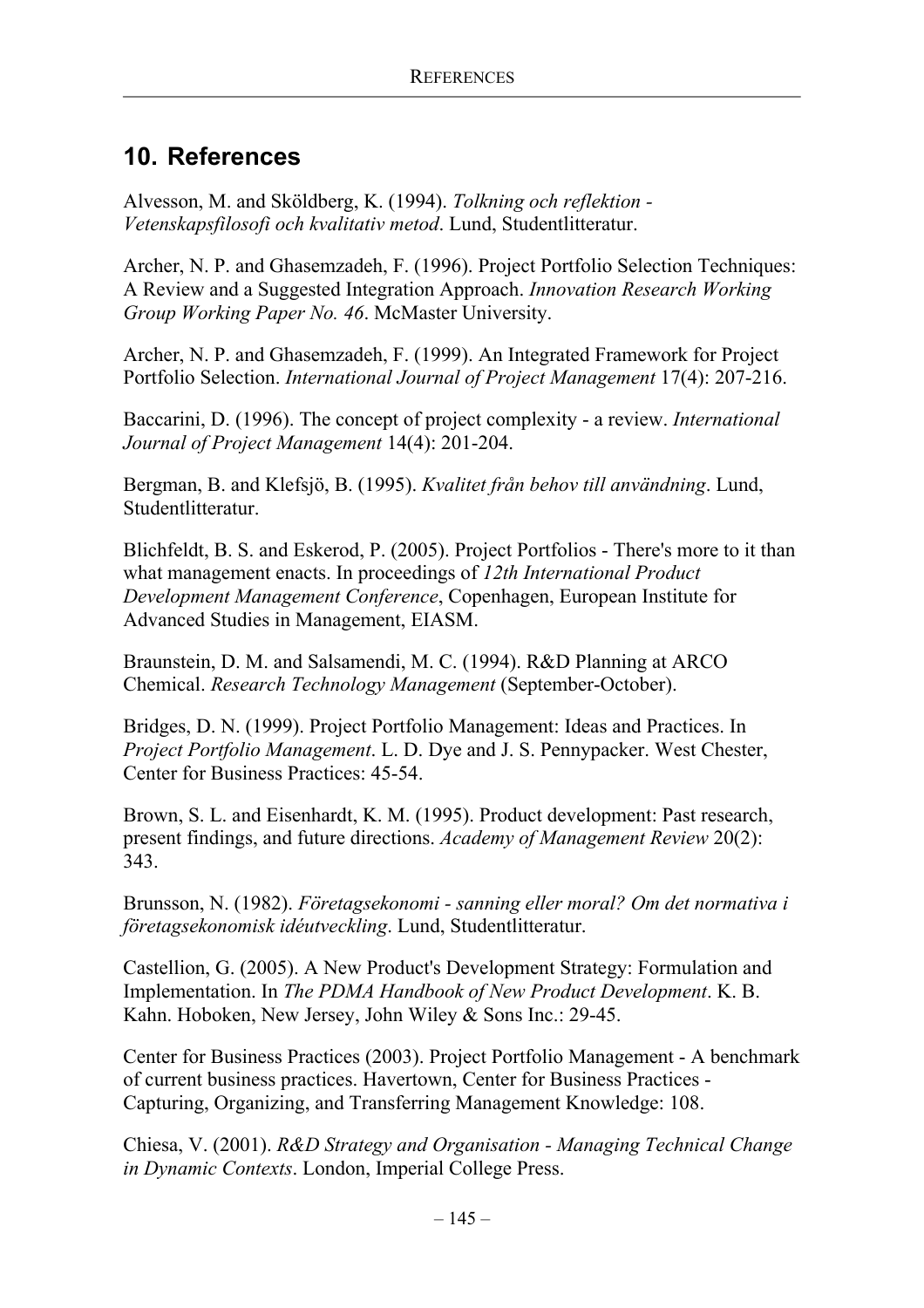# 10. References

Alvesson, M. and Sköldberg, K. (1994). *Tolkning och reflektion - Vetenskapsfilosofi och kvalitativ metod*. Lund, Studentlitteratur.

Archer, N. P. and Ghasemzadeh, F. (1996). Project Portfolio Selection Techniques: A Review and a Suggested Integration Approach. *Innovation Research Working Group Working Paper No. 46*. McMaster University.

Archer, N. P. and Ghasemzadeh, F. (1999). An Integrated Framework for Project Portfolio Selection. *International Journal of Project Management* 17(4): 207-216.

Baccarini, D. (1996). The concept of project complexity - a review. *International Journal of Project Management* 14(4): 201-204.

Bergman, B. and Klefsjö, B. (1995). *Kvalitet från behov till användning*. Lund, Studentlitteratur.

Blichfeldt, B. S. and Eskerod, P. (2005). Project Portfolios - There's more to it than what management enacts. In proceedings of *12th International Product Development Management Conference*, Copenhagen, European Institute for Advanced Studies in Management, EIASM.

Braunstein, D. M. and Salsamendi, M. C. (1994). R&D Planning at ARCO Chemical. *Research Technology Management* (September-October).

Bridges, D. N. (1999). Project Portfolio Management: Ideas and Practices. In *Project Portfolio Management*. L. D. Dye and J. S. Pennypacker. West Chester, Center for Business Practices: 45-54.

Brown, S. L. and Eisenhardt, K. M. (1995). Product development: Past research, present findings, and future directions. *Academy of Management Review* 20(2): 343.

Brunsson, N. (1982). *Företagsekonomi - sanning eller moral? Om det normativa i företagsekonomisk idéutveckling*. Lund, Studentlitteratur.

Castellion, G. (2005). A New Product's Development Strategy: Formulation and Implementation. In *The PDMA Handbook of New Product Development*. K. B. Kahn. Hoboken, New Jersey, John Wiley & Sons Inc.: 29-45.

Center for Business Practices (2003). Project Portfolio Management - A benchmark of current business practices. Havertown, Center for Business Practices - Capturing, Organizing, and Transferring Management Knowledge: 108.

Chiesa, V. (2001). *R&D Strategy and Organisation - Managing Technical Change in Dynamic Contexts*. London, Imperial College Press.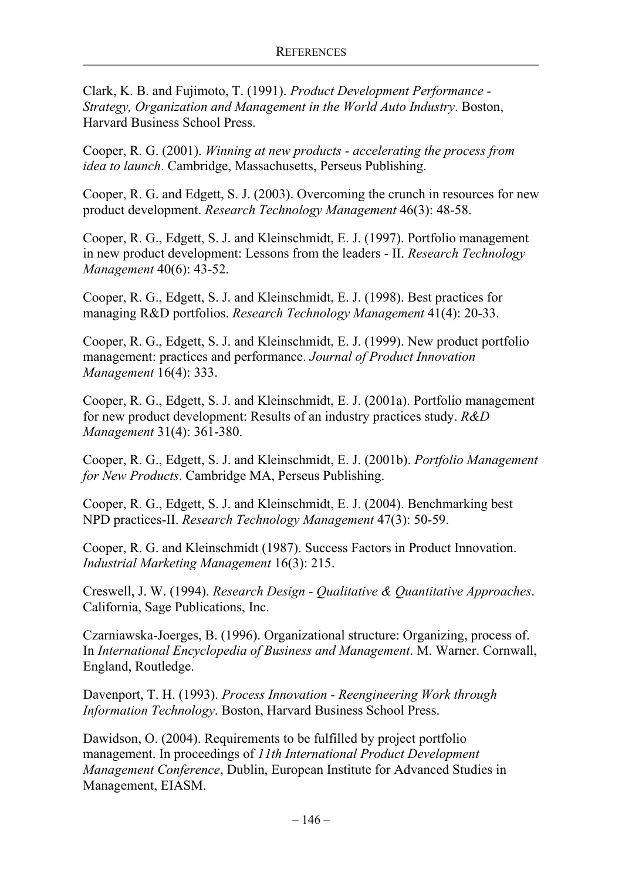Clark, K. B. and Fujimoto, T. (1991). *Product Development Performance - Strategy, Organization and Management in the World Auto Industry*. Boston, Harvard Business School Press.

Cooper, R. G. (2001). *Winning at new products - accelerating the process from idea to launch*. Cambridge, Massachusetts, Perseus Publishing.

Cooper, R. G. and Edgett, S. J. (2003). Overcoming the crunch in resources for new product development. *Research Technology Management* 46(3): 48-58.

Cooper, R. G., Edgett, S. J. and Kleinschmidt, E. J. (1997). Portfolio management in new product development: Lessons from the leaders - II. *Research Technology Management* 40(6): 43-52.

Cooper, R. G., Edgett, S. J. and Kleinschmidt, E. J. (1998). Best practices for managing R&D portfolios. *Research Technology Management* 41(4): 20-33.

Cooper, R. G., Edgett, S. J. and Kleinschmidt, E. J. (1999). New product portfolio management: practices and performance. *Journal of Product Innovation Management* 16(4): 333.

Cooper, R. G., Edgett, S. J. and Kleinschmidt, E. J. (2001a). Portfolio management for new product development: Results of an industry practices study. *R&D Management* 31(4): 361-380.

Cooper, R. G., Edgett, S. J. and Kleinschmidt, E. J. (2001b). *Portfolio Management for New Products*. Cambridge MA, Perseus Publishing.

Cooper, R. G., Edgett, S. J. and Kleinschmidt, E. J. (2004). Benchmarking best NPD practices-II. *Research Technology Management* 47(3): 50-59.

Cooper, R. G. and Kleinschmidt (1987). Success Factors in Product Innovation. *Industrial Marketing Management* 16(3): 215.

Creswell, J. W. (1994). *Research Design - Qualitative & Quantitative Approaches*. California, Sage Publications, Inc.

Czarniawska-Joerges, B. (1996). Organizational structure: Organizing, process of. In *International Encyclopedia of Business and Management*. M. Warner. Cornwall, England, Routledge.

Davenport, T. H. (1993). *Process Innovation - Reengineering Work through Information Technology*. Boston, Harvard Business School Press.

Dawidson, O. (2004). Requirements to be fulfilled by project portfolio management. In proceedings of *11th International Product Development Management Conference*, Dublin, European Institute for Advanced Studies in Management, EIASM.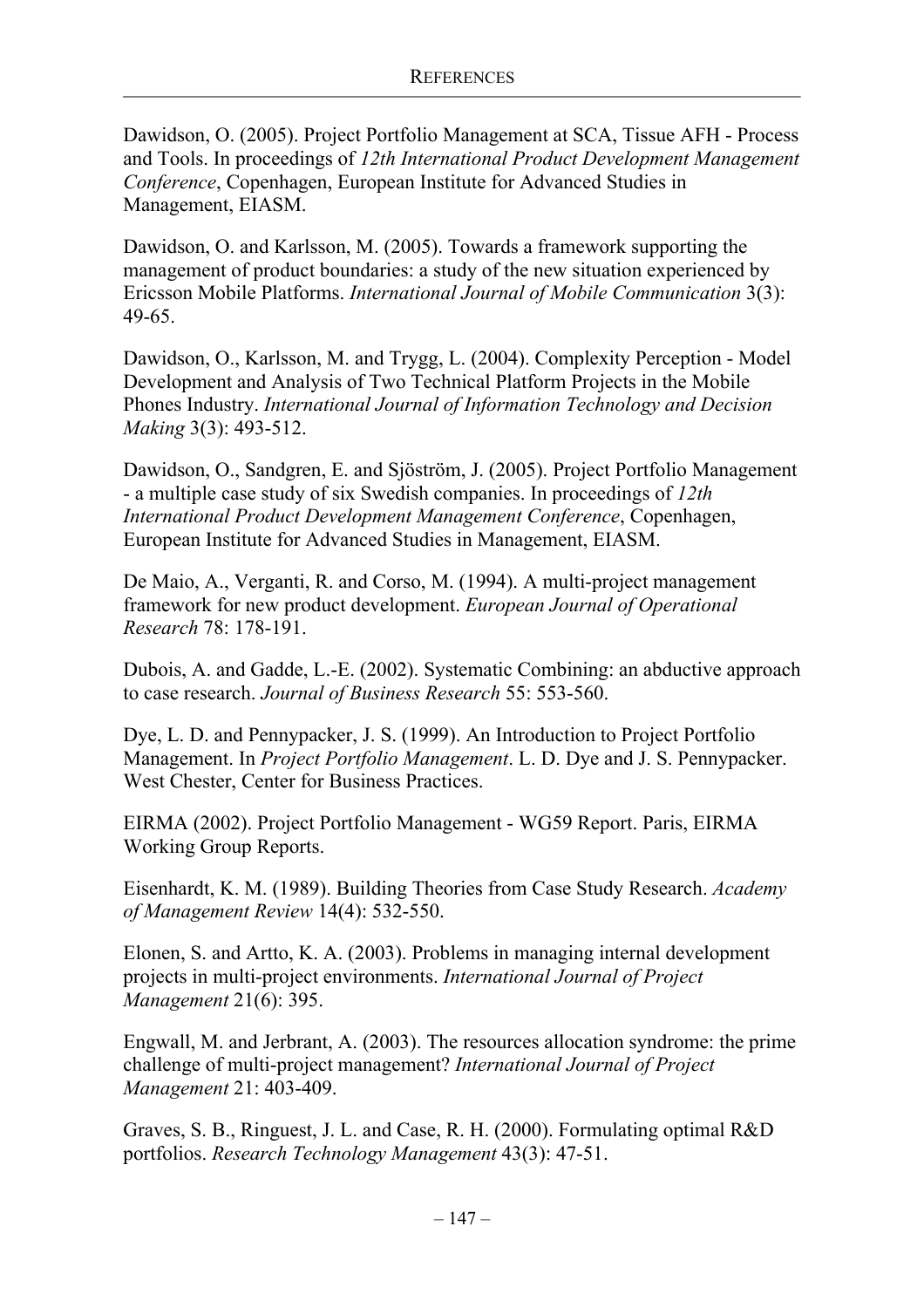Dawidson, O. (2005). Project Portfolio Management at SCA, Tissue AFH - Process and Tools. In proceedings of *12th International Product Development Management Conference*, Copenhagen, European Institute for Advanced Studies in Management, EIASM.

Dawidson, O. and Karlsson, M. (2005). Towards a framework supporting the management of product boundaries: a study of the new situation experienced by Ericsson Mobile Platforms. *International Journal of Mobile Communication* 3(3): 49-65.

Dawidson, O., Karlsson, M. and Trygg, L. (2004). Complexity Perception - Model Development and Analysis of Two Technical Platform Projects in the Mobile Phones Industry. *International Journal of Information Technology and Decision Making* 3(3): 493-512.

Dawidson, O., Sandgren, E. and Sjöström, J. (2005). Project Portfolio Management - a multiple case study of six Swedish companies. In proceedings of *12th International Product Development Management Conference*, Copenhagen, European Institute for Advanced Studies in Management, EIASM.

De Maio, A., Verganti, R. and Corso, M. (1994). A multi-project management framework for new product development. *European Journal of Operational Research* 78: 178-191.

Dubois, A. and Gadde, L.-E. (2002). Systematic Combining: an abductive approach to case research. *Journal of Business Research* 55: 553-560.

Dye, L. D. and Pennypacker, J. S. (1999). An Introduction to Project Portfolio Management. In *Project Portfolio Management*. L. D. Dye and J. S. Pennypacker. West Chester, Center for Business Practices.

EIRMA (2002). Project Portfolio Management - WG59 Report. Paris, EIRMA Working Group Reports.

Eisenhardt, K. M. (1989). Building Theories from Case Study Research. *Academy of Management Review* 14(4): 532-550.

Elonen, S. and Artto, K. A. (2003). Problems in managing internal development projects in multi-project environments. *International Journal of Project Management* 21(6): 395.

Engwall, M. and Jerbrant, A. (2003). The resources allocation syndrome: the prime challenge of multi-project management? *International Journal of Project Management* 21: 403-409.

Graves, S. B., Ringuest, J. L. and Case, R. H. (2000). Formulating optimal R&D portfolios. *Research Technology Management* 43(3): 47-51.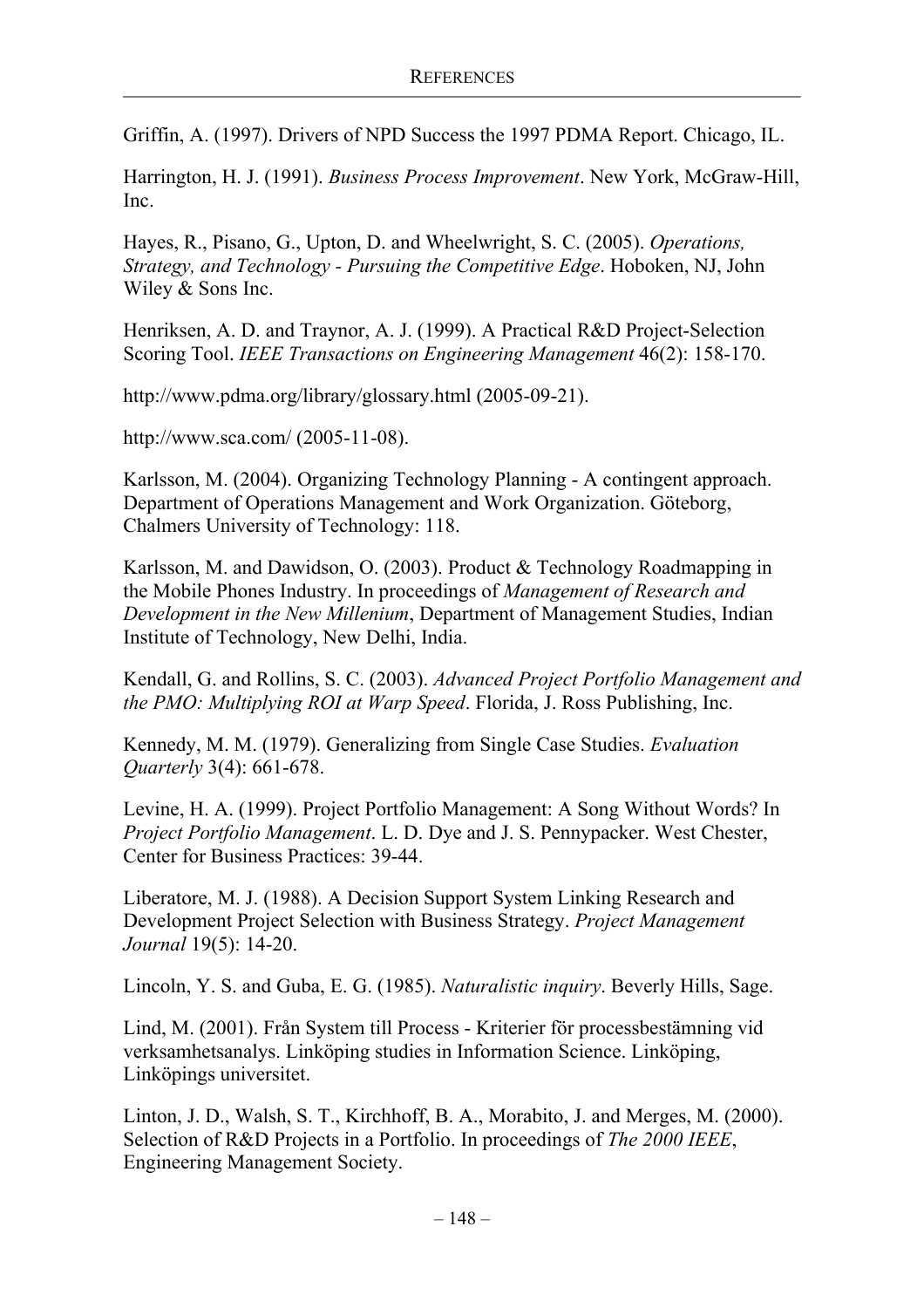Griffin, A. (1997). Drivers of NPD Success the 1997 PDMA Report. Chicago, IL.

Harrington, H. J. (1991). *Business Process Improvement*. New York, McGraw-Hill, Inc.

Hayes, R., Pisano, G., Upton, D. and Wheelwright, S. C. (2005). *Operations, Strategy, and Technology - Pursuing the Competitive Edge*. Hoboken, NJ, John Wiley & Sons Inc.

Henriksen, A. D. and Traynor, A. J. (1999). A Practical R&D Project-Selection Scoring Tool. *IEEE Transactions on Engineering Management* 46(2): 158-170.

http://www.pdma.org/library/glossary.html (2005-09-21).

http://www.sca.com/ (2005-11-08).

Karlsson, M. (2004). Organizing Technology Planning - A contingent approach. Department of Operations Management and Work Organization. Göteborg, Chalmers University of Technology: 118.

Karlsson, M. and Dawidson, O. (2003). Product & Technology Roadmapping in the Mobile Phones Industry. In proceedings of *Management of Research and Development in the New Millenium*, Department of Management Studies, Indian Institute of Technology, New Delhi, India.

Kendall, G. and Rollins, S. C. (2003). *Advanced Project Portfolio Management and the PMO: Multiplying ROI at Warp Speed*. Florida, J. Ross Publishing, Inc.

Kennedy, M. M. (1979). Generalizing from Single Case Studies. *Evaluation Quarterly* 3(4): 661-678.

Levine, H. A. (1999). Project Portfolio Management: A Song Without Words? In *Project Portfolio Management*. L. D. Dye and J. S. Pennypacker. West Chester, Center for Business Practices: 39-44.

Liberatore, M. J. (1988). A Decision Support System Linking Research and Development Project Selection with Business Strategy. *Project Management Journal* 19(5): 14-20.

Lincoln, Y. S. and Guba, E. G. (1985). *Naturalistic inquiry*. Beverly Hills, Sage.

Lind, M. (2001). Från System till Process - Kriterier för processbestämning vid verksamhetsanalys. Linköping studies in Information Science. Linköping, Linköpings universitet.

Linton, J. D., Walsh, S. T., Kirchhoff, B. A., Morabito, J. and Merges, M. (2000). Selection of R&D Projects in a Portfolio. In proceedings of *The 2000 IEEE*, Engineering Management Society.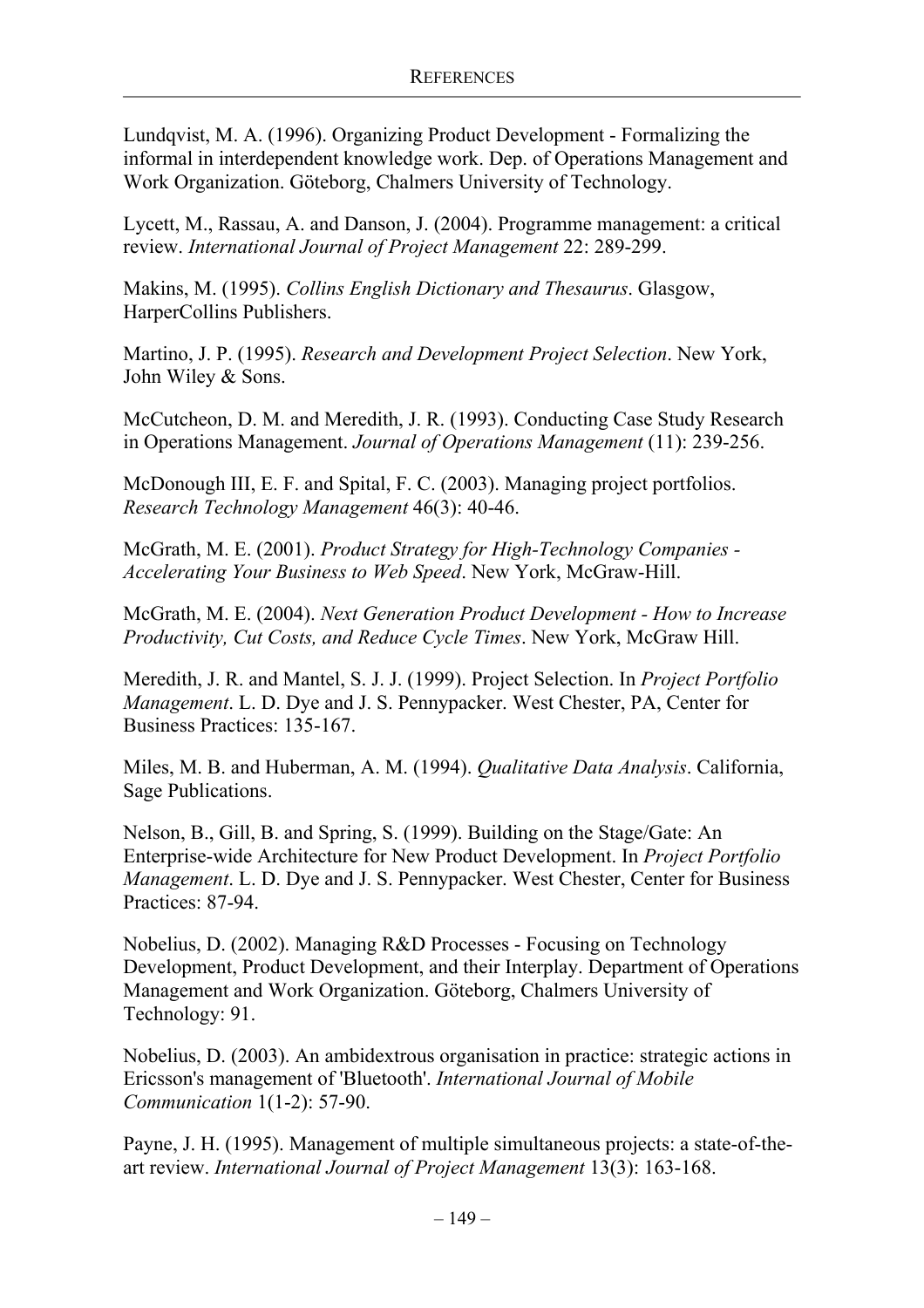Lundqvist, M. A. (1996). Organizing Product Development - Formalizing the informal in interdependent knowledge work. Dep. of Operations Management and Work Organization. Göteborg, Chalmers University of Technology.

Lycett, M., Rassau, A. and Danson, J. (2004). Programme management: a critical review. *International Journal of Project Management* 22: 289-299.

Makins, M. (1995). *Collins English Dictionary and Thesaurus*. Glasgow, HarperCollins Publishers.

Martino, J. P. (1995). *Research and Development Project Selection*. New York, John Wiley & Sons.

McCutcheon, D. M. and Meredith, J. R. (1993). Conducting Case Study Research in Operations Management. *Journal of Operations Management* (11): 239-256.

McDonough III, E. F. and Spital, F. C. (2003). Managing project portfolios. *Research Technology Management* 46(3): 40-46.

McGrath, M. E. (2001). *Product Strategy for High-Technology Companies - Accelerating Your Business to Web Speed*. New York, McGraw-Hill.

McGrath, M. E. (2004). *Next Generation Product Development - How to Increase Productivity, Cut Costs, and Reduce Cycle Times*. New York, McGraw Hill.

Meredith, J. R. and Mantel, S. J. J. (1999). Project Selection. In *Project Portfolio Management*. L. D. Dye and J. S. Pennypacker. West Chester, PA, Center for Business Practices: 135-167.

Miles, M. B. and Huberman, A. M. (1994). *Qualitative Data Analysis*. California, Sage Publications.

Nelson, B., Gill, B. and Spring, S. (1999). Building on the Stage/Gate: An Enterprise-wide Architecture for New Product Development. In *Project Portfolio Management*. L. D. Dye and J. S. Pennypacker. West Chester, Center for Business Practices: 87-94.

Nobelius, D. (2002). Managing R&D Processes - Focusing on Technology Development, Product Development, and their Interplay. Department of Operations Management and Work Organization. Göteborg, Chalmers University of Technology: 91.

Nobelius, D. (2003). An ambidextrous organisation in practice: strategic actions in Ericsson's management of 'Bluetooth'. *International Journal of Mobile Communication* 1(1-2): 57-90.

Payne, J. H. (1995). Management of multiple simultaneous projects: a state-of-the-art review. *International Journal of Project Management* 13(3): 163-168.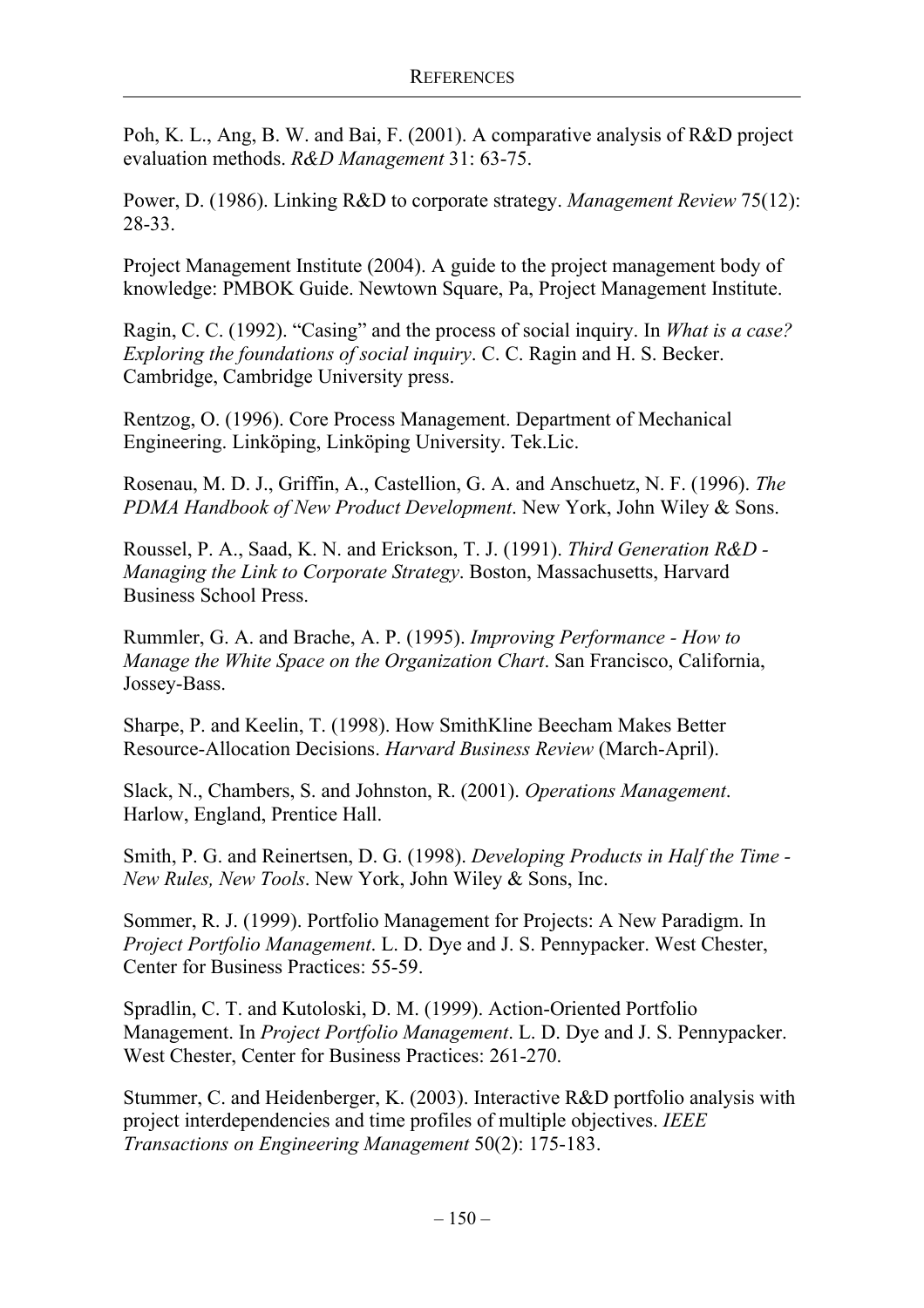Poh, K. L., Ang, B. W. and Bai, F. (2001). A comparative analysis of R&D project evaluation methods. *R&D Management* 31: 63-75.

Power, D. (1986). Linking R&D to corporate strategy. *Management Review* 75(12): 28-33.

Project Management Institute (2004). A guide to the project management body of knowledge: PMBOK Guide. Newtown Square, Pa, Project Management Institute.

Ragin, C. C. (1992). "Casing" and the process of social inquiry. In *What is a case? Exploring the foundations of social inquiry*. C. C. Ragin and H. S. Becker. Cambridge, Cambridge University press.

Rentzog, O. (1996). Core Process Management. Department of Mechanical Engineering. Linköping, Linköping University. Tek.Lic.

Rosenau, M. D. J., Griffin, A., Castellion, G. A. and Anschuetz, N. F. (1996). *The PDMA Handbook of New Product Development*. New York, John Wiley & Sons.

Roussel, P. A., Saad, K. N. and Erickson, T. J. (1991). *Third Generation R&D - Managing the Link to Corporate Strategy*. Boston, Massachusetts, Harvard Business School Press.

Rummler, G. A. and Brache, A. P. (1995). *Improving Performance - How to Manage the White Space on the Organization Chart*. San Francisco, California, Jossey-Bass.

Sharpe, P. and Keelin, T. (1998). How SmithKline Beecham Makes Better Resource-Allocation Decisions. *Harvard Business Review* (March-April).

Slack, N., Chambers, S. and Johnston, R. (2001). *Operations Management*. Harlow, England, Prentice Hall.

Smith, P. G. and Reinertsen, D. G. (1998). *Developing Products in Half the Time - New Rules, New Tools*. New York, John Wiley & Sons, Inc.

Sommer, R. J. (1999). Portfolio Management for Projects: A New Paradigm. In *Project Portfolio Management*. L. D. Dye and J. S. Pennypacker. West Chester, Center for Business Practices: 55-59.

Spradlin, C. T. and Kutoloski, D. M. (1999). Action-Oriented Portfolio Management. In *Project Portfolio Management*. L. D. Dye and J. S. Pennypacker. West Chester, Center for Business Practices: 261-270.

Stummer, C. and Heidenberger, K. (2003). Interactive R&D portfolio analysis with project interdependencies and time profiles of multiple objectives. *IEEE Transactions on Engineering Management* 50(2): 175-183.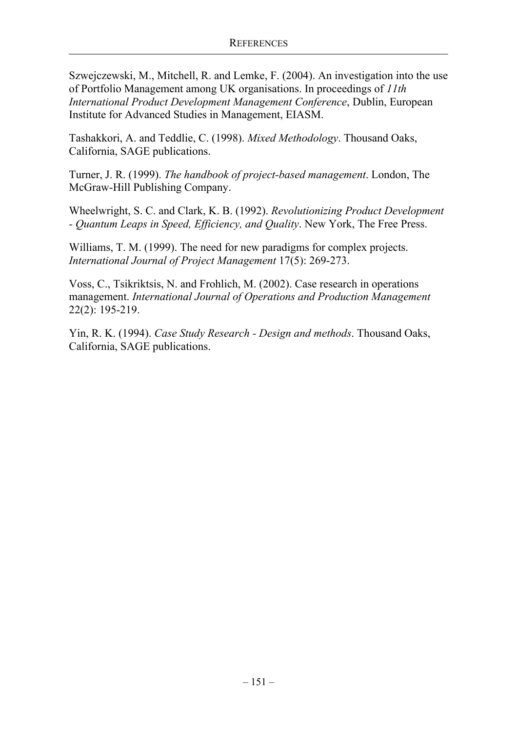Szwejczewski, M., Mitchell, R. and Lemke, F. (2004). An investigation into the use of Portfolio Management among UK organisations. In proceedings of *11th International Product Development Management Conference*, Dublin, European Institute for Advanced Studies in Management, EIASM.

Tashakkori, A. and Teddlie, C. (1998). *Mixed Methodology*. Thousand Oaks, California, SAGE publications.

Turner, J. R. (1999). *The handbook of project-based management*. London, The McGraw-Hill Publishing Company.

Wheelwright, S. C. and Clark, K. B. (1992). *Revolutionizing Product Development - Quantum Leaps in Speed, Efficiency, and Quality*. New York, The Free Press.

Williams, T. M. (1999). The need for new paradigms for complex projects. *International Journal of Project Management* 17(5): 269-273.

Voss, C., Tsikriktsis, N. and Frohlich, M. (2002). Case research in operations management. *International Journal of Operations and Production Management* 22(2): 195-219.

Yin, R. K. (1994). *Case Study Research - Design and methods*. Thousand Oaks, California, SAGE publications.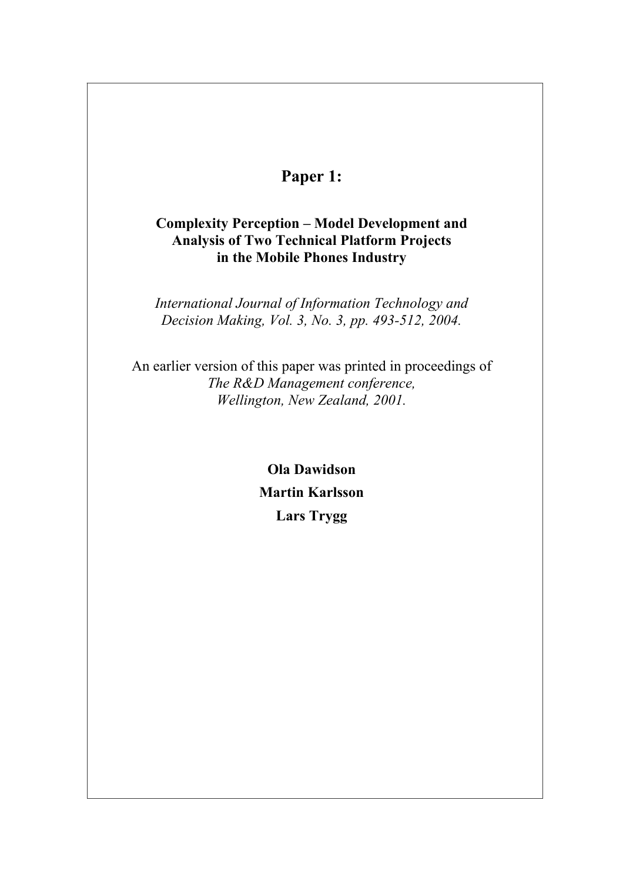# Paper 1:

**Complexity Perception – Model Development and Analysis of Two Technical Platform Projects in the Mobile Phones Industry**

*International Journal of Information Technology and Decision Making, Vol. 3, No. 3, pp. 493-512, 2004.*

An earlier version of this paper was printed in proceedings of *The R&D Management conference, Wellington, New Zealand, 2001.*

**Ola Dawidson**

**Martin Karlsson**

**Lars Trygg**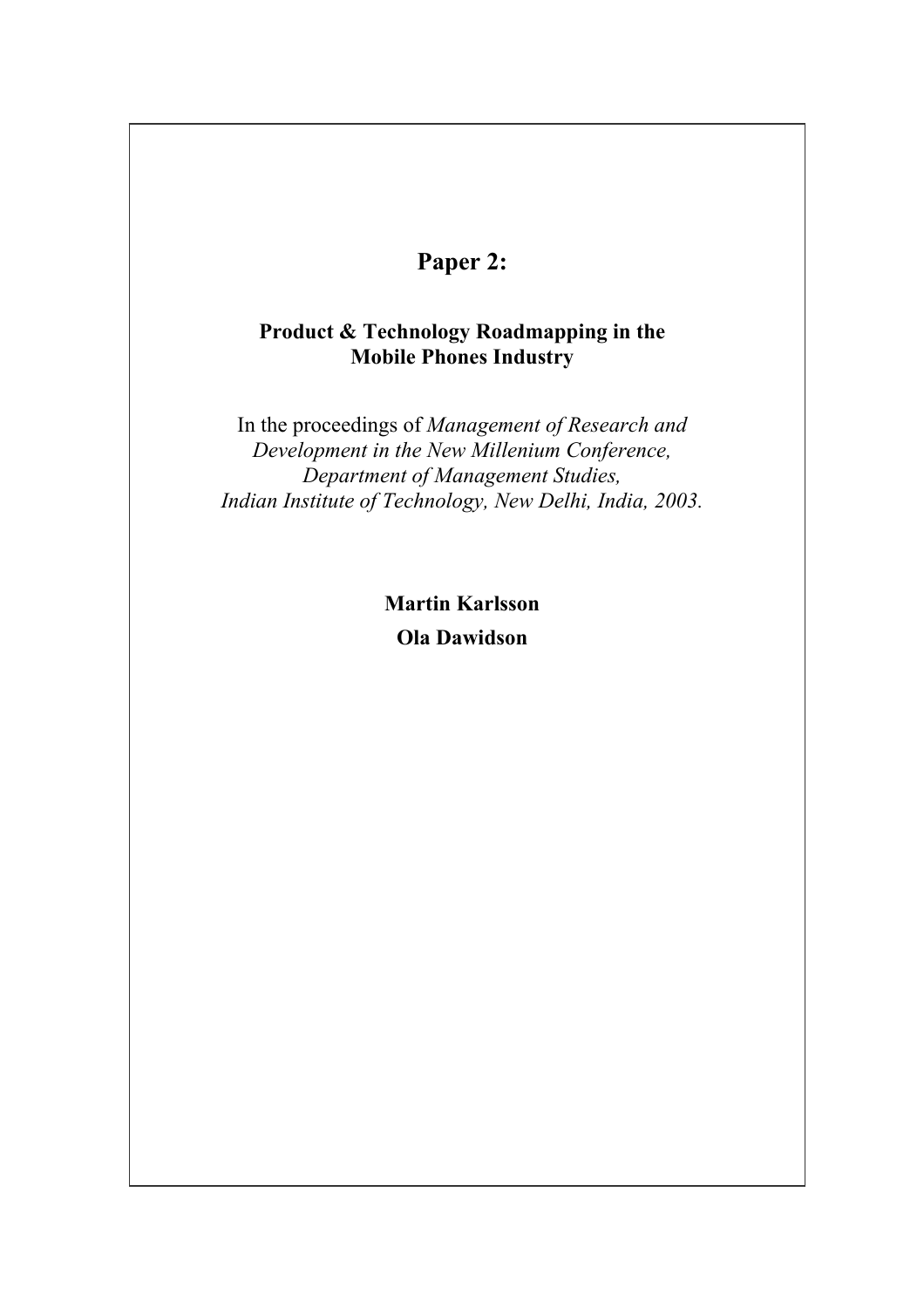# Paper 2:

**Product & Technology Roadmapping in the Mobile Phones Industry**

In the proceedings of *Management of Research and Development in the New Millenium Conference, Department of Management Studies, Indian Institute of Technology, New Delhi, India, 2003.*

**Martin Karlsson**

**Ola Dawidson**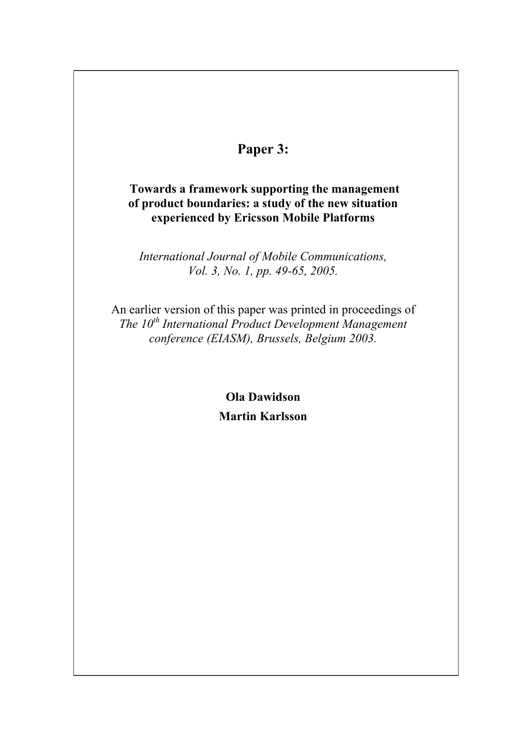# Paper 3:

**Towards a framework supporting the management of product boundaries: a study of the new situation experienced by Ericsson Mobile Platforms**

*International Journal of Mobile Communications, Vol. 3, No. 1, pp. 49-65, 2005.*

An earlier version of this paper was printed in proceedings of *The 10th International Product Development Management conference (EIASM), Brussels, Belgium 2003.*

**Ola Dawidson**

**Martin Karlsson**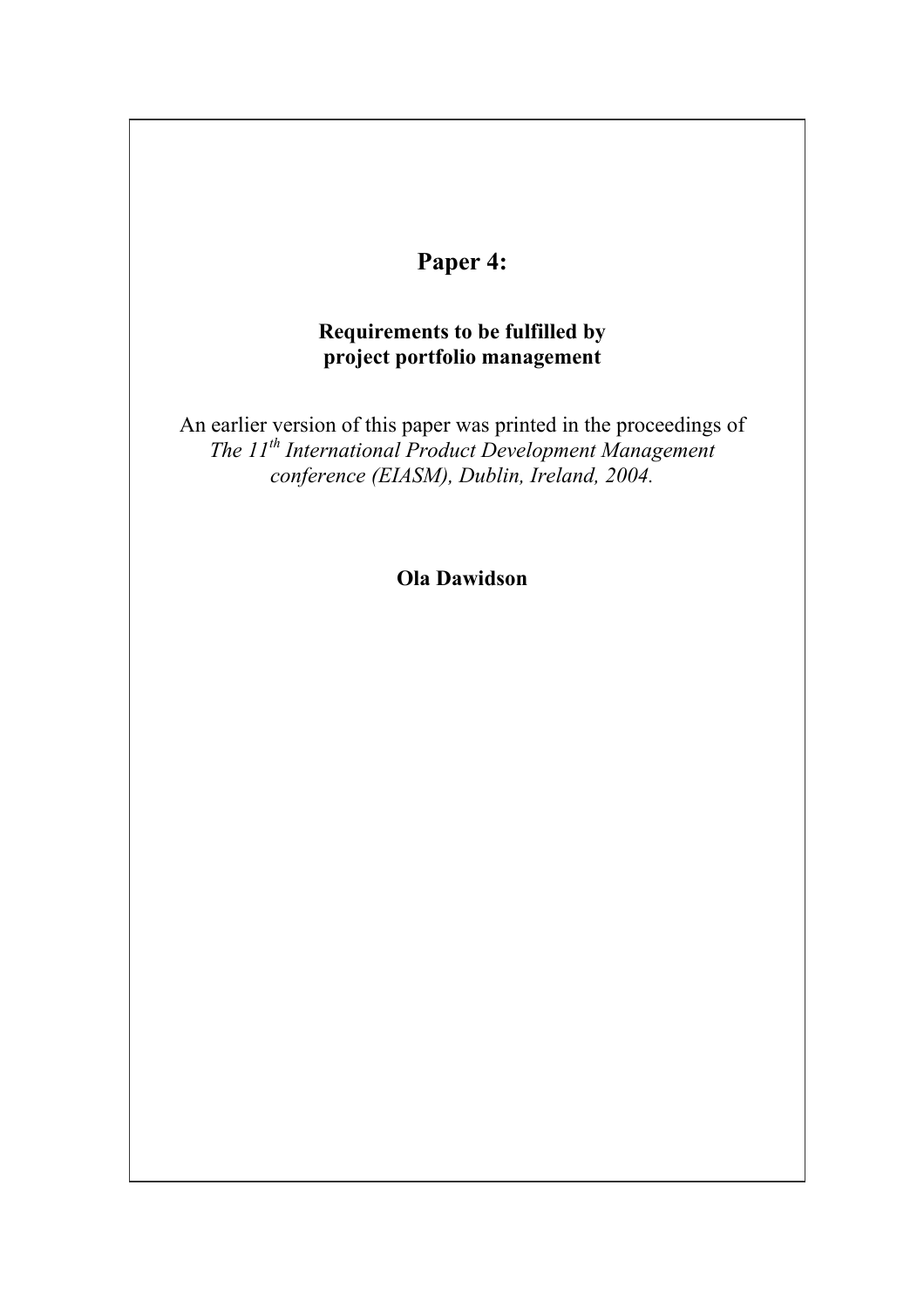# Paper 4:

**Requirements to be fulfilled by project portfolio management**

An earlier version of this paper was printed in the proceedings of *The 11th International Product Development Management conference (EIASM), Dublin, Ireland, 2004.*

**Ola Dawidson**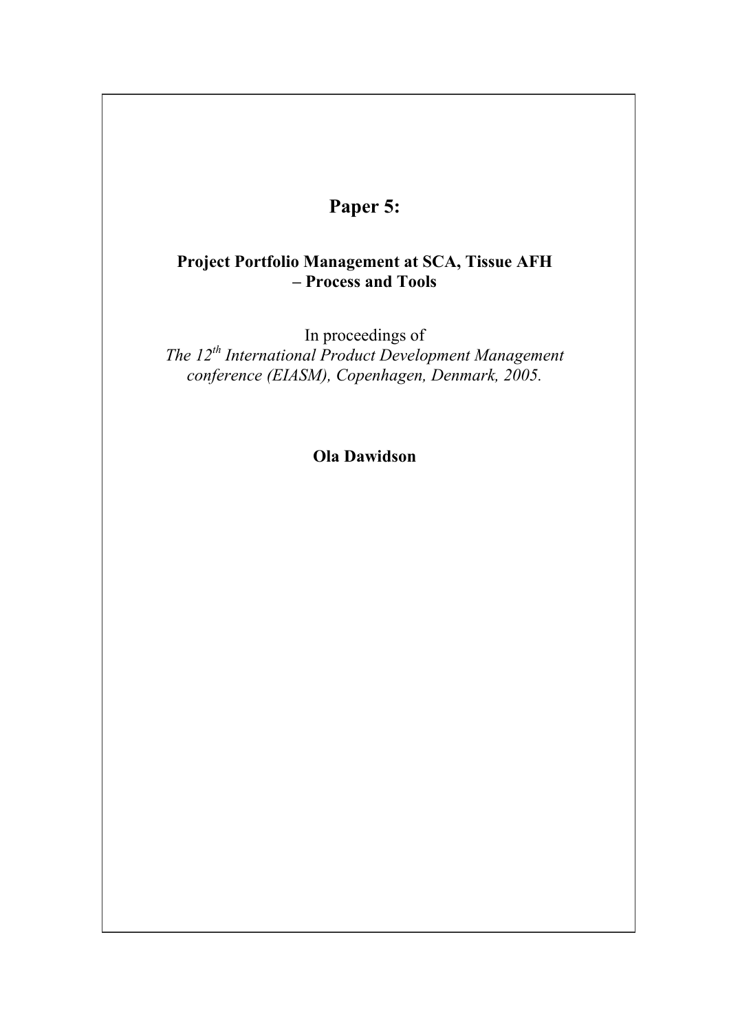# Paper 5:

## Project Portfolio Management at SCA, Tissue AFH – Process and Tools

In proceedings of
*The 12th International Product Development Management conference (EIASM), Copenhagen, Denmark, 2005.*

**Ola Dawidson**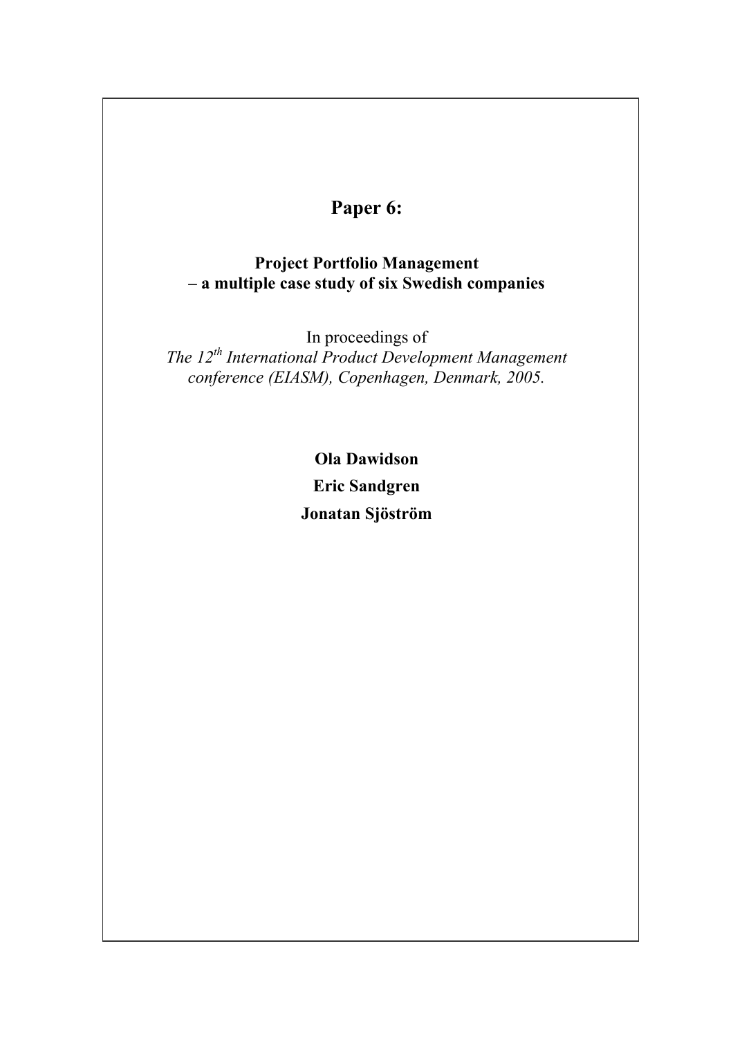# Paper 6:

**Project Portfolio Management**
**– a multiple case study of six Swedish companies**

In proceedings of
*The 12th International Product Development Management conference (EIASM), Copenhagen, Denmark, 2005.*

**Ola Dawidson**

**Eric Sandgren**

**Jonatan Sjöström**